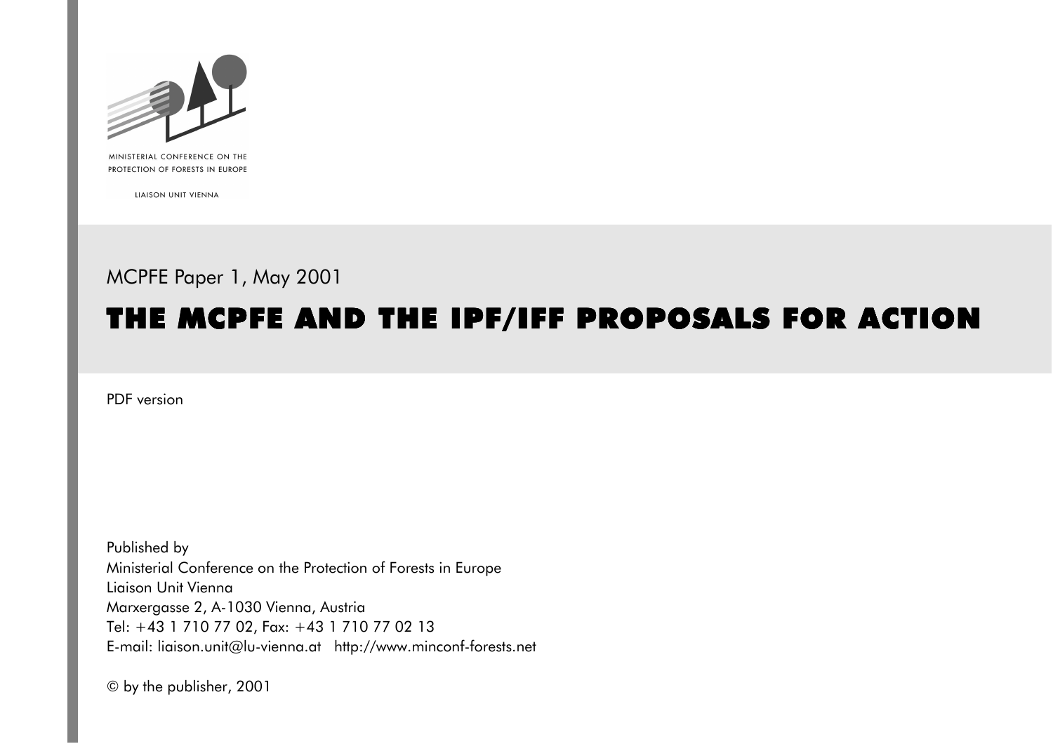MINISTERIAL CONFERENCE ON THE PROTECTION OF FORESTS IN EUROPE

LIAISON UNIT VIENNA

MCPFE Paper 1, May 2001

# THE MCPFE AND THE IPF/IFF PROPOSALS FOR ACTION

PDF version

Published by
Ministerial Conference on the Protection of Forests in Europe
Liaison Unit Vienna
Marxergasse 2, A-1030 Vienna, Austria
Tel: +43 1 710 77 02, Fax: +43 1 710 77 02 13
E-mail: liaison.unit@lu-vienna.at http://www.minconf-forests.net

© by the publisher, 2001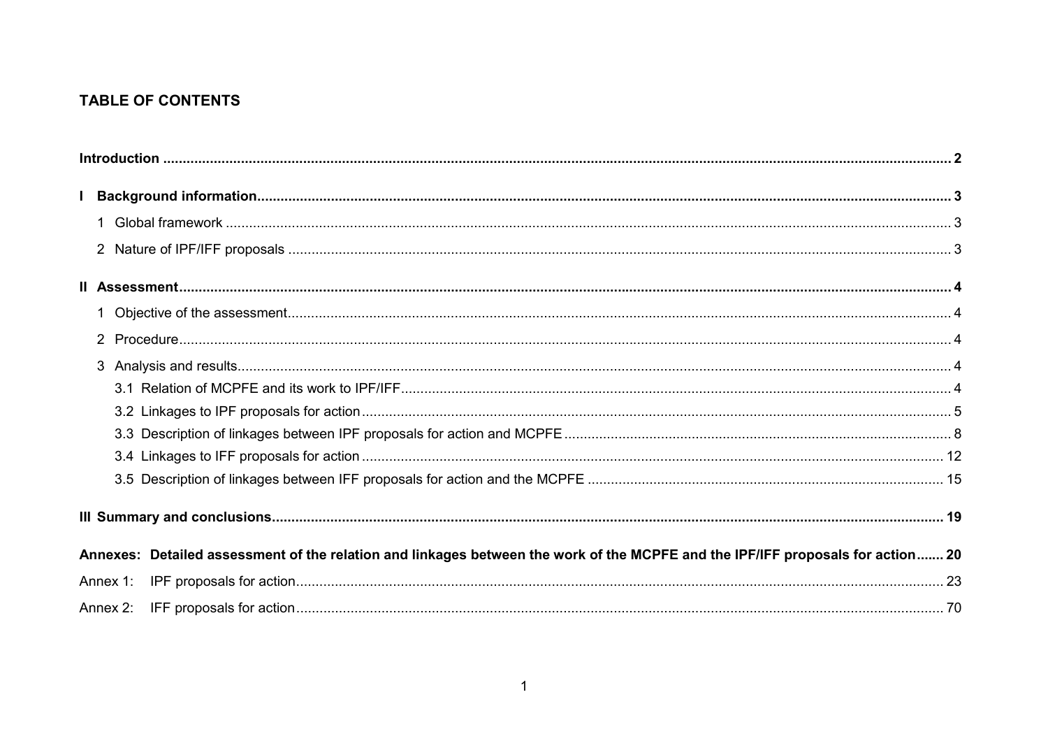## TABLE OF CONTENTS

**Introduction** ........................................................................................................................................................................ **2**

**I Background information** .................................................................................................................................................... **3**

1 Global framework ......................................................................................................................................................... 3

2 Nature of IPF/IFF proposals ......................................................................................................................................... 3

**II Assessment** ........................................................................................................................................................................ **4**

1 Objective of the assessment .......................................................................................................................................... 4

2 Procedure ....................................................................................................................................................................... 4

3 Analysis and results ....................................................................................................................................................... 4

3.1 Relation of MCPFE and its work to IPF/IFF ............................................................................................................. 4

3.2 Linkages to IPF proposals for action ......................................................................................................................... 5

3.3 Description of linkages between IPF proposals for action and MCPFE .................................................................... 8

3.4 Linkages to IFF proposals for action ....................................................................................................................... 12

3.5 Description of linkages between IFF proposals for action and the MCPFE ............................................................ 15

**III Summary and conclusions** ............................................................................................................................................. **19**

**Annexes: Detailed assessment of the relation and linkages between the work of the MCPFE and the IPF/IFF proposals for action** ....... **20**

Annex 1: IPF proposals for action ..................................................................................................................................... 23

Annex 2: IFF proposals for action ..................................................................................................................................... 70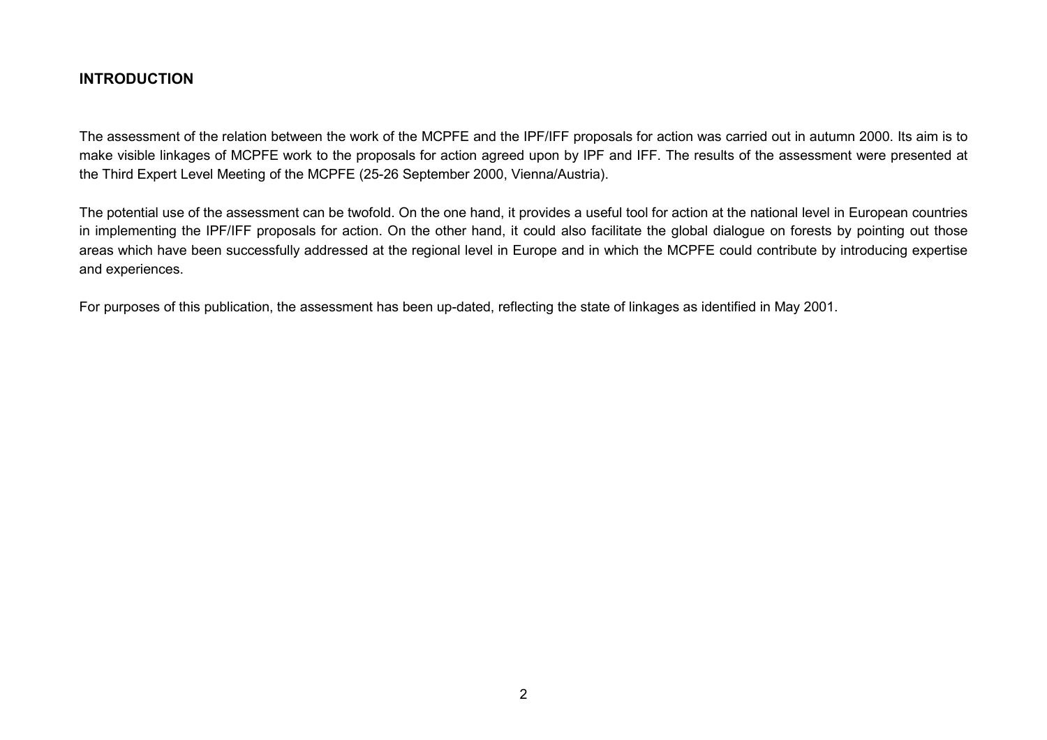## INTRODUCTION

The assessment of the relation between the work of the MCPFE and the IPF/IFF proposals for action was carried out in autumn 2000. Its aim is to make visible linkages of MCPFE work to the proposals for action agreed upon by IPF and IFF. The results of the assessment were presented at the Third Expert Level Meeting of the MCPFE (25-26 September 2000, Vienna/Austria).

The potential use of the assessment can be twofold. On the one hand, it provides a useful tool for action at the national level in European countries in implementing the IPF/IFF proposals for action. On the other hand, it could also facilitate the global dialogue on forests by pointing out those areas which have been successfully addressed at the regional level in Europe and in which the MCPFE could contribute by introducing expertise and experiences.

For purposes of this publication, the assessment has been up-dated, reflecting the state of linkages as identified in May 2001.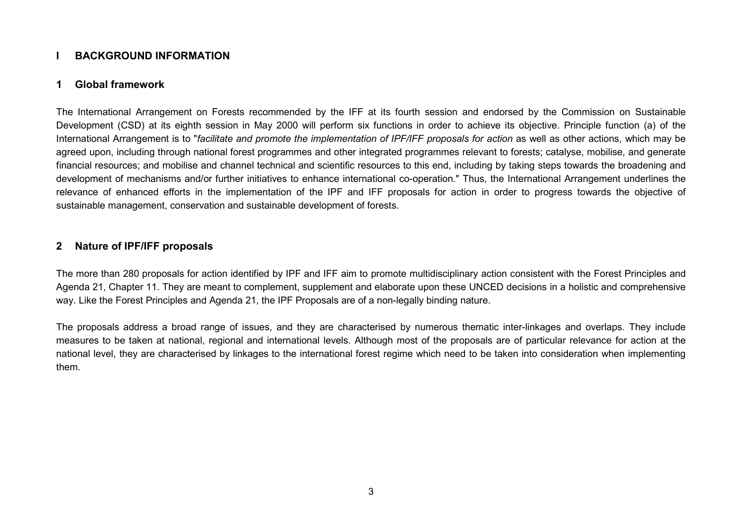# I BACKGROUND INFORMATION

## 1 Global framework

The International Arrangement on Forests recommended by the IFF at its fourth session and endorsed by the Commission on Sustainable Development (CSD) at its eighth session in May 2000 will perform six functions in order to achieve its objective. Principle function (a) of the International Arrangement is to "*facilitate and promote the implementation of IPF/IFF proposals for action* as well as other actions, which may be agreed upon, including through national forest programmes and other integrated programmes relevant to forests; catalyse, mobilise, and generate financial resources; and mobilise and channel technical and scientific resources to this end, including by taking steps towards the broadening and development of mechanisms and/or further initiatives to enhance international co-operation." Thus, the International Arrangement underlines the relevance of enhanced efforts in the implementation of the IPF and IFF proposals for action in order to progress towards the objective of sustainable management, conservation and sustainable development of forests.

## 2 Nature of IPF/IFF proposals

The more than 280 proposals for action identified by IPF and IFF aim to promote multidisciplinary action consistent with the Forest Principles and Agenda 21, Chapter 11. They are meant to complement, supplement and elaborate upon these UNCED decisions in a holistic and comprehensive way. Like the Forest Principles and Agenda 21, the IPF Proposals are of a non-legally binding nature.

The proposals address a broad range of issues, and they are characterised by numerous thematic inter-linkages and overlaps. They include measures to be taken at national, regional and international levels. Although most of the proposals are of particular relevance for action at the national level, they are characterised by linkages to the international forest regime which need to be taken into consideration when implementing them.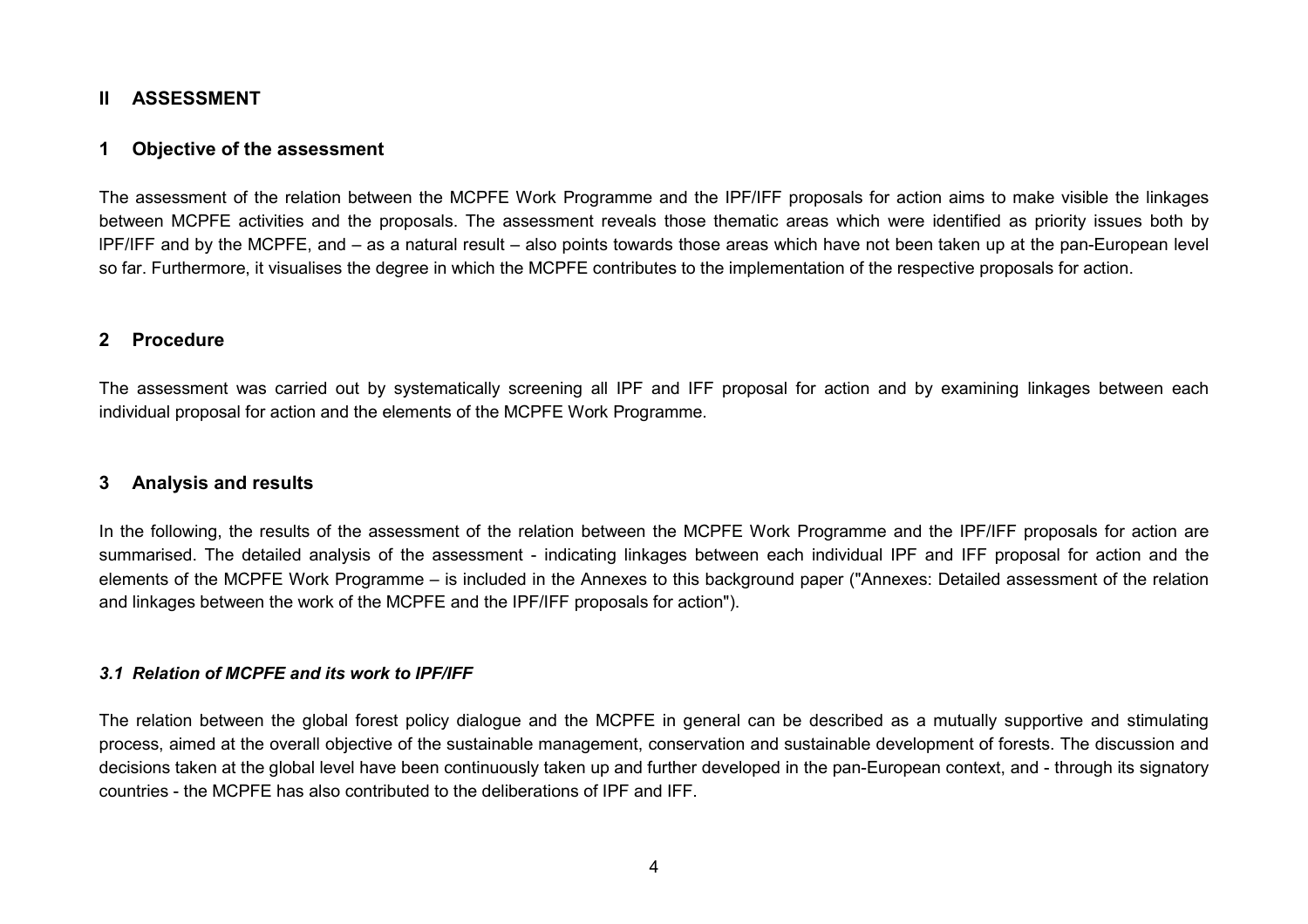# II ASSESSMENT

## 1 Objective of the assessment

The assessment of the relation between the MCPFE Work Programme and the IPF/IFF proposals for action aims to make visible the linkages between MCPFE activities and the proposals. The assessment reveals those thematic areas which were identified as priority issues both by IPF/IFF and by the MCPFE, and – as a natural result – also points towards those areas which have not been taken up at the pan-European level so far. Furthermore, it visualises the degree in which the MCPFE contributes to the implementation of the respective proposals for action.

## 2 Procedure

The assessment was carried out by systematically screening all IPF and IFF proposal for action and by examining linkages between each individual proposal for action and the elements of the MCPFE Work Programme.

## 3 Analysis and results

In the following, the results of the assessment of the relation between the MCPFE Work Programme and the IPF/IFF proposals for action are summarised. The detailed analysis of the assessment - indicating linkages between each individual IPF and IFF proposal for action and the elements of the MCPFE Work Programme – is included in the Annexes to this background paper ("Annexes: Detailed assessment of the relation and linkages between the work of the MCPFE and the IPF/IFF proposals for action").

### *3.1 Relation of MCPFE and its work to IPF/IFF*

The relation between the global forest policy dialogue and the MCPFE in general can be described as a mutually supportive and stimulating process, aimed at the overall objective of the sustainable management, conservation and sustainable development of forests. The discussion and decisions taken at the global level have been continuously taken up and further developed in the pan-European context, and - through its signatory countries - the MCPFE has also contributed to the deliberations of IPF and IFF.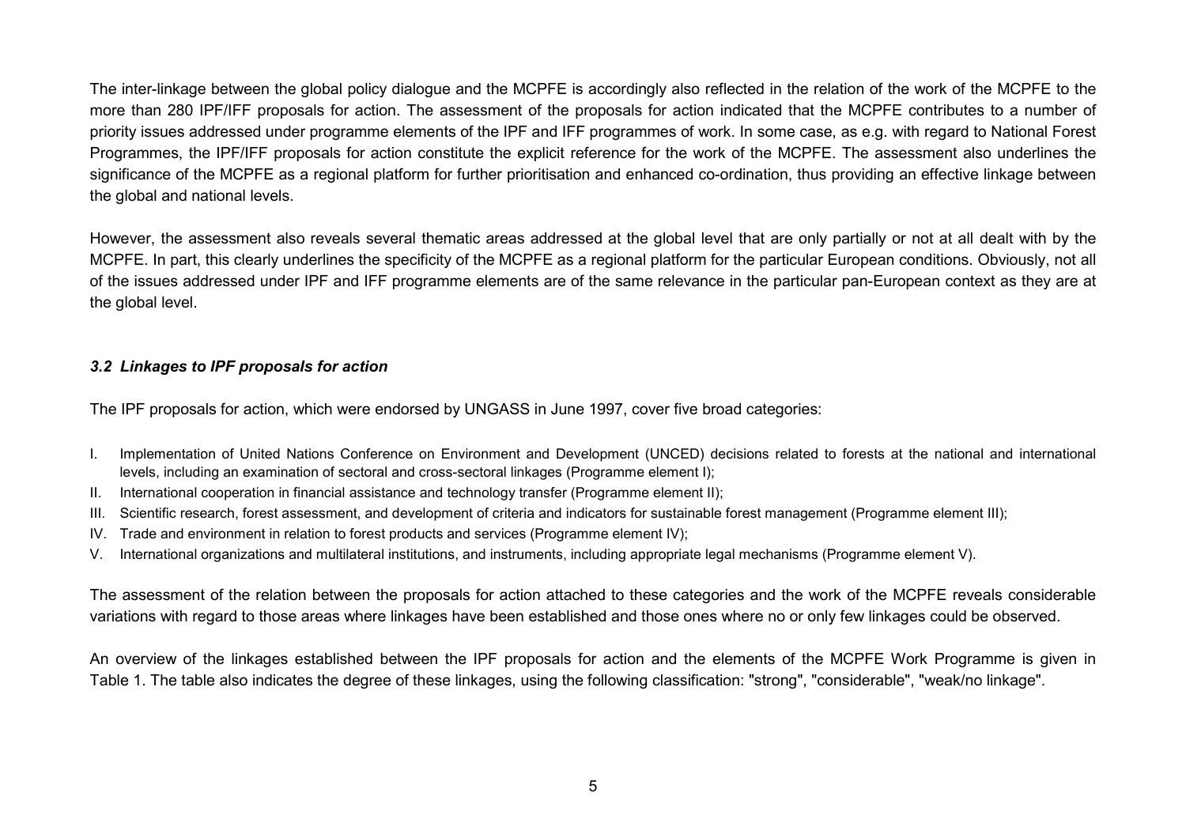The inter-linkage between the global policy dialogue and the MCPFE is accordingly also reflected in the relation of the work of the MCPFE to the more than 280 IPF/IFF proposals for action. The assessment of the proposals for action indicated that the MCPFE contributes to a number of priority issues addressed under programme elements of the IPF and IFF programmes of work. In some case, as e.g. with regard to National Forest Programmes, the IPF/IFF proposals for action constitute the explicit reference for the work of the MCPFE. The assessment also underlines the significance of the MCPFE as a regional platform for further prioritisation and enhanced co-ordination, thus providing an effective linkage between the global and national levels.

However, the assessment also reveals several thematic areas addressed at the global level that are only partially or not at all dealt with by the MCPFE. In part, this clearly underlines the specificity of the MCPFE as a regional platform for the particular European conditions. Obviously, not all of the issues addressed under IPF and IFF programme elements are of the same relevance in the particular pan-European context as they are at the global level.

### *3.2 Linkages to IPF proposals for action*

The IPF proposals for action, which were endorsed by UNGASS in June 1997, cover five broad categories:

I. Implementation of United Nations Conference on Environment and Development (UNCED) decisions related to forests at the national and international levels, including an examination of sectoral and cross-sectoral linkages (Programme element I);
II. International cooperation in financial assistance and technology transfer (Programme element II);
III. Scientific research, forest assessment, and development of criteria and indicators for sustainable forest management (Programme element III);
IV. Trade and environment in relation to forest products and services (Programme element IV);
V. International organizations and multilateral institutions, and instruments, including appropriate legal mechanisms (Programme element V).

The assessment of the relation between the proposals for action attached to these categories and the work of the MCPFE reveals considerable variations with regard to those areas where linkages have been established and those ones where no or only few linkages could be observed.

An overview of the linkages established between the IPF proposals for action and the elements of the MCPFE Work Programme is given in Table 1. The table also indicates the degree of these linkages, using the following classification: "strong", "considerable", "weak/no linkage".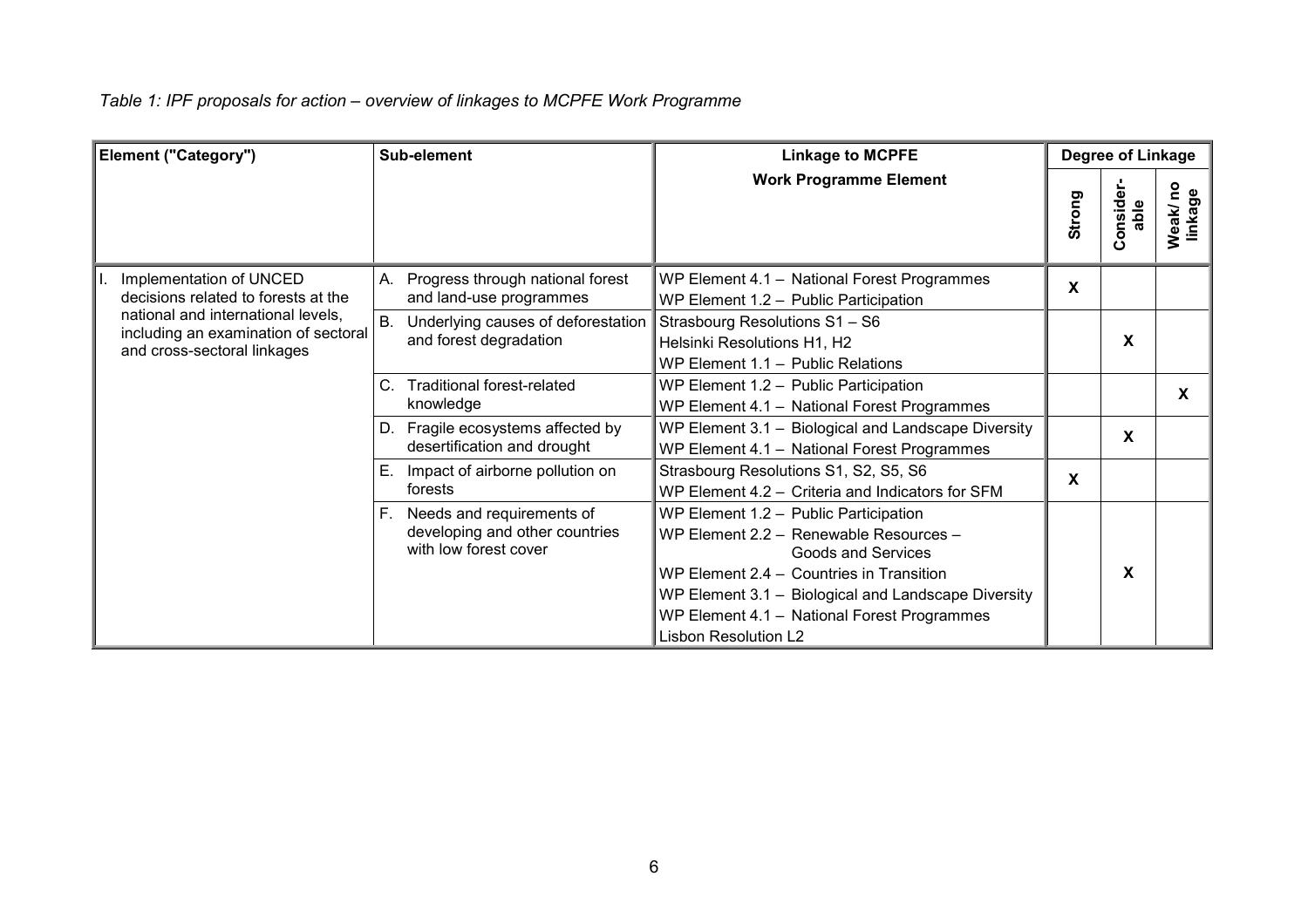*Table 1: IPF proposals for action – overview of linkages to MCPFE Work Programme*

| Element ("Category") | Sub-element | Linkage to MCPFE Work Programme Element | Degree of Linkage | | |
|---|---|---|---|---|---|
| | | | Strong | Consider-able | Weak/ no linkage |
| I. Implementation of UNCED decisions related to forests at the national and international levels, including an examination of sectoral and cross-sectoral linkages | A. Progress through national forest and land-use programmes | WP Element 4.1 – National Forest Programmes<br>WP Element 1.2 – Public Participation | X | | |
| | B. Underlying causes of deforestation and forest degradation | Strasbourg Resolutions S1 – S6<br>Helsinki Resolutions H1, H2<br>WP Element 1.1 – Public Relations | | X | |
| | C. Traditional forest-related knowledge | WP Element 1.2 – Public Participation<br>WP Element 4.1 – National Forest Programmes | | | X |
| | D. Fragile ecosystems affected by desertification and drought | WP Element 3.1 – Biological and Landscape Diversity<br>WP Element 4.1 – National Forest Programmes | | X | |
| | E. Impact of airborne pollution on forests | Strasbourg Resolutions S1, S2, S5, S6<br>WP Element 4.2 – Criteria and Indicators for SFM | X | | |
| | F. Needs and requirements of developing and other countries with low forest cover | WP Element 1.2 – Public Participation<br>WP Element 2.2 – Renewable Resources – Goods and Services<br>WP Element 2.4 – Countries in Transition<br>WP Element 3.1 – Biological and Landscape Diversity<br>WP Element 4.1 – National Forest Programmes<br>Lisbon Resolution L2 | | X | |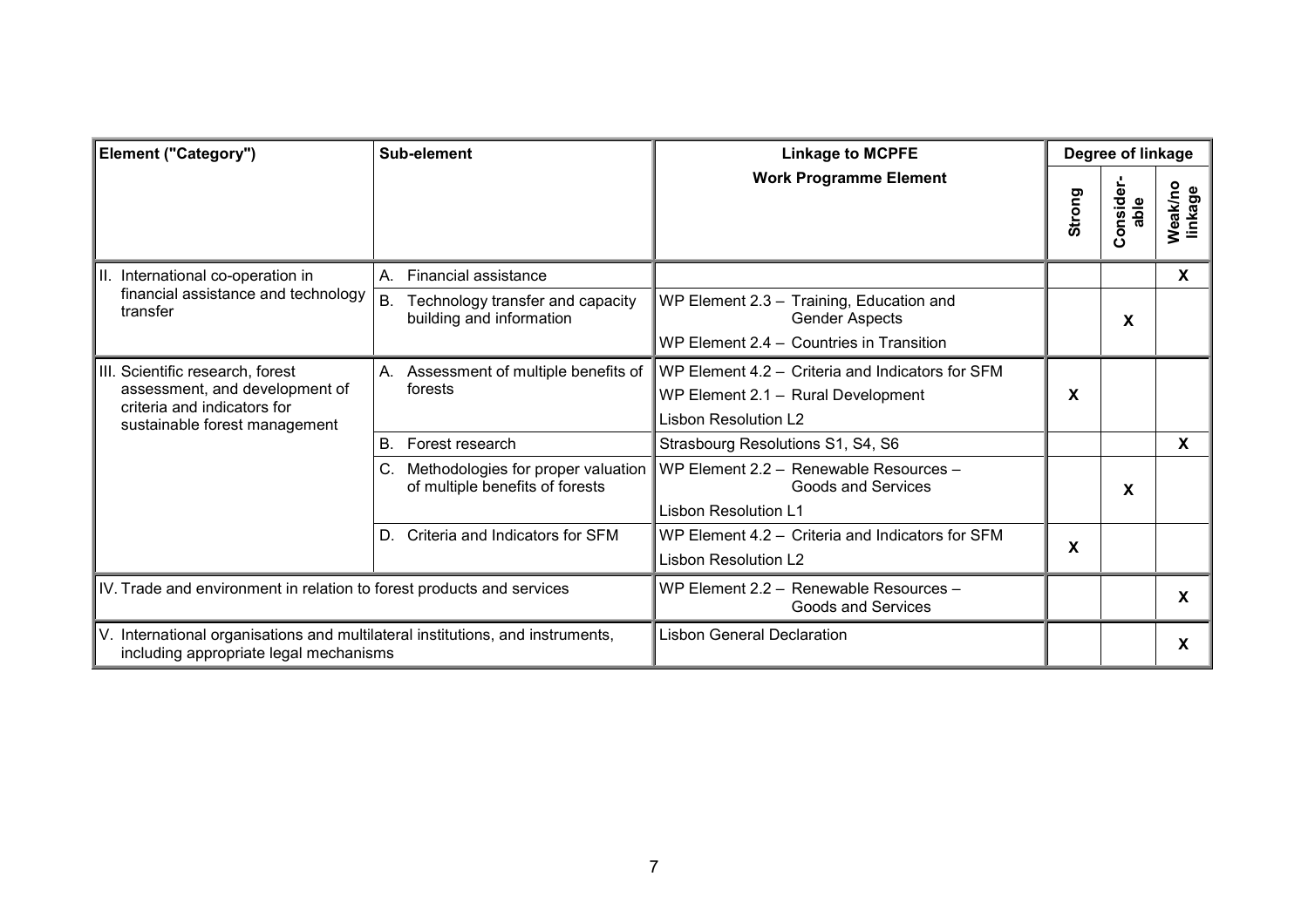| Element ("Category") | Sub-element | Linkage to MCPFE Work Programme Element | Degree of linkage | | |
|---|---|---|---|---|---|
| | | | Strong | Consider-able | Weak/no linkage |
| II. International co-operation in financial assistance and technology transfer | A. Financial assistance | | | | X |
| | B. Technology transfer and capacity building and information | WP Element 2.3 – Training, Education and Gender Aspects<br>WP Element 2.4 – Countries in Transition | | X | |
| III. Scientific research, forest assessment, and development of criteria and indicators for sustainable forest management | A. Assessment of multiple benefits of forests | WP Element 4.2 – Criteria and Indicators for SFM<br>WP Element 2.1 – Rural Development<br>Lisbon Resolution L2 | X | | |
| | B. Forest research | Strasbourg Resolutions S1, S4, S6 | | | X |
| | C. Methodologies for proper valuation of multiple benefits of forests | WP Element 2.2 – Renewable Resources – Goods and Services<br>Lisbon Resolution L1 | | X | |
| | D. Criteria and Indicators for SFM | WP Element 4.2 – Criteria and Indicators for SFM<br>Lisbon Resolution L2 | X | | |
| IV. Trade and environment in relation to forest products and services | | WP Element 2.2 – Renewable Resources – Goods and Services | | | X |
| V. International organisations and multilateral institutions, and instruments, including appropriate legal mechanisms | | Lisbon General Declaration | | | X |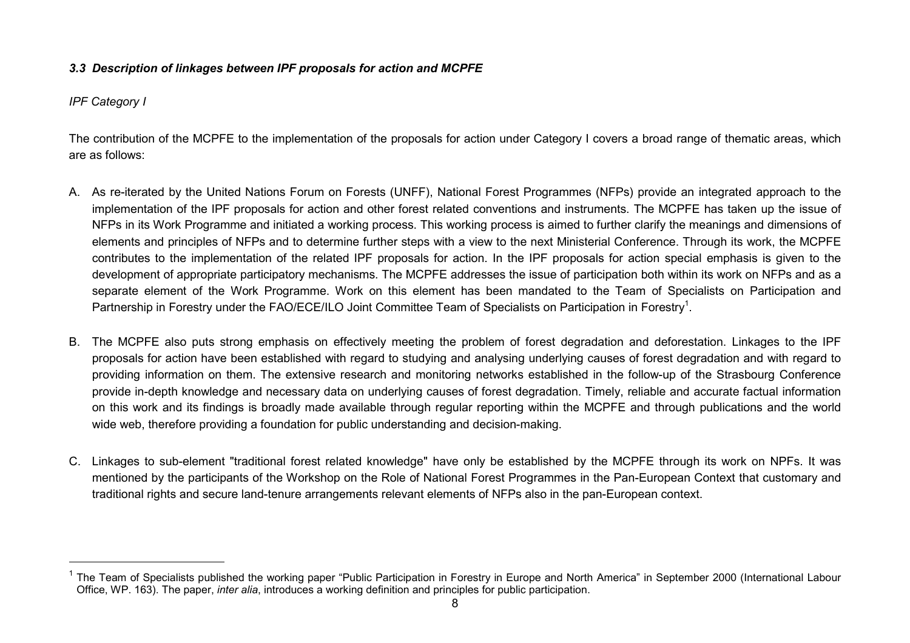### *3.3 Description of linkages between IPF proposals for action and MCPFE*

*IPF Category I*

The contribution of the MCPFE to the implementation of the proposals for action under Category I covers a broad range of thematic areas, which are as follows:

A. As re-iterated by the United Nations Forum on Forests (UNFF), National Forest Programmes (NFPs) provide an integrated approach to the implementation of the IPF proposals for action and other forest related conventions and instruments. The MCPFE has taken up the issue of NFPs in its Work Programme and initiated a working process. This working process is aimed to further clarify the meanings and dimensions of elements and principles of NFPs and to determine further steps with a view to the next Ministerial Conference. Through its work, the MCPFE contributes to the implementation of the related IPF proposals for action. In the IPF proposals for action special emphasis is given to the development of appropriate participatory mechanisms. The MCPFE addresses the issue of participation both within its work on NFPs and as a separate element of the Work Programme. Work on this element has been mandated to the Team of Specialists on Participation and Partnership in Forestry under the FAO/ECE/ILO Joint Committee Team of Specialists on Participation in Forestry[1].

B. The MCPFE also puts strong emphasis on effectively meeting the problem of forest degradation and deforestation. Linkages to the IPF proposals for action have been established with regard to studying and analysing underlying causes of forest degradation and with regard to providing information on them. The extensive research and monitoring networks established in the follow-up of the Strasbourg Conference provide in-depth knowledge and necessary data on underlying causes of forest degradation. Timely, reliable and accurate factual information on this work and its findings is broadly made available through regular reporting within the MCPFE and through publications and the world wide web, therefore providing a foundation for public understanding and decision-making.

C. Linkages to sub-element "traditional forest related knowledge" have only be established by the MCPFE through its work on NPFs. It was mentioned by the participants of the Workshop on the Role of National Forest Programmes in the Pan-European Context that customary and traditional rights and secure land-tenure arrangements relevant elements of NFPs also in the pan-European context.

[1] The Team of Specialists published the working paper "Public Participation in Forestry in Europe and North America" in September 2000 (International Labour Office, WP. 163). The paper, *inter alia*, introduces a working definition and principles for public participation.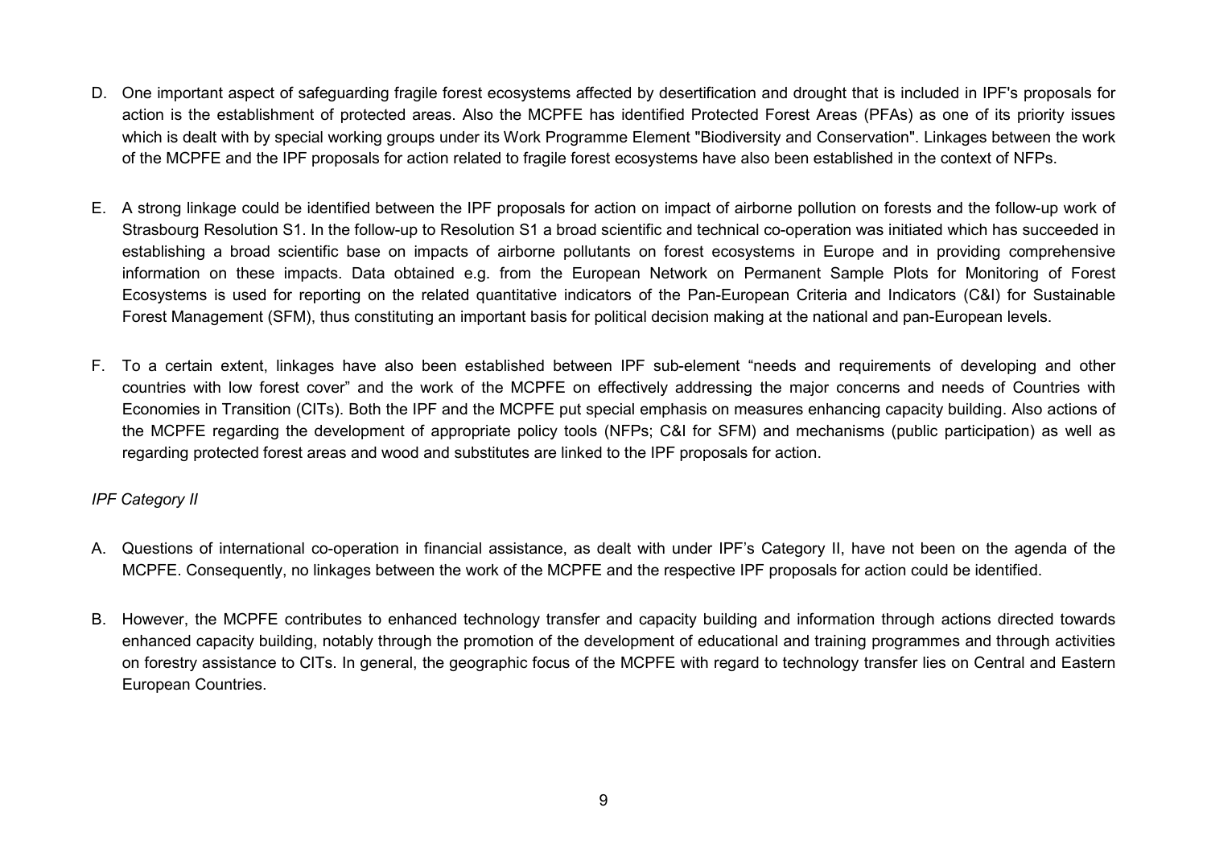D. One important aspect of safeguarding fragile forest ecosystems affected by desertification and drought that is included in IPF's proposals for action is the establishment of protected areas. Also the MCPFE has identified Protected Forest Areas (PFAs) as one of its priority issues which is dealt with by special working groups under its Work Programme Element "Biodiversity and Conservation". Linkages between the work of the MCPFE and the IPF proposals for action related to fragile forest ecosystems have also been established in the context of NFPs.

E. A strong linkage could be identified between the IPF proposals for action on impact of airborne pollution on forests and the follow-up work of Strasbourg Resolution S1. In the follow-up to Resolution S1 a broad scientific and technical co-operation was initiated which has succeeded in establishing a broad scientific base on impacts of airborne pollutants on forest ecosystems in Europe and in providing comprehensive information on these impacts. Data obtained e.g. from the European Network on Permanent Sample Plots for Monitoring of Forest Ecosystems is used for reporting on the related quantitative indicators of the Pan-European Criteria and Indicators (C&I) for Sustainable Forest Management (SFM), thus constituting an important basis for political decision making at the national and pan-European levels.

F. To a certain extent, linkages have also been established between IPF sub-element "needs and requirements of developing and other countries with low forest cover" and the work of the MCPFE on effectively addressing the major concerns and needs of Countries with Economies in Transition (CITs). Both the IPF and the MCPFE put special emphasis on measures enhancing capacity building. Also actions of the MCPFE regarding the development of appropriate policy tools (NFPs; C&I for SFM) and mechanisms (public participation) as well as regarding protected forest areas and wood and substitutes are linked to the IPF proposals for action.

*IPF Category II*

A. Questions of international co-operation in financial assistance, as dealt with under IPF's Category II, have not been on the agenda of the MCPFE. Consequently, no linkages between the work of the MCPFE and the respective IPF proposals for action could be identified.

B. However, the MCPFE contributes to enhanced technology transfer and capacity building and information through actions directed towards enhanced capacity building, notably through the promotion of the development of educational and training programmes and through activities on forestry assistance to CITs. In general, the geographic focus of the MCPFE with regard to technology transfer lies on Central and Eastern European Countries.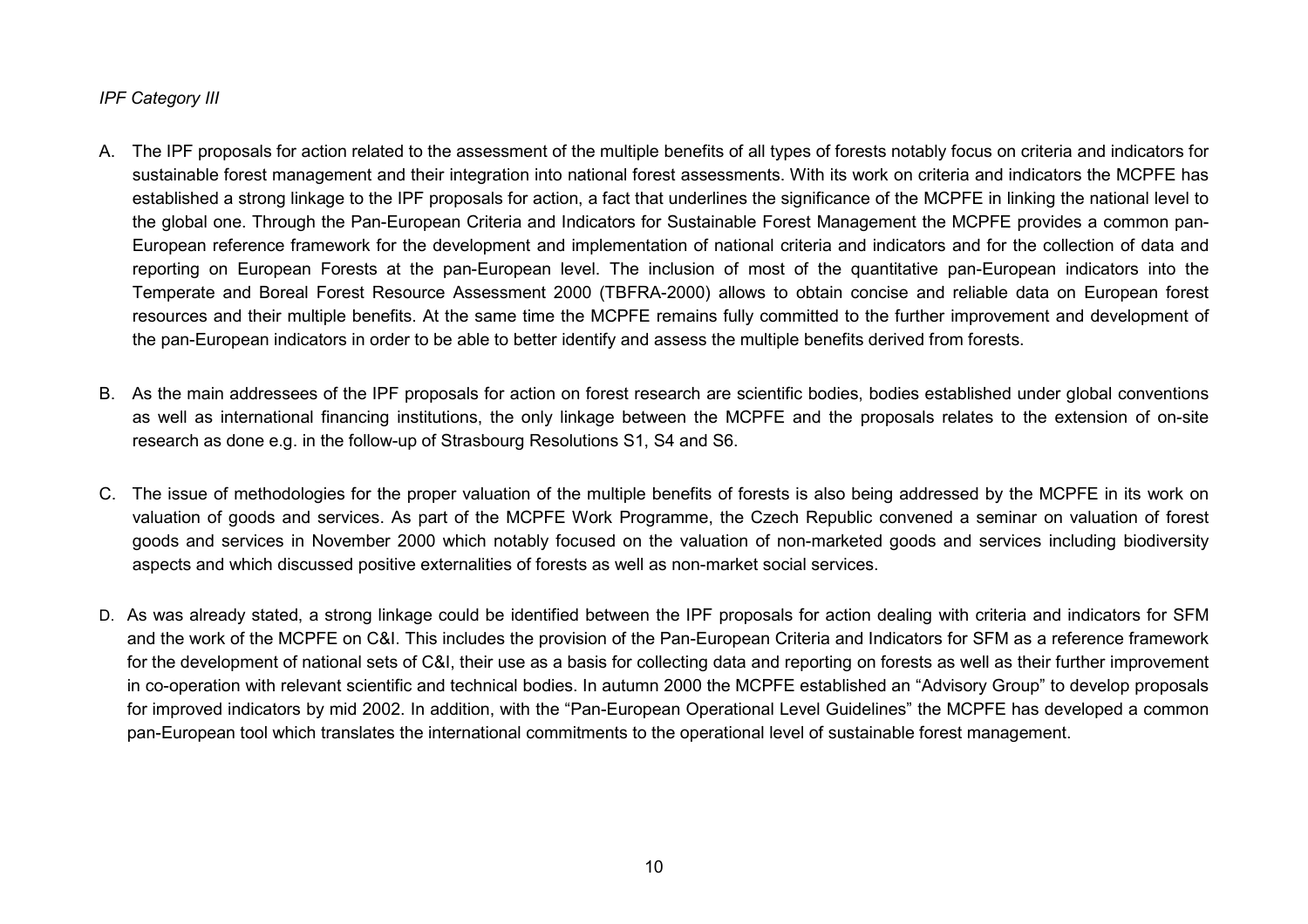*IPF Category III*

A. The IPF proposals for action related to the assessment of the multiple benefits of all types of forests notably focus on criteria and indicators for sustainable forest management and their integration into national forest assessments. With its work on criteria and indicators the MCPFE has established a strong linkage to the IPF proposals for action, a fact that underlines the significance of the MCPFE in linking the national level to the global one. Through the Pan-European Criteria and Indicators for Sustainable Forest Management the MCPFE provides a common pan-European reference framework for the development and implementation of national criteria and indicators and for the collection of data and reporting on European Forests at the pan-European level. The inclusion of most of the quantitative pan-European indicators into the Temperate and Boreal Forest Resource Assessment 2000 (TBFRA-2000) allows to obtain concise and reliable data on European forest resources and their multiple benefits. At the same time the MCPFE remains fully committed to the further improvement and development of the pan-European indicators in order to be able to better identify and assess the multiple benefits derived from forests.

B. As the main addressees of the IPF proposals for action on forest research are scientific bodies, bodies established under global conventions as well as international financing institutions, the only linkage between the MCPFE and the proposals relates to the extension of on-site research as done e.g. in the follow-up of Strasbourg Resolutions S1, S4 and S6.

C. The issue of methodologies for the proper valuation of the multiple benefits of forests is also being addressed by the MCPFE in its work on valuation of goods and services. As part of the MCPFE Work Programme, the Czech Republic convened a seminar on valuation of forest goods and services in November 2000 which notably focused on the valuation of non-marketed goods and services including biodiversity aspects and which discussed positive externalities of forests as well as non-market social services.

D. As was already stated, a strong linkage could be identified between the IPF proposals for action dealing with criteria and indicators for SFM and the work of the MCPFE on C&I. This includes the provision of the Pan-European Criteria and Indicators for SFM as a reference framework for the development of national sets of C&I, their use as a basis for collecting data and reporting on forests as well as their further improvement in co-operation with relevant scientific and technical bodies. In autumn 2000 the MCPFE established an "Advisory Group" to develop proposals for improved indicators by mid 2002. In addition, with the "Pan-European Operational Level Guidelines" the MCPFE has developed a common pan-European tool which translates the international commitments to the operational level of sustainable forest management.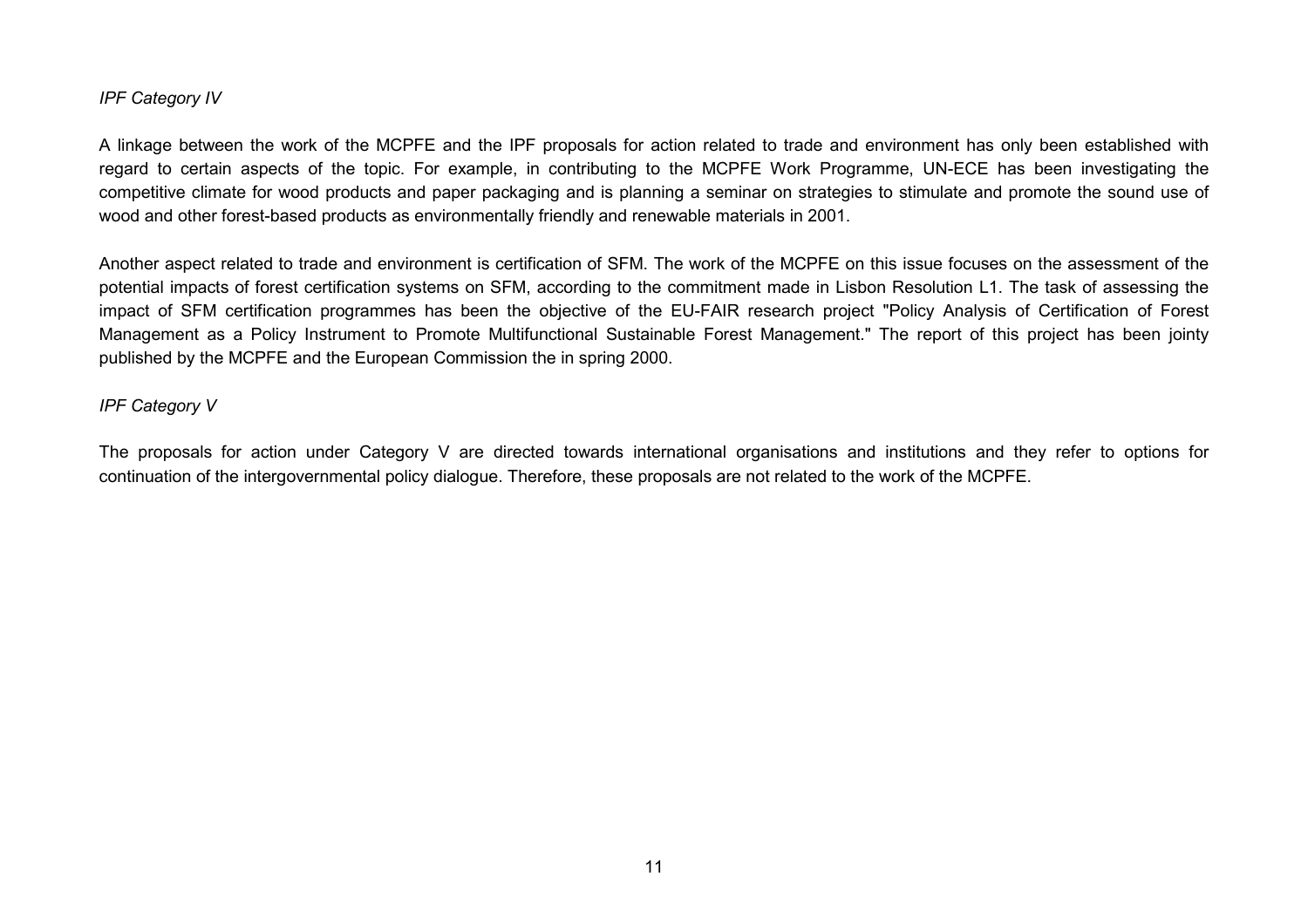*IPF Category IV*

A linkage between the work of the MCPFE and the IPF proposals for action related to trade and environment has only been established with regard to certain aspects of the topic. For example, in contributing to the MCPFE Work Programme, UN-ECE has been investigating the competitive climate for wood products and paper packaging and is planning a seminar on strategies to stimulate and promote the sound use of wood and other forest-based products as environmentally friendly and renewable materials in 2001.

Another aspect related to trade and environment is certification of SFM. The work of the MCPFE on this issue focuses on the assessment of the potential impacts of forest certification systems on SFM, according to the commitment made in Lisbon Resolution L1. The task of assessing the impact of SFM certification programmes has been the objective of the EU-FAIR research project "Policy Analysis of Certification of Forest Management as a Policy Instrument to Promote Multifunctional Sustainable Forest Management." The report of this project has been jointy published by the MCPFE and the European Commission the in spring 2000.

*IPF Category V*

The proposals for action under Category V are directed towards international organisations and institutions and they refer to options for continuation of the intergovernmental policy dialogue. Therefore, these proposals are not related to the work of the MCPFE.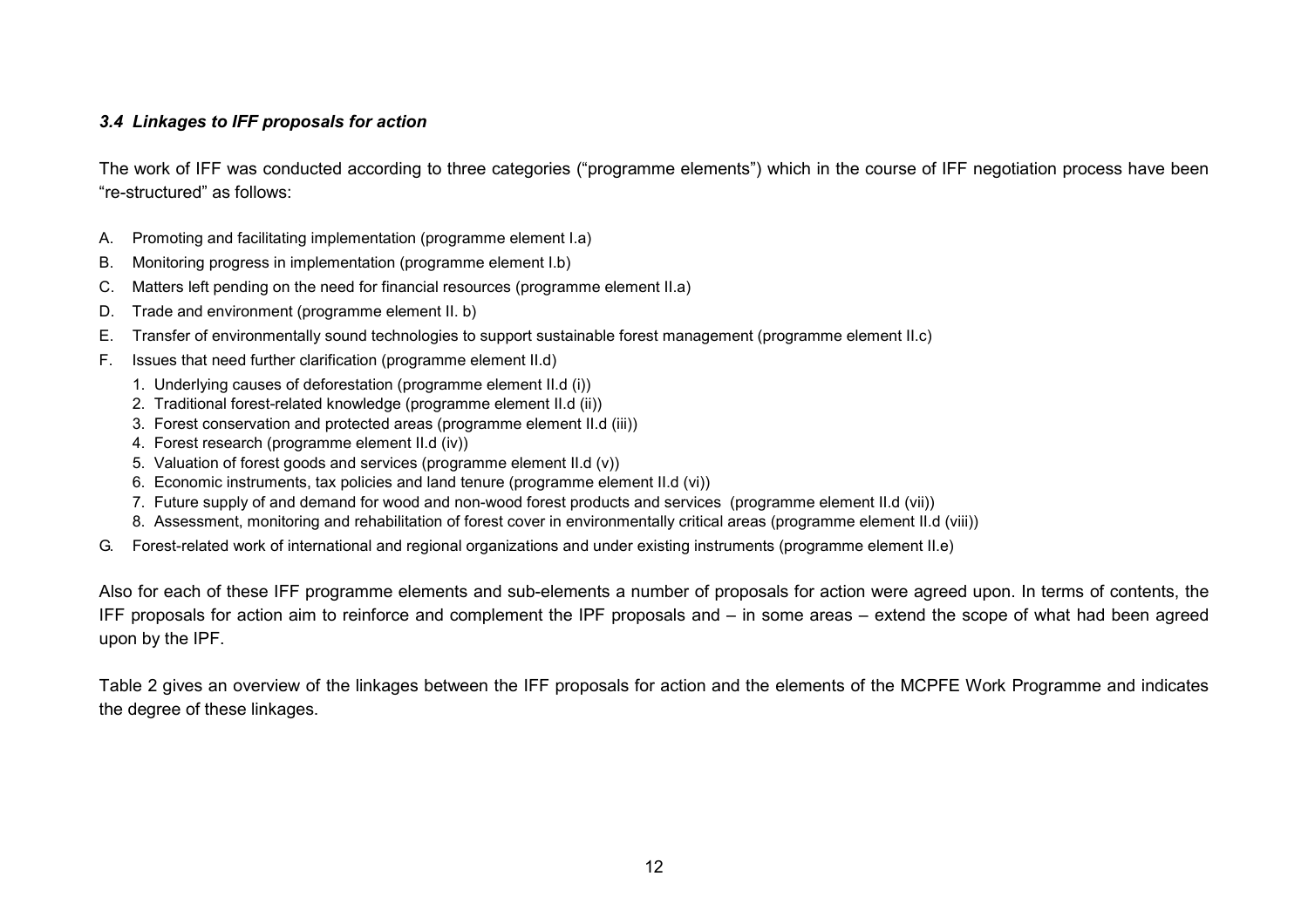### *3.4 Linkages to IFF proposals for action*

The work of IFF was conducted according to three categories ("programme elements") which in the course of IFF negotiation process have been "re-structured" as follows:

A. Promoting and facilitating implementation (programme element I.a)

B. Monitoring progress in implementation (programme element I.b)

C. Matters left pending on the need for financial resources (programme element II.a)

D. Trade and environment (programme element II. b)

E. Transfer of environmentally sound technologies to support sustainable forest management (programme element II.c)

F. Issues that need further clarification (programme element II.d)

1. Underlying causes of deforestation (programme element II.d (i))
2. Traditional forest-related knowledge (programme element II.d (ii))
3. Forest conservation and protected areas (programme element II.d (iii))
4. Forest research (programme element II.d (iv))
5. Valuation of forest goods and services (programme element II.d (v))
6. Economic instruments, tax policies and land tenure (programme element II.d (vi))
7. Future supply of and demand for wood and non-wood forest products and services (programme element II.d (vii))
8. Assessment, monitoring and rehabilitation of forest cover in environmentally critical areas (programme element II.d (viii))

G. Forest-related work of international and regional organizations and under existing instruments (programme element II.e)

Also for each of these IFF programme elements and sub-elements a number of proposals for action were agreed upon. In terms of contents, the IFF proposals for action aim to reinforce and complement the IPF proposals and – in some areas – extend the scope of what had been agreed upon by the IPF.

Table 2 gives an overview of the linkages between the IFF proposals for action and the elements of the MCPFE Work Programme and indicates the degree of these linkages.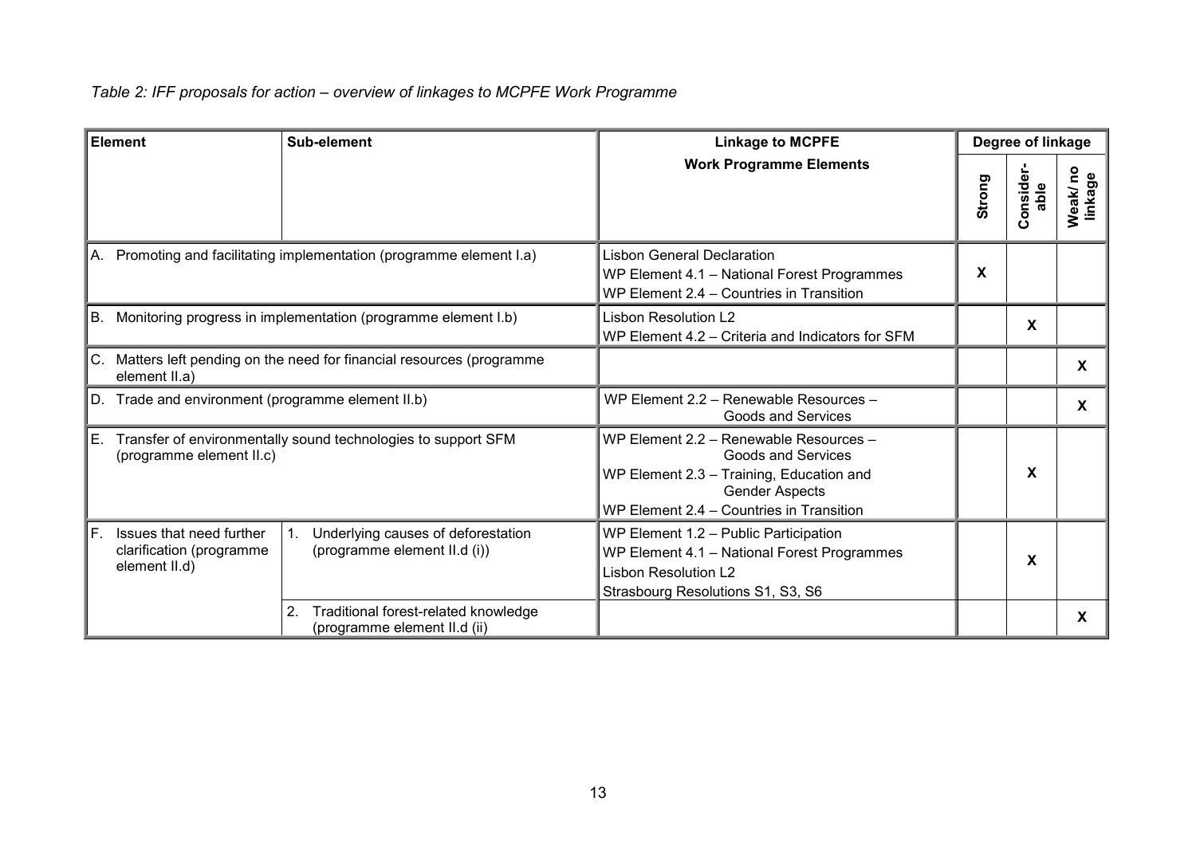*Table 2: IFF proposals for action – overview of linkages to MCPFE Work Programme*

| Element | Sub-element | Linkage to MCPFE Work Programme Elements | Degree of linkage | | |
|---|---|---|---|---|---|
| | | | Strong | Consider-able | Weak/no linkage |
| A. Promoting and facilitating implementation (programme element I.a) | | Lisbon General Declaration<br>WP Element 4.1 – National Forest Programmes<br>WP Element 2.4 – Countries in Transition | X | | |
| B. Monitoring progress in implementation (programme element I.b) | | Lisbon Resolution L2<br>WP Element 4.2 – Criteria and Indicators for SFM | | X | |
| C. Matters left pending on the need for financial resources (programme element II.a) | | | | | X |
| D. Trade and environment (programme element II.b) | | WP Element 2.2 – Renewable Resources – Goods and Services | | | X |
| E. Transfer of environmentally sound technologies to support SFM (programme element II.c) | | WP Element 2.2 – Renewable Resources – Goods and Services<br>WP Element 2.3 – Training, Education and Gender Aspects<br>WP Element 2.4 – Countries in Transition | | X | |
| F. Issues that need further clarification (programme element II.d) | 1. Underlying causes of deforestation (programme element II.d (i)) | WP Element 1.2 – Public Participation<br>WP Element 4.1 – National Forest Programmes<br>Lisbon Resolution L2<br>Strasbourg Resolutions S1, S3, S6 | | X | |
| | 2. Traditional forest-related knowledge (programme element II.d (ii) | | | | X |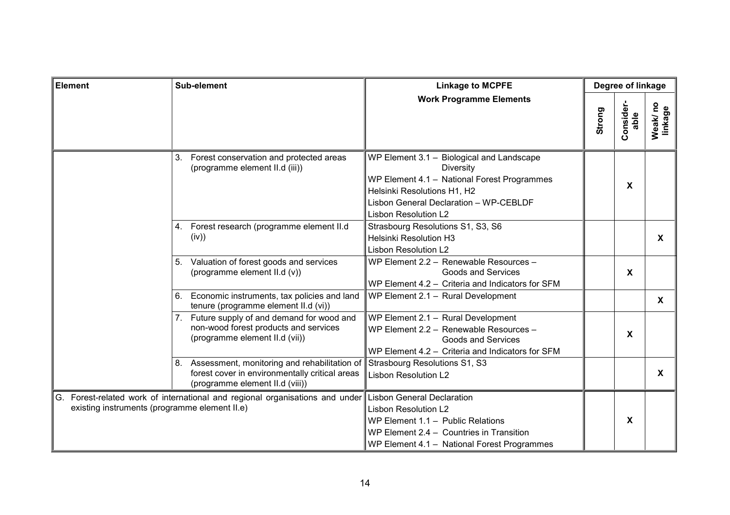| Element | Sub-element | Linkage to MCPFE Work Programme Elements | Degree of linkage | | |
|---|---|---|---|---|---|
| | | | Strong | Consider-able | Weak/ no linkage |
| | 3. Forest conservation and protected areas (programme element II.d (iii)) | WP Element 3.1 – Biological and Landscape Diversity<br>WP Element 4.1 – National Forest Programmes<br>Helsinki Resolutions H1, H2<br>Lisbon General Declaration – WP-CEBLDF<br>Lisbon Resolution L2 | | X | |
| | 4. Forest research (programme element II.d (iv)) | Strasbourg Resolutions S1, S3, S6<br>Helsinki Resolution H3<br>Lisbon Resolution L2 | | | X |
| | 5. Valuation of forest goods and services (programme element II.d (v)) | WP Element 2.2 – Renewable Resources – Goods and Services<br>WP Element 4.2 – Criteria and Indicators for SFM | | X | |
| | 6. Economic instruments, tax policies and land tenure (programme element II.d (vi)) | WP Element 2.1 – Rural Development | | | X |
| | 7. Future supply of and demand for wood and non-wood forest products and services (programme element II.d (vii)) | WP Element 2.1 – Rural Development<br>WP Element 2.2 – Renewable Resources – Goods and Services<br>WP Element 4.2 – Criteria and Indicators for SFM | | X | |
| | 8. Assessment, monitoring and rehabilitation of forest cover in environmentally critical areas (programme element II.d (viii)) | Strasbourg Resolutions S1, S3<br>Lisbon Resolution L2 | | | X |
| G. Forest-related work of international and regional organisations and under existing instruments (programme element II.e) | | Lisbon General Declaration<br>Lisbon Resolution L2<br>WP Element 1.1 – Public Relations<br>WP Element 2.4 – Countries in Transition<br>WP Element 4.1 – National Forest Programmes | | X | |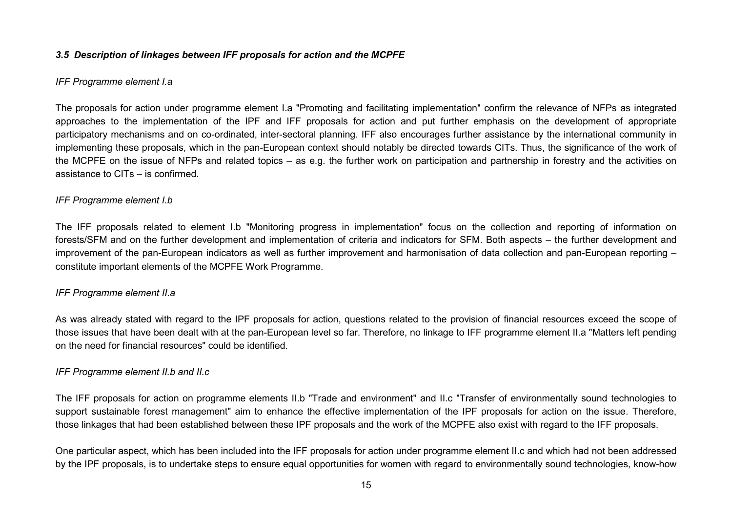### *3.5 Description of linkages between IFF proposals for action and the MCPFE*

*IFF Programme element I.a*

The proposals for action under programme element I.a "Promoting and facilitating implementation" confirm the relevance of NFPs as integrated approaches to the implementation of the IPF and IFF proposals for action and put further emphasis on the development of appropriate participatory mechanisms and on co-ordinated, inter-sectoral planning. IFF also encourages further assistance by the international community in implementing these proposals, which in the pan-European context should notably be directed towards CITs. Thus, the significance of the work of the MCPFE on the issue of NFPs and related topics – as e.g. the further work on participation and partnership in forestry and the activities on assistance to CITs – is confirmed.

*IFF Programme element I.b*

The IFF proposals related to element I.b "Monitoring progress in implementation" focus on the collection and reporting of information on forests/SFM and on the further development and implementation of criteria and indicators for SFM. Both aspects – the further development and improvement of the pan-European indicators as well as further improvement and harmonisation of data collection and pan-European reporting – constitute important elements of the MCPFE Work Programme.

*IFF Programme element II.a*

As was already stated with regard to the IPF proposals for action, questions related to the provision of financial resources exceed the scope of those issues that have been dealt with at the pan-European level so far. Therefore, no linkage to IFF programme element II.a "Matters left pending on the need for financial resources" could be identified.

*IFF Programme element II.b and II.c*

The IFF proposals for action on programme elements II.b "Trade and environment" and II.c "Transfer of environmentally sound technologies to support sustainable forest management" aim to enhance the effective implementation of the IPF proposals for action on the issue. Therefore, those linkages that had been established between these IPF proposals and the work of the MCPFE also exist with regard to the IFF proposals.

One particular aspect, which has been included into the IFF proposals for action under programme element II.c and which had not been addressed by the IPF proposals, is to undertake steps to ensure equal opportunities for women with regard to environmentally sound technologies, know-how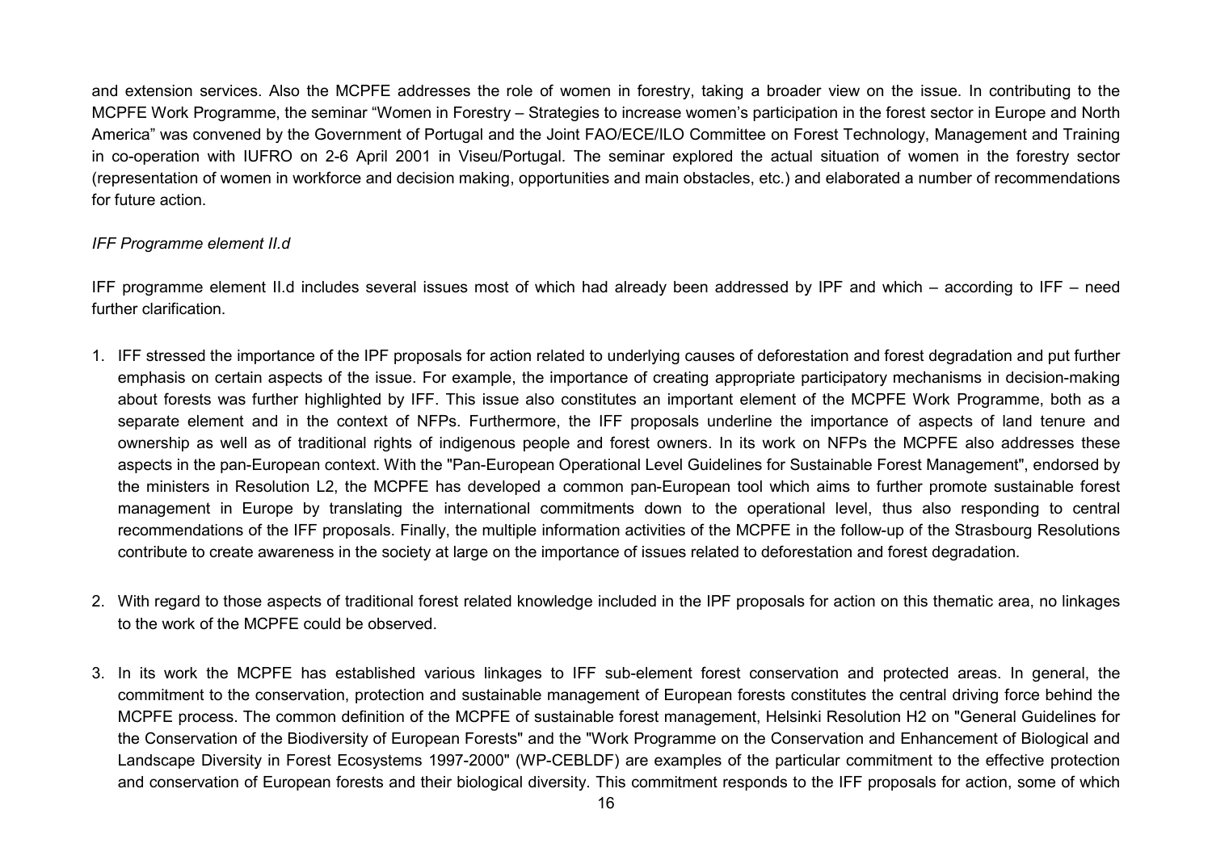and extension services. Also the MCPFE addresses the role of women in forestry, taking a broader view on the issue. In contributing to the MCPFE Work Programme, the seminar “Women in Forestry – Strategies to increase women’s participation in the forest sector in Europe and North America” was convened by the Government of Portugal and the Joint FAO/ECE/ILO Committee on Forest Technology, Management and Training in co-operation with IUFRO on 2-6 April 2001 in Viseu/Portugal. The seminar explored the actual situation of women in the forestry sector (representation of women in workforce and decision making, opportunities and main obstacles, etc.) and elaborated a number of recommendations for future action.

*IFF Programme element II.d*

IFF programme element II.d includes several issues most of which had already been addressed by IPF and which – according to IFF – need further clarification.

1. IFF stressed the importance of the IPF proposals for action related to underlying causes of deforestation and forest degradation and put further emphasis on certain aspects of the issue. For example, the importance of creating appropriate participatory mechanisms in decision-making about forests was further highlighted by IFF. This issue also constitutes an important element of the MCPFE Work Programme, both as a separate element and in the context of NFPs. Furthermore, the IFF proposals underline the importance of aspects of land tenure and ownership as well as of traditional rights of indigenous people and forest owners. In its work on NFPs the MCPFE also addresses these aspects in the pan-European context. With the "Pan-European Operational Level Guidelines for Sustainable Forest Management", endorsed by the ministers in Resolution L2, the MCPFE has developed a common pan-European tool which aims to further promote sustainable forest management in Europe by translating the international commitments down to the operational level, thus also responding to central recommendations of the IFF proposals. Finally, the multiple information activities of the MCPFE in the follow-up of the Strasbourg Resolutions contribute to create awareness in the society at large on the importance of issues related to deforestation and forest degradation.

2. With regard to those aspects of traditional forest related knowledge included in the IPF proposals for action on this thematic area, no linkages to the work of the MCPFE could be observed.

3. In its work the MCPFE has established various linkages to IFF sub-element forest conservation and protected areas. In general, the commitment to the conservation, protection and sustainable management of European forests constitutes the central driving force behind the MCPFE process. The common definition of the MCPFE of sustainable forest management, Helsinki Resolution H2 on "General Guidelines for the Conservation of the Biodiversity of European Forests" and the "Work Programme on the Conservation and Enhancement of Biological and Landscape Diversity in Forest Ecosystems 1997-2000" (WP-CEBLDF) are examples of the particular commitment to the effective protection and conservation of European forests and their biological diversity. This commitment responds to the IFF proposals for action, some of which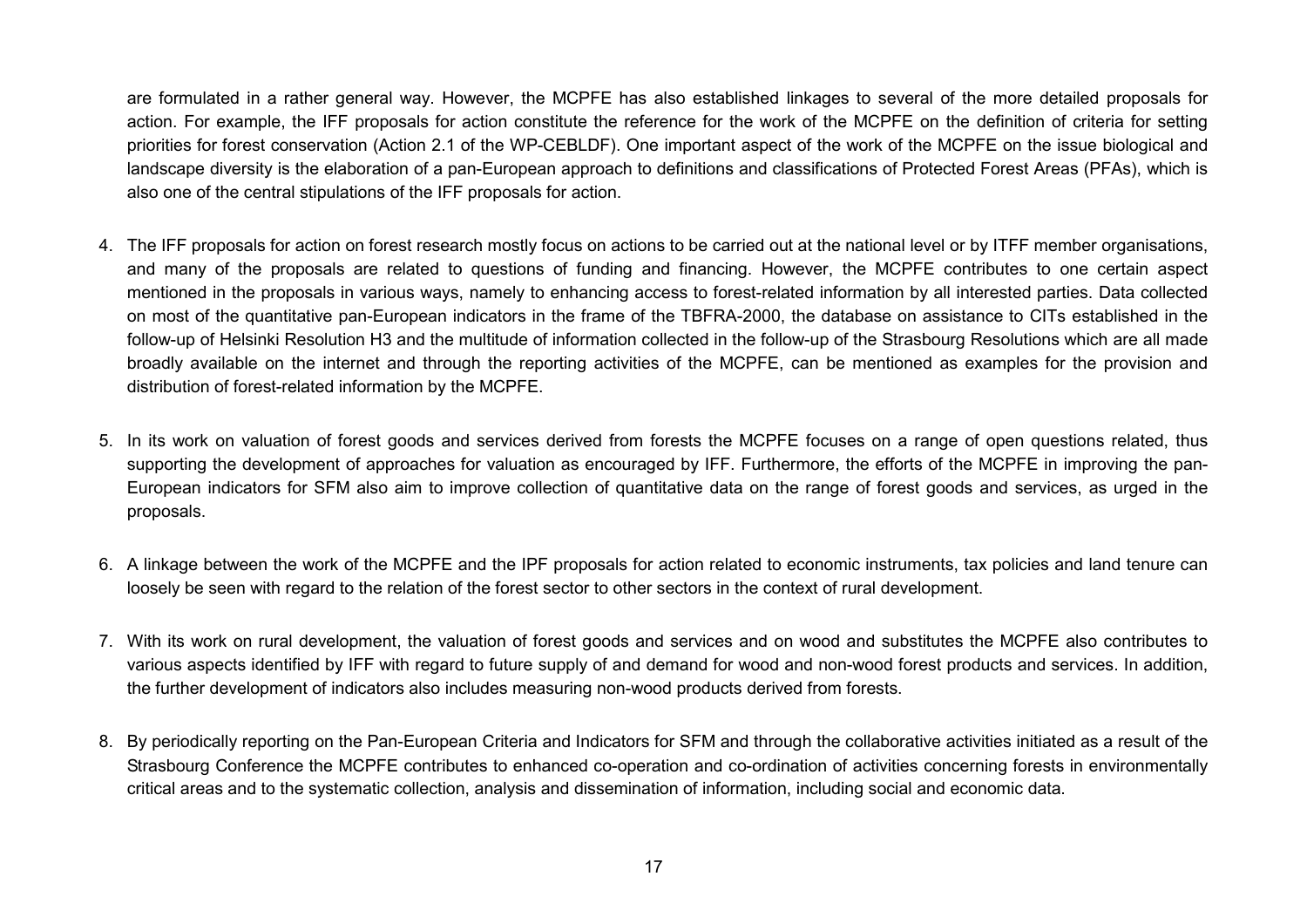are formulated in a rather general way. However, the MCPFE has also established linkages to several of the more detailed proposals for action. For example, the IFF proposals for action constitute the reference for the work of the MCPFE on the definition of criteria for setting priorities for forest conservation (Action 2.1 of the WP-CEBLDF). One important aspect of the work of the MCPFE on the issue biological and landscape diversity is the elaboration of a pan-European approach to definitions and classifications of Protected Forest Areas (PFAs), which is also one of the central stipulations of the IFF proposals for action.

4. The IFF proposals for action on forest research mostly focus on actions to be carried out at the national level or by ITFF member organisations, and many of the proposals are related to questions of funding and financing. However, the MCPFE contributes to one certain aspect mentioned in the proposals in various ways, namely to enhancing access to forest-related information by all interested parties. Data collected on most of the quantitative pan-European indicators in the frame of the TBFRA-2000, the database on assistance to CITs established in the follow-up of Helsinki Resolution H3 and the multitude of information collected in the follow-up of the Strasbourg Resolutions which are all made broadly available on the internet and through the reporting activities of the MCPFE, can be mentioned as examples for the provision and distribution of forest-related information by the MCPFE.

5. In its work on valuation of forest goods and services derived from forests the MCPFE focuses on a range of open questions related, thus supporting the development of approaches for valuation as encouraged by IFF. Furthermore, the efforts of the MCPFE in improving the pan-European indicators for SFM also aim to improve collection of quantitative data on the range of forest goods and services, as urged in the proposals.

6. A linkage between the work of the MCPFE and the IPF proposals for action related to economic instruments, tax policies and land tenure can loosely be seen with regard to the relation of the forest sector to other sectors in the context of rural development.

7. With its work on rural development, the valuation of forest goods and services and on wood and substitutes the MCPFE also contributes to various aspects identified by IFF with regard to future supply of and demand for wood and non-wood forest products and services. In addition, the further development of indicators also includes measuring non-wood products derived from forests.

8. By periodically reporting on the Pan-European Criteria and Indicators for SFM and through the collaborative activities initiated as a result of the Strasbourg Conference the MCPFE contributes to enhanced co-operation and co-ordination of activities concerning forests in environmentally critical areas and to the systematic collection, analysis and dissemination of information, including social and economic data.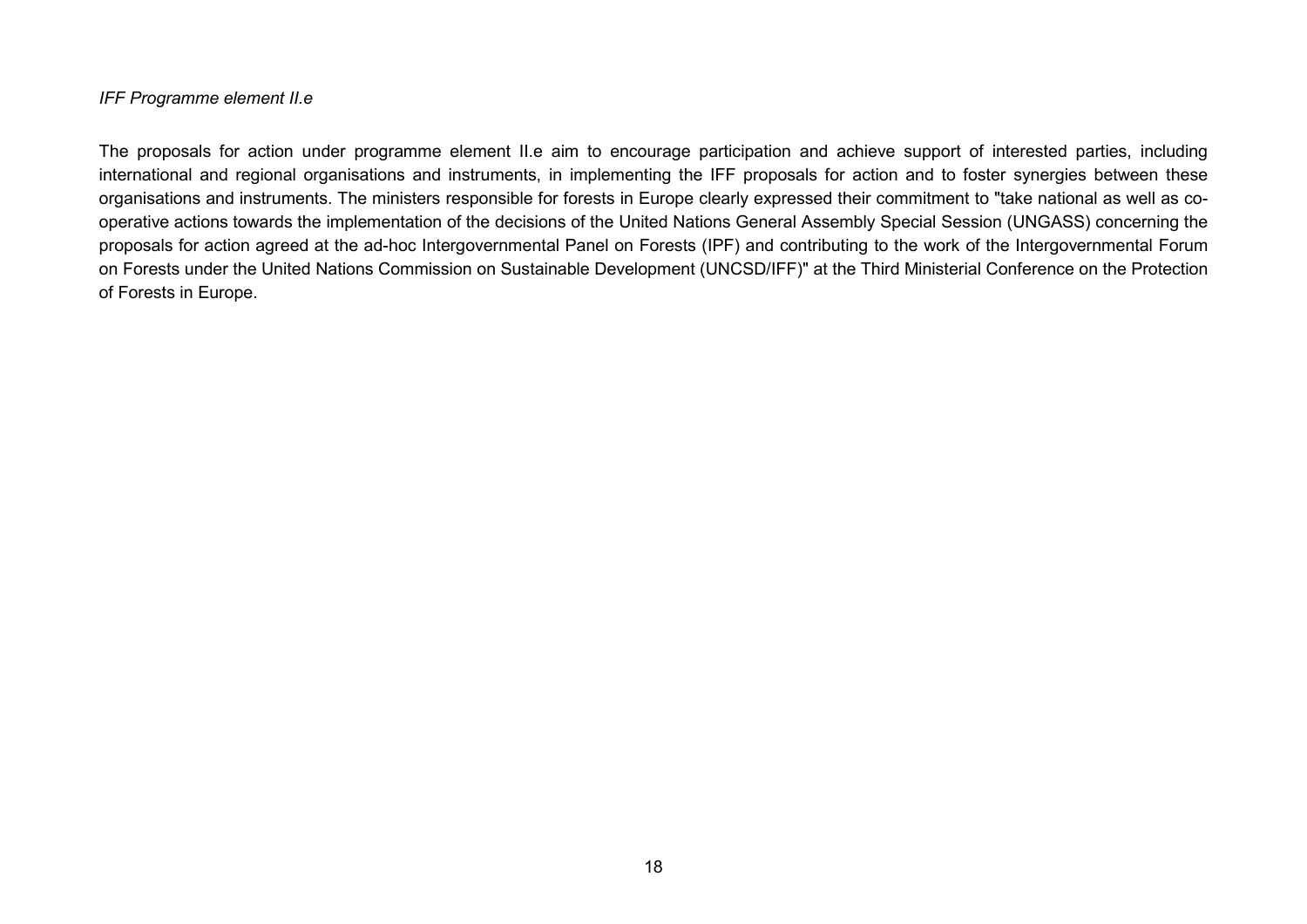*IFF Programme element II.e*

The proposals for action under programme element II.e aim to encourage participation and achieve support of interested parties, including international and regional organisations and instruments, in implementing the IFF proposals for action and to foster synergies between these organisations and instruments. The ministers responsible for forests in Europe clearly expressed their commitment to "take national as well as co-operative actions towards the implementation of the decisions of the United Nations General Assembly Special Session (UNGASS) concerning the proposals for action agreed at the ad-hoc Intergovernmental Panel on Forests (IPF) and contributing to the work of the Intergovernmental Forum on Forests under the United Nations Commission on Sustainable Development (UNCSD/IFF)" at the Third Ministerial Conference on the Protection of Forests in Europe.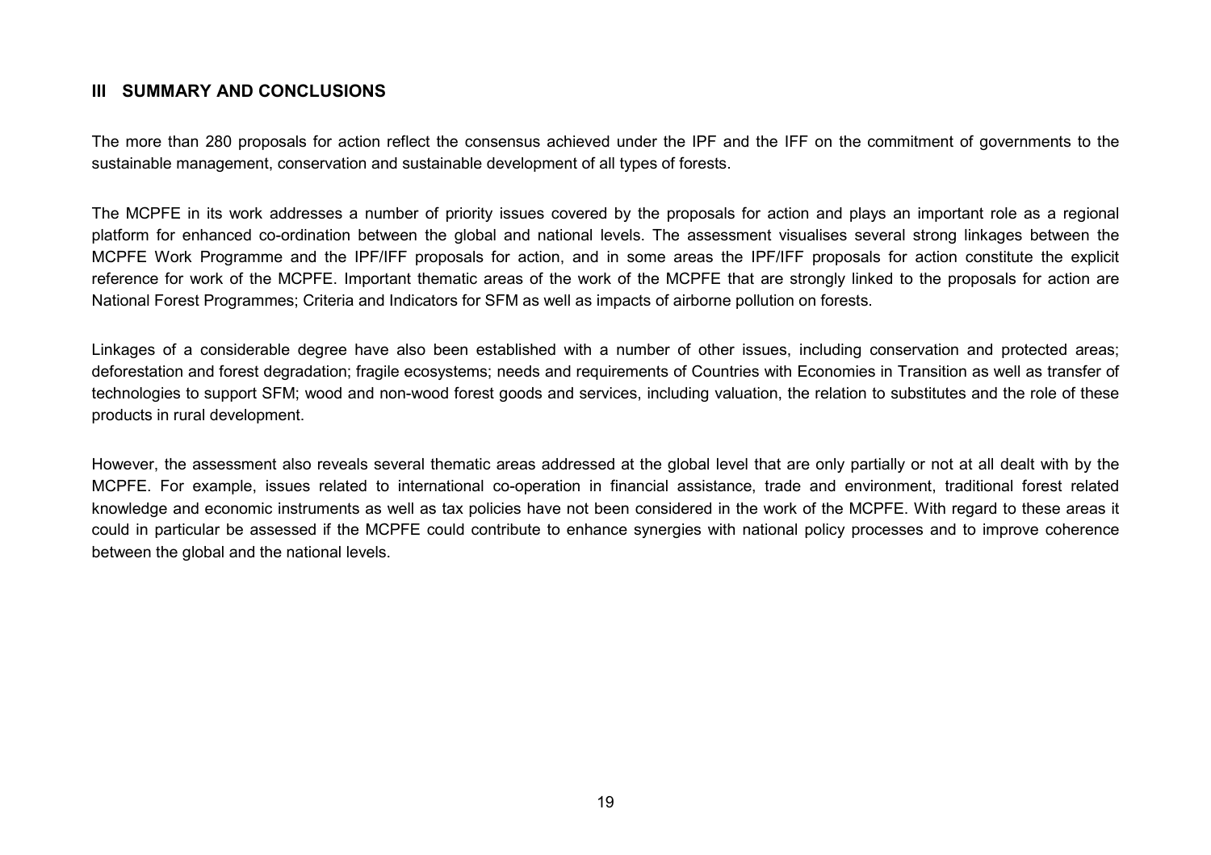## III SUMMARY AND CONCLUSIONS

The more than 280 proposals for action reflect the consensus achieved under the IPF and the IFF on the commitment of governments to the sustainable management, conservation and sustainable development of all types of forests.

The MCPFE in its work addresses a number of priority issues covered by the proposals for action and plays an important role as a regional platform for enhanced co-ordination between the global and national levels. The assessment visualises several strong linkages between the MCPFE Work Programme and the IPF/IFF proposals for action, and in some areas the IPF/IFF proposals for action constitute the explicit reference for work of the MCPFE. Important thematic areas of the work of the MCPFE that are strongly linked to the proposals for action are National Forest Programmes; Criteria and Indicators for SFM as well as impacts of airborne pollution on forests.

Linkages of a considerable degree have also been established with a number of other issues, including conservation and protected areas; deforestation and forest degradation; fragile ecosystems; needs and requirements of Countries with Economies in Transition as well as transfer of technologies to support SFM; wood and non-wood forest goods and services, including valuation, the relation to substitutes and the role of these products in rural development.

However, the assessment also reveals several thematic areas addressed at the global level that are only partially or not at all dealt with by the MCPFE. For example, issues related to international co-operation in financial assistance, trade and environment, traditional forest related knowledge and economic instruments as well as tax policies have not been considered in the work of the MCPFE. With regard to these areas it could in particular be assessed if the MCPFE could contribute to enhance synergies with national policy processes and to improve coherence between the global and the national levels.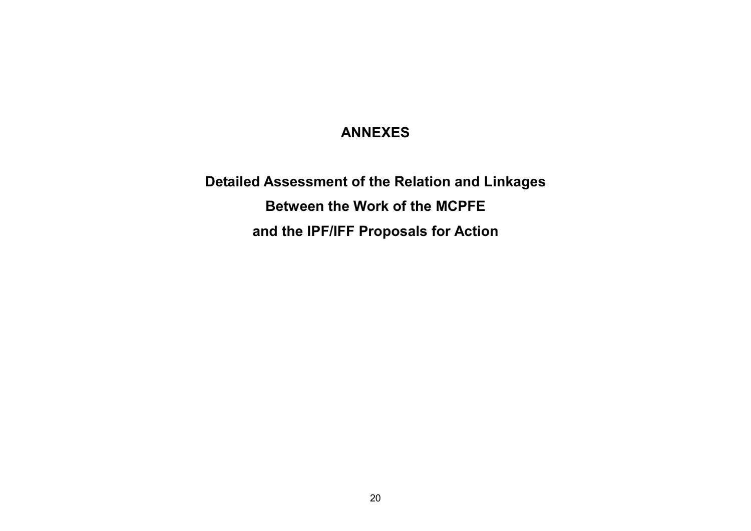# ANNEXES

## Detailed Assessment of the Relation and Linkages Between the Work of the MCPFE and the IPF/IFF Proposals for Action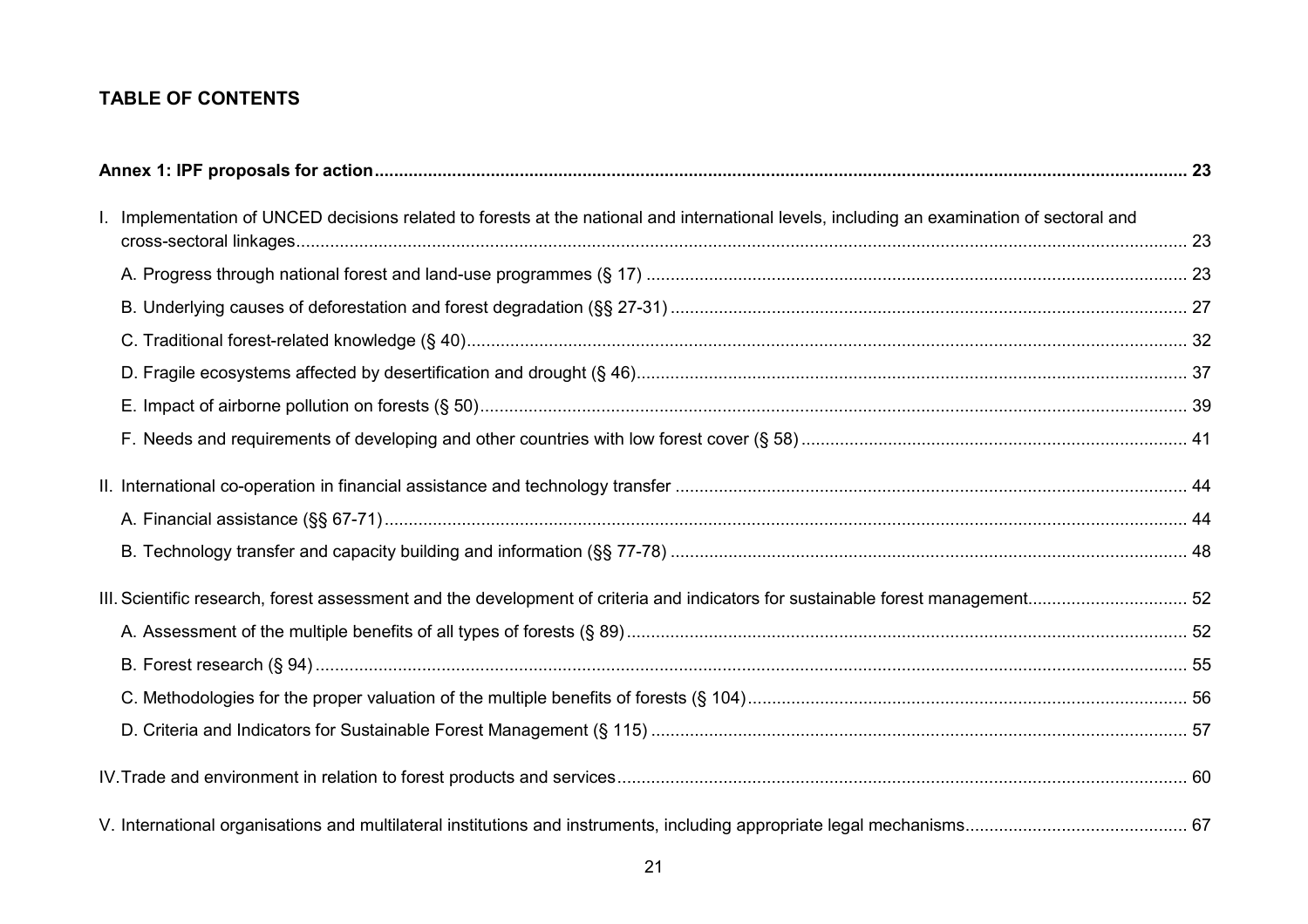## TABLE OF CONTENTS

**Annex 1: IPF proposals for action** ..... 23

I. Implementation of UNCED decisions related to forests at the national and international levels, including an examination of sectoral and cross-sectoral linkages ..... 23

- A. Progress through national forest and land-use programmes (§ 17) ..... 23
- B. Underlying causes of deforestation and forest degradation (§§ 27-31) ..... 27
- C. Traditional forest-related knowledge (§ 40) ..... 32
- D. Fragile ecosystems affected by desertification and drought (§ 46) ..... 37
- E. Impact of airborne pollution on forests (§ 50) ..... 39
- F. Needs and requirements of developing and other countries with low forest cover (§ 58) ..... 41

II. International co-operation in financial assistance and technology transfer ..... 44

- A. Financial assistance (§§ 67-71) ..... 44
- B. Technology transfer and capacity building and information (§§ 77-78) ..... 48

III. Scientific research, forest assessment and the development of criteria and indicators for sustainable forest management ..... 52

- A. Assessment of the multiple benefits of all types of forests (§ 89) ..... 52
- B. Forest research (§ 94) ..... 55
- C. Methodologies for the proper valuation of the multiple benefits of forests (§ 104) ..... 56
- D. Criteria and Indicators for Sustainable Forest Management (§ 115) ..... 57

IV. Trade and environment in relation to forest products and services ..... 60

V. International organisations and multilateral institutions and instruments, including appropriate legal mechanisms ..... 67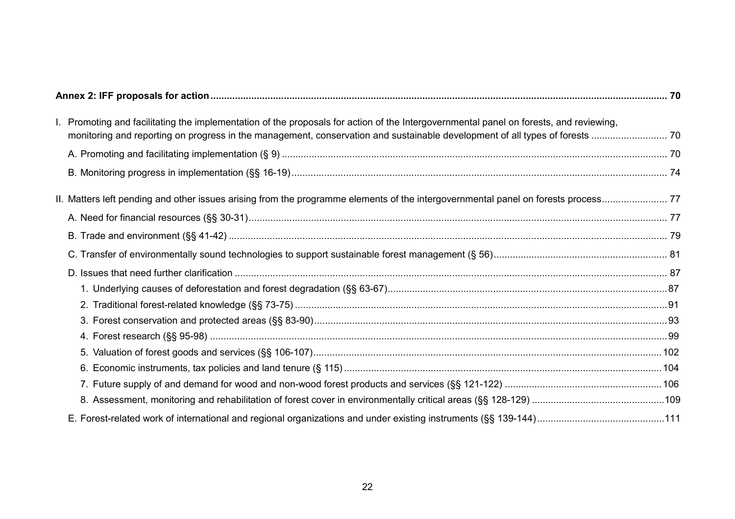**Annex 2: IFF proposals for action** ..... 70

I. Promoting and facilitating the implementation of the proposals for action of the Intergovernmental panel on forests, and reviewing, monitoring and reporting on progress in the management, conservation and sustainable development of all types of forests ..... 70

A. Promoting and facilitating implementation (§ 9) ..... 70

B. Monitoring progress in implementation (§§ 16-19) ..... 74

II. Matters left pending and other issues arising from the programme elements of the intergovernmental panel on forests process ..... 77

A. Need for financial resources (§§ 30-31) ..... 77

B. Trade and environment (§§ 41-42) ..... 79

C. Transfer of environmentally sound technologies to support sustainable forest management (§ 56) ..... 81

D. Issues that need further clarification ..... 87

1. Underlying causes of deforestation and forest degradation (§§ 63-67) ..... 87
2. Traditional forest-related knowledge (§§ 73-75) ..... 91
3. Forest conservation and protected areas (§§ 83-90) ..... 93
4. Forest research (§§ 95-98) ..... 99
5. Valuation of forest goods and services (§§ 106-107) ..... 102
6. Economic instruments, tax policies and land tenure (§ 115) ..... 104
7. Future supply of and demand for wood and non-wood forest products and services (§§ 121-122) ..... 106
8. Assessment, monitoring and rehabilitation of forest cover in environmentally critical areas (§§ 128-129) ..... 109

E. Forest-related work of international and regional organizations and under existing instruments (§§ 139-144) ..... 111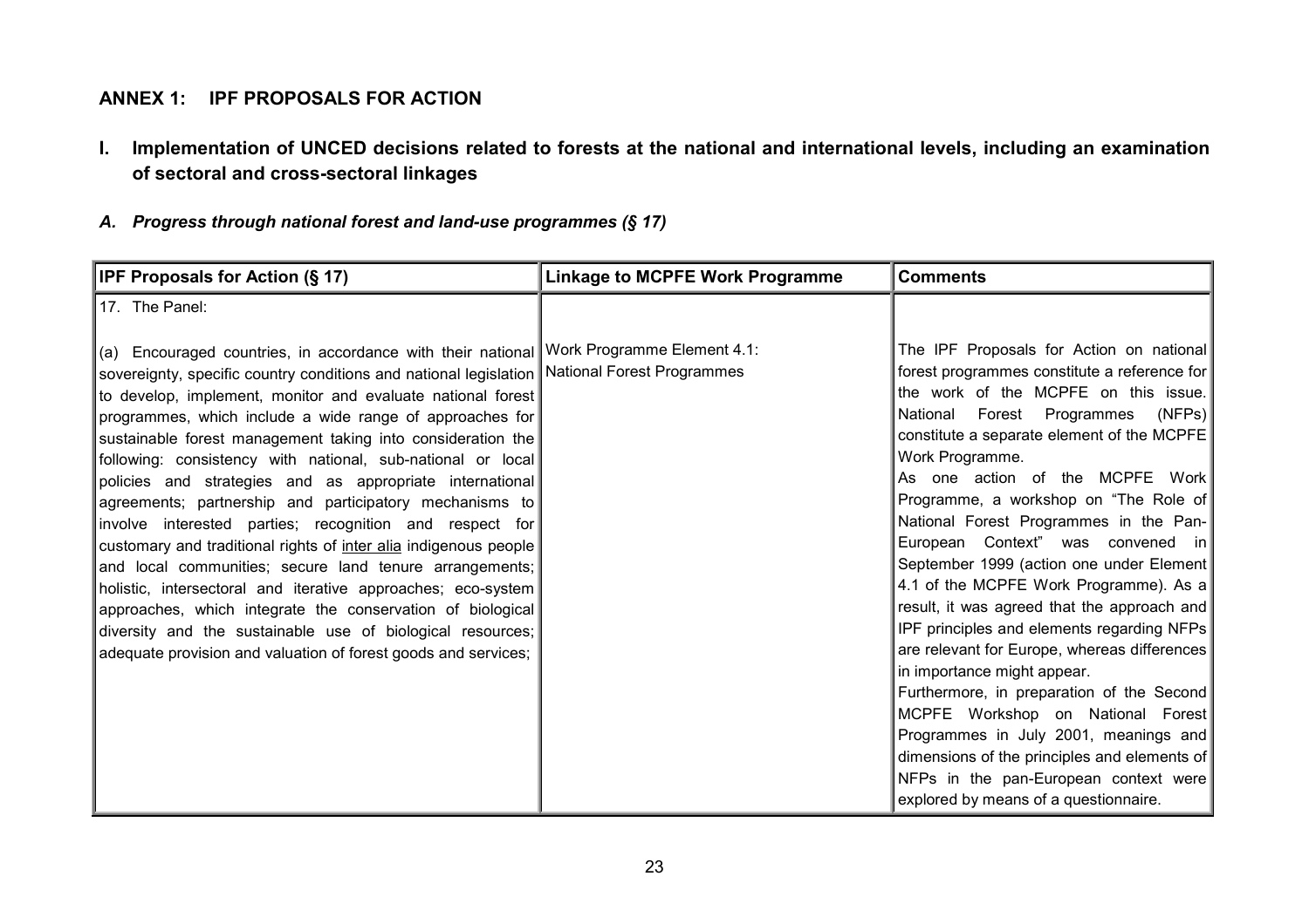## ANNEX 1: IPF PROPOSALS FOR ACTION

### I. Implementation of UNCED decisions related to forests at the national and international levels, including an examination of sectoral and cross-sectoral linkages

#### *A. Progress through national forest and land-use programmes (§ 17)*

| IPF Proposals for Action (§ 17) | Linkage to MCPFE Work Programme | Comments |
|---|---|---|
| 17. The Panel: | | |
| (a) Encouraged countries, in accordance with their national sovereignty, specific country conditions and national legislation to develop, implement, monitor and evaluate national forest programmes, which include a wide range of approaches for sustainable forest management taking into consideration the following: consistency with national, sub-national or local policies and strategies and as appropriate international agreements; partnership and participatory mechanisms to involve interested parties; recognition and respect for customary and traditional rights of <u>inter alia</u> indigenous people and local communities; secure land tenure arrangements; holistic, intersectoral and iterative approaches; eco-system approaches, which integrate the conservation of biological diversity and the sustainable use of biological resources; adequate provision and valuation of forest goods and services; | Work Programme Element 4.1: National Forest Programmes | The IPF Proposals for Action on national forest programmes constitute a reference for the work of the MCPFE on this issue. National Forest Programmes (NFPs) constitute a separate element of the MCPFE Work Programme.<br>As one action of the MCPFE Work Programme, a workshop on "The Role of National Forest Programmes in the Pan-European Context" was convened in September 1999 (action one under Element 4.1 of the MCPFE Work Programme). As a result, it was agreed that the approach and IPF principles and elements regarding NFPs are relevant for Europe, whereas differences in importance might appear.<br>Furthermore, in preparation of the Second MCPFE Workshop on National Forest Programmes in July 2001, meanings and dimensions of the principles and elements of NFPs in the pan-European context were explored by means of a questionnaire. |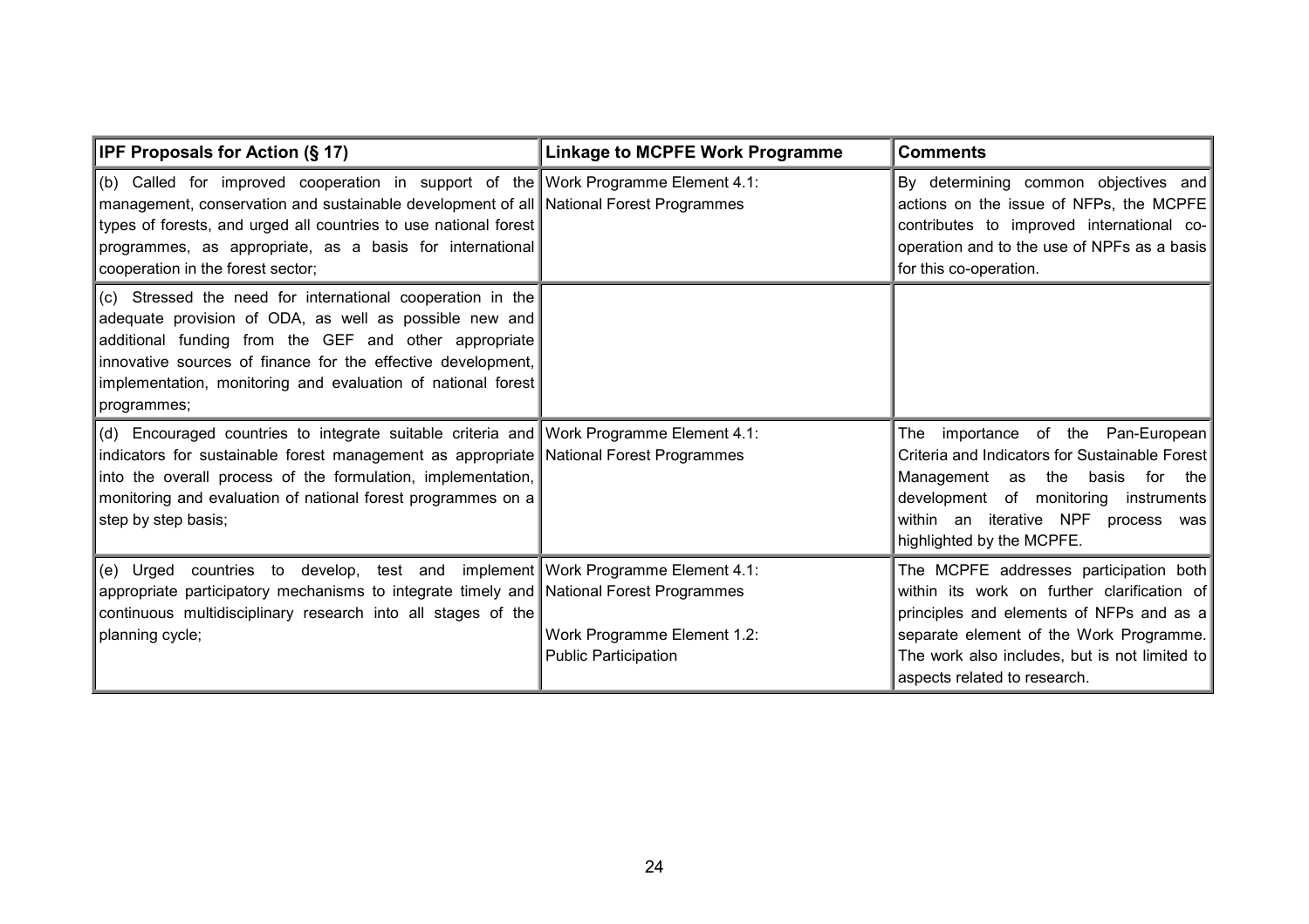| IPF Proposals for Action (§ 17) | Linkage to MCPFE Work Programme | Comments |
|---|---|---|
| (b) Called for improved cooperation in support of the management, conservation and sustainable development of all types of forests, and urged all countries to use national forest programmes, as appropriate, as a basis for international cooperation in the forest sector; | Work Programme Element 4.1: National Forest Programmes | By determining common objectives and actions on the issue of NFPs, the MCPFE contributes to improved international co-operation and to the use of NPFs as a basis for this co-operation. |
| (c) Stressed the need for international cooperation in the adequate provision of ODA, as well as possible new and additional funding from the GEF and other appropriate innovative sources of finance for the effective development, implementation, monitoring and evaluation of national forest programmes; | | |
| (d) Encouraged countries to integrate suitable criteria and indicators for sustainable forest management as appropriate into the overall process of the formulation, implementation, monitoring and evaluation of national forest programmes on a step by step basis; | Work Programme Element 4.1: National Forest Programmes | The importance of the Pan-European Criteria and Indicators for Sustainable Forest Management as the basis for the development of monitoring instruments within an iterative NPF process was highlighted by the MCPFE. |
| (e) Urged countries to develop, test and implement appropriate participatory mechanisms to integrate timely and continuous multidisciplinary research into all stages of the planning cycle; | Work Programme Element 4.1: National Forest Programmes<br><br>Work Programme Element 1.2: Public Participation | The MCPFE addresses participation both within its work on further clarification of principles and elements of NFPs and as a separate element of the Work Programme. The work also includes, but is not limited to aspects related to research. |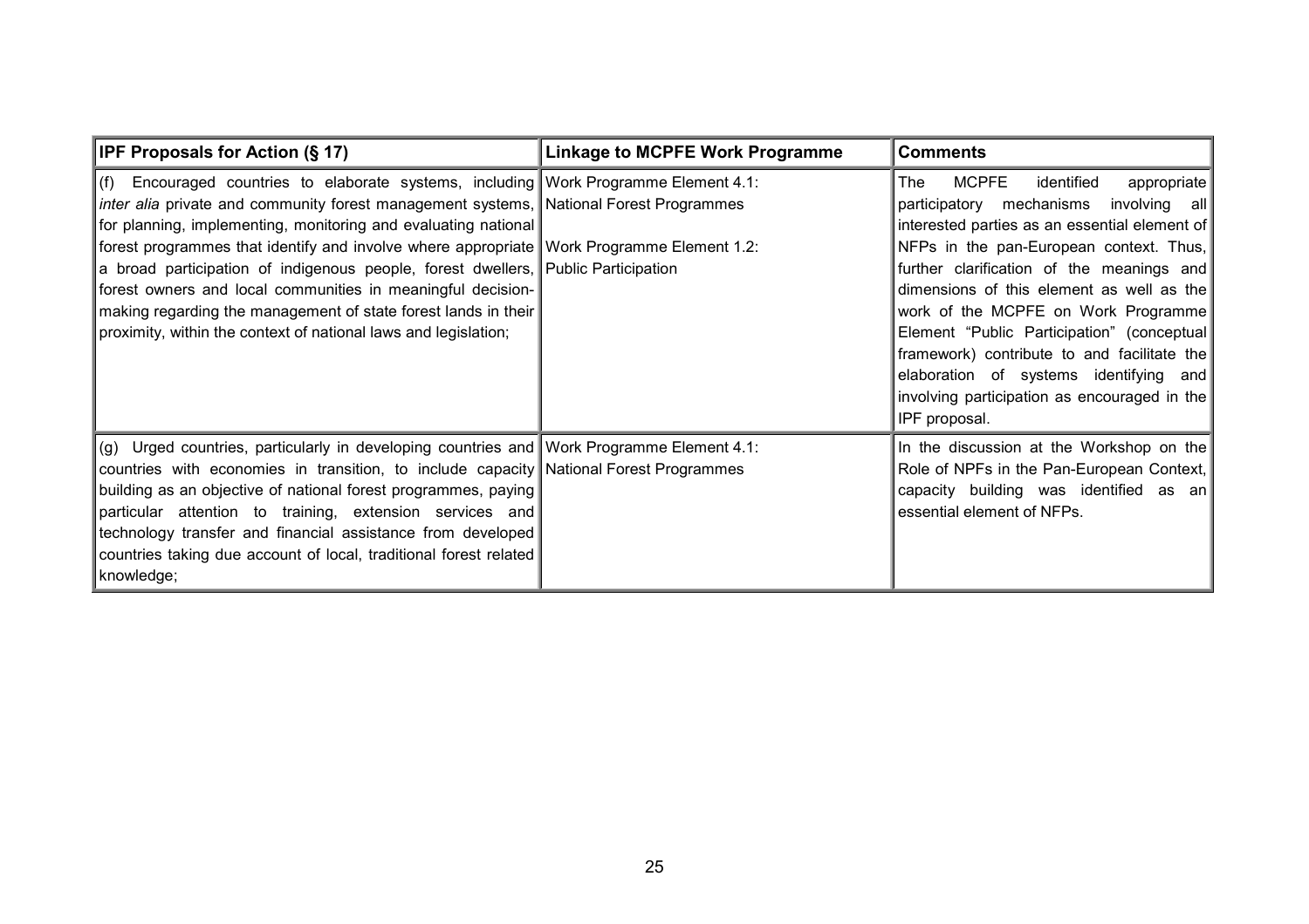| IPF Proposals for Action (§ 17) | Linkage to MCPFE Work Programme | Comments |
|---|---|---|
| (f) Encouraged countries to elaborate systems, including *inter alia* private and community forest management systems, for planning, implementing, monitoring and evaluating national forest programmes that identify and involve where appropriate a broad participation of indigenous people, forest dwellers, forest owners and local communities in meaningful decision-making regarding the management of state forest lands in their proximity, within the context of national laws and legislation; | Work Programme Element 4.1: National Forest Programmes<br><br>Work Programme Element 1.2: Public Participation | The MCPFE identified appropriate participatory mechanisms involving all interested parties as an essential element of NFPs in the pan-European context. Thus, further clarification of the meanings and dimensions of this element as well as the work of the MCPFE on Work Programme Element "Public Participation" (conceptual framework) contribute to and facilitate the elaboration of systems identifying and involving participation as encouraged in the IPF proposal. |
| (g) Urged countries, particularly in developing countries and countries with economies in transition, to include capacity building as an objective of national forest programmes, paying particular attention to training, extension services and technology transfer and financial assistance from developed countries taking due account of local, traditional forest related knowledge; | Work Programme Element 4.1: National Forest Programmes | In the discussion at the Workshop on the Role of NPFs in the Pan-European Context, capacity building was identified as an essential element of NFPs. |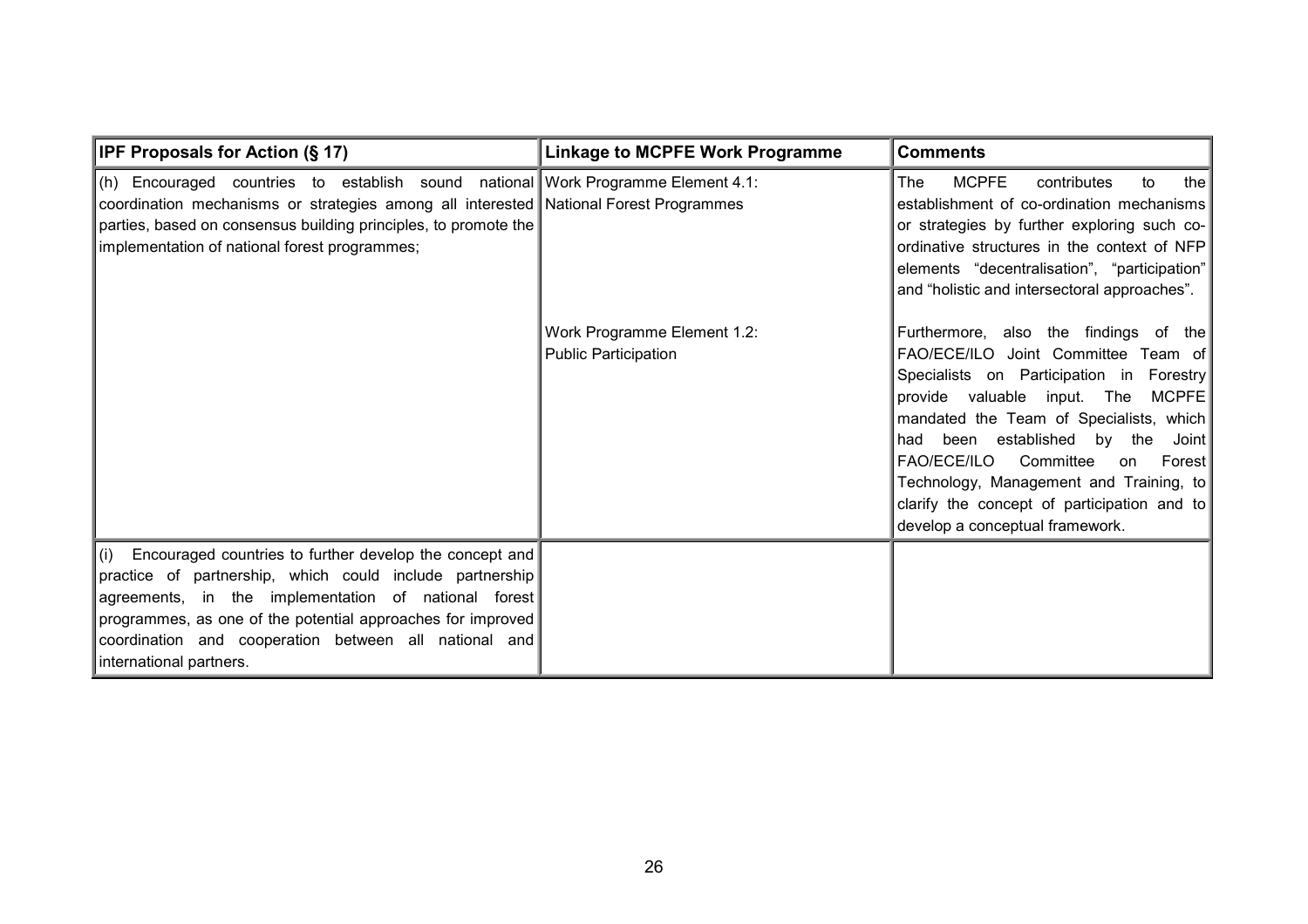| IPF Proposals for Action (§ 17) | Linkage to MCPFE Work Programme | Comments |
|---|---|---|
| (h) Encouraged countries to establish sound national coordination mechanisms or strategies among all interested parties, based on consensus building principles, to promote the implementation of national forest programmes; | Work Programme Element 4.1: National Forest Programmes | The MCPFE contributes to the establishment of co-ordination mechanisms or strategies by further exploring such co-ordinative structures in the context of NFP elements "decentralisation", "participation" and "holistic and intersectoral approaches". |
| | Work Programme Element 1.2: Public Participation | Furthermore, also the findings of the FAO/ECE/ILO Joint Committee Team of Specialists on Participation in Forestry provide valuable input. The MCPFE mandated the Team of Specialists, which had been established by the Joint FAO/ECE/ILO Committee on Forest Technology, Management and Training, to clarify the concept of participation and to develop a conceptual framework. |
| (i) Encouraged countries to further develop the concept and practice of partnership, which could include partnership agreements, in the implementation of national forest programmes, as one of the potential approaches for improved coordination and cooperation between all national and international partners. | | |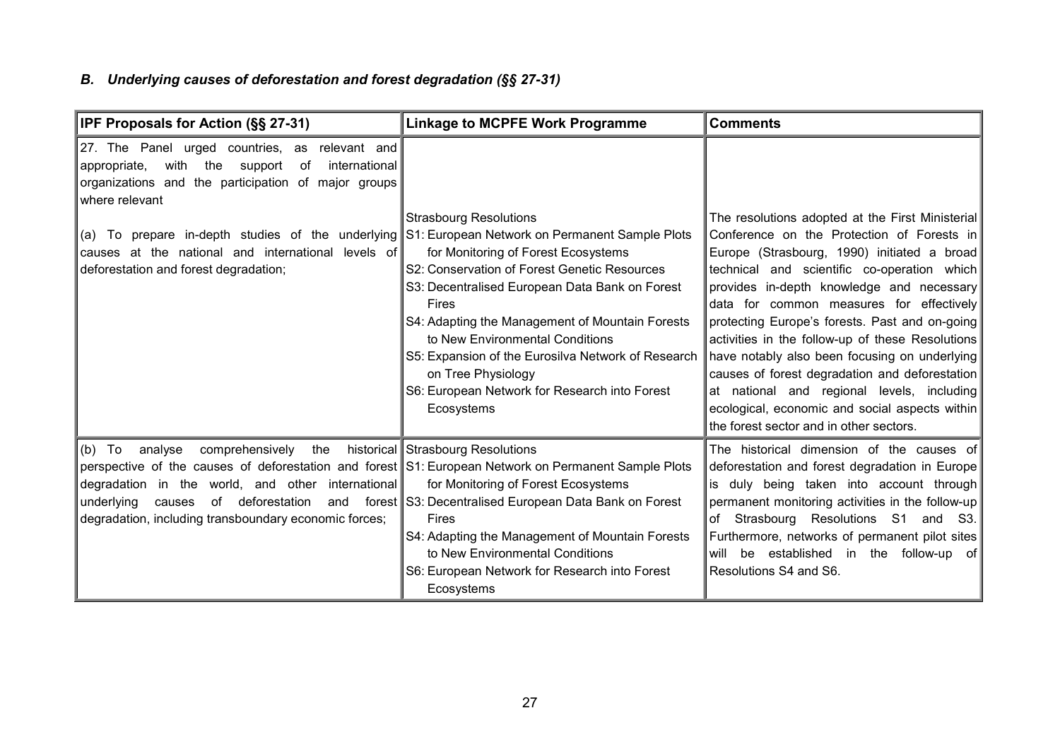### *B. Underlying causes of deforestation and forest degradation (§§ 27-31)*

| IPF Proposals for Action (§§ 27-31) | Linkage to MCPFE Work Programme | Comments |
|---|---|---|
| 27. The Panel urged countries, as relevant and appropriate, with the support of international organizations and the participation of major groups where relevant<br><br>(a) To prepare in-depth studies of the underlying causes at the national and international levels of deforestation and forest degradation; | Strasbourg Resolutions<br>S1: European Network on Permanent Sample Plots for Monitoring of Forest Ecosystems<br>S2: Conservation of Forest Genetic Resources<br>S3: Decentralised European Data Bank on Forest Fires<br>S4: Adapting the Management of Mountain Forests to New Environmental Conditions<br>S5: Expansion of the Eurosilva Network of Research on Tree Physiology<br>S6: European Network for Research into Forest Ecosystems | The resolutions adopted at the First Ministerial Conference on the Protection of Forests in Europe (Strasbourg, 1990) initiated a broad technical and scientific co-operation which provides in-depth knowledge and necessary data for common measures for effectively protecting Europe's forests. Past and on-going activities in the follow-up of these Resolutions have notably also been focusing on underlying causes of forest degradation and deforestation at national and regional levels, including ecological, economic and social aspects within the forest sector and in other sectors. |
| (b) To analyse comprehensively the historical perspective of the causes of deforestation and forest degradation in the world, and other international underlying causes of deforestation and forest degradation, including transboundary economic forces; | Strasbourg Resolutions<br>S1: European Network on Permanent Sample Plots for Monitoring of Forest Ecosystems<br>S3: Decentralised European Data Bank on Forest Fires<br>S4: Adapting the Management of Mountain Forests to New Environmental Conditions<br>S6: European Network for Research into Forest Ecosystems | The historical dimension of the causes of deforestation and forest degradation in Europe is duly being taken into account through permanent monitoring activities in the follow-up of Strasbourg Resolutions S1 and S3. Furthermore, networks of permanent pilot sites will be established in the follow-up of Resolutions S4 and S6. |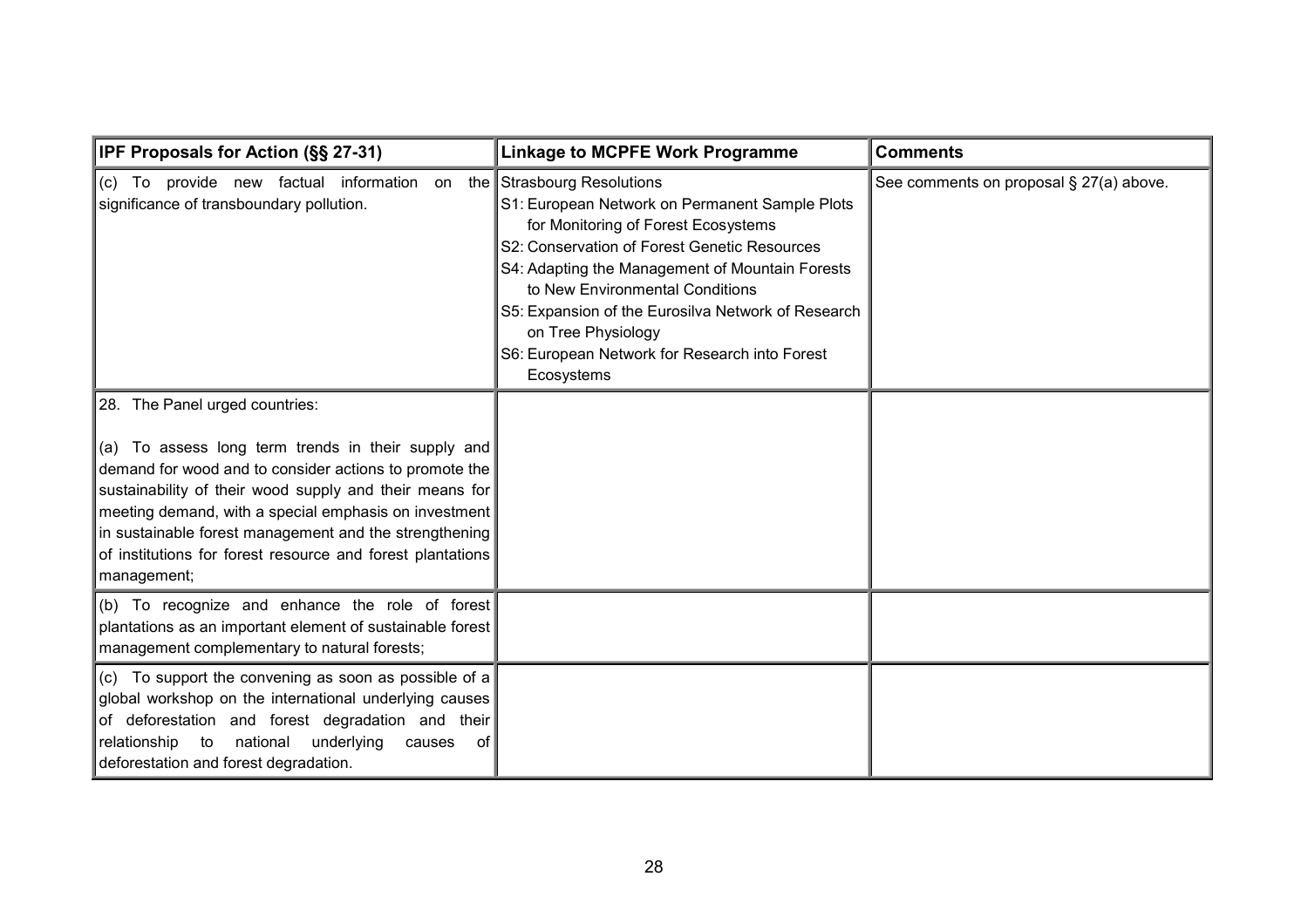| IPF Proposals for Action (§§ 27-31) | Linkage to MCPFE Work Programme | Comments |
|---|---|---|
| (c) To provide new factual information on the significance of transboundary pollution. | Strasbourg Resolutions<br>S1: European Network on Permanent Sample Plots for Monitoring of Forest Ecosystems<br>S2: Conservation of Forest Genetic Resources<br>S4: Adapting the Management of Mountain Forests to New Environmental Conditions<br>S5: Expansion of the Eurosilva Network of Research on Tree Physiology<br>S6: European Network for Research into Forest Ecosystems | See comments on proposal § 27(a) above. |
| 28. The Panel urged countries:<br><br>(a) To assess long term trends in their supply and demand for wood and to consider actions to promote the sustainability of their wood supply and their means for meeting demand, with a special emphasis on investment in sustainable forest management and the strengthening of institutions for forest resource and forest plantations management; | | |
| (b) To recognize and enhance the role of forest plantations as an important element of sustainable forest management complementary to natural forests; | | |
| (c) To support the convening as soon as possible of a global workshop on the international underlying causes of deforestation and forest degradation and their relationship to national underlying causes of deforestation and forest degradation. | | |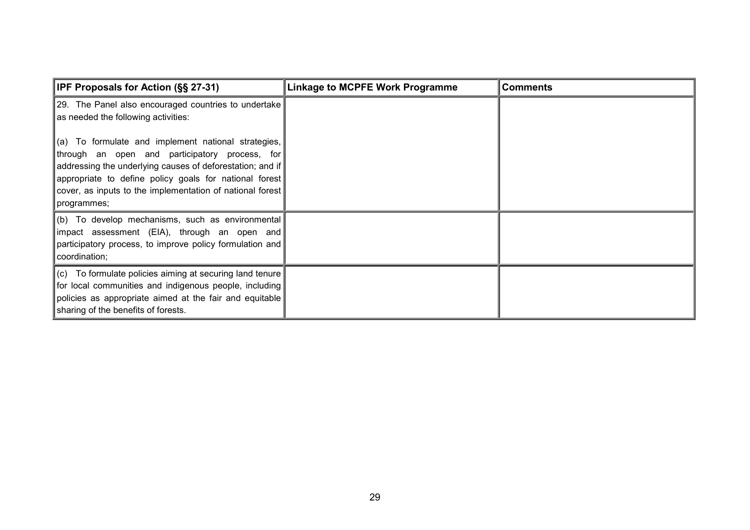| IPF Proposals for Action (§§ 27-31) | Linkage to MCPFE Work Programme | Comments |
|---|---|---|
| 29. The Panel also encouraged countries to undertake as needed the following activities:<br><br>(a) To formulate and implement national strategies, through an open and participatory process, for addressing the underlying causes of deforestation; and if appropriate to define policy goals for national forest cover, as inputs to the implementation of national forest programmes; | | |
| (b) To develop mechanisms, such as environmental impact assessment (EIA), through an open and participatory process, to improve policy formulation and coordination; | | |
| (c) To formulate policies aiming at securing land tenure for local communities and indigenous people, including policies as appropriate aimed at the fair and equitable sharing of the benefits of forests. | | |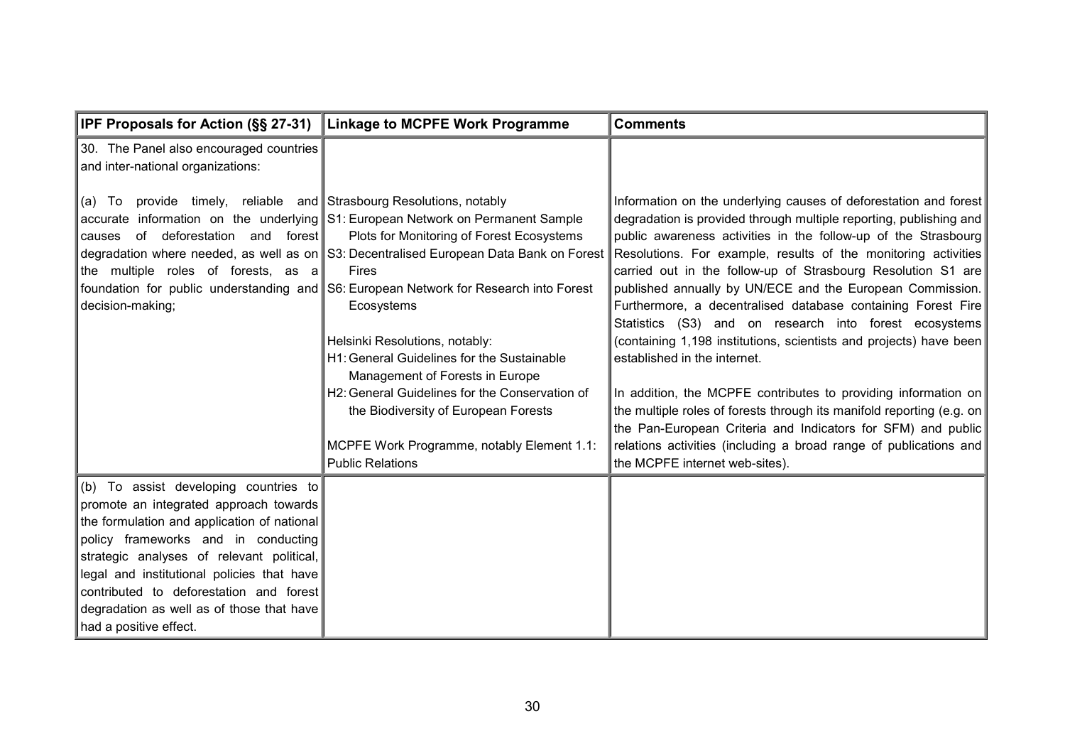| IPF Proposals for Action (§§ 27-31) | Linkage to MCPFE Work Programme | Comments |
|---|---|---|
| 30. The Panel also encouraged countries and inter-national organizations: | | |
| (a) To provide timely, reliable and accurate information on the underlying causes of deforestation and forest degradation where needed, as well as on the multiple roles of forests, as a foundation for public understanding and decision-making; | Strasbourg Resolutions, notably<br>S1: European Network on Permanent Sample Plots for Monitoring of Forest Ecosystems<br>S3: Decentralised European Data Bank on Forest Fires<br>S6: European Network for Research into Forest Ecosystems<br><br>Helsinki Resolutions, notably:<br>H1: General Guidelines for the Sustainable Management of Forests in Europe<br>H2: General Guidelines for the Conservation of the Biodiversity of European Forests<br><br>MCPFE Work Programme, notably Element 1.1: Public Relations | Information on the underlying causes of deforestation and forest degradation is provided through multiple reporting, publishing and public awareness activities in the follow-up of the Strasbourg Resolutions. For example, results of the monitoring activities carried out in the follow-up of Strasbourg Resolution S1 are published annually by UN/ECE and the European Commission. Furthermore, a decentralised database containing Forest Fire Statistics (S3) and on research into forest ecosystems (containing 1,198 institutions, scientists and projects) have been established in the internet.<br><br>In addition, the MCPFE contributes to providing information on the multiple roles of forests through its manifold reporting (e.g. on the Pan-European Criteria and Indicators for SFM) and public relations activities (including a broad range of publications and the MCPFE internet web-sites). |
| (b) To assist developing countries to promote an integrated approach towards the formulation and application of national policy frameworks and in conducting strategic analyses of relevant political, legal and institutional policies that have contributed to deforestation and forest degradation as well as of those that have had a positive effect. | | |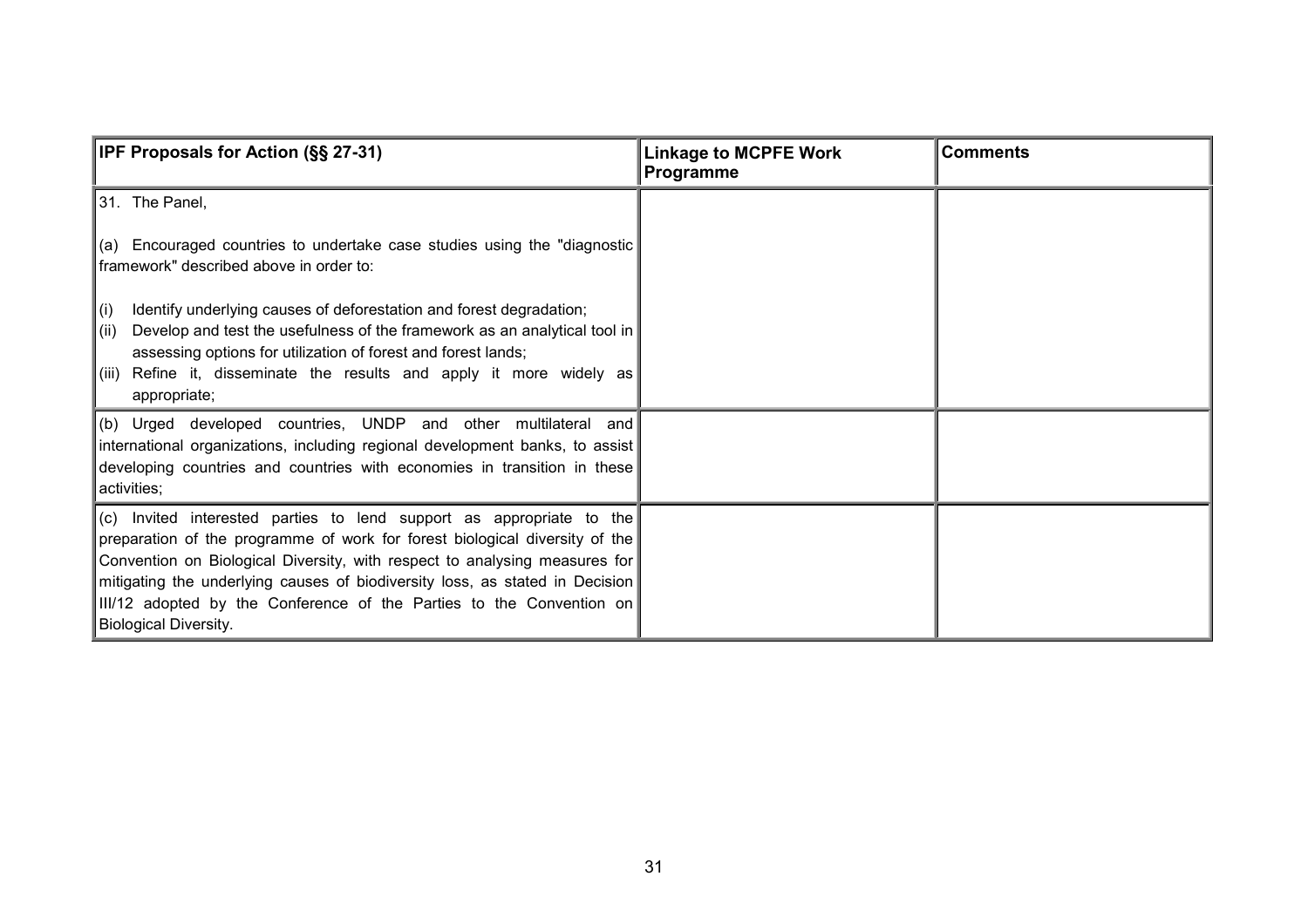| IPF Proposals for Action (§§ 27-31) | Linkage to MCPFE Work Programme | Comments |
|---|---|---|
| 31. The Panel,<br><br>(a) Encouraged countries to undertake case studies using the "diagnostic framework" described above in order to:<br><br>(i) Identify underlying causes of deforestation and forest degradation;<br>(ii) Develop and test the usefulness of the framework as an analytical tool in assessing options for utilization of forest and forest lands;<br>(iii) Refine it, disseminate the results and apply it more widely as appropriate; | | |
| (b) Urged developed countries, UNDP and other multilateral and international organizations, including regional development banks, to assist developing countries and countries with economies in transition in these activities; | | |
| (c) Invited interested parties to lend support as appropriate to the preparation of the programme of work for forest biological diversity of the Convention on Biological Diversity, with respect to analysing measures for mitigating the underlying causes of biodiversity loss, as stated in Decision III/12 adopted by the Conference of the Parties to the Convention on Biological Diversity. | | |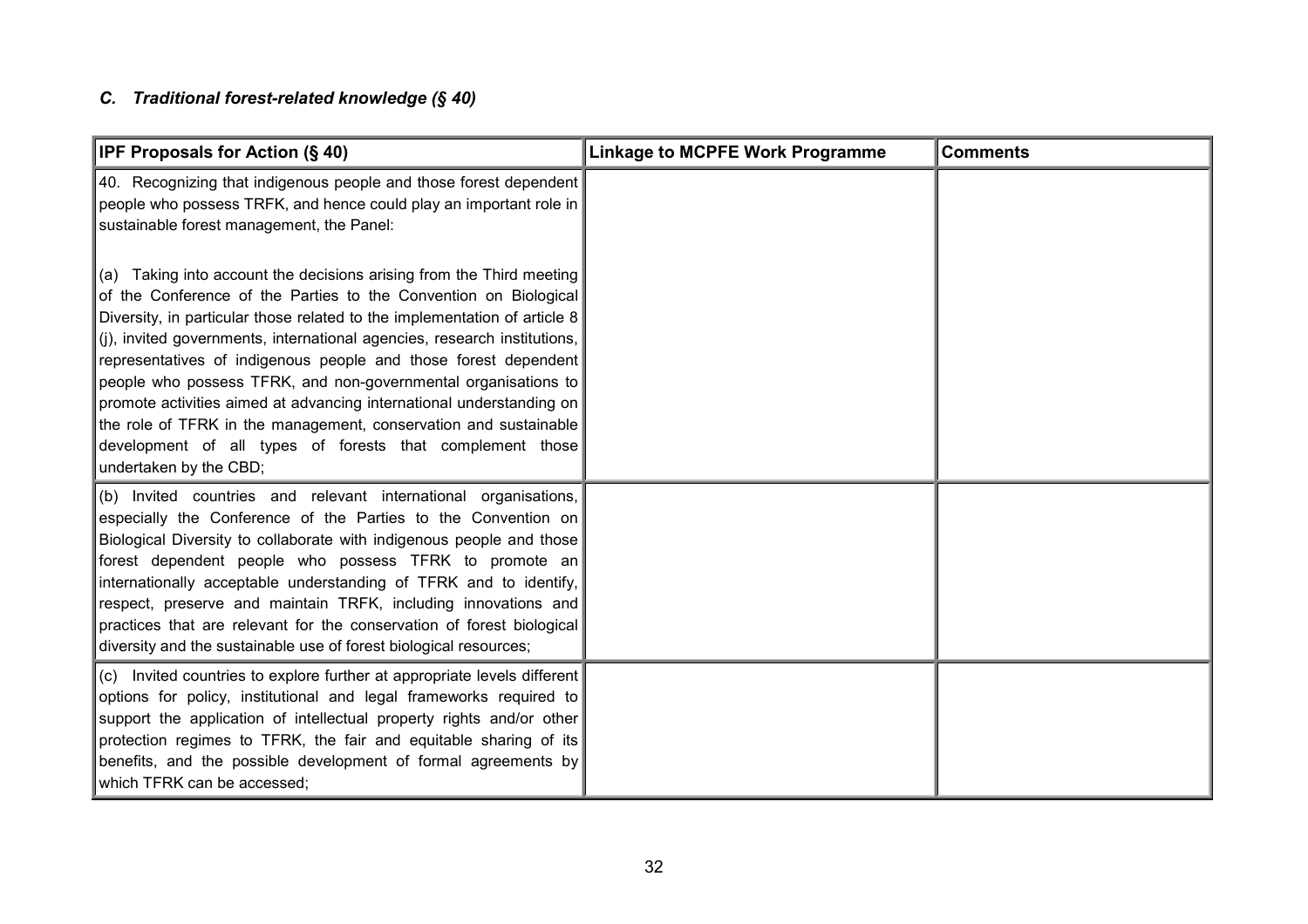### *C. Traditional forest-related knowledge (§ 40)*

| IPF Proposals for Action (§ 40) | Linkage to MCPFE Work Programme | Comments |
|---|---|---|
| 40. Recognizing that indigenous people and those forest dependent people who possess TRFK, and hence could play an important role in sustainable forest management, the Panel:<br><br>(a) Taking into account the decisions arising from the Third meeting of the Conference of the Parties to the Convention on Biological Diversity, in particular those related to the implementation of article 8 (j), invited governments, international agencies, research institutions, representatives of indigenous people and those forest dependent people who possess TFRK, and non-governmental organisations to promote activities aimed at advancing international understanding on the role of TFRK in the management, conservation and sustainable development of all types of forests that complement those undertaken by the CBD; | | |
| (b) Invited countries and relevant international organisations, especially the Conference of the Parties to the Convention on Biological Diversity to collaborate with indigenous people and those forest dependent people who possess TFRK to promote an internationally acceptable understanding of TFRK and to identify, respect, preserve and maintain TRFK, including innovations and practices that are relevant for the conservation of forest biological diversity and the sustainable use of forest biological resources; | | |
| (c) Invited countries to explore further at appropriate levels different options for policy, institutional and legal frameworks required to support the application of intellectual property rights and/or other protection regimes to TFRK, the fair and equitable sharing of its benefits, and the possible development of formal agreements by which TFRK can be accessed; | | |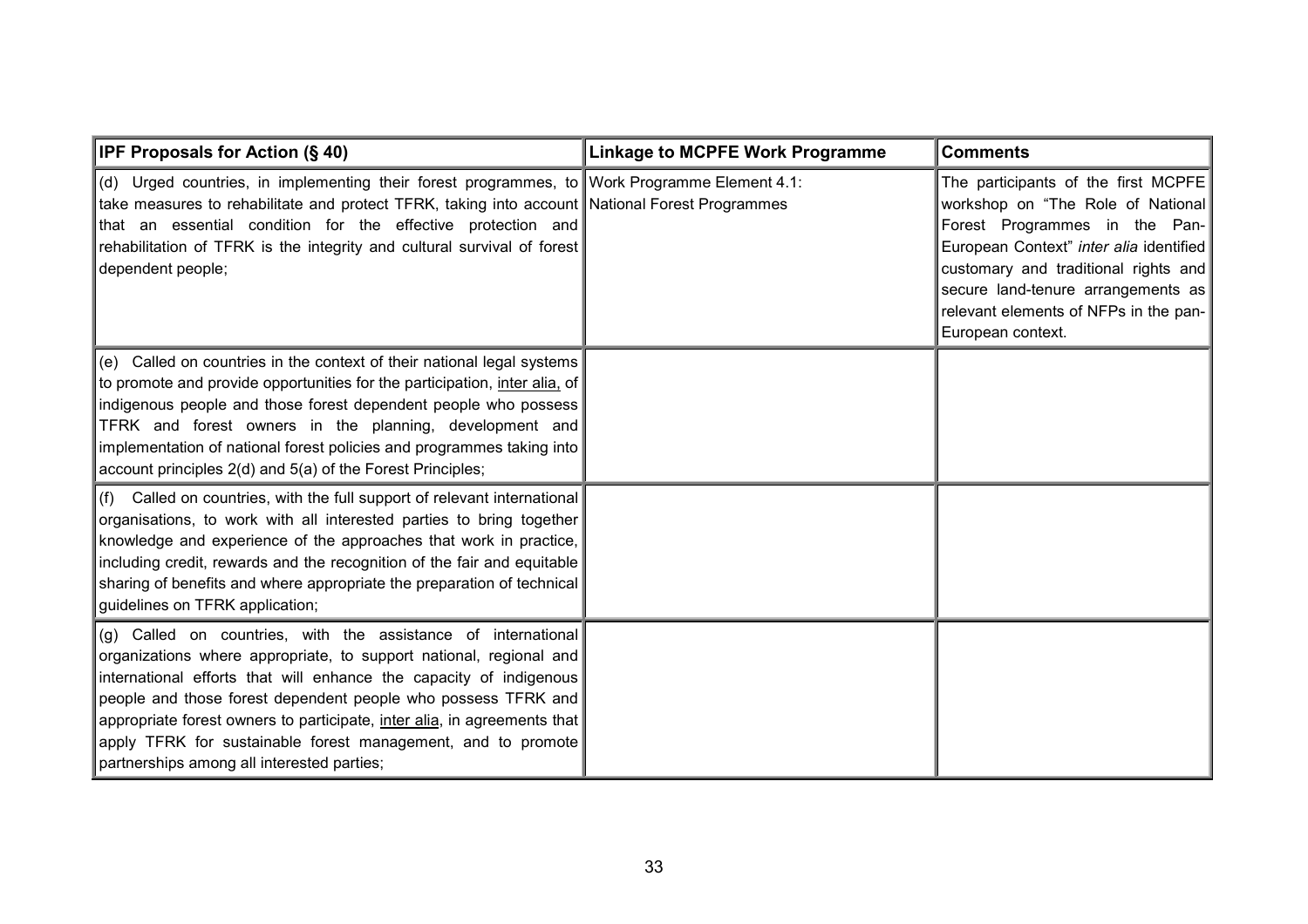| IPF Proposals for Action (§ 40) | Linkage to MCPFE Work Programme | Comments |
|---|---|---|
| (d) Urged countries, in implementing their forest programmes, to take measures to rehabilitate and protect TFRK, taking into account that an essential condition for the effective protection and rehabilitation of TFRK is the integrity and cultural survival of forest dependent people; | Work Programme Element 4.1: National Forest Programmes | The participants of the first MCPFE workshop on "The Role of National Forest Programmes in the Pan-European Context" *inter alia* identified customary and traditional rights and secure land-tenure arrangements as relevant elements of NFPs in the pan-European context. |
| (e) Called on countries in the context of their national legal systems to promote and provide opportunities for the participation, inter alia, of indigenous people and those forest dependent people who possess TFRK and forest owners in the planning, development and implementation of national forest policies and programmes taking into account principles 2(d) and 5(a) of the Forest Principles; | | |
| (f) Called on countries, with the full support of relevant international organisations, to work with all interested parties to bring together knowledge and experience of the approaches that work in practice, including credit, rewards and the recognition of the fair and equitable sharing of benefits and where appropriate the preparation of technical guidelines on TFRK application; | | |
| (g) Called on countries, with the assistance of international organizations where appropriate, to support national, regional and international efforts that will enhance the capacity of indigenous people and those forest dependent people who possess TFRK and appropriate forest owners to participate, inter alia, in agreements that apply TFRK for sustainable forest management, and to promote partnerships among all interested parties; | | |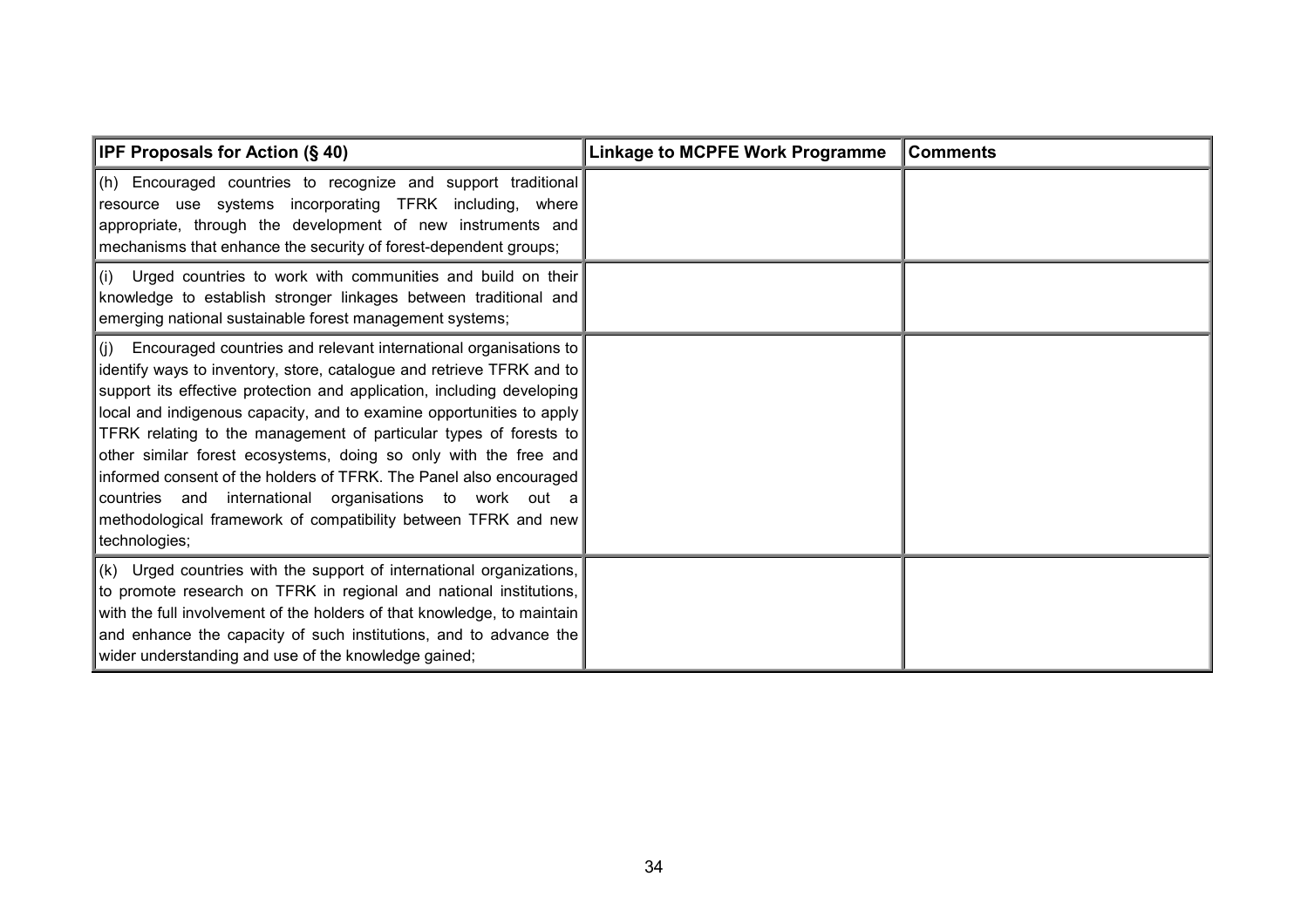| IPF Proposals for Action (§ 40) | Linkage to MCPFE Work Programme | Comments |
|---|---|---|
| (h) Encouraged countries to recognize and support traditional resource use systems incorporating TFRK including, where appropriate, through the development of new instruments and mechanisms that enhance the security of forest-dependent groups; | | |
| (i) Urged countries to work with communities and build on their knowledge to establish stronger linkages between traditional and emerging national sustainable forest management systems; | | |
| (j) Encouraged countries and relevant international organisations to identify ways to inventory, store, catalogue and retrieve TFRK and to support its effective protection and application, including developing local and indigenous capacity, and to examine opportunities to apply TFRK relating to the management of particular types of forests to other similar forest ecosystems, doing so only with the free and informed consent of the holders of TFRK. The Panel also encouraged countries and international organisations to work out a methodological framework of compatibility between TFRK and new technologies; | | |
| (k) Urged countries with the support of international organizations, to promote research on TFRK in regional and national institutions, with the full involvement of the holders of that knowledge, to maintain and enhance the capacity of such institutions, and to advance the wider understanding and use of the knowledge gained; | | |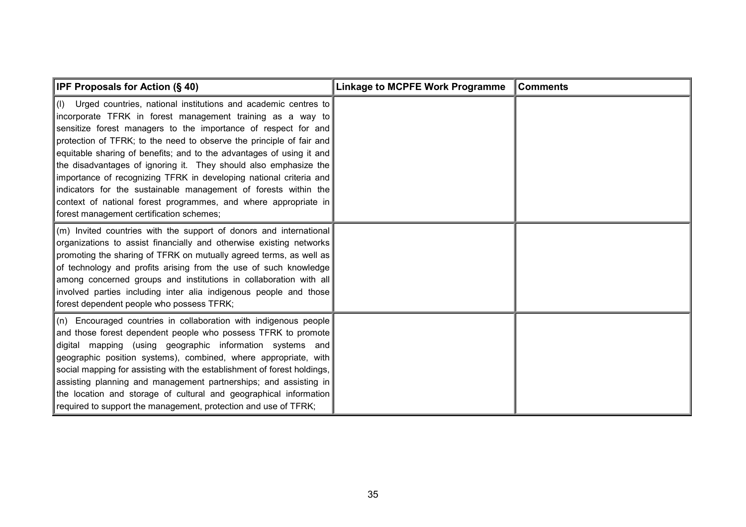| IPF Proposals for Action (§ 40) | Linkage to MCPFE Work Programme | Comments |
|---|---|---|
| (l) Urged countries, national institutions and academic centres to incorporate TFRK in forest management training as a way to sensitize forest managers to the importance of respect for and protection of TFRK; to the need to observe the principle of fair and equitable sharing of benefits; and to the advantages of using it and the disadvantages of ignoring it. They should also emphasize the importance of recognizing TFRK in developing national criteria and indicators for the sustainable management of forests within the context of national forest programmes, and where appropriate in forest management certification schemes; | | |
| (m) Invited countries with the support of donors and international organizations to assist financially and otherwise existing networks promoting the sharing of TFRK on mutually agreed terms, as well as of technology and profits arising from the use of such knowledge among concerned groups and institutions in collaboration with all involved parties including inter alia indigenous people and those forest dependent people who possess TFRK; | | |
| (n) Encouraged countries in collaboration with indigenous people and those forest dependent people who possess TFRK to promote digital mapping (using geographic information systems and geographic position systems), combined, where appropriate, with social mapping for assisting with the establishment of forest holdings, assisting planning and management partnerships; and assisting in the location and storage of cultural and geographical information required to support the management, protection and use of TFRK; | | |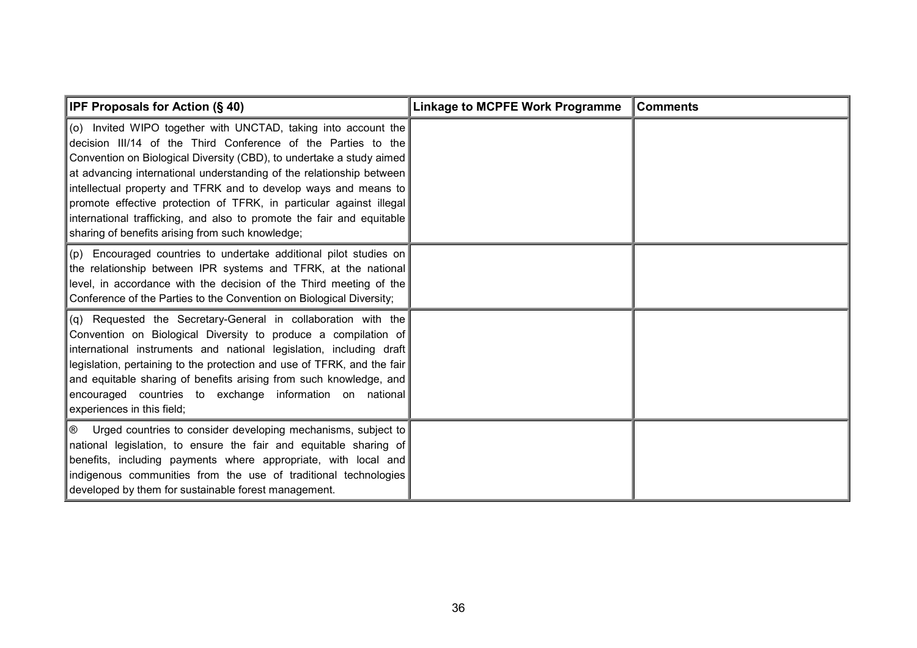| IPF Proposals for Action (§ 40) | Linkage to MCPFE Work Programme | Comments |
|---|---|---|
| (o) Invited WIPO together with UNCTAD, taking into account the decision III/14 of the Third Conference of the Parties to the Convention on Biological Diversity (CBD), to undertake a study aimed at advancing international understanding of the relationship between intellectual property and TFRK and to develop ways and means to promote effective protection of TFRK, in particular against illegal international trafficking, and also to promote the fair and equitable sharing of benefits arising from such knowledge; | | |
| (p) Encouraged countries to undertake additional pilot studies on the relationship between IPR systems and TFRK, at the national level, in accordance with the decision of the Third meeting of the Conference of the Parties to the Convention on Biological Diversity; | | |
| (q) Requested the Secretary-General in collaboration with the Convention on Biological Diversity to produce a compilation of international instruments and national legislation, including draft legislation, pertaining to the protection and use of TFRK, and the fair and equitable sharing of benefits arising from such knowledge, and encouraged countries to exchange information on national experiences in this field; | | |
| ® Urged countries to consider developing mechanisms, subject to national legislation, to ensure the fair and equitable sharing of benefits, including payments where appropriate, with local and indigenous communities from the use of traditional technologies developed by them for sustainable forest management. | | |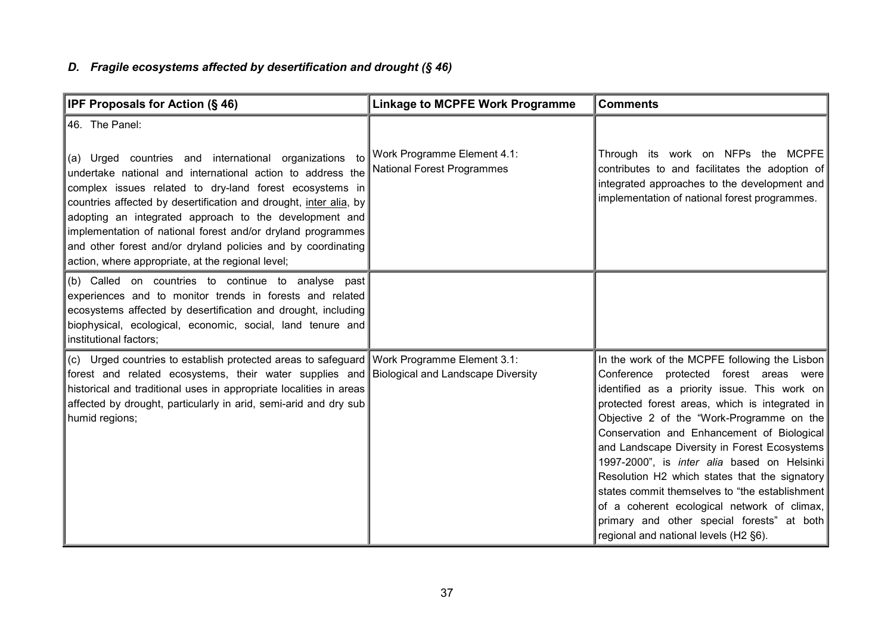### *D. Fragile ecosystems affected by desertification and drought (§ 46)*

| IPF Proposals for Action (§ 46) | Linkage to MCPFE Work Programme | Comments |
|---|---|---|
| 46. The Panel:<br><br>(a) Urged countries and international organizations to undertake national and international action to address the complex issues related to dry-land forest ecosystems in countries affected by desertification and drought, inter alia, by adopting an integrated approach to the development and implementation of national forest and/or dryland programmes and other forest and/or dryland policies and by coordinating action, where appropriate, at the regional level; | Work Programme Element 4.1:<br>National Forest Programmes | Through its work on NFPs the MCPFE contributes to and facilitates the adoption of integrated approaches to the development and implementation of national forest programmes. |
| (b) Called on countries to continue to analyse past experiences and to monitor trends in forests and related ecosystems affected by desertification and drought, including biophysical, ecological, economic, social, land tenure and institutional factors; | | |
| (c) Urged countries to establish protected areas to safeguard forest and related ecosystems, their water supplies and historical and traditional uses in appropriate localities in areas affected by drought, particularly in arid, semi-arid and dry sub humid regions; | Work Programme Element 3.1:<br>Biological and Landscape Diversity | In the work of the MCPFE following the Lisbon Conference protected forest areas were identified as a priority issue. This work on protected forest areas, which is integrated in Objective 2 of the "Work-Programme on the Conservation and Enhancement of Biological and Landscape Diversity in Forest Ecosystems 1997-2000", is *inter alia* based on Helsinki Resolution H2 which states that the signatory states commit themselves to "the establishment of a coherent ecological network of climax, primary and other special forests" at both regional and national levels (H2 §6). |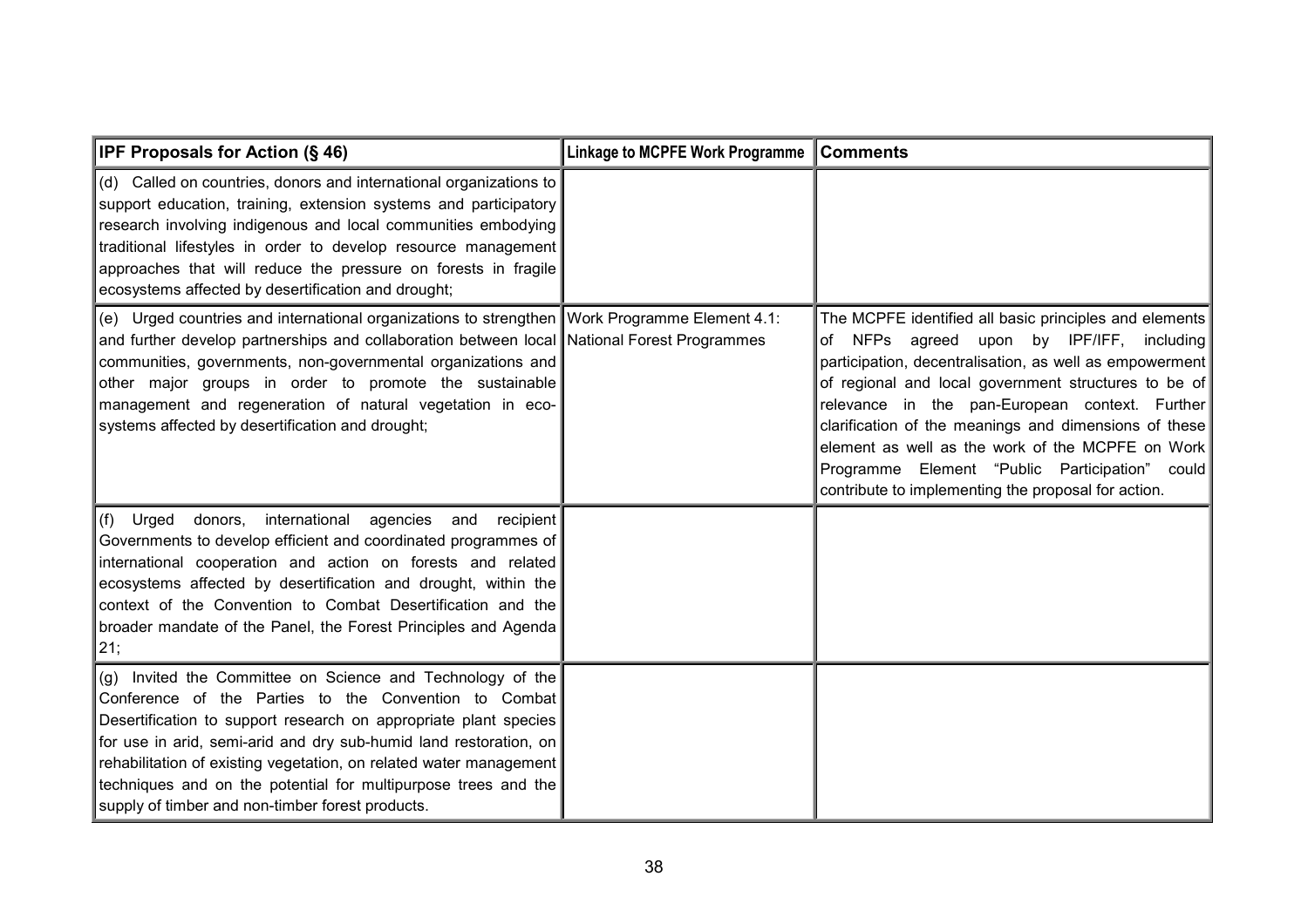| IPF Proposals for Action (§ 46) | Linkage to MCPFE Work Programme | Comments |
|---|---|---|
| (d) Called on countries, donors and international organizations to support education, training, extension systems and participatory research involving indigenous and local communities embodying traditional lifestyles in order to develop resource management approaches that will reduce the pressure on forests in fragile ecosystems affected by desertification and drought; | | |
| (e) Urged countries and international organizations to strengthen and further develop partnerships and collaboration between local communities, governments, non-governmental organizations and other major groups in order to promote the sustainable management and regeneration of natural vegetation in eco-systems affected by desertification and drought; | Work Programme Element 4.1: National Forest Programmes | The MCPFE identified all basic principles and elements of NFPs agreed upon by IPF/IFF, including participation, decentralisation, as well as empowerment of regional and local government structures to be of relevance in the pan-European context. Further clarification of the meanings and dimensions of these element as well as the work of the MCPFE on Work Programme Element "Public Participation" could contribute to implementing the proposal for action. |
| (f) Urged donors, international agencies and recipient Governments to develop efficient and coordinated programmes of international cooperation and action on forests and related ecosystems affected by desertification and drought, within the context of the Convention to Combat Desertification and the broader mandate of the Panel, the Forest Principles and Agenda 21; | | |
| (g) Invited the Committee on Science and Technology of the Conference of the Parties to the Convention to Combat Desertification to support research on appropriate plant species for use in arid, semi-arid and dry sub-humid land restoration, on rehabilitation of existing vegetation, on related water management techniques and on the potential for multipurpose trees and the supply of timber and non-timber forest products. | | |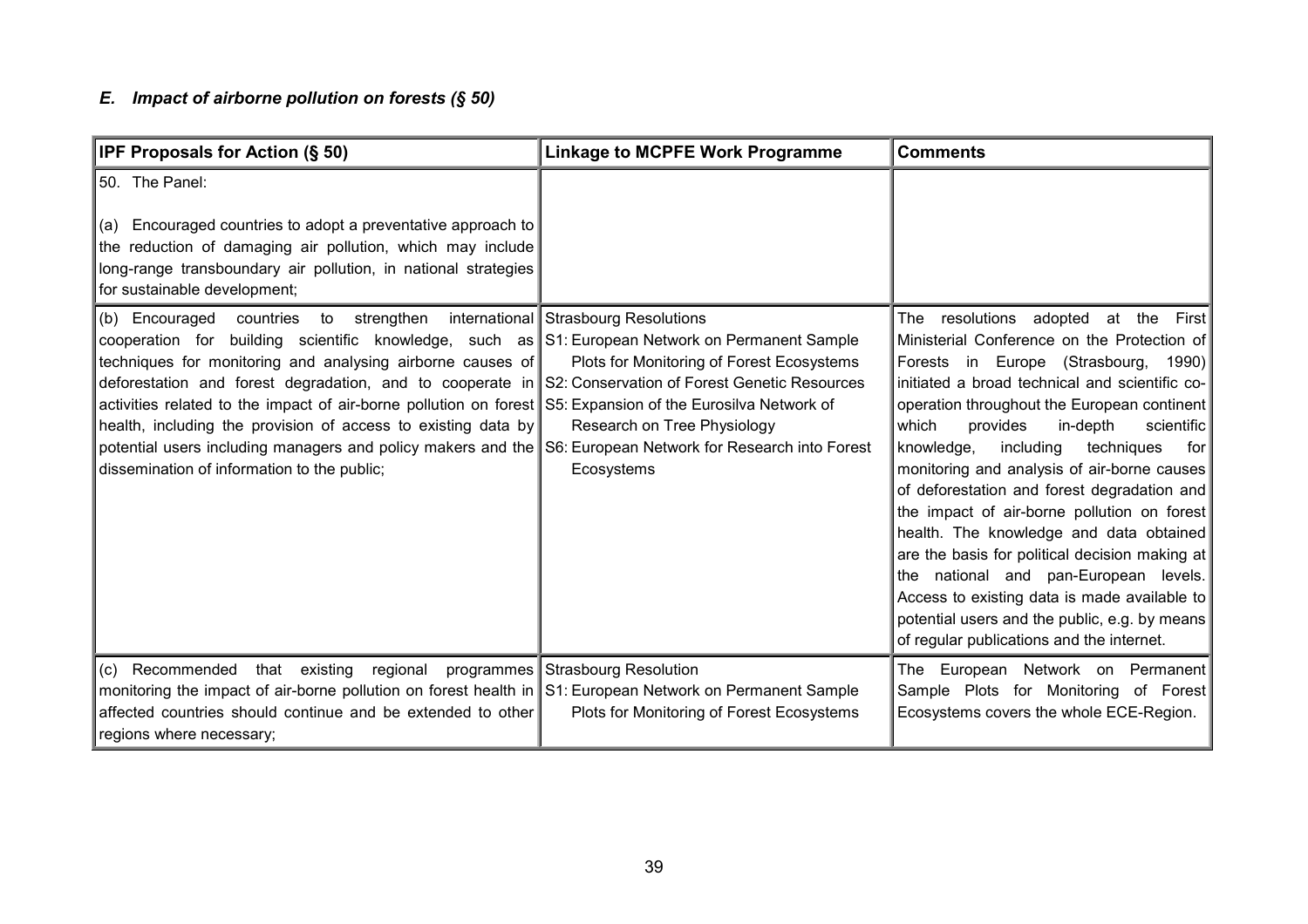### *E. Impact of airborne pollution on forests (§ 50)*

| IPF Proposals for Action (§ 50) | Linkage to MCPFE Work Programme | Comments |
|---|---|---|
| 50. The Panel:<br><br>(a) Encouraged countries to adopt a preventative approach to the reduction of damaging air pollution, which may include long-range transboundary air pollution, in national strategies for sustainable development; | | |
| (b) Encouraged countries to strengthen international cooperation for building scientific knowledge, such as techniques for monitoring and analysing airborne causes of deforestation and forest degradation, and to cooperate in activities related to the impact of air-borne pollution on forest health, including the provision of access to existing data by potential users including managers and policy makers and the dissemination of information to the public; | Strasbourg Resolutions<br>S1: European Network on Permanent Sample Plots for Monitoring of Forest Ecosystems<br>S2: Conservation of Forest Genetic Resources<br>S5: Expansion of the Eurosilva Network of Research on Tree Physiology<br>S6: European Network for Research into Forest Ecosystems | The resolutions adopted at the First Ministerial Conference on the Protection of Forests in Europe (Strasbourg, 1990) initiated a broad technical and scientific co-operation throughout the European continent which provides in-depth scientific knowledge, including techniques for monitoring and analysis of air-borne causes of deforestation and forest degradation and the impact of air-borne pollution on forest health. The knowledge and data obtained are the basis for political decision making at the national and pan-European levels. Access to existing data is made available to potential users and the public, e.g. by means of regular publications and the internet. |
| (c) Recommended that existing regional programmes monitoring the impact of air-borne pollution on forest health in affected countries should continue and be extended to other regions where necessary; | Strasbourg Resolution<br>S1: European Network on Permanent Sample Plots for Monitoring of Forest Ecosystems | The European Network on Permanent Sample Plots for Monitoring of Forest Ecosystems covers the whole ECE-Region. |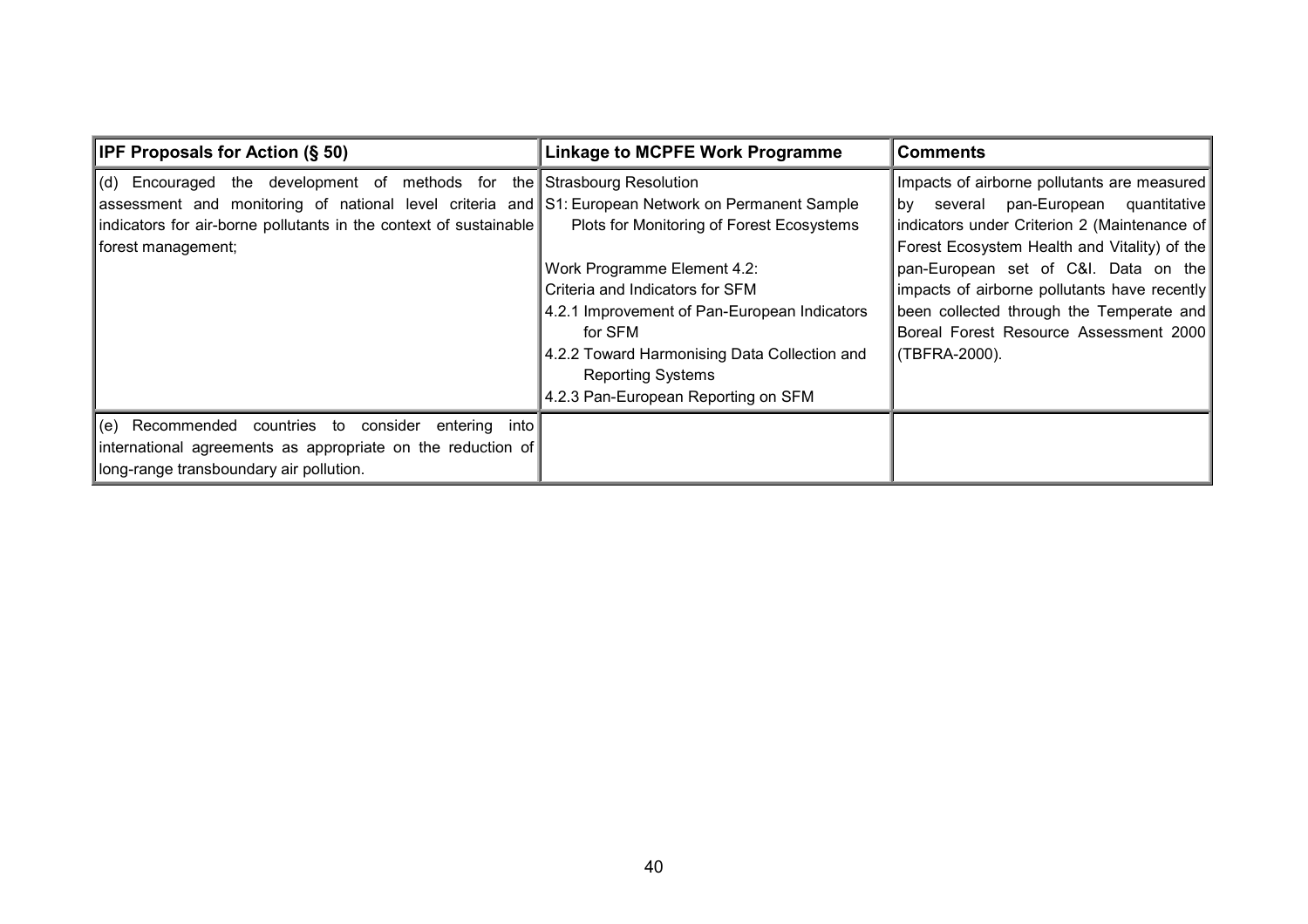| IPF Proposals for Action (§ 50) | Linkage to MCPFE Work Programme | Comments |
|---|---|---|
| (d) Encouraged the development of methods for the assessment and monitoring of national level criteria and indicators for air-borne pollutants in the context of sustainable forest management; | Strasbourg Resolution<br>S1: European Network on Permanent Sample Plots for Monitoring of Forest Ecosystems<br><br>Work Programme Element 4.2:<br>Criteria and Indicators for SFM<br>4.2.1 Improvement of Pan-European Indicators for SFM<br>4.2.2 Toward Harmonising Data Collection and Reporting Systems<br>4.2.3 Pan-European Reporting on SFM | Impacts of airborne pollutants are measured by several pan-European quantitative indicators under Criterion 2 (Maintenance of Forest Ecosystem Health and Vitality) of the pan-European set of C&I. Data on the impacts of airborne pollutants have recently been collected through the Temperate and Boreal Forest Resource Assessment 2000 (TBFRA-2000). |
| (e) Recommended countries to consider entering into international agreements as appropriate on the reduction of long-range transboundary air pollution. | | |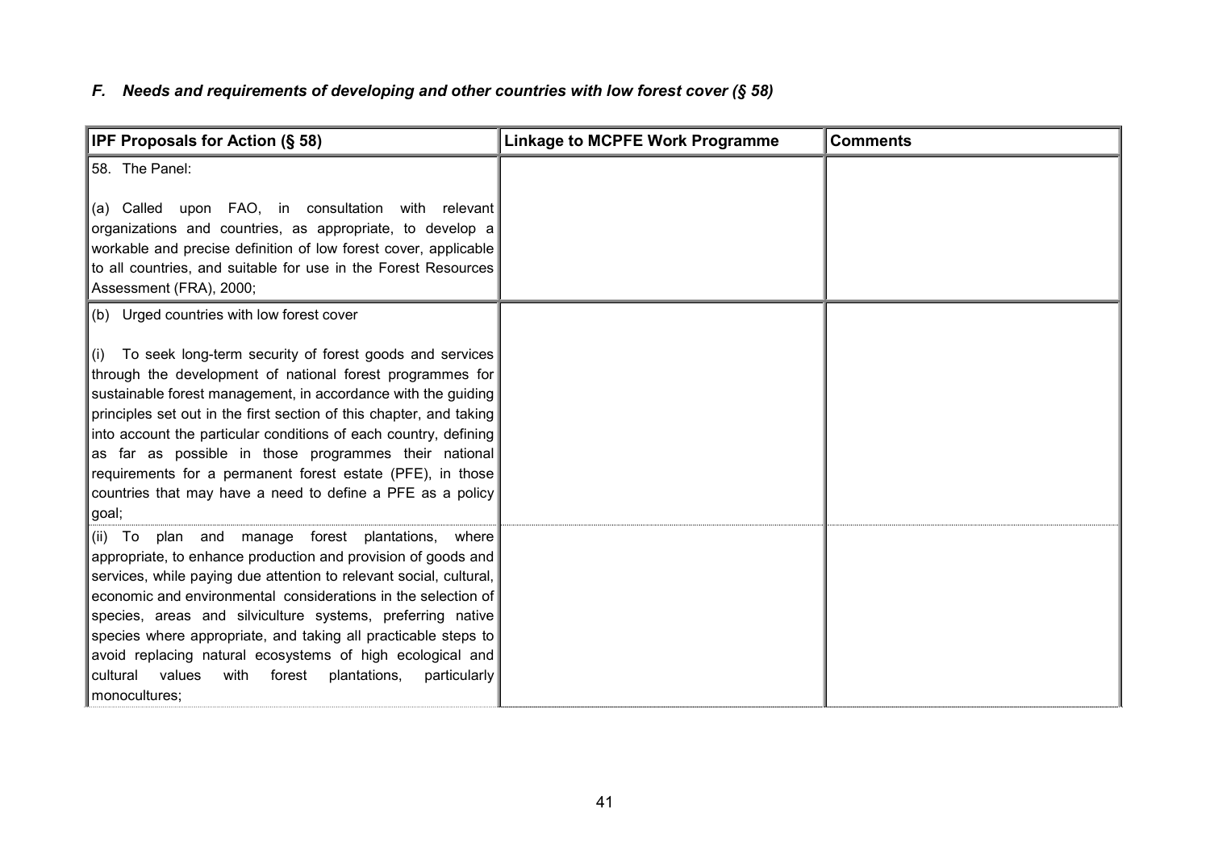### *F. Needs and requirements of developing and other countries with low forest cover (§ 58)*

| IPF Proposals for Action (§ 58) | Linkage to MCPFE Work Programme | Comments |
|---|---|---|
| 58. The Panel:<br><br>(a) Called upon FAO, in consultation with relevant organizations and countries, as appropriate, to develop a workable and precise definition of low forest cover, applicable to all countries, and suitable for use in the Forest Resources Assessment (FRA), 2000; | | |
| (b) Urged countries with low forest cover<br><br>(i) To seek long-term security of forest goods and services through the development of national forest programmes for sustainable forest management, in accordance with the guiding principles set out in the first section of this chapter, and taking into account the particular conditions of each country, defining as far as possible in those programmes their national requirements for a permanent forest estate (PFE), in those countries that may have a need to define a PFE as a policy goal; | | |
| (ii) To plan and manage forest plantations, where appropriate, to enhance production and provision of goods and services, while paying due attention to relevant social, cultural, economic and environmental considerations in the selection of species, areas and silviculture systems, preferring native species where appropriate, and taking all practicable steps to avoid replacing natural ecosystems of high ecological and cultural values with forest plantations, particularly monocultures; | | |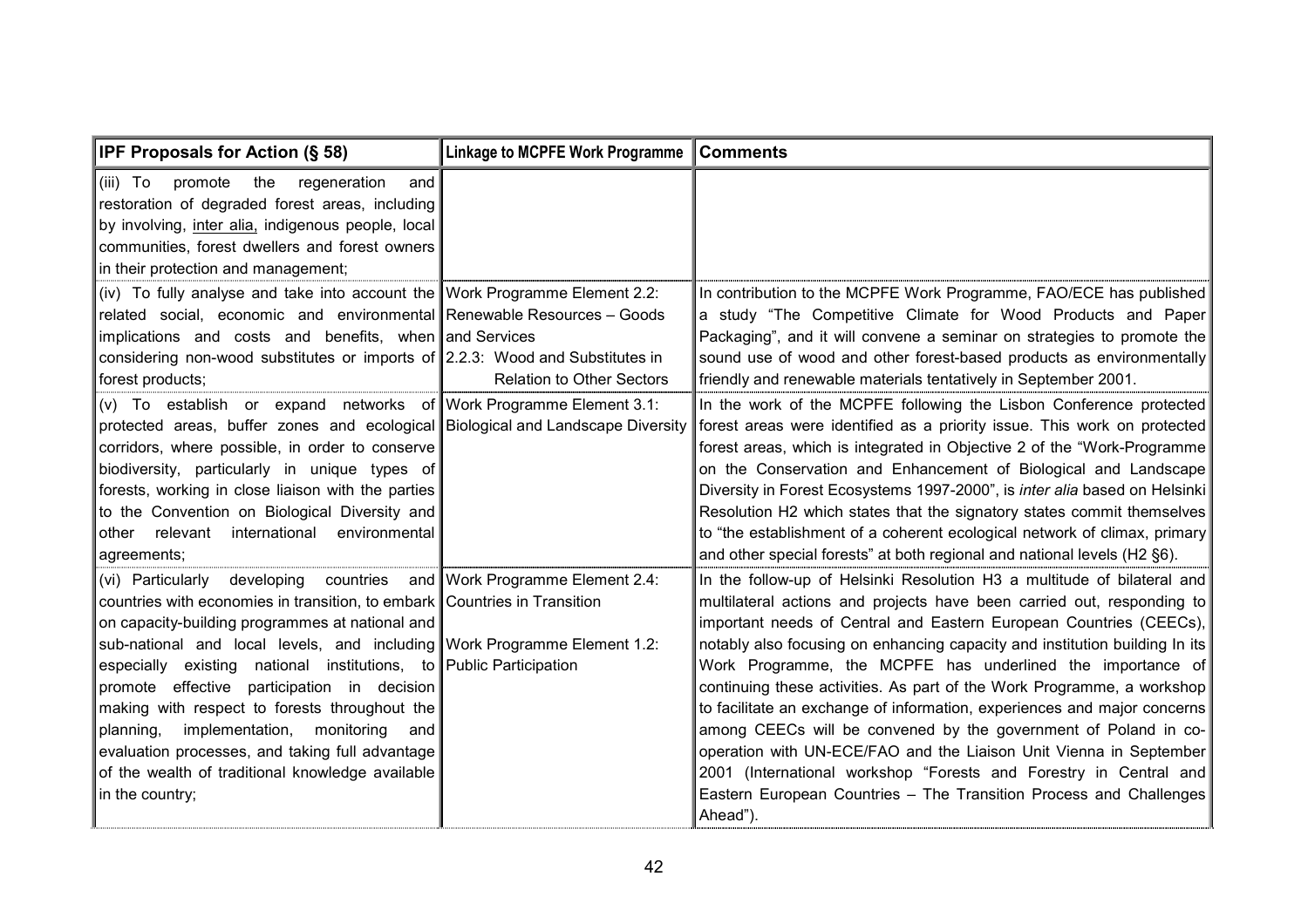| IPF Proposals for Action (§ 58) | Linkage to MCPFE Work Programme | Comments |
|---|---|---|
| (iii) To promote the regeneration and restoration of degraded forest areas, including by involving, inter alia, indigenous people, local communities, forest dwellers and forest owners in their protection and management; | | |
| (iv) To fully analyse and take into account the related social, economic and environmental implications and costs and benefits, when considering non-wood substitutes or imports of forest products; | Work Programme Element 2.2: Renewable Resources – Goods and Services<br>2.2.3: Wood and Substitutes in Relation to Other Sectors | In contribution to the MCPFE Work Programme, FAO/ECE has published a study "The Competitive Climate for Wood Products and Paper Packaging", and it will convene a seminar on strategies to promote the sound use of wood and other forest-based products as environmentally friendly and renewable materials tentatively in September 2001. |
| (v) To establish or expand networks of protected areas, buffer zones and ecological corridors, where possible, in order to conserve biodiversity, particularly in unique types of forests, working in close liaison with the parties to the Convention on Biological Diversity and other relevant international environmental agreements; | Work Programme Element 3.1: Biological and Landscape Diversity | In the work of the MCPFE following the Lisbon Conference protected forest areas were identified as a priority issue. This work on protected forest areas, which is integrated in Objective 2 of the "Work-Programme on the Conservation and Enhancement of Biological and Landscape Diversity in Forest Ecosystems 1997-2000", is *inter alia* based on Helsinki Resolution H2 which states that the signatory states commit themselves to "the establishment of a coherent ecological network of climax, primary and other special forests" at both regional and national levels (H2 §6). |
| (vi) Particularly developing countries and countries with economies in transition, to embark on capacity-building programmes at national and sub-national and local levels, and including especially existing national institutions, to promote effective participation in decision making with respect to forests throughout the planning, implementation, monitoring and evaluation processes, and taking full advantage of the wealth of traditional knowledge available in the country; | Work Programme Element 2.4: Countries in Transition<br><br>Work Programme Element 1.2: Public Participation | In the follow-up of Helsinki Resolution H3 a multitude of bilateral and multilateral actions and projects have been carried out, responding to important needs of Central and Eastern European Countries (CEECs), notably also focusing on enhancing capacity and institution building In its Work Programme, the MCPFE has underlined the importance of continuing these activities. As part of the Work Programme, a workshop to facilitate an exchange of information, experiences and major concerns among CEECs will be convened by the government of Poland in co-operation with UN-ECE/FAO and the Liaison Unit Vienna in September 2001 (International workshop "Forests and Forestry in Central and Eastern European Countries – The Transition Process and Challenges Ahead"). |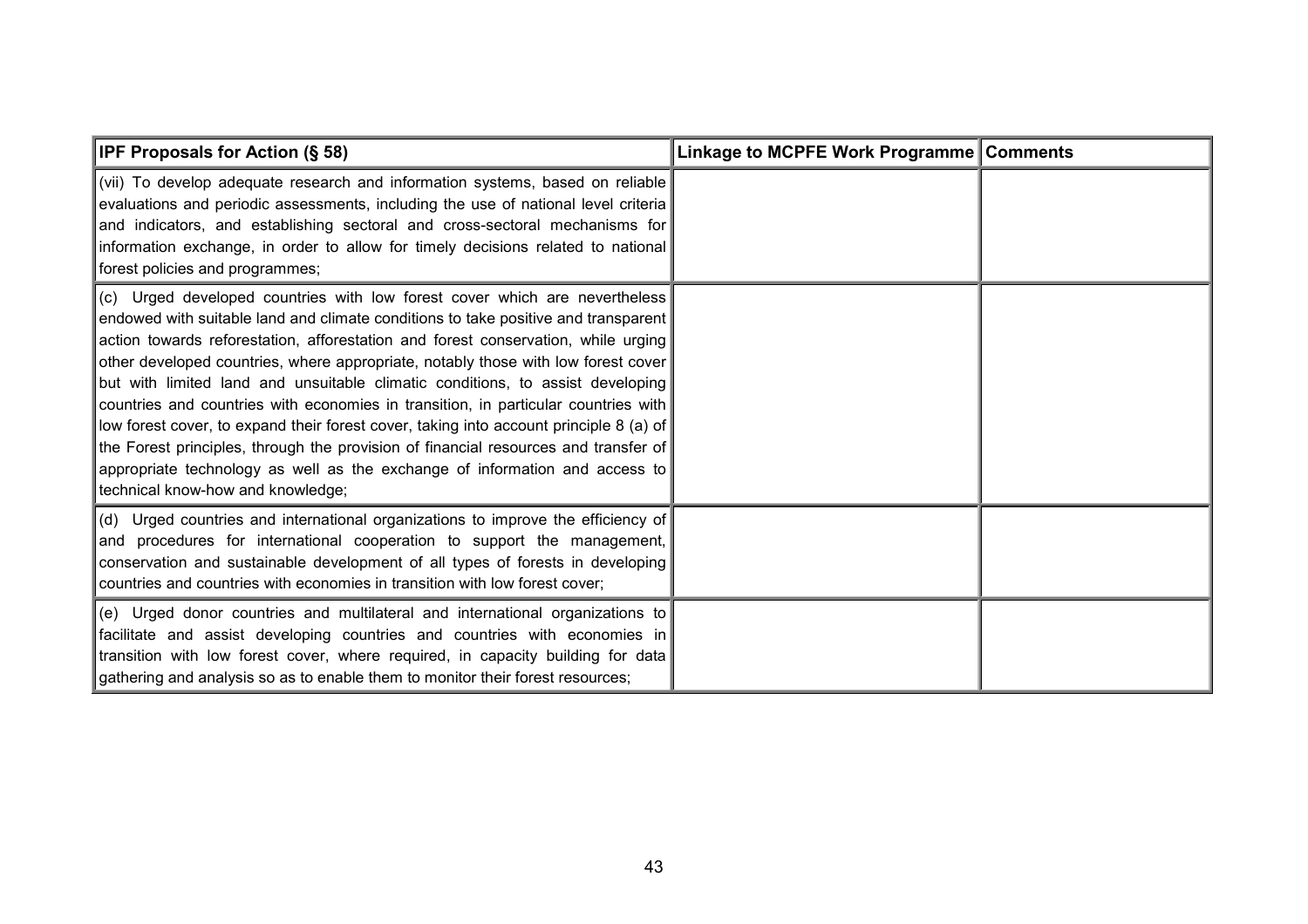| IPF Proposals for Action (§ 58) | Linkage to MCPFE Work Programme | Comments |
|---|---|---|
| (vii) To develop adequate research and information systems, based on reliable evaluations and periodic assessments, including the use of national level criteria and indicators, and establishing sectoral and cross-sectoral mechanisms for information exchange, in order to allow for timely decisions related to national forest policies and programmes; | | |
| (c) Urged developed countries with low forest cover which are nevertheless endowed with suitable land and climate conditions to take positive and transparent action towards reforestation, afforestation and forest conservation, while urging other developed countries, where appropriate, notably those with low forest cover but with limited land and unsuitable climatic conditions, to assist developing countries and countries with economies in transition, in particular countries with low forest cover, to expand their forest cover, taking into account principle 8 (a) of the Forest principles, through the provision of financial resources and transfer of appropriate technology as well as the exchange of information and access to technical know-how and knowledge; | | |
| (d) Urged countries and international organizations to improve the efficiency of and procedures for international cooperation to support the management, conservation and sustainable development of all types of forests in developing countries and countries with economies in transition with low forest cover; | | |
| (e) Urged donor countries and multilateral and international organizations to facilitate and assist developing countries and countries with economies in transition with low forest cover, where required, in capacity building for data gathering and analysis so as to enable them to monitor their forest resources; | | |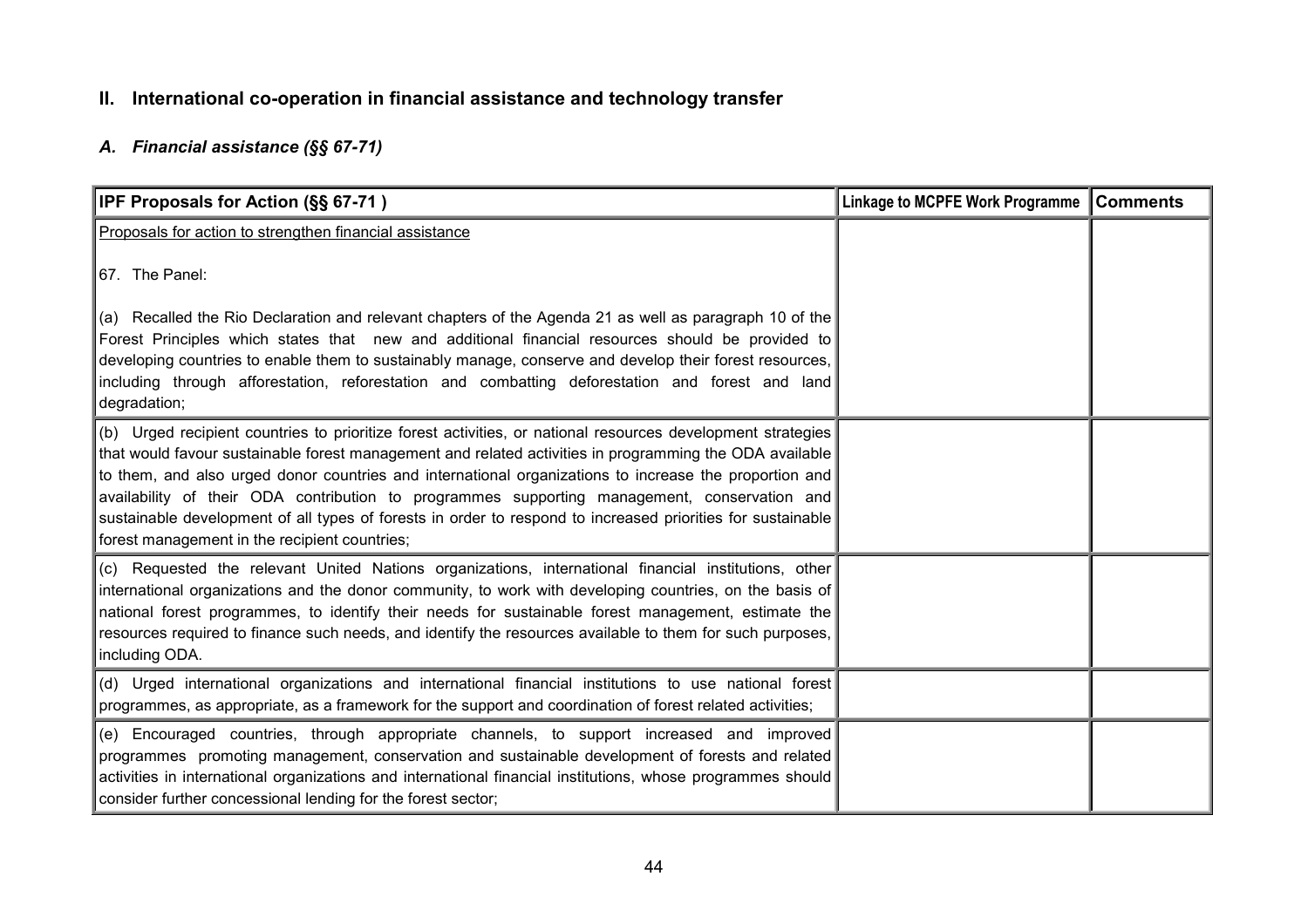## II. International co-operation in financial assistance and technology transfer

### *A. Financial assistance (§§ 67-71)*

| IPF Proposals for Action (§§ 67-71 ) | Linkage to MCPFE Work Programme | Comments |
|---|---|---|
| Proposals for action to strengthen financial assistance<br><br>67. The Panel:<br><br>(a) Recalled the Rio Declaration and relevant chapters of the Agenda 21 as well as paragraph 10 of the Forest Principles which states that new and additional financial resources should be provided to developing countries to enable them to sustainably manage, conserve and develop their forest resources, including through afforestation, reforestation and combatting deforestation and forest and land degradation; | | |
| (b) Urged recipient countries to prioritize forest activities, or national resources development strategies that would favour sustainable forest management and related activities in programming the ODA available to them, and also urged donor countries and international organizations to increase the proportion and availability of their ODA contribution to programmes supporting management, conservation and sustainable development of all types of forests in order to respond to increased priorities for sustainable forest management in the recipient countries; | | |
| (c) Requested the relevant United Nations organizations, international financial institutions, other international organizations and the donor community, to work with developing countries, on the basis of national forest programmes, to identify their needs for sustainable forest management, estimate the resources required to finance such needs, and identify the resources available to them for such purposes, including ODA. | | |
| (d) Urged international organizations and international financial institutions to use national forest programmes, as appropriate, as a framework for the support and coordination of forest related activities; | | |
| (e) Encouraged countries, through appropriate channels, to support increased and improved programmes promoting management, conservation and sustainable development of forests and related activities in international organizations and international financial institutions, whose programmes should consider further concessional lending for the forest sector; | | |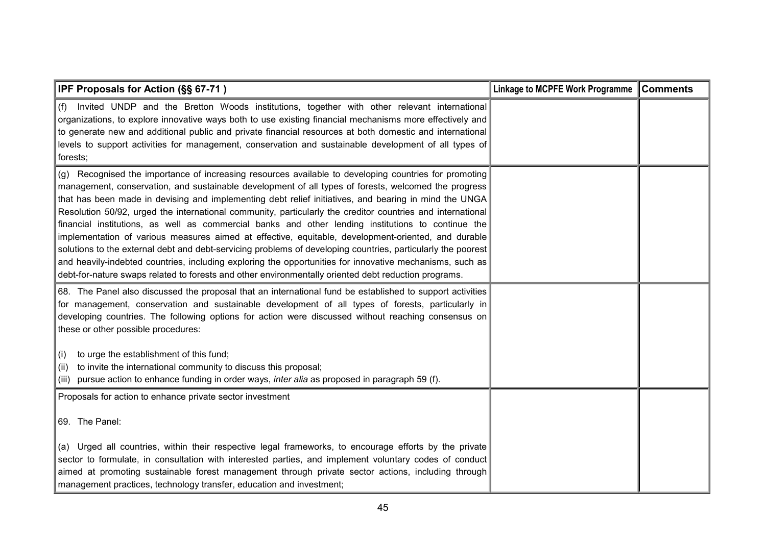| IPF Proposals for Action (§§ 67-71 ) | Linkage to MCPFE Work Programme | Comments |
|---|---|---|
| (f) Invited UNDP and the Bretton Woods institutions, together with other relevant international organizations, to explore innovative ways both to use existing financial mechanisms more effectively and to generate new and additional public and private financial resources at both domestic and international levels to support activities for management, conservation and sustainable development of all types of forests; | | |
| (g) Recognised the importance of increasing resources available to developing countries for promoting management, conservation, and sustainable development of all types of forests, welcomed the progress that has been made in devising and implementing debt relief initiatives, and bearing in mind the UNGA Resolution 50/92, urged the international community, particularly the creditor countries and international financial institutions, as well as commercial banks and other lending institutions to continue the implementation of various measures aimed at effective, equitable, development-oriented, and durable solutions to the external debt and debt-servicing problems of developing countries, particularly the poorest and heavily-indebted countries, including exploring the opportunities for innovative mechanisms, such as debt-for-nature swaps related to forests and other environmentally oriented debt reduction programs. | | |
| 68. The Panel also discussed the proposal that an international fund be established to support activities for management, conservation and sustainable development of all types of forests, particularly in developing countries. The following options for action were discussed without reaching consensus on these or other possible procedures:<br><br>(i) to urge the establishment of this fund;<br>(ii) to invite the international community to discuss this proposal;<br>(iii) pursue action to enhance funding in order ways, *inter alia* as proposed in paragraph 59 (f). | | |
| Proposals for action to enhance private sector investment<br><br>69. The Panel:<br><br>(a) Urged all countries, within their respective legal frameworks, to encourage efforts by the private sector to formulate, in consultation with interested parties, and implement voluntary codes of conduct aimed at promoting sustainable forest management through private sector actions, including through management practices, technology transfer, education and investment; | | |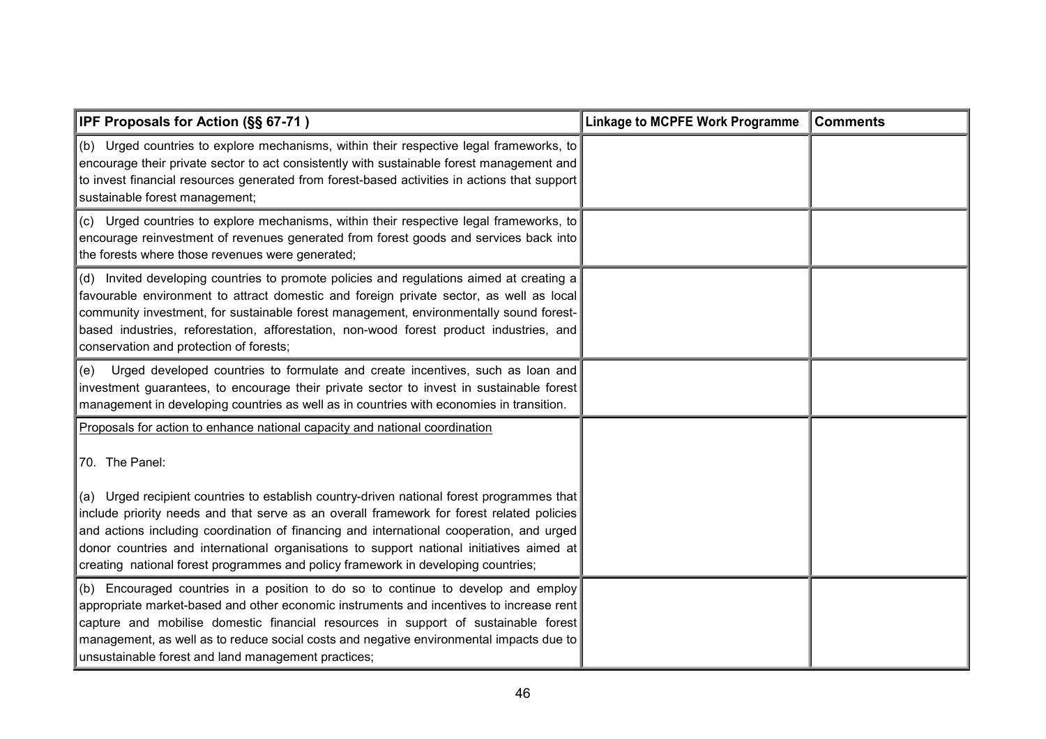| IPF Proposals for Action (§§ 67-71 ) | Linkage to MCPFE Work Programme | Comments |
|---|---|---|
| (b) Urged countries to explore mechanisms, within their respective legal frameworks, to encourage their private sector to act consistently with sustainable forest management and to invest financial resources generated from forest-based activities in actions that support sustainable forest management; | | |
| (c) Urged countries to explore mechanisms, within their respective legal frameworks, to encourage reinvestment of revenues generated from forest goods and services back into the forests where those revenues were generated; | | |
| (d) Invited developing countries to promote policies and regulations aimed at creating a favourable environment to attract domestic and foreign private sector, as well as local community investment, for sustainable forest management, environmentally sound forest-based industries, reforestation, afforestation, non-wood forest product industries, and conservation and protection of forests; | | |
| (e) Urged developed countries to formulate and create incentives, such as loan and investment guarantees, to encourage their private sector to invest in sustainable forest management in developing countries as well as in countries with economies in transition. | | |
| <u>Proposals for action to enhance national capacity and national coordination</u><br><br>70. The Panel:<br><br>(a) Urged recipient countries to establish country-driven national forest programmes that include priority needs and that serve as an overall framework for forest related policies and actions including coordination of financing and international cooperation, and urged donor countries and international organisations to support national initiatives aimed at creating national forest programmes and policy framework in developing countries; | | |
| (b) Encouraged countries in a position to do so to continue to develop and employ appropriate market-based and other economic instruments and incentives to increase rent capture and mobilise domestic financial resources in support of sustainable forest management, as well as to reduce social costs and negative environmental impacts due to unsustainable forest and land management practices; | | |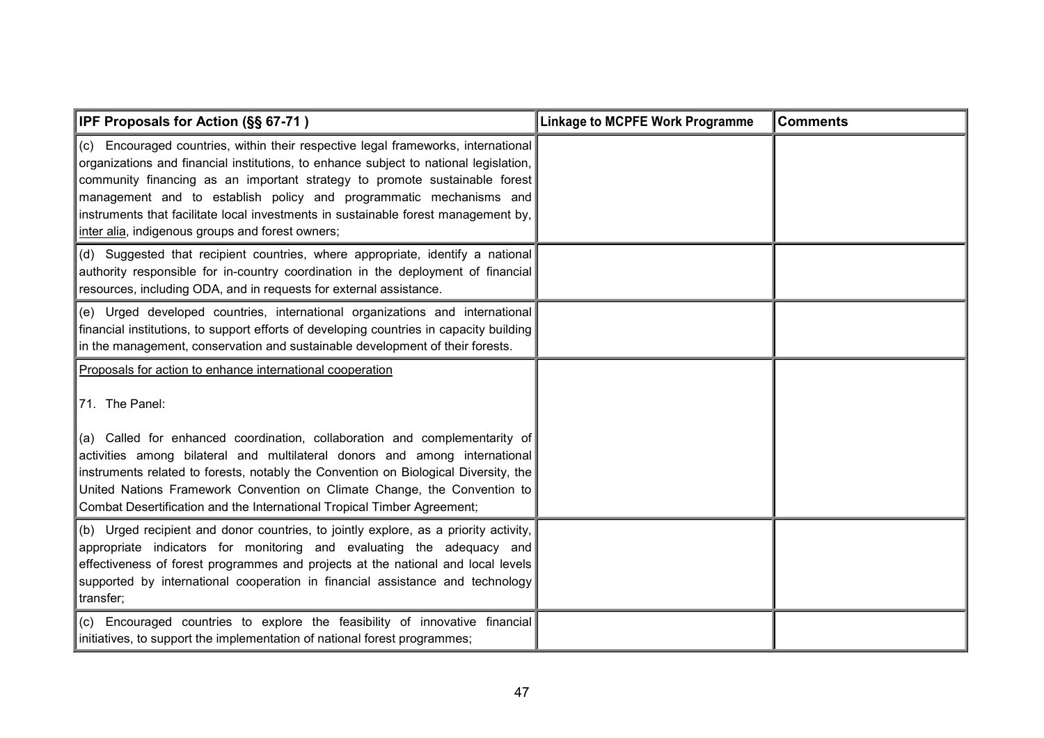| IPF Proposals for Action (§§ 67-71 ) | Linkage to MCPFE Work Programme | Comments |
|---|---|---|
| (c) Encouraged countries, within their respective legal frameworks, international organizations and financial institutions, to enhance subject to national legislation, community financing as an important strategy to promote sustainable forest management and to establish policy and programmatic mechanisms and instruments that facilitate local investments in sustainable forest management by, inter alia, indigenous groups and forest owners; | | |
| (d) Suggested that recipient countries, where appropriate, identify a national authority responsible for in-country coordination in the deployment of financial resources, including ODA, and in requests for external assistance. | | |
| (e) Urged developed countries, international organizations and international financial institutions, to support efforts of developing countries in capacity building in the management, conservation and sustainable development of their forests. | | |
| Proposals for action to enhance international cooperation<br><br>71. The Panel:<br><br>(a) Called for enhanced coordination, collaboration and complementarity of activities among bilateral and multilateral donors and among international instruments related to forests, notably the Convention on Biological Diversity, the United Nations Framework Convention on Climate Change, the Convention to Combat Desertification and the International Tropical Timber Agreement; | | |
| (b) Urged recipient and donor countries, to jointly explore, as a priority activity, appropriate indicators for monitoring and evaluating the adequacy and effectiveness of forest programmes and projects at the national and local levels supported by international cooperation in financial assistance and technology transfer; | | |
| (c) Encouraged countries to explore the feasibility of innovative financial initiatives, to support the implementation of national forest programmes; | | |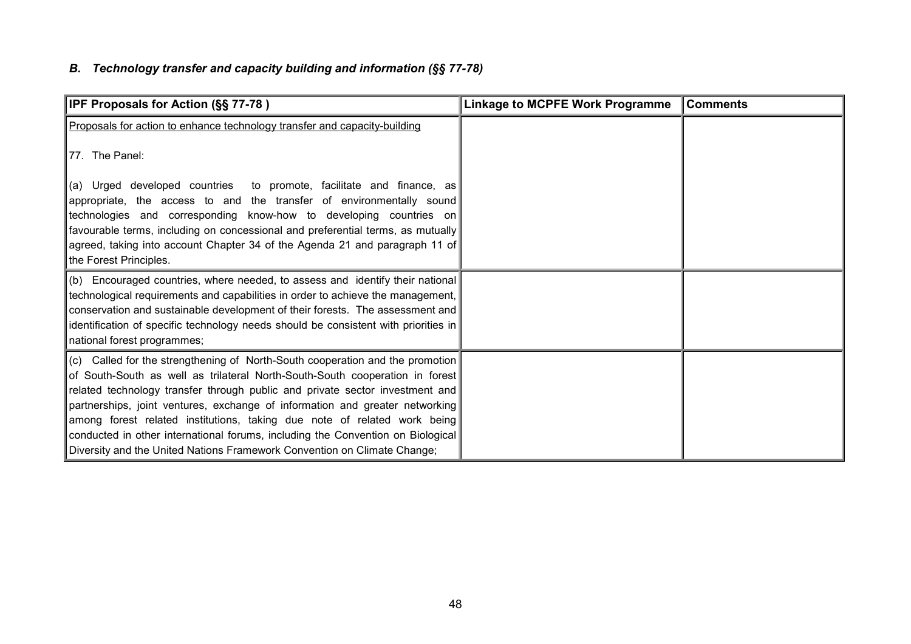### *B. Technology transfer and capacity building and information (§§ 77-78)*

| IPF Proposals for Action (§§ 77-78 ) | Linkage to MCPFE Work Programme | Comments |
|---|---|---|
| Proposals for action to enhance technology transfer and capacity-building<br><br>77. The Panel:<br><br>(a) Urged developed countries to promote, facilitate and finance, as appropriate, the access to and the transfer of environmentally sound technologies and corresponding know-how to developing countries on favourable terms, including on concessional and preferential terms, as mutually agreed, taking into account Chapter 34 of the Agenda 21 and paragraph 11 of the Forest Principles. | | |
| (b) Encouraged countries, where needed, to assess and identify their national technological requirements and capabilities in order to achieve the management, conservation and sustainable development of their forests. The assessment and identification of specific technology needs should be consistent with priorities in national forest programmes; | | |
| (c) Called for the strengthening of North-South cooperation and the promotion of South-South as well as trilateral North-South-South cooperation in forest related technology transfer through public and private sector investment and partnerships, joint ventures, exchange of information and greater networking among forest related institutions, taking due note of related work being conducted in other international forums, including the Convention on Biological Diversity and the United Nations Framework Convention on Climate Change; | | |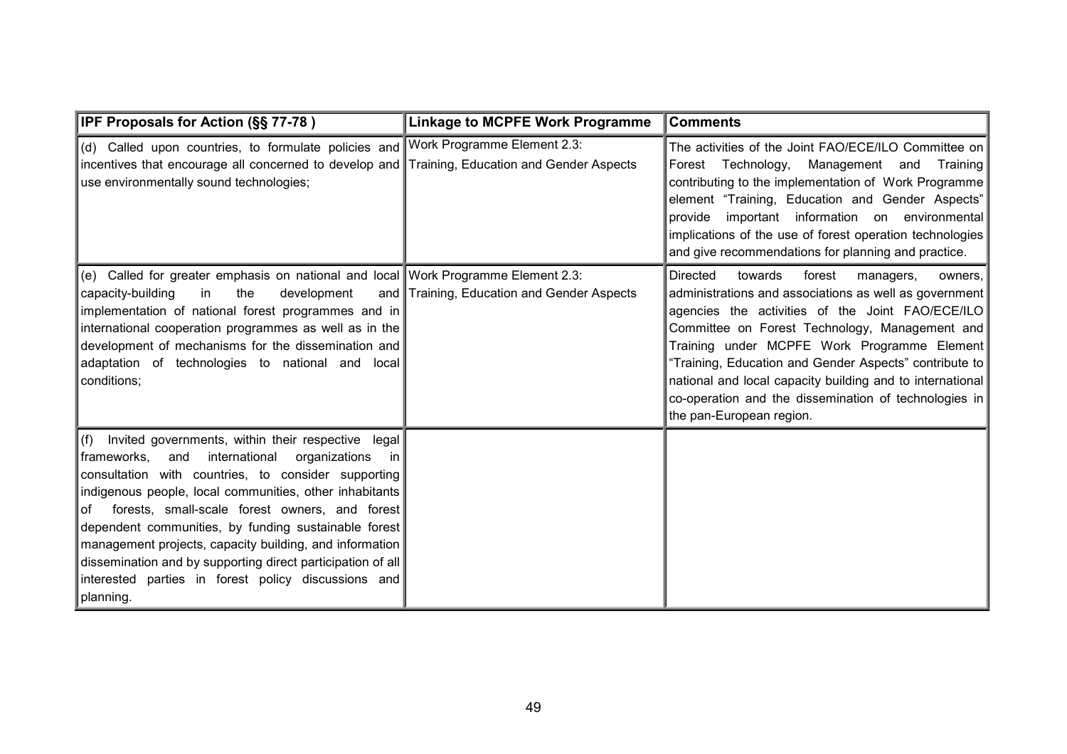| IPF Proposals for Action (§§ 77-78 ) | Linkage to MCPFE Work Programme | Comments |
| --- | --- | --- |
| (d) Called upon countries, to formulate policies and incentives that encourage all concerned to develop and use environmentally sound technologies; | Work Programme Element 2.3: Training, Education and Gender Aspects | The activities of the Joint FAO/ECE/ILO Committee on Forest Technology, Management and Training contributing to the implementation of Work Programme element "Training, Education and Gender Aspects" provide important information on environmental implications of the use of forest operation technologies and give recommendations for planning and practice. |
| (e) Called for greater emphasis on national and local capacity-building in the development and implementation of national forest programmes and in international cooperation programmes as well as in the development of mechanisms for the dissemination and adaptation of technologies to national and local conditions; | Work Programme Element 2.3: Training, Education and Gender Aspects | Directed towards forest managers, owners, administrations and associations as well as government agencies the activities of the Joint FAO/ECE/ILO Committee on Forest Technology, Management and Training under MCPFE Work Programme Element "Training, Education and Gender Aspects" contribute to national and local capacity building and to international co-operation and the dissemination of technologies in the pan-European region. |
| (f) Invited governments, within their respective legal frameworks, and international organizations in consultation with countries, to consider supporting indigenous people, local communities, other inhabitants of forests, small-scale forest owners, and forest dependent communities, by funding sustainable forest management projects, capacity building, and information dissemination and by supporting direct participation of all interested parties in forest policy discussions and planning. | | |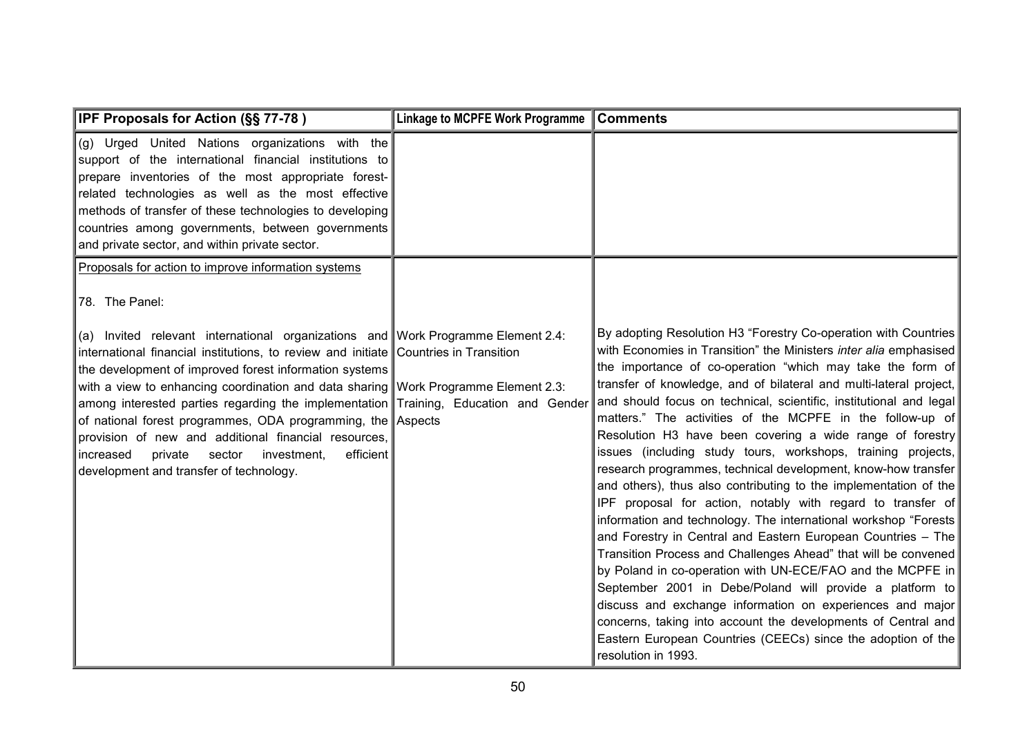| IPF Proposals for Action (§§ 77-78 ) | Linkage to MCPFE Work Programme | Comments |
|---|---|---|
| (g) Urged United Nations organizations with the support of the international financial institutions to prepare inventories of the most appropriate forest-related technologies as well as the most effective methods of transfer of these technologies to developing countries among governments, between governments and private sector, and within private sector. | | |
| Proposals for action to improve information systems<br><br>78. The Panel:<br><br>(a) Invited relevant international organizations and international financial institutions, to review and initiate the development of improved forest information systems with a view to enhancing coordination and data sharing among interested parties regarding the implementation of national forest programmes, ODA programming, the provision of new and additional financial resources, increased private sector investment, efficient development and transfer of technology. | Work Programme Element 2.4: Countries in Transition<br><br>Work Programme Element 2.3: Training, Education and Gender Aspects | By adopting Resolution H3 "Forestry Co-operation with Countries with Economies in Transition" the Ministers *inter alia* emphasised the importance of co-operation "which may take the form of transfer of knowledge, and of bilateral and multi-lateral project, and should focus on technical, scientific, institutional and legal matters." The activities of the MCPFE in the follow-up of Resolution H3 have been covering a wide range of forestry issues (including study tours, workshops, training projects, research programmes, technical development, know-how transfer and others), thus also contributing to the implementation of the IPF proposal for action, notably with regard to transfer of information and technology. The international workshop "Forests and Forestry in Central and Eastern European Countries – The Transition Process and Challenges Ahead" that will be convened by Poland in co-operation with UN-ECE/FAO and the MCPFE in September 2001 in Debe/Poland will provide a platform to discuss and exchange information on experiences and major concerns, taking into account the developments of Central and Eastern European Countries (CEECs) since the adoption of the resolution in 1993. |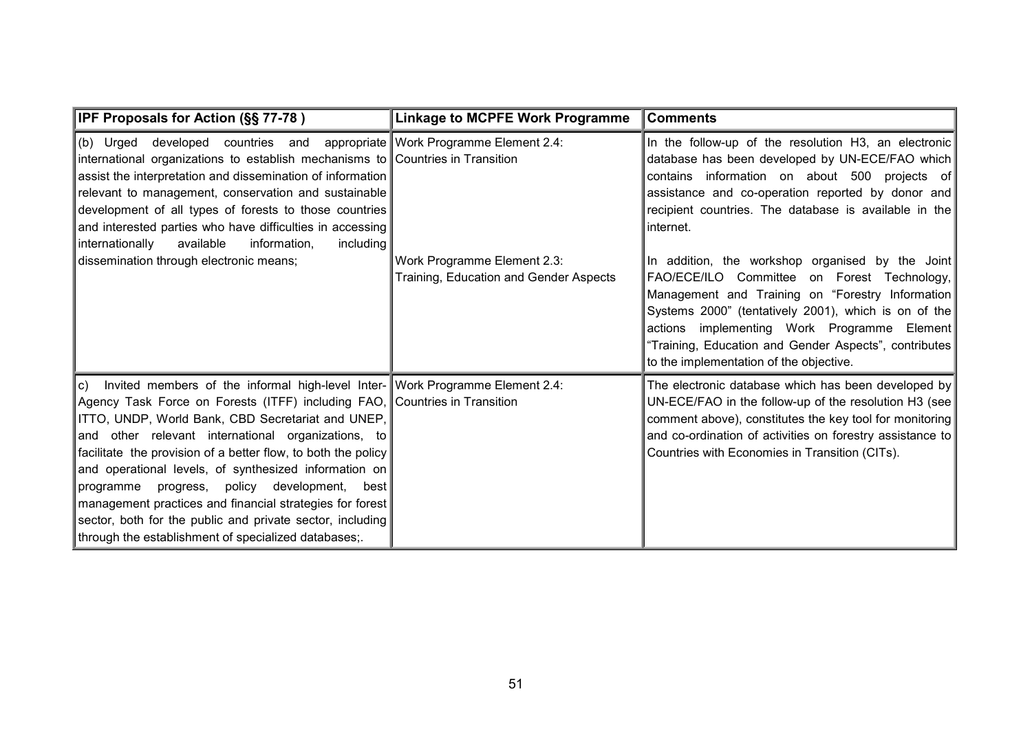| IPF Proposals for Action (§§ 77-78 ) | Linkage to MCPFE Work Programme | Comments |
|---|---|---|
| (b) Urged developed countries and appropriate international organizations to establish mechanisms to assist the interpretation and dissemination of information relevant to management, conservation and sustainable development of all types of forests to those countries and interested parties who have difficulties in accessing internationally available information, including dissemination through electronic means; | Work Programme Element 2.4: Countries in Transition<br><br>Work Programme Element 2.3: Training, Education and Gender Aspects | In the follow-up of the resolution H3, an electronic database has been developed by UN-ECE/FAO which contains information on about 500 projects of assistance and co-operation reported by donor and recipient countries. The database is available in the internet.<br><br>In addition, the workshop organised by the Joint FAO/ECE/ILO Committee on Forest Technology, Management and Training on "Forestry Information Systems 2000" (tentatively 2001), which is on of the actions implementing Work Programme Element "Training, Education and Gender Aspects", contributes to the implementation of the objective. |
| c) Invited members of the informal high-level Inter-Agency Task Force on Forests (ITFF) including FAO, ITTO, UNDP, World Bank, CBD Secretariat and UNEP, and other relevant international organizations, to facilitate the provision of a better flow, to both the policy and operational levels, of synthesized information on programme progress, policy development, best management practices and financial strategies for forest sector, both for the public and private sector, including through the establishment of specialized databases;. | Work Programme Element 2.4: Countries in Transition | The electronic database which has been developed by UN-ECE/FAO in the follow-up of the resolution H3 (see comment above), constitutes the key tool for monitoring and co-ordination of activities on forestry assistance to Countries with Economies in Transition (CITs). |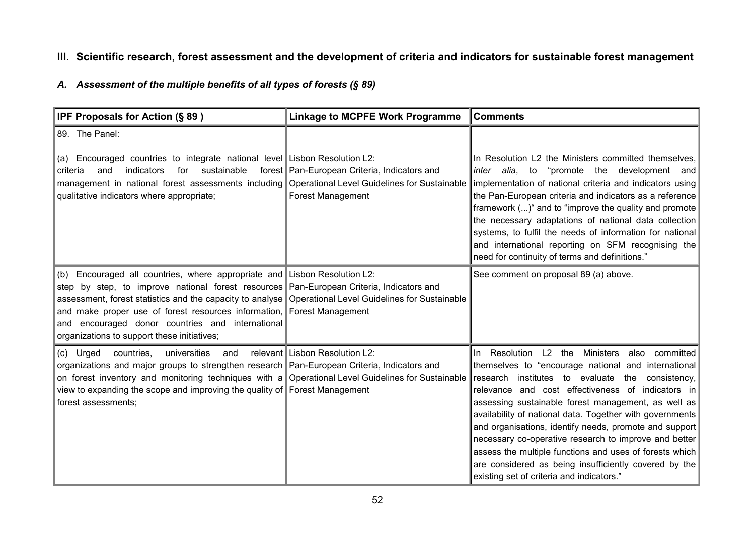## III. Scientific research, forest assessment and the development of criteria and indicators for sustainable forest management

### *A. Assessment of the multiple benefits of all types of forests (§ 89)*

| IPF Proposals for Action (§ 89 ) | Linkage to MCPFE Work Programme | Comments |
|---|---|---|
| 89. The Panel: | | |
| (a) Encouraged countries to integrate national level criteria and indicators for sustainable forest management in national forest assessments including qualitative indicators where appropriate; | Lisbon Resolution L2: Pan-European Criteria, Indicators and Operational Level Guidelines for Sustainable Forest Management | In Resolution L2 the Ministers committed themselves, *inter alia*, to "promote the development and implementation of national criteria and indicators using the Pan-European criteria and indicators as a reference framework (...)" and to "improve the quality and promote the necessary adaptations of national data collection systems, to fulfil the needs of information for national and international reporting on SFM recognising the need for continuity of terms and definitions." |
| (b) Encouraged all countries, where appropriate and step by step, to improve national forest resources assessment, forest statistics and the capacity to analyse and make proper use of forest resources information, and encouraged donor countries and international organizations to support these initiatives; | Lisbon Resolution L2: Pan-European Criteria, Indicators and Operational Level Guidelines for Sustainable Forest Management | See comment on proposal 89 (a) above. |
| (c) Urged countries, universities and relevant organizations and major groups to strengthen research on forest inventory and monitoring techniques with a view to expanding the scope and improving the quality of forest assessments; | Lisbon Resolution L2: Pan-European Criteria, Indicators and Operational Level Guidelines for Sustainable Forest Management | In Resolution L2 the Ministers also committed themselves to "encourage national and international research institutes to evaluate the consistency, relevance and cost effectiveness of indicators in assessing sustainable forest management, as well as availability of national data. Together with governments and organisations, identify needs, promote and support necessary co-operative research to improve and better assess the multiple functions and uses of forests which are considered as being insufficiently covered by the existing set of criteria and indicators." |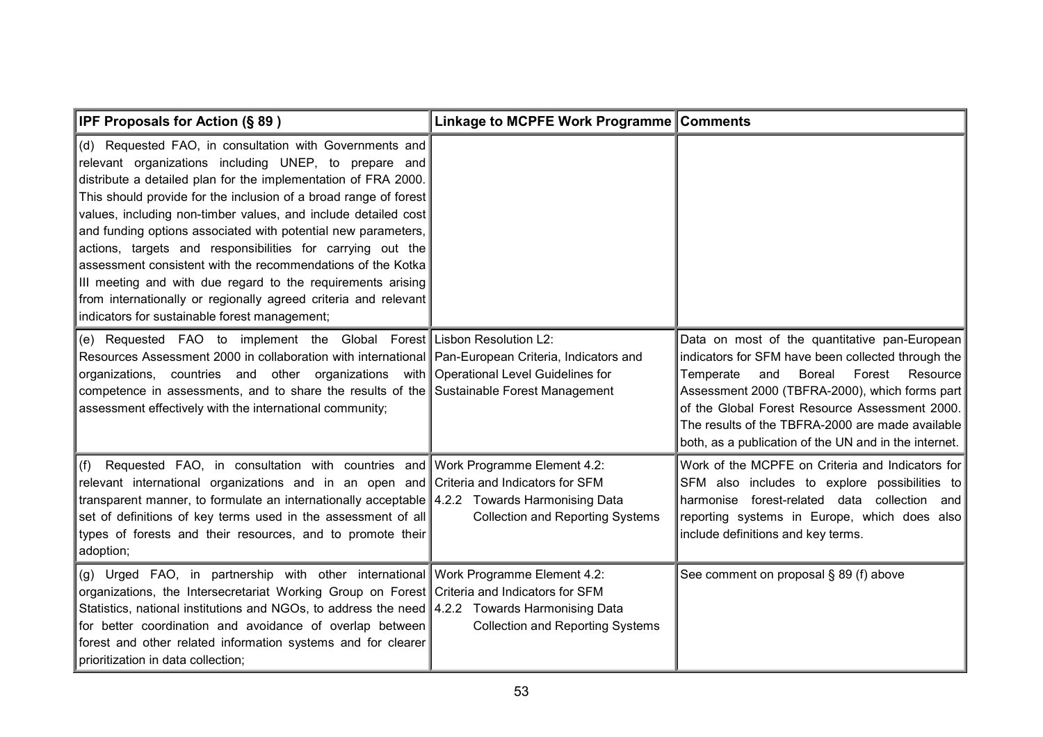| IPF Proposals for Action (§ 89 ) | Linkage to MCPFE Work Programme | Comments |
|---|---|---|
| (d) Requested FAO, in consultation with Governments and relevant organizations including UNEP, to prepare and distribute a detailed plan for the implementation of FRA 2000. This should provide for the inclusion of a broad range of forest values, including non-timber values, and include detailed cost and funding options associated with potential new parameters, actions, targets and responsibilities for carrying out the assessment consistent with the recommendations of the Kotka III meeting and with due regard to the requirements arising from internationally or regionally agreed criteria and relevant indicators for sustainable forest management; | | |
| (e) Requested FAO to implement the Global Forest Resources Assessment 2000 in collaboration with international organizations, countries and other organizations with competence in assessments, and to share the results of the assessment effectively with the international community; | Lisbon Resolution L2: Pan-European Criteria, Indicators and Operational Level Guidelines for Sustainable Forest Management | Data on most of the quantitative pan-European indicators for SFM have been collected through the Temperate and Boreal Forest Resource Assessment 2000 (TBFRA-2000), which forms part of the Global Forest Resource Assessment 2000. The results of the TBFRA-2000 are made available both, as a publication of the UN and in the internet. |
| (f) Requested FAO, in consultation with countries and relevant international organizations and in an open and transparent manner, to formulate an internationally acceptable set of definitions of key terms used in the assessment of all types of forests and their resources, and to promote their adoption; | Work Programme Element 4.2: Criteria and Indicators for SFM<br>4.2.2 Towards Harmonising Data Collection and Reporting Systems | Work of the MCPFE on Criteria and Indicators for SFM also includes to explore possibilities to harmonise forest-related data collection and reporting systems in Europe, which does also include definitions and key terms. |
| (g) Urged FAO, in partnership with other international organizations, the Intersecretariat Working Group on Forest Statistics, national institutions and NGOs, to address the need for better coordination and avoidance of overlap between forest and other related information systems and for clearer prioritization in data collection; | Work Programme Element 4.2: Criteria and Indicators for SFM<br>4.2.2 Towards Harmonising Data Collection and Reporting Systems | See comment on proposal § 89 (f) above |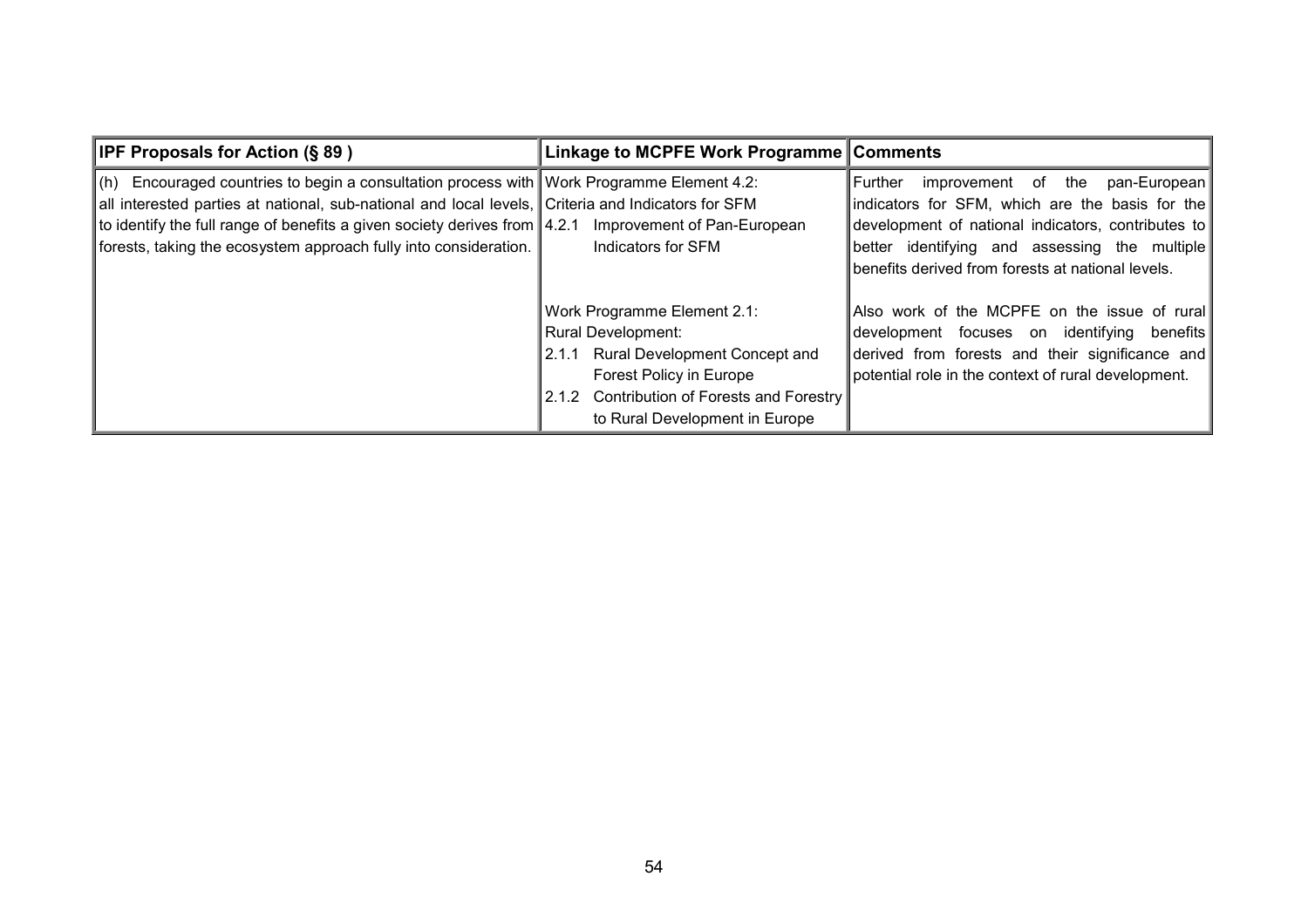| IPF Proposals for Action (§ 89 ) | Linkage to MCPFE Work Programme | Comments |
|---|---|---|
| (h) Encouraged countries to begin a consultation process with all interested parties at national, sub-national and local levels, to identify the full range of benefits a given society derives from forests, taking the ecosystem approach fully into consideration. | Work Programme Element 4.2: Criteria and Indicators for SFM<br>4.2.1 Improvement of Pan-European Indicators for SFM | Further improvement of the pan-European indicators for SFM, which are the basis for the development of national indicators, contributes to better identifying and assessing the multiple benefits derived from forests at national levels. |
| | Work Programme Element 2.1: Rural Development:<br>2.1.1 Rural Development Concept and Forest Policy in Europe<br>2.1.2 Contribution of Forests and Forestry to Rural Development in Europe | Also work of the MCPFE on the issue of rural development focuses on identifying benefits derived from forests and their significance and potential role in the context of rural development. |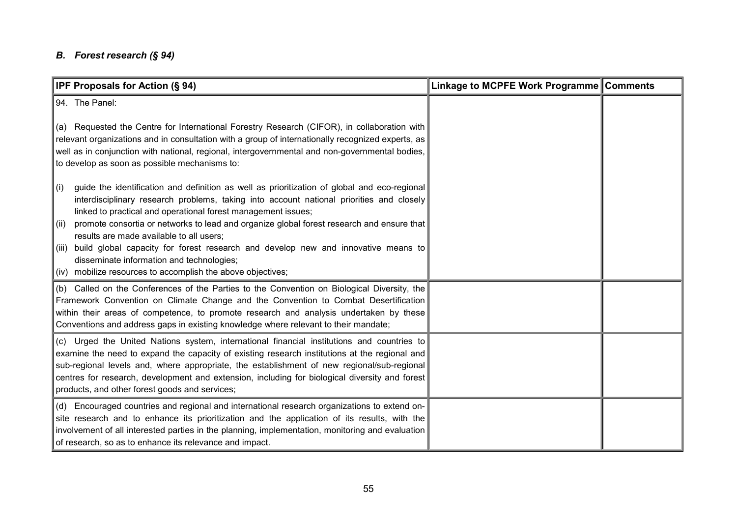### *B. Forest research (§ 94)*

| IPF Proposals for Action (§ 94) | Linkage to MCPFE Work Programme | Comments |
|---|---|---|
| 94. The Panel:<br><br>(a) Requested the Centre for International Forestry Research (CIFOR), in collaboration with relevant organizations and in consultation with a group of internationally recognized experts, as well as in conjunction with national, regional, intergovernmental and non-governmental bodies, to develop as soon as possible mechanisms to:<br><br>(i) guide the identification and definition as well as prioritization of global and eco-regional interdisciplinary research problems, taking into account national priorities and closely linked to practical and operational forest management issues;<br>(ii) promote consortia or networks to lead and organize global forest research and ensure that results are made available to all users;<br>(iii) build global capacity for forest research and develop new and innovative means to disseminate information and technologies;<br>(iv) mobilize resources to accomplish the above objectives; | | |
| (b) Called on the Conferences of the Parties to the Convention on Biological Diversity, the Framework Convention on Climate Change and the Convention to Combat Desertification within their areas of competence, to promote research and analysis undertaken by these Conventions and address gaps in existing knowledge where relevant to their mandate; | | |
| (c) Urged the United Nations system, international financial institutions and countries to examine the need to expand the capacity of existing research institutions at the regional and sub-regional levels and, where appropriate, the establishment of new regional/sub-regional centres for research, development and extension, including for biological diversity and forest products, and other forest goods and services; | | |
| (d) Encouraged countries and regional and international research organizations to extend on-site research and to enhance its prioritization and the application of its results, with the involvement of all interested parties in the planning, implementation, monitoring and evaluation of research, so as to enhance its relevance and impact. | | |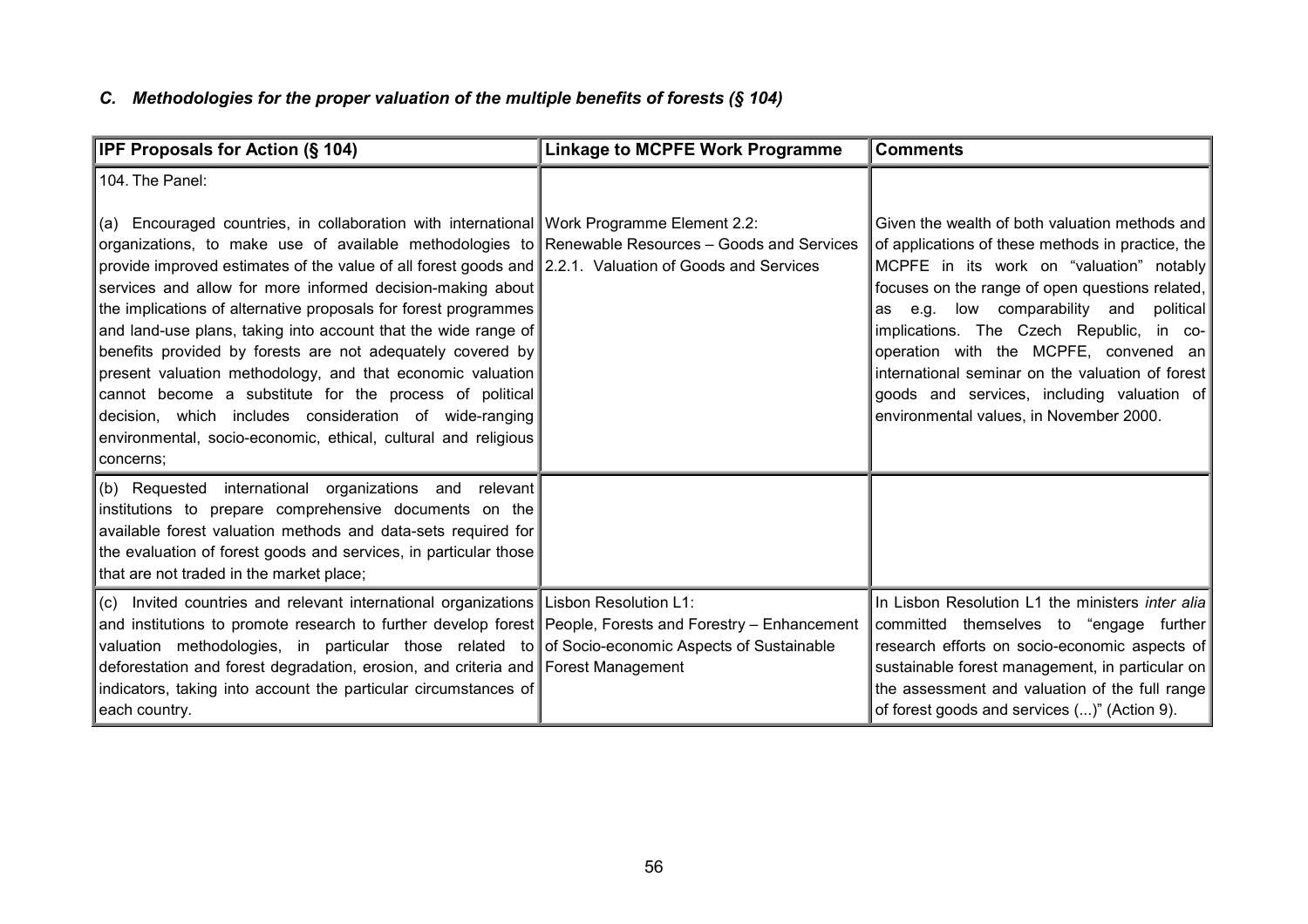### *C. Methodologies for the proper valuation of the multiple benefits of forests (§ 104)*

| IPF Proposals for Action (§ 104) | Linkage to MCPFE Work Programme | Comments |
|---|---|---|
| 104. The Panel:<br><br>(a) Encouraged countries, in collaboration with international organizations, to make use of available methodologies to provide improved estimates of the value of all forest goods and services and allow for more informed decision-making about the implications of alternative proposals for forest programmes and land-use plans, taking into account that the wide range of benefits provided by forests are not adequately covered by present valuation methodology, and that economic valuation cannot become a substitute for the process of political decision, which includes consideration of wide-ranging environmental, socio-economic, ethical, cultural and religious concerns; | Work Programme Element 2.2:<br>Renewable Resources – Goods and Services<br>2.2.1. Valuation of Goods and Services | Given the wealth of both valuation methods and of applications of these methods in practice, the MCPFE in its work on "valuation" notably focuses on the range of open questions related, as e.g. low comparability and political implications. The Czech Republic, in co-operation with the MCPFE, convened an international seminar on the valuation of forest goods and services, including valuation of environmental values, in November 2000. |
| (b) Requested international organizations and relevant institutions to prepare comprehensive documents on the available forest valuation methods and data-sets required for the evaluation of forest goods and services, in particular those that are not traded in the market place; | | |
| (c) Invited countries and relevant international organizations and institutions to promote research to further develop forest valuation methodologies, in particular those related to deforestation and forest degradation, erosion, and criteria and indicators, taking into account the particular circumstances of each country. | Lisbon Resolution L1:<br>People, Forests and Forestry – Enhancement of Socio-economic Aspects of Sustainable Forest Management | In Lisbon Resolution L1 the ministers *inter alia* committed themselves to "engage further research efforts on socio-economic aspects of sustainable forest management, in particular on the assessment and valuation of the full range of forest goods and services (...)" (Action 9). |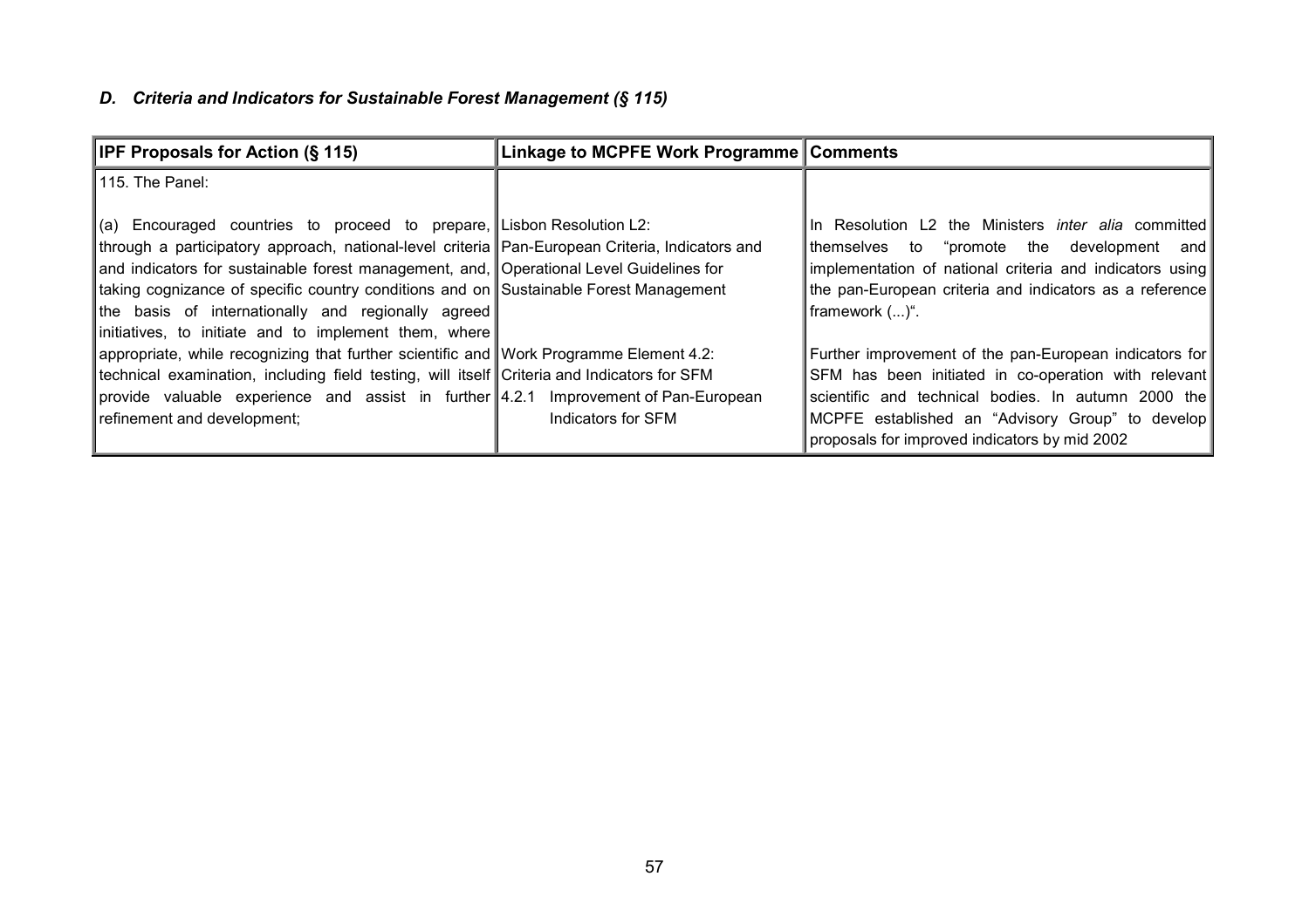### *D. Criteria and Indicators for Sustainable Forest Management (§ 115)*

| IPF Proposals for Action (§ 115) | Linkage to MCPFE Work Programme | Comments |
|---|---|---|
| 115. The Panel:<br><br>(a) Encouraged countries to proceed to prepare, through a participatory approach, national-level criteria and indicators for sustainable forest management, and, taking cognizance of specific country conditions and on the basis of internationally and regionally agreed initiatives, to initiate and to implement them, where appropriate, while recognizing that further scientific and technical examination, including field testing, will itself provide valuable experience and assist in further refinement and development; | Lisbon Resolution L2:<br>Pan-European Criteria, Indicators and Operational Level Guidelines for Sustainable Forest Management<br><br>Work Programme Element 4.2:<br>Criteria and Indicators for SFM<br>4.2.1 Improvement of Pan-European Indicators for SFM | In Resolution L2 the Ministers *inter alia* committed themselves to "promote the development and implementation of national criteria and indicators using the pan-European criteria and indicators as a reference framework (...)".<br><br>Further improvement of the pan-European indicators for SFM has been initiated in co-operation with relevant scientific and technical bodies. In autumn 2000 the MCPFE established an "Advisory Group" to develop proposals for improved indicators by mid 2002 |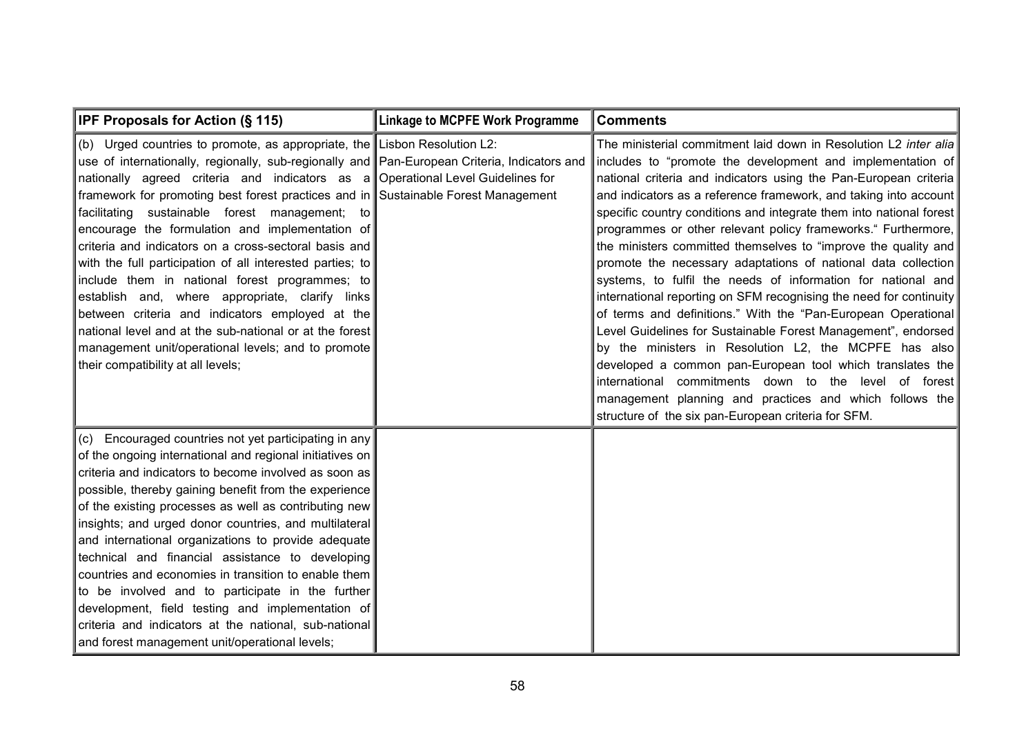| IPF Proposals for Action (§ 115) | Linkage to MCPFE Work Programme | Comments |
|---|---|---|
| (b) Urged countries to promote, as appropriate, the use of internationally, regionally, sub-regionally and nationally agreed criteria and indicators as a framework for promoting best forest practices and in facilitating sustainable forest management; to encourage the formulation and implementation of criteria and indicators on a cross-sectoral basis and with the full participation of all interested parties; to include them in national forest programmes; to establish and, where appropriate, clarify links between criteria and indicators employed at the national level and at the sub-national or at the forest management unit/operational levels; and to promote their compatibility at all levels; | Lisbon Resolution L2: Pan-European Criteria, Indicators and Operational Level Guidelines for Sustainable Forest Management | The ministerial commitment laid down in Resolution L2 *inter alia* includes to "promote the development and implementation of national criteria and indicators using the Pan-European criteria and indicators as a reference framework, and taking into account specific country conditions and integrate them into national forest programmes or other relevant policy frameworks." Furthermore, the ministers committed themselves to "improve the quality and promote the necessary adaptations of national data collection systems, to fulfil the needs of information for national and international reporting on SFM recognising the need for continuity of terms and definitions." With the "Pan-European Operational Level Guidelines for Sustainable Forest Management", endorsed by the ministers in Resolution L2, the MCPFE has also developed a common pan-European tool which translates the international commitments down to the level of forest management planning and practices and which follows the structure of the six pan-European criteria for SFM. |
| (c) Encouraged countries not yet participating in any of the ongoing international and regional initiatives on criteria and indicators to become involved as soon as possible, thereby gaining benefit from the experience of the existing processes as well as contributing new insights; and urged donor countries, and multilateral and international organizations to provide adequate technical and financial assistance to developing countries and economies in transition to enable them to be involved and to participate in the further development, field testing and implementation of criteria and indicators at the national, sub-national and forest management unit/operational levels; | | |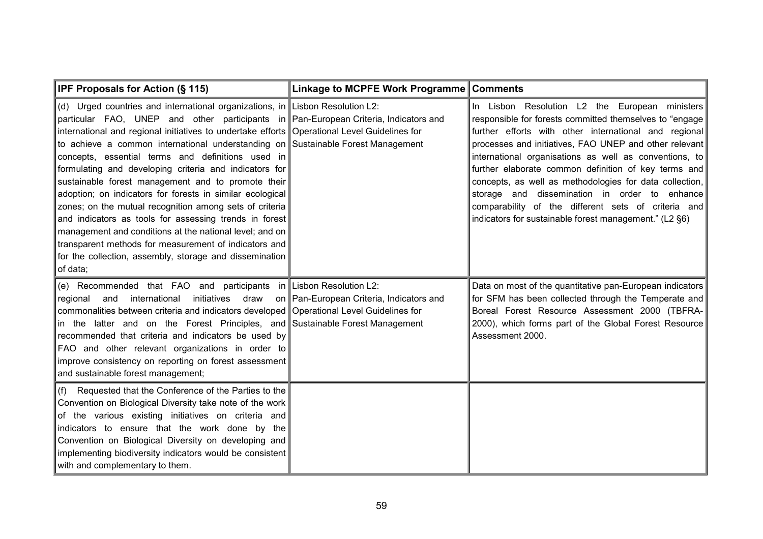| IPF Proposals for Action (§ 115) | Linkage to MCPFE Work Programme | Comments |
|---|---|---|
| (d) Urged countries and international organizations, in particular FAO, UNEP and other participants in international and regional initiatives to undertake efforts to achieve a common international understanding on concepts, essential terms and definitions used in formulating and developing criteria and indicators for sustainable forest management and to promote their adoption; on indicators for forests in similar ecological zones; on the mutual recognition among sets of criteria and indicators as tools for assessing trends in forest management and conditions at the national level; and on transparent methods for measurement of indicators and for the collection, assembly, storage and dissemination of data; | Lisbon Resolution L2: Pan-European Criteria, Indicators and Operational Level Guidelines for Sustainable Forest Management | In Lisbon Resolution L2 the European ministers responsible for forests committed themselves to "engage further efforts with other international and regional processes and initiatives, FAO UNEP and other relevant international organisations as well as conventions, to further elaborate common definition of key terms and concepts, as well as methodologies for data collection, storage and dissemination in order to enhance comparability of the different sets of criteria and indicators for sustainable forest management." (L2 §6) |
| (e) Recommended that FAO and participants in regional and international initiatives draw on commonalities between criteria and indicators developed in the latter and on the Forest Principles, and recommended that criteria and indicators be used by FAO and other relevant organizations in order to improve consistency on reporting on forest assessment and sustainable forest management; | Lisbon Resolution L2: Pan-European Criteria, Indicators and Operational Level Guidelines for Sustainable Forest Management | Data on most of the quantitative pan-European indicators for SFM has been collected through the Temperate and Boreal Forest Resource Assessment 2000 (TBFRA-2000), which forms part of the Global Forest Resource Assessment 2000. |
| (f) Requested that the Conference of the Parties to the Convention on Biological Diversity take note of the work of the various existing initiatives on criteria and indicators to ensure that the work done by the Convention on Biological Diversity on developing and implementing biodiversity indicators would be consistent with and complementary to them. | | |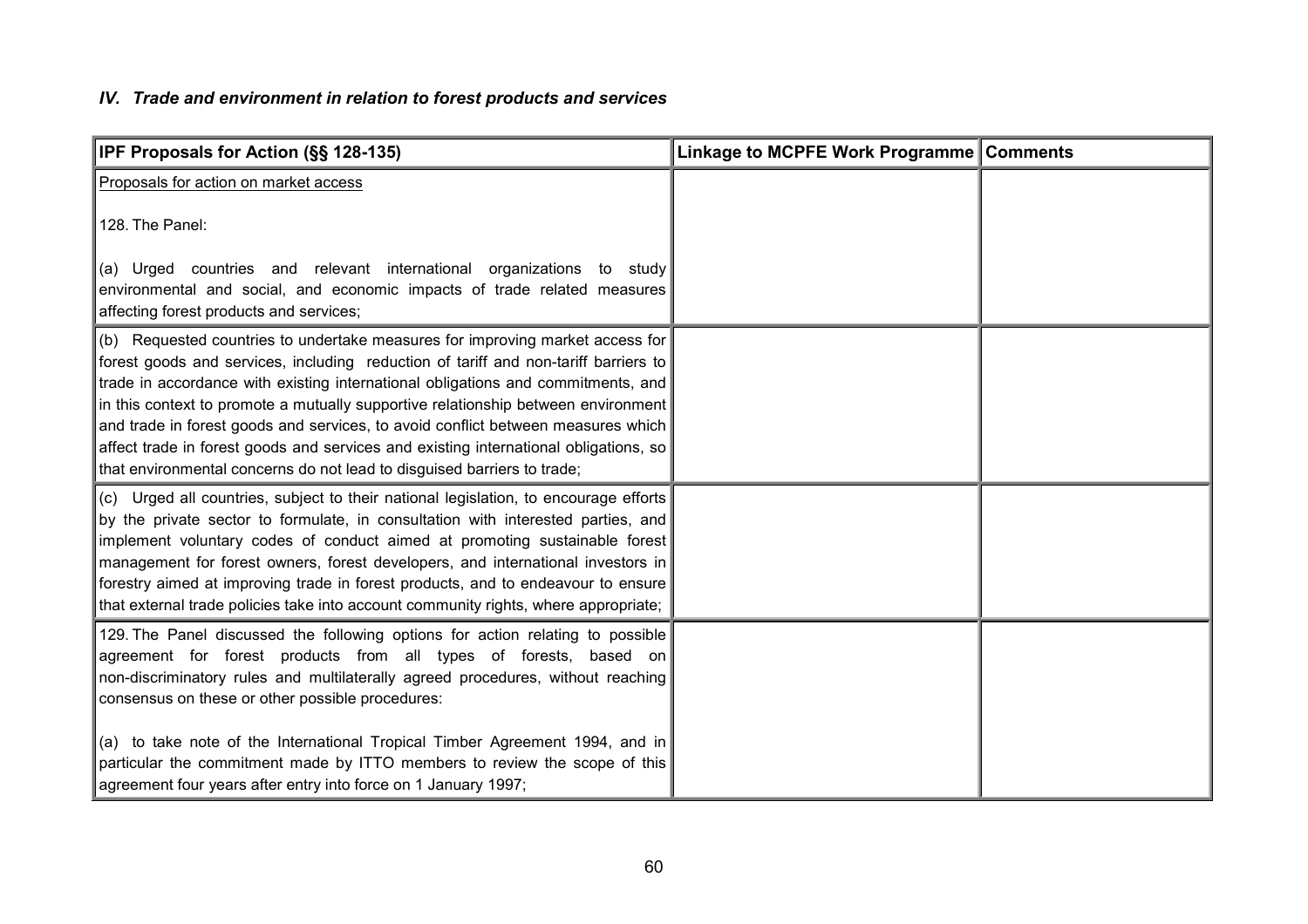### *IV. Trade and environment in relation to forest products and services*

| IPF Proposals for Action (§§ 128-135) | Linkage to MCPFE Work Programme | Comments |
|---|---|---|
| Proposals for action on market access<br><br>128. The Panel:<br><br>(a) Urged countries and relevant international organizations to study environmental and social, and economic impacts of trade related measures affecting forest products and services; | | |
| (b) Requested countries to undertake measures for improving market access for forest goods and services, including reduction of tariff and non-tariff barriers to trade in accordance with existing international obligations and commitments, and in this context to promote a mutually supportive relationship between environment and trade in forest goods and services, to avoid conflict between measures which affect trade in forest goods and services and existing international obligations, so that environmental concerns do not lead to disguised barriers to trade; | | |
| (c) Urged all countries, subject to their national legislation, to encourage efforts by the private sector to formulate, in consultation with interested parties, and implement voluntary codes of conduct aimed at promoting sustainable forest management for forest owners, forest developers, and international investors in forestry aimed at improving trade in forest products, and to endeavour to ensure that external trade policies take into account community rights, where appropriate; | | |
| 129. The Panel discussed the following options for action relating to possible agreement for forest products from all types of forests, based on non-discriminatory rules and multilaterally agreed procedures, without reaching consensus on these or other possible procedures:<br><br>(a) to take note of the International Tropical Timber Agreement 1994, and in particular the commitment made by ITTO members to review the scope of this agreement four years after entry into force on 1 January 1997; | | |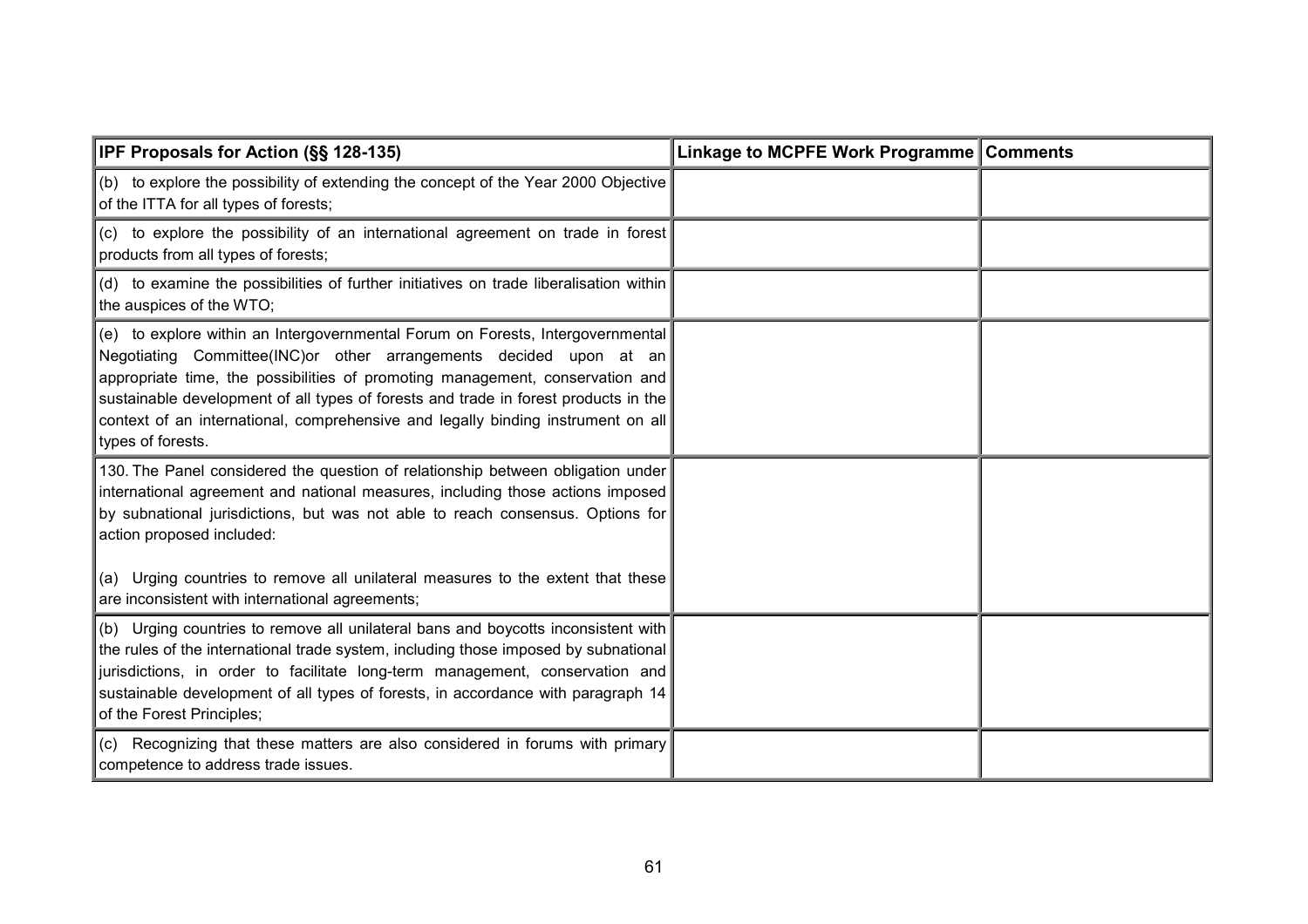| IPF Proposals for Action (§§ 128-135) | Linkage to MCPFE Work Programme | Comments |
|---|---|---|
| (b) to explore the possibility of extending the concept of the Year 2000 Objective of the ITTA for all types of forests; | | |
| (c) to explore the possibility of an international agreement on trade in forest products from all types of forests; | | |
| (d) to examine the possibilities of further initiatives on trade liberalisation within the auspices of the WTO; | | |
| (e) to explore within an Intergovernmental Forum on Forests, Intergovernmental Negotiating Committee(INC)or other arrangements decided upon at an appropriate time, the possibilities of promoting management, conservation and sustainable development of all types of forests and trade in forest products in the context of an international, comprehensive and legally binding instrument on all types of forests. | | |
| 130. The Panel considered the question of relationship between obligation under international agreement and national measures, including those actions imposed by subnational jurisdictions, but was not able to reach consensus. Options for action proposed included:<br><br>(a) Urging countries to remove all unilateral measures to the extent that these are inconsistent with international agreements; | | |
| (b) Urging countries to remove all unilateral bans and boycotts inconsistent with the rules of the international trade system, including those imposed by subnational jurisdictions, in order to facilitate long-term management, conservation and sustainable development of all types of forests, in accordance with paragraph 14 of the Forest Principles; | | |
| (c) Recognizing that these matters are also considered in forums with primary competence to address trade issues. | | |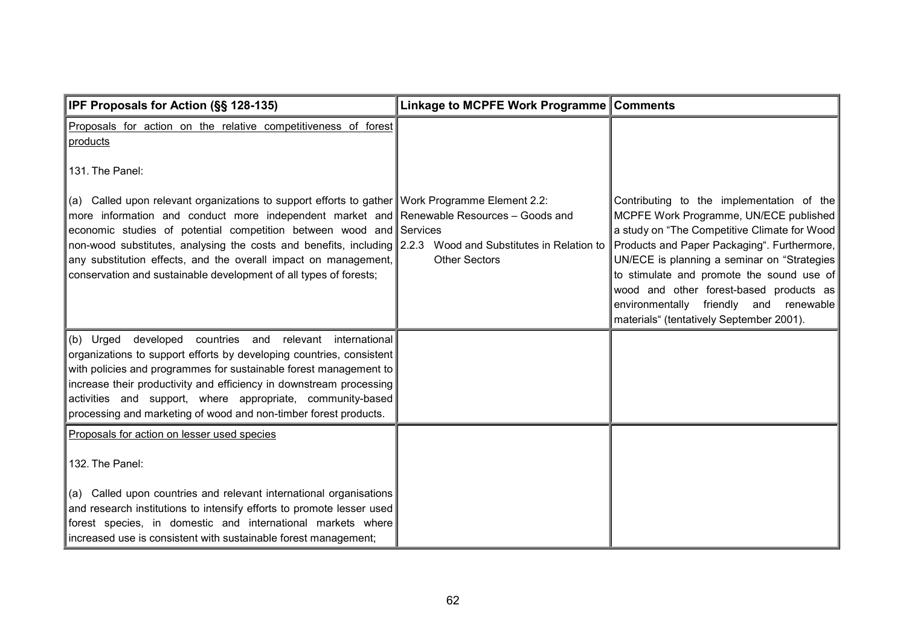| IPF Proposals for Action (§§ 128-135) | Linkage to MCPFE Work Programme | Comments |
|---|---|---|
| <u>Proposals for action on the relative competitiveness of forest products</u><br><br>131. The Panel: | | |
| (a) Called upon relevant organizations to support efforts to gather more information and conduct more independent market and economic studies of potential competition between wood and non-wood substitutes, analysing the costs and benefits, including any substitution effects, and the overall impact on management, conservation and sustainable development of all types of forests; | Work Programme Element 2.2: Renewable Resources – Goods and Services<br>2.2.3 Wood and Substitutes in Relation to Other Sectors | Contributing to the implementation of the MCPFE Work Programme, UN/ECE published a study on "The Competitive Climate for Wood Products and Paper Packaging". Furthermore, UN/ECE is planning a seminar on "Strategies to stimulate and promote the sound use of wood and other forest-based products as environmentally friendly and renewable materials" (tentatively September 2001). |
| (b) Urged developed countries and relevant international organizations to support efforts by developing countries, consistent with policies and programmes for sustainable forest management to increase their productivity and efficiency in downstream processing activities and support, where appropriate, community-based processing and marketing of wood and non-timber forest products. | | |
| <u>Proposals for action on lesser used species</u><br><br>132. The Panel:<br><br>(a) Called upon countries and relevant international organisations and research institutions to intensify efforts to promote lesser used forest species, in domestic and international markets where increased use is consistent with sustainable forest management; | | |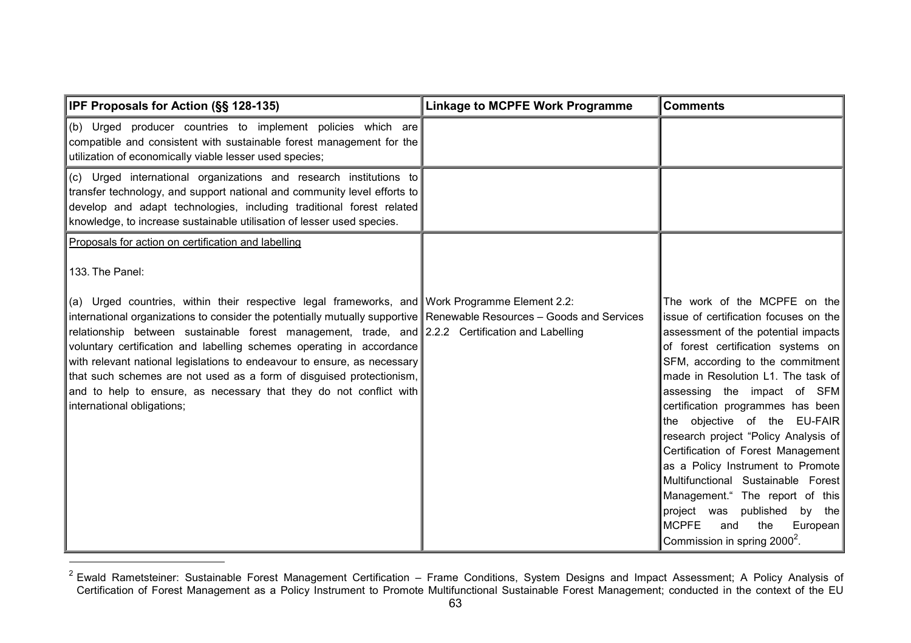| IPF Proposals for Action (§§ 128-135) | Linkage to MCPFE Work Programme | Comments |
|---|---|---|
| (b) Urged producer countries to implement policies which are compatible and consistent with sustainable forest management for the utilization of economically viable lesser used species; | | |
| (c) Urged international organizations and research institutions to transfer technology, and support national and community level efforts to develop and adapt technologies, including traditional forest related knowledge, to increase sustainable utilisation of lesser used species. | | |
| Proposals for action on certification and labelling<br><br>133. The Panel:<br><br>(a) Urged countries, within their respective legal frameworks, and international organizations to consider the potentially mutually supportive relationship between sustainable forest management, trade, and voluntary certification and labelling schemes operating in accordance with relevant national legislations to endeavour to ensure, as necessary that such schemes are not used as a form of disguised protectionism, and to help to ensure, as necessary that they do not conflict with international obligations; | Work Programme Element 2.2: Renewable Resources – Goods and Services<br>2.2.2 Certification and Labelling | The work of the MCPFE on the issue of certification focuses on the assessment of the potential impacts of forest certification systems on SFM, according to the commitment made in Resolution L1. The task of assessing the impact of SFM certification programmes has been the objective of the EU-FAIR research project "Policy Analysis of Certification of Forest Management as a Policy Instrument to Promote Multifunctional Sustainable Forest Management." The report of this project was published by the MCPFE and the European Commission in spring 2000[2]. |

[2] Ewald Rametsteiner: Sustainable Forest Management Certification – Frame Conditions, System Designs and Impact Assessment; A Policy Analysis of Certification of Forest Management as a Policy Instrument to Promote Multifunctional Sustainable Forest Management; conducted in the context of the EU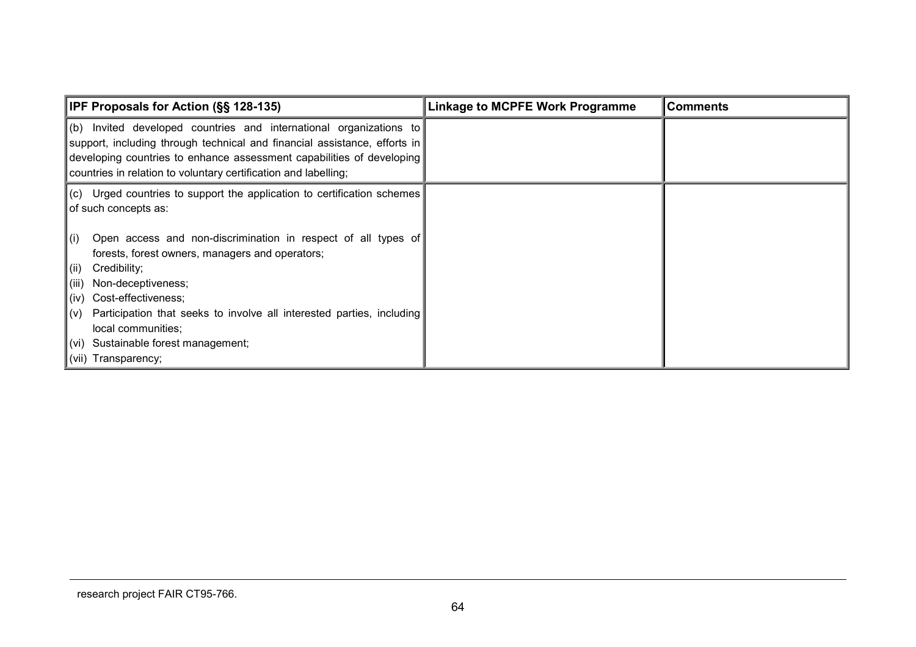| IPF Proposals for Action (§§ 128-135) | Linkage to MCPFE Work Programme | Comments |
|---|---|---|
| (b) Invited developed countries and international organizations to support, including through technical and financial assistance, efforts in developing countries to enhance assessment capabilities of developing countries in relation to voluntary certification and labelling; | | |
| (c) Urged countries to support the application to certification schemes of such concepts as:<br><br>(i) Open access and non-discrimination in respect of all types of forests, forest owners, managers and operators;<br>(ii) Credibility;<br>(iii) Non-deceptiveness;<br>(iv) Cost-effectiveness;<br>(v) Participation that seeks to involve all interested parties, including local communities;<br>(vi) Sustainable forest management;<br>(vii) Transparency; | | |

research project FAIR CT95-766.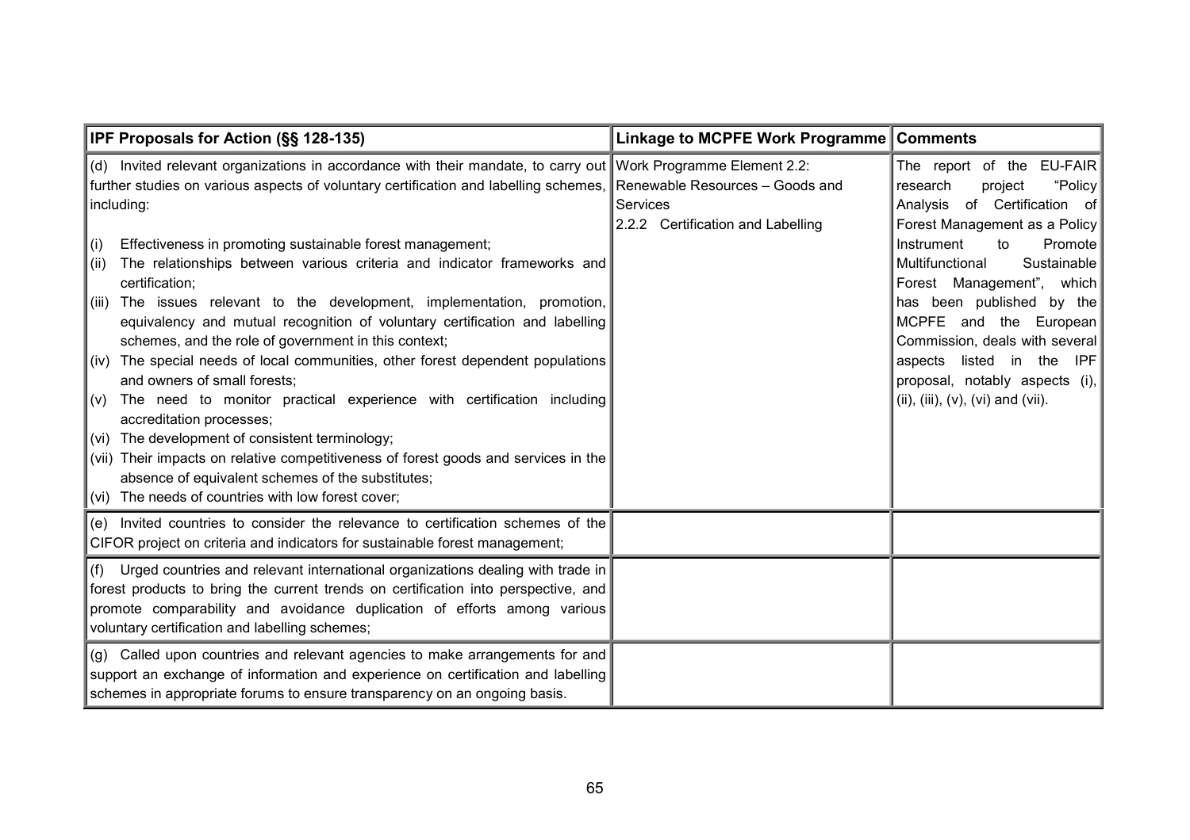| IPF Proposals for Action (§§ 128-135) | Linkage to MCPFE Work Programme | Comments |
|---|---|---|
| (d) Invited relevant organizations in accordance with their mandate, to carry out further studies on various aspects of voluntary certification and labelling schemes, including:<br><br>(i) Effectiveness in promoting sustainable forest management;<br>(ii) The relationships between various criteria and indicator frameworks and certification;<br>(iii) The issues relevant to the development, implementation, promotion, equivalency and mutual recognition of voluntary certification and labelling schemes, and the role of government in this context;<br>(iv) The special needs of local communities, other forest dependent populations and owners of small forests;<br>(v) The need to monitor practical experience with certification including accreditation processes;<br>(vi) The development of consistent terminology;<br>(vii) Their impacts on relative competitiveness of forest goods and services in the absence of equivalent schemes of the substitutes;<br>(vi) The needs of countries with low forest cover; | Work Programme Element 2.2: Renewable Resources – Goods and Services<br>2.2.2 Certification and Labelling | The report of the EU-FAIR research project "Policy Analysis of Certification of Forest Management as a Policy Instrument to Promote Multifunctional Sustainable Forest Management", which has been published by the MCPFE and the European Commission, deals with several aspects listed in the IPF proposal, notably aspects (i), (ii), (iii), (v), (vi) and (vii). |
| (e) Invited countries to consider the relevance to certification schemes of the CIFOR project on criteria and indicators for sustainable forest management; | | |
| (f) Urged countries and relevant international organizations dealing with trade in forest products to bring the current trends on certification into perspective, and promote comparability and avoidance duplication of efforts among various voluntary certification and labelling schemes; | | |
| (g) Called upon countries and relevant agencies to make arrangements for and support an exchange of information and experience on certification and labelling schemes in appropriate forums to ensure transparency on an ongoing basis. | | |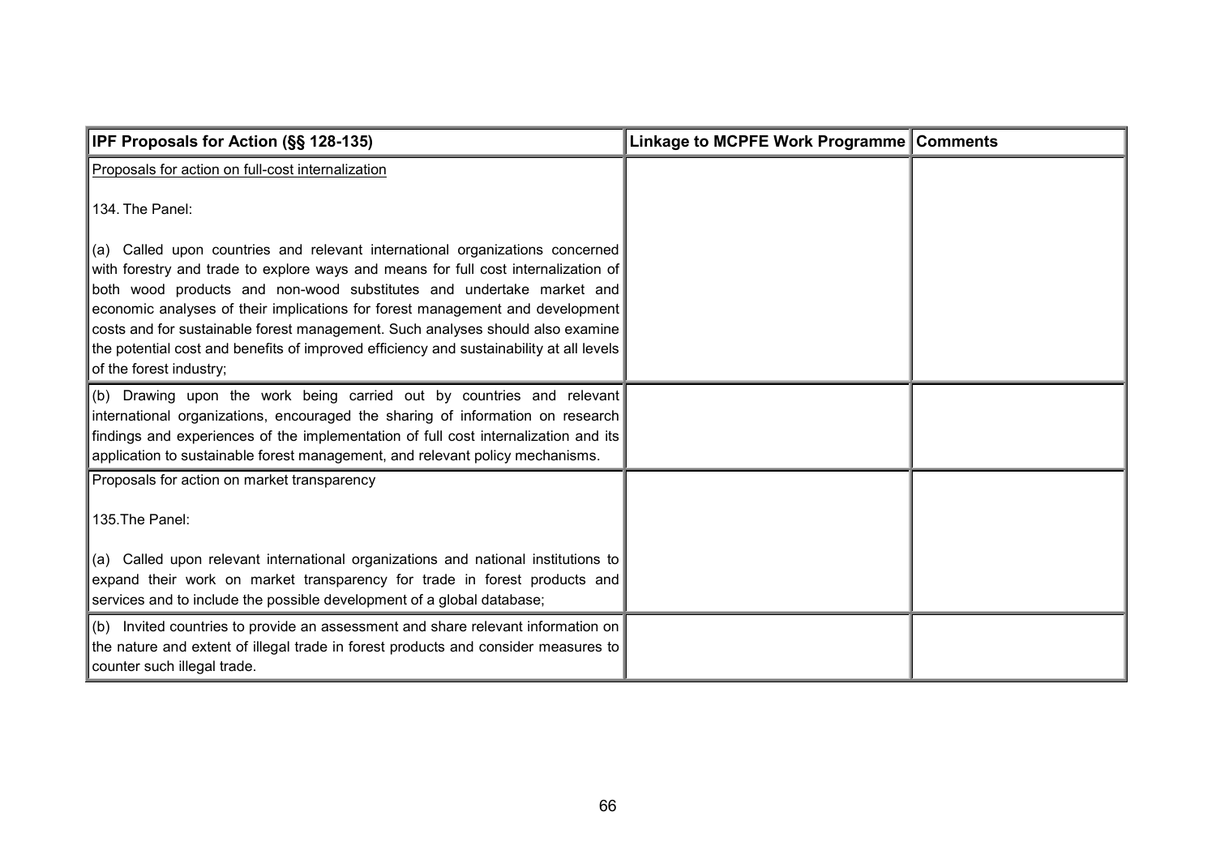| **IPF Proposals for Action (§§ 128-135)** | **Linkage to MCPFE Work Programme** | **Comments** |
|---|---|---|
| Proposals for action on full-cost internalization<br><br>134. The Panel:<br><br>(a) Called upon countries and relevant international organizations concerned with forestry and trade to explore ways and means for full cost internalization of both wood products and non-wood substitutes and undertake market and economic analyses of their implications for forest management and development costs and for sustainable forest management. Such analyses should also examine the potential cost and benefits of improved efficiency and sustainability at all levels of the forest industry; | | |
| (b) Drawing upon the work being carried out by countries and relevant international organizations, encouraged the sharing of information on research findings and experiences of the implementation of full cost internalization and its application to sustainable forest management, and relevant policy mechanisms. | | |
| Proposals for action on market transparency<br><br>135.The Panel:<br><br>(a) Called upon relevant international organizations and national institutions to expand their work on market transparency for trade in forest products and services and to include the possible development of a global database; | | |
| (b) Invited countries to provide an assessment and share relevant information on the nature and extent of illegal trade in forest products and consider measures to counter such illegal trade. | | |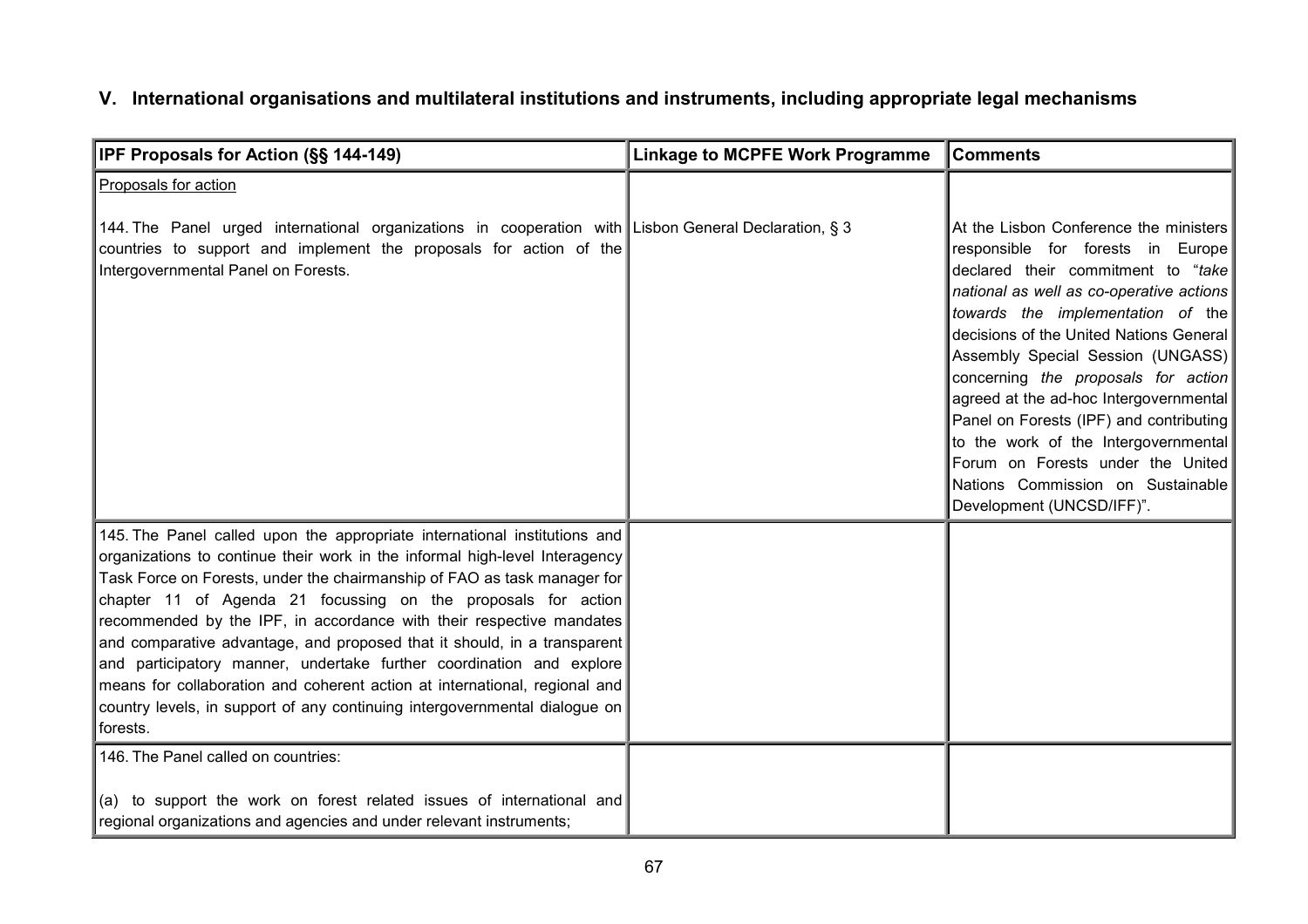## V. International organisations and multilateral institutions and instruments, including appropriate legal mechanisms

| IPF Proposals for Action (§§ 144-149) | Linkage to MCPFE Work Programme | Comments |
|---|---|---|
| Proposals for action<br><br>144. The Panel urged international organizations in cooperation with countries to support and implement the proposals for action of the Intergovernmental Panel on Forests. | Lisbon General Declaration, § 3 | At the Lisbon Conference the ministers responsible for forests in Europe declared their commitment to "*take national as well as co-operative actions towards the implementation of* the decisions of the United Nations General Assembly Special Session (UNGASS) concerning *the proposals for action* agreed at the ad-hoc Intergovernmental Panel on Forests (IPF) and contributing to the work of the Intergovernmental Forum on Forests under the United Nations Commission on Sustainable Development (UNCSD/IFF)". |
| 145. The Panel called upon the appropriate international institutions and organizations to continue their work in the informal high-level Interagency Task Force on Forests, under the chairmanship of FAO as task manager for chapter 11 of Agenda 21 focussing on the proposals for action recommended by the IPF, in accordance with their respective mandates and comparative advantage, and proposed that it should, in a transparent and participatory manner, undertake further coordination and explore means for collaboration and coherent action at international, regional and country levels, in support of any continuing intergovernmental dialogue on forests. | | |
| 146. The Panel called on countries:<br><br>(a) to support the work on forest related issues of international and regional organizations and agencies and under relevant instruments; | | |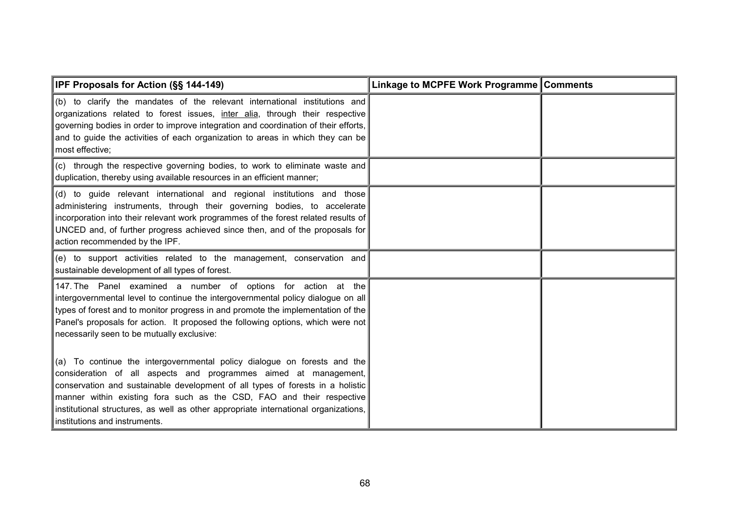| IPF Proposals for Action (§§ 144-149) | Linkage to MCPFE Work Programme | Comments |
|---|---|---|
| (b) to clarify the mandates of the relevant international institutions and organizations related to forest issues, inter alia, through their respective governing bodies in order to improve integration and coordination of their efforts, and to guide the activities of each organization to areas in which they can be most effective; | | |
| (c) through the respective governing bodies, to work to eliminate waste and duplication, thereby using available resources in an efficient manner; | | |
| (d) to guide relevant international and regional institutions and those administering instruments, through their governing bodies, to accelerate incorporation into their relevant work programmes of the forest related results of UNCED and, of further progress achieved since then, and of the proposals for action recommended by the IPF. | | |
| (e) to support activities related to the management, conservation and sustainable development of all types of forest. | | |
| 147. The Panel examined a number of options for action at the intergovernmental level to continue the intergovernmental policy dialogue on all types of forest and to monitor progress in and promote the implementation of the Panel's proposals for action. It proposed the following options, which were not necessarily seen to be mutually exclusive:<br><br>(a) To continue the intergovernmental policy dialogue on forests and the consideration of all aspects and programmes aimed at management, conservation and sustainable development of all types of forests in a holistic manner within existing fora such as the CSD, FAO and their respective institutional structures, as well as other appropriate international organizations, institutions and instruments. | | |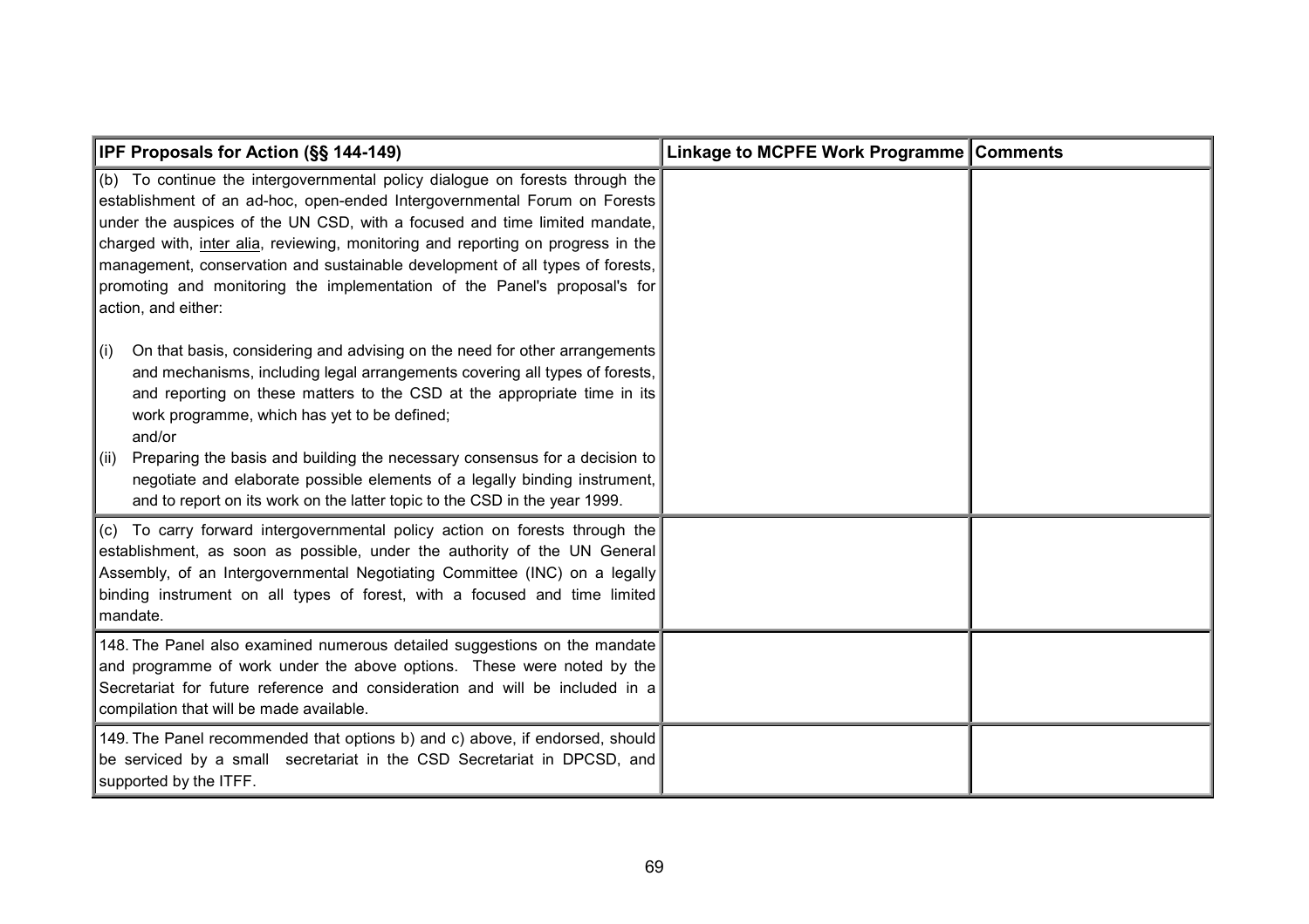| IPF Proposals for Action (§§ 144-149) | Linkage to MCPFE Work Programme | Comments |
|---|---|---|
| (b) To continue the intergovernmental policy dialogue on forests through the establishment of an ad-hoc, open-ended Intergovernmental Forum on Forests under the auspices of the UN CSD, with a focused and time limited mandate, charged with, inter alia, reviewing, monitoring and reporting on progress in the management, conservation and sustainable development of all types of forests, promoting and monitoring the implementation of the Panel's proposal's for action, and either: <br><br> (i) On that basis, considering and advising on the need for other arrangements and mechanisms, including legal arrangements covering all types of forests, and reporting on these matters to the CSD at the appropriate time in its work programme, which has yet to be defined; <br> and/or <br> (ii) Preparing the basis and building the necessary consensus for a decision to negotiate and elaborate possible elements of a legally binding instrument, and to report on its work on the latter topic to the CSD in the year 1999. | | |
| (c) To carry forward intergovernmental policy action on forests through the establishment, as soon as possible, under the authority of the UN General Assembly, of an Intergovernmental Negotiating Committee (INC) on a legally binding instrument on all types of forest, with a focused and time limited mandate. | | |
| 148. The Panel also examined numerous detailed suggestions on the mandate and programme of work under the above options. These were noted by the Secretariat for future reference and consideration and will be included in a compilation that will be made available. | | |
| 149. The Panel recommended that options b) and c) above, if endorsed, should be serviced by a small secretariat in the CSD Secretariat in DPCSD, and supported by the ITFF. | | |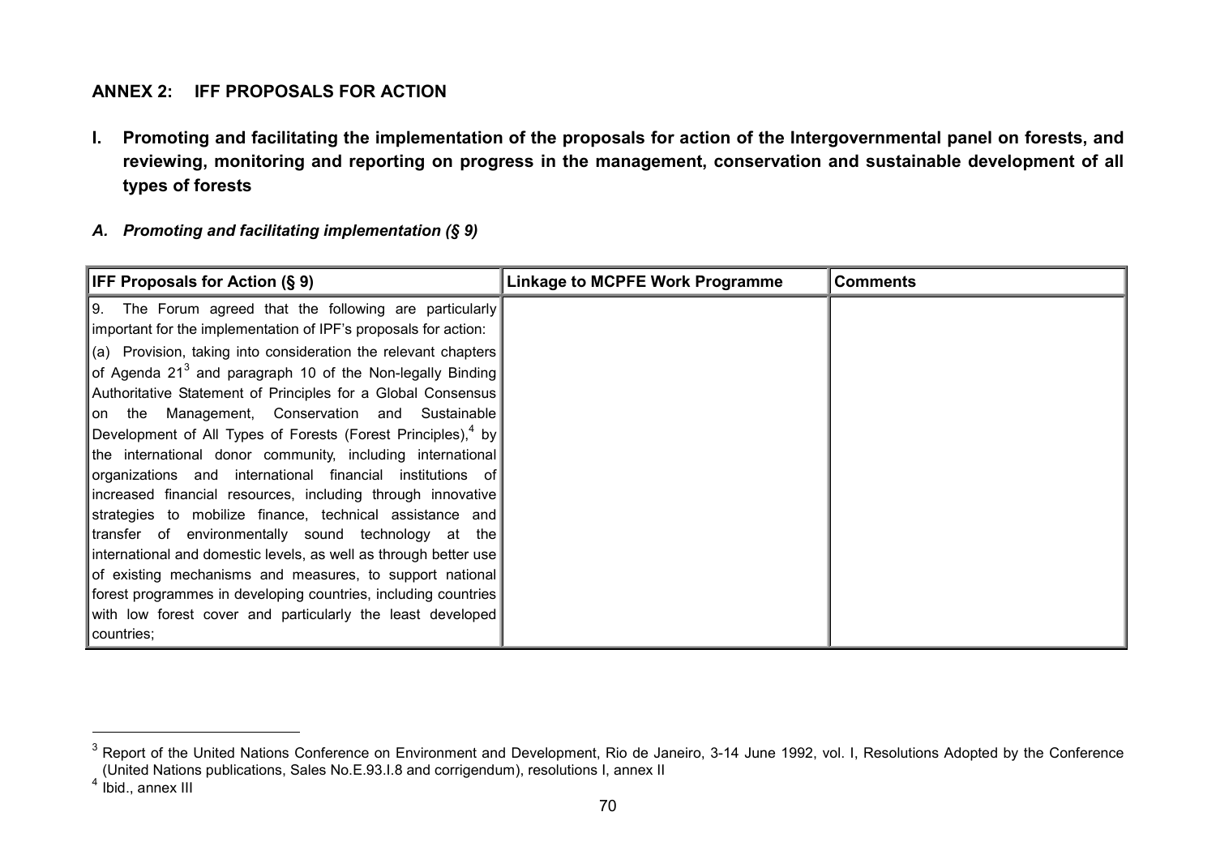## ANNEX 2: IFF PROPOSALS FOR ACTION

### I. Promoting and facilitating the implementation of the proposals for action of the Intergovernmental panel on forests, and reviewing, monitoring and reporting on progress in the management, conservation and sustainable development of all types of forests

#### *A. Promoting and facilitating implementation (§ 9)*

| IFF Proposals for Action (§ 9) | Linkage to MCPFE Work Programme | Comments |
|---|---|---|
| 9. The Forum agreed that the following are particularly important for the implementation of IPF's proposals for action:<br>(a) Provision, taking into consideration the relevant chapters of Agenda 21[3] and paragraph 10 of the Non-legally Binding Authoritative Statement of Principles for a Global Consensus on the Management, Conservation and Sustainable Development of All Types of Forests (Forest Principles),[4] by the international donor community, including international organizations and international financial institutions of increased financial resources, including through innovative strategies to mobilize finance, technical assistance and transfer of environmentally sound technology at the international and domestic levels, as well as through better use of existing mechanisms and measures, to support national forest programmes in developing countries, including countries with low forest cover and particularly the least developed countries; | | |

[3] Report of the United Nations Conference on Environment and Development, Rio de Janeiro, 3-14 June 1992, vol. I, Resolutions Adopted by the Conference (United Nations publications, Sales No.E.93.I.8 and corrigendum), resolutions I, annex II

[4] Ibid., annex III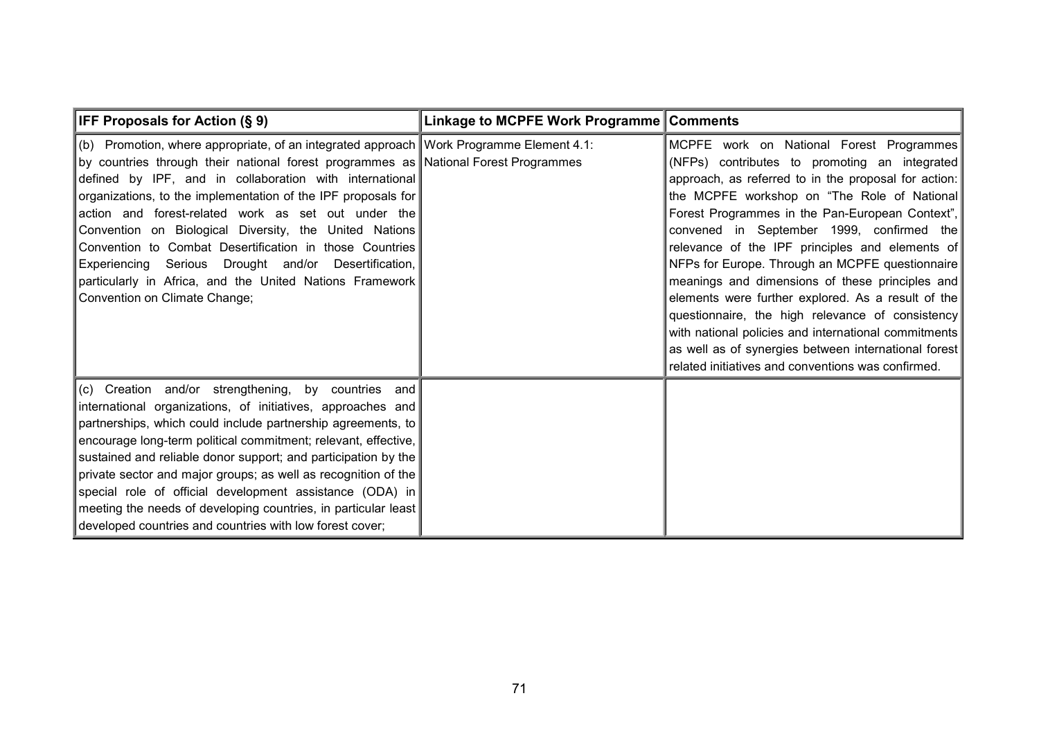| IFF Proposals for Action (§ 9) | Linkage to MCPFE Work Programme | Comments |
|---|---|---|
| (b) Promotion, where appropriate, of an integrated approach by countries through their national forest programmes as defined by IPF, and in collaboration with international organizations, to the implementation of the IPF proposals for action and forest-related work as set out under the Convention on Biological Diversity, the United Nations Convention to Combat Desertification in those Countries Experiencing Serious Drought and/or Desertification, particularly in Africa, and the United Nations Framework Convention on Climate Change; | Work Programme Element 4.1: National Forest Programmes | MCPFE work on National Forest Programmes (NFPs) contributes to promoting an integrated approach, as referred to in the proposal for action: the MCPFE workshop on "The Role of National Forest Programmes in the Pan-European Context", convened in September 1999, confirmed the relevance of the IPF principles and elements of NFPs for Europe. Through an MCPFE questionnaire meanings and dimensions of these principles and elements were further explored. As a result of the questionnaire, the high relevance of consistency with national policies and international commitments as well as of synergies between international forest related initiatives and conventions was confirmed. |
| (c) Creation and/or strengthening, by countries and international organizations, of initiatives, approaches and partnerships, which could include partnership agreements, to encourage long-term political commitment; relevant, effective, sustained and reliable donor support; and participation by the private sector and major groups; as well as recognition of the special role of official development assistance (ODA) in meeting the needs of developing countries, in particular least developed countries and countries with low forest cover; | | |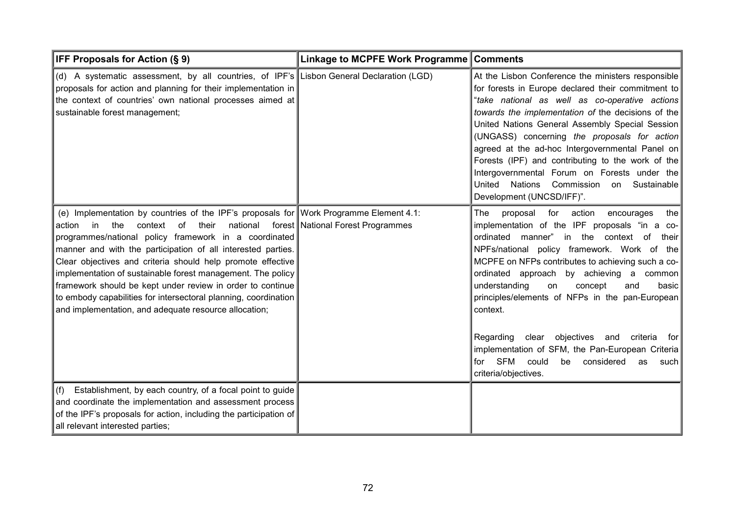| IFF Proposals for Action (§ 9) | Linkage to MCPFE Work Programme | Comments |
|---|---|---|
| (d) A systematic assessment, by all countries, of IPF's proposals for action and planning for their implementation in the context of countries' own national processes aimed at sustainable forest management; | Lisbon General Declaration (LGD) | At the Lisbon Conference the ministers responsible for forests in Europe declared their commitment to "*take national as well as co-operative actions towards the implementation of* the decisions of the United Nations General Assembly Special Session (UNGASS) concerning *the proposals for action* agreed at the ad-hoc Intergovernmental Panel on Forests (IPF) and contributing to the work of the Intergovernmental Forum on Forests under the United Nations Commission on Sustainable Development (UNCSD/IFF)". |
| (e) Implementation by countries of the IPF's proposals for action in the context of their national forest programmes/national policy framework in a coordinated manner and with the participation of all interested parties. Clear objectives and criteria should help promote effective implementation of sustainable forest management. The policy framework should be kept under review in order to continue to embody capabilities for intersectoral planning, coordination and implementation, and adequate resource allocation; | Work Programme Element 4.1: National Forest Programmes | The proposal for action encourages the implementation of the IPF proposals "in a co-ordinated manner" in the context of their NPFs/national policy framework. Work of the MCPFE on NFPs contributes to achieving such a co-ordinated approach by achieving a common understanding on concept and basic principles/elements of NFPs in the pan-European context.<br><br>Regarding clear objectives and criteria for implementation of SFM, the Pan-European Criteria for SFM could be considered as such criteria/objectives. |
| (f) Establishment, by each country, of a focal point to guide and coordinate the implementation and assessment process of the IPF's proposals for action, including the participation of all relevant interested parties; | | |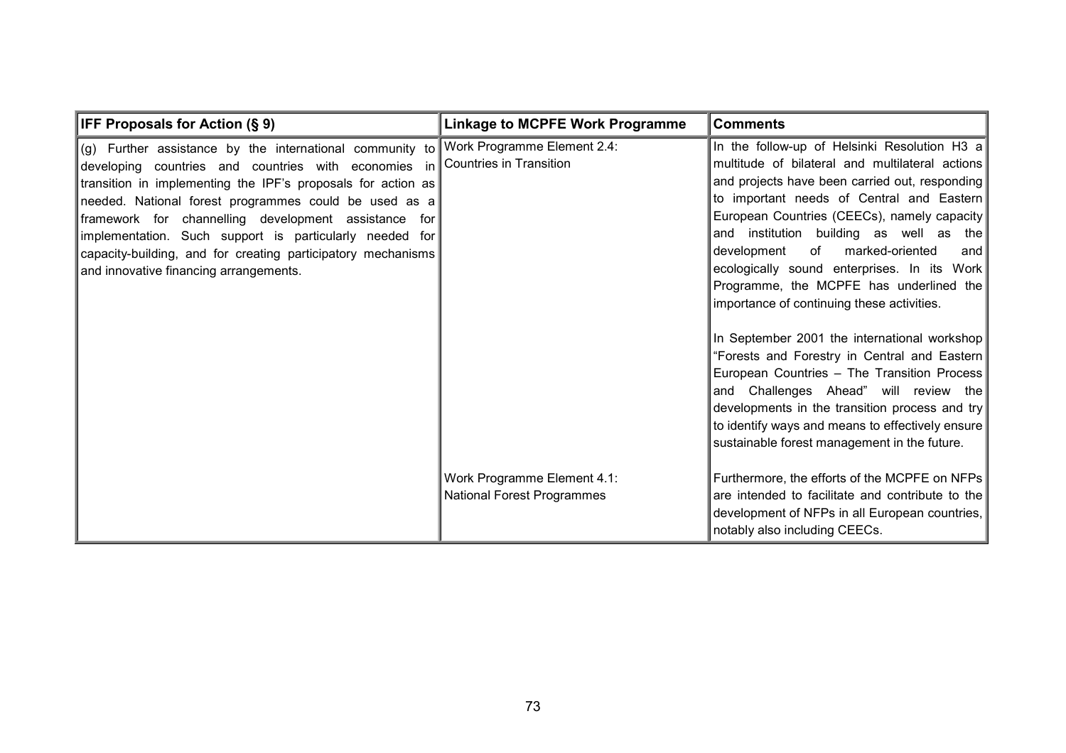| IFF Proposals for Action (§ 9) | Linkage to MCPFE Work Programme | Comments |
|---|---|---|
| (g) Further assistance by the international community to developing countries and countries with economies in transition in implementing the IPF's proposals for action as needed. National forest programmes could be used as a framework for channelling development assistance for implementation. Such support is particularly needed for capacity-building, and for creating participatory mechanisms and innovative financing arrangements. | Work Programme Element 2.4: Countries in Transition | In the follow-up of Helsinki Resolution H3 a multitude of bilateral and multilateral actions and projects have been carried out, responding to important needs of Central and Eastern European Countries (CEECs), namely capacity and institution building as well as the development of marked-oriented and ecologically sound enterprises. In its Work Programme, the MCPFE has underlined the importance of continuing these activities.<br><br>In September 2001 the international workshop "Forests and Forestry in Central and Eastern European Countries – The Transition Process and Challenges Ahead" will review the developments in the transition process and try to identify ways and means to effectively ensure sustainable forest management in the future. |
| | Work Programme Element 4.1: National Forest Programmes | Furthermore, the efforts of the MCPFE on NFPs are intended to facilitate and contribute to the development of NFPs in all European countries, notably also including CEECs. |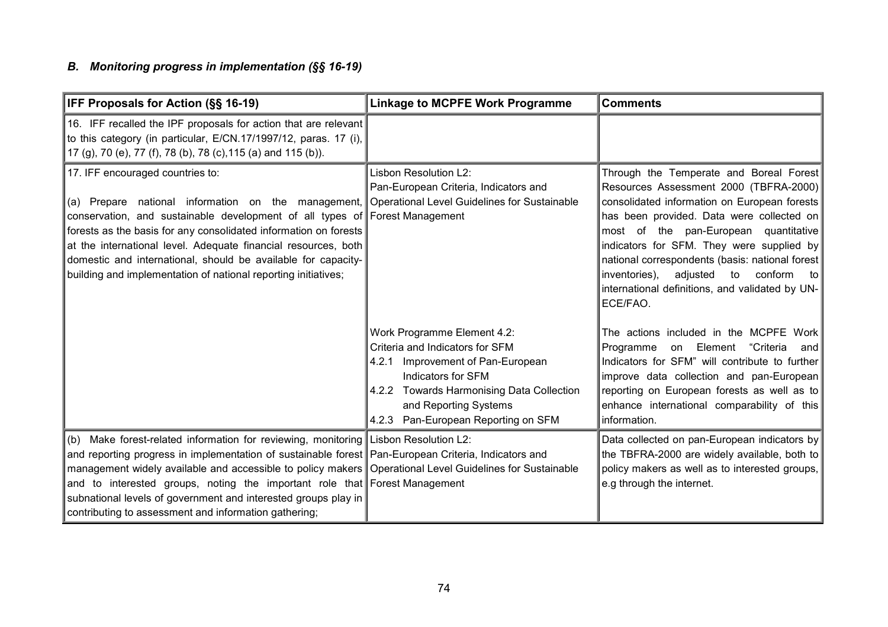### *B. Monitoring progress in implementation (§§ 16-19)*

| IFF Proposals for Action (§§ 16-19) | Linkage to MCPFE Work Programme | Comments |
|---|---|---|
| 16. IFF recalled the IPF proposals for action that are relevant to this category (in particular, E/CN.17/1997/12, paras. 17 (i), 17 (g), 70 (e), 77 (f), 78 (b), 78 (c),115 (a) and 115 (b)). | | |
| 17. IFF encouraged countries to:<br><br>(a) Prepare national information on the management, conservation, and sustainable development of all types of forests as the basis for any consolidated information on forests at the international level. Adequate financial resources, both domestic and international, should be available for capacity-building and implementation of national reporting initiatives; | Lisbon Resolution L2:<br>Pan-European Criteria, Indicators and Operational Level Guidelines for Sustainable Forest Management | Through the Temperate and Boreal Forest Resources Assessment 2000 (TBFRA-2000) consolidated information on European forests has been provided. Data were collected on most of the pan-European quantitative indicators for SFM. They were supplied by national correspondents (basis: national forest inventories), adjusted to conform to international definitions, and validated by UN-ECE/FAO. |
| | Work Programme Element 4.2:<br>Criteria and Indicators for SFM<br>4.2.1 Improvement of Pan-European Indicators for SFM<br>4.2.2 Towards Harmonising Data Collection and Reporting Systems<br>4.2.3 Pan-European Reporting on SFM | The actions included in the MCPFE Work Programme on Element "Criteria and Indicators for SFM" will contribute to further improve data collection and pan-European reporting on European forests as well as to enhance international comparability of this information. |
| (b) Make forest-related information for reviewing, monitoring and reporting progress in implementation of sustainable forest management widely available and accessible to policy makers and to interested groups, noting the important role that subnational levels of government and interested groups play in contributing to assessment and information gathering; | Lisbon Resolution L2:<br>Pan-European Criteria, Indicators and Operational Level Guidelines for Sustainable Forest Management | Data collected on pan-European indicators by the TBFRA-2000 are widely available, both to policy makers as well as to interested groups, e.g through the internet. |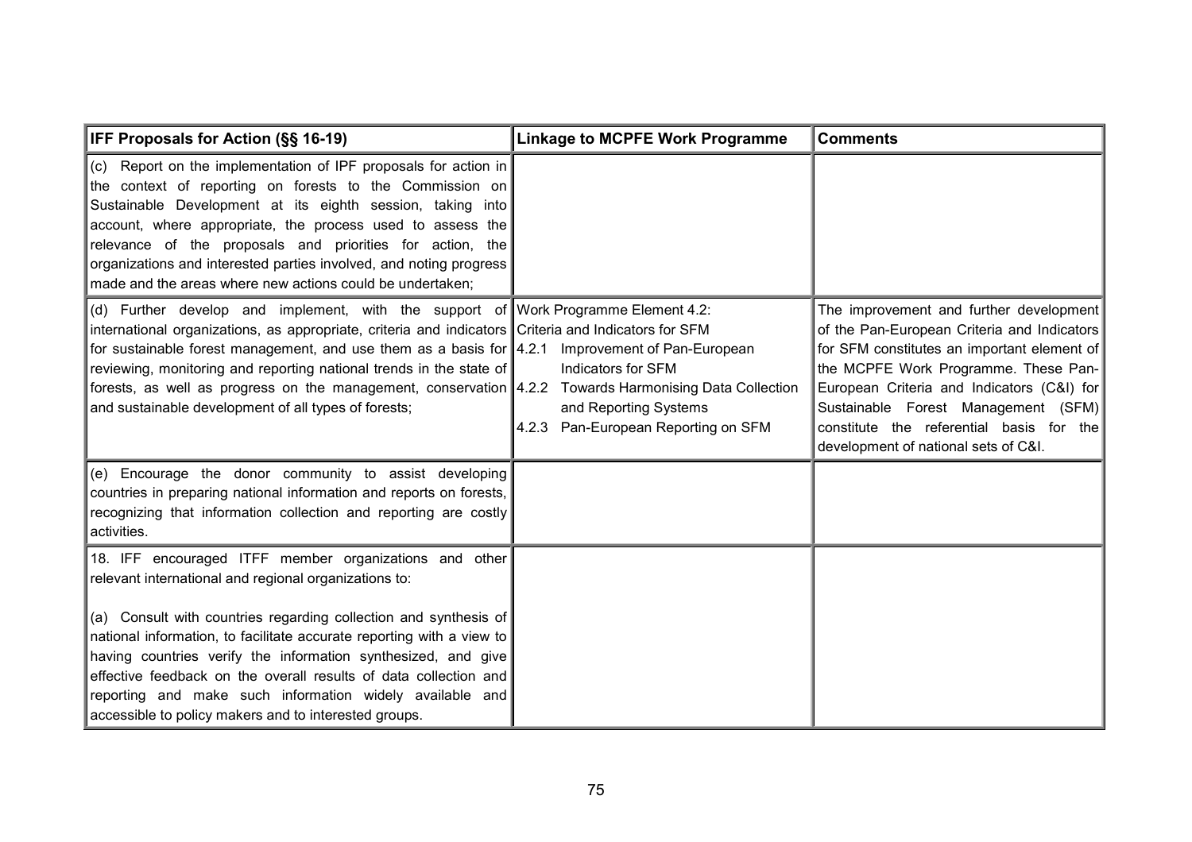| IFF Proposals for Action (§§ 16-19) | Linkage to MCPFE Work Programme | Comments |
|---|---|---|
| (c) Report on the implementation of IPF proposals for action in the context of reporting on forests to the Commission on Sustainable Development at its eighth session, taking into account, where appropriate, the process used to assess the relevance of the proposals and priorities for action, the organizations and interested parties involved, and noting progress made and the areas where new actions could be undertaken; | | |
| (d) Further develop and implement, with the support of international organizations, as appropriate, criteria and indicators for sustainable forest management, and use them as a basis for reviewing, monitoring and reporting national trends in the state of forests, as well as progress on the management, conservation and sustainable development of all types of forests; | Work Programme Element 4.2: Criteria and Indicators for SFM<br>4.2.1 Improvement of Pan-European Indicators for SFM<br>4.2.2 Towards Harmonising Data Collection and Reporting Systems<br>4.2.3 Pan-European Reporting on SFM | The improvement and further development of the Pan-European Criteria and Indicators for SFM constitutes an important element of the MCPFE Work Programme. These Pan-European Criteria and Indicators (C&I) for Sustainable Forest Management (SFM) constitute the referential basis for the development of national sets of C&I. |
| (e) Encourage the donor community to assist developing countries in preparing national information and reports on forests, recognizing that information collection and reporting are costly activities. | | |
| 18. IFF encouraged ITFF member organizations and other relevant international and regional organizations to:<br><br>(a) Consult with countries regarding collection and synthesis of national information, to facilitate accurate reporting with a view to having countries verify the information synthesized, and give effective feedback on the overall results of data collection and reporting and make such information widely available and accessible to policy makers and to interested groups. | | |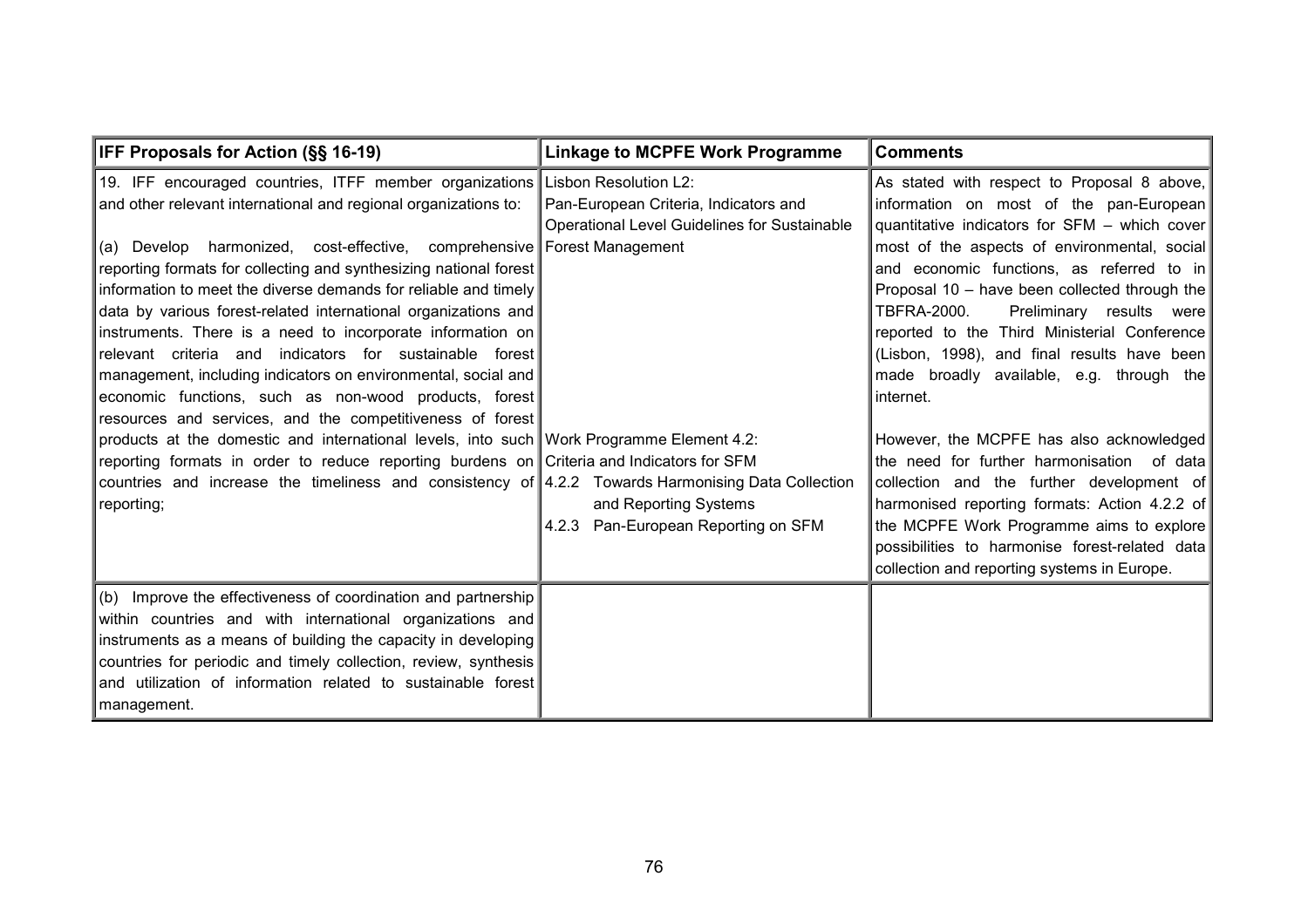| IFF Proposals for Action (§§ 16-19) | Linkage to MCPFE Work Programme | Comments |
|---|---|---|
| 19. IFF encouraged countries, ITFF member organizations and other relevant international and regional organizations to:<br><br>(a) Develop harmonized, cost-effective, comprehensive reporting formats for collecting and synthesizing national forest information to meet the diverse demands for reliable and timely data by various forest-related international organizations and instruments. There is a need to incorporate information on relevant criteria and indicators for sustainable forest management, including indicators on environmental, social and economic functions, such as non-wood products, forest resources and services, and the competitiveness of forest products at the domestic and international levels, into such reporting formats in order to reduce reporting burdens on countries and increase the timeliness and consistency of reporting; | Lisbon Resolution L2:<br>Pan-European Criteria, Indicators and Operational Level Guidelines for Sustainable Forest Management<br><br>Work Programme Element 4.2:<br>Criteria and Indicators for SFM<br>4.2.2 Towards Harmonising Data Collection and Reporting Systems<br>4.2.3 Pan-European Reporting on SFM | As stated with respect to Proposal 8 above, information on most of the pan-European quantitative indicators for SFM – which cover most of the aspects of environmental, social and economic functions, as referred to in Proposal 10 – have been collected through the TBFRA-2000. Preliminary results were reported to the Third Ministerial Conference (Lisbon, 1998), and final results have been made broadly available, e.g. through the internet.<br><br>However, the MCPFE has also acknowledged the need for further harmonisation of data collection and the further development of harmonised reporting formats: Action 4.2.2 of the MCPFE Work Programme aims to explore possibilities to harmonise forest-related data collection and reporting systems in Europe. |
| (b) Improve the effectiveness of coordination and partnership within countries and with international organizations and instruments as a means of building the capacity in developing countries for periodic and timely collection, review, synthesis and utilization of information related to sustainable forest management. | | |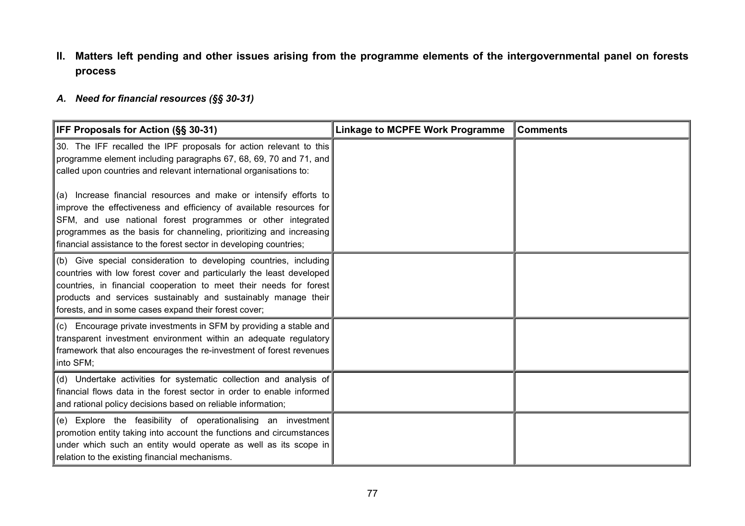## II. Matters left pending and other issues arising from the programme elements of the intergovernmental panel on forests process

### *A. Need for financial resources (§§ 30-31)*

| IFF Proposals for Action (§§ 30-31) | Linkage to MCPFE Work Programme | Comments |
|---|---|---|
| 30. The IFF recalled the IPF proposals for action relevant to this programme element including paragraphs 67, 68, 69, 70 and 71, and called upon countries and relevant international organisations to:<br><br>(a) Increase financial resources and make or intensify efforts to improve the effectiveness and efficiency of available resources for SFM, and use national forest programmes or other integrated programmes as the basis for channeling, prioritizing and increasing financial assistance to the forest sector in developing countries; | | |
| (b) Give special consideration to developing countries, including countries with low forest cover and particularly the least developed countries, in financial cooperation to meet their needs for forest products and services sustainably and sustainably manage their forests, and in some cases expand their forest cover; | | |
| (c) Encourage private investments in SFM by providing a stable and transparent investment environment within an adequate regulatory framework that also encourages the re-investment of forest revenues into SFM; | | |
| (d) Undertake activities for systematic collection and analysis of financial flows data in the forest sector in order to enable informed and rational policy decisions based on reliable information; | | |
| (e) Explore the feasibility of operationalising an investment promotion entity taking into account the functions and circumstances under which such an entity would operate as well as its scope in relation to the existing financial mechanisms. | | |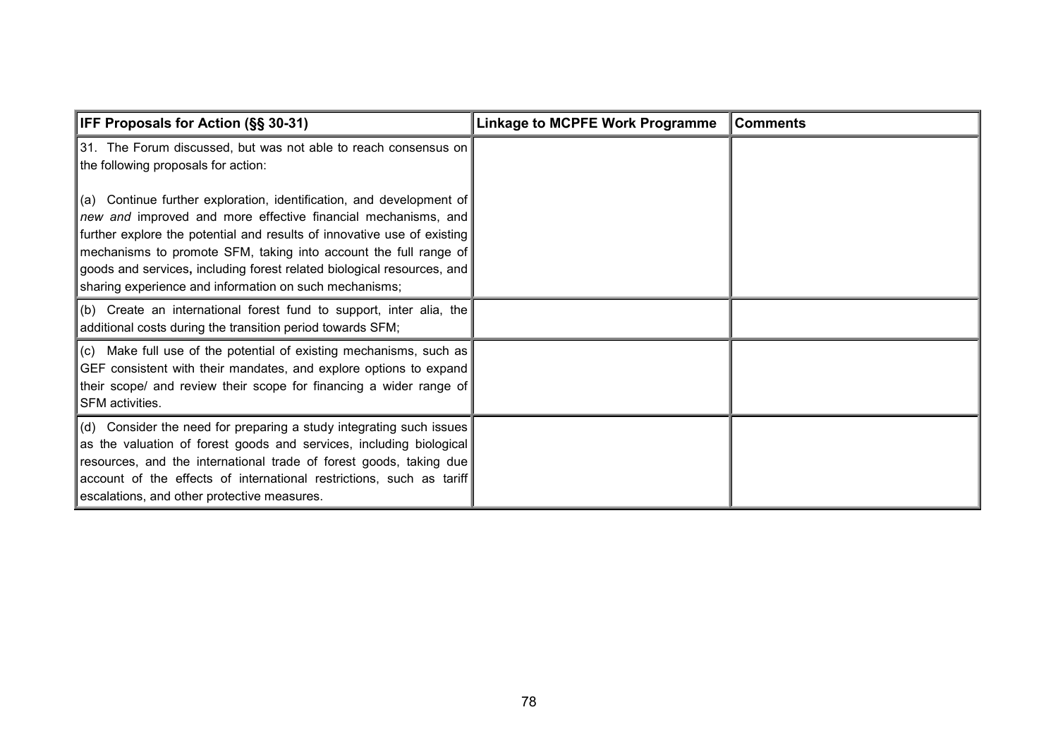| IFF Proposals for Action (§§ 30-31) | Linkage to MCPFE Work Programme | Comments |
|---|---|---|
| 31. The Forum discussed, but was not able to reach consensus on the following proposals for action:<br><br>(a) Continue further exploration, identification, and development of *new and* improved and more effective financial mechanisms, and further explore the potential and results of innovative use of existing mechanisms to promote SFM, taking into account the full range of goods and services**,** including forest related biological resources, and sharing experience and information on such mechanisms; | | |
| (b) Create an international forest fund to support, inter alia, the additional costs during the transition period towards SFM; | | |
| (c) Make full use of the potential of existing mechanisms, such as GEF consistent with their mandates, and explore options to expand their scope/ and review their scope for financing a wider range of SFM activities. | | |
| (d) Consider the need for preparing a study integrating such issues as the valuation of forest goods and services, including biological resources, and the international trade of forest goods, taking due account of the effects of international restrictions, such as tariff escalations, and other protective measures. | | |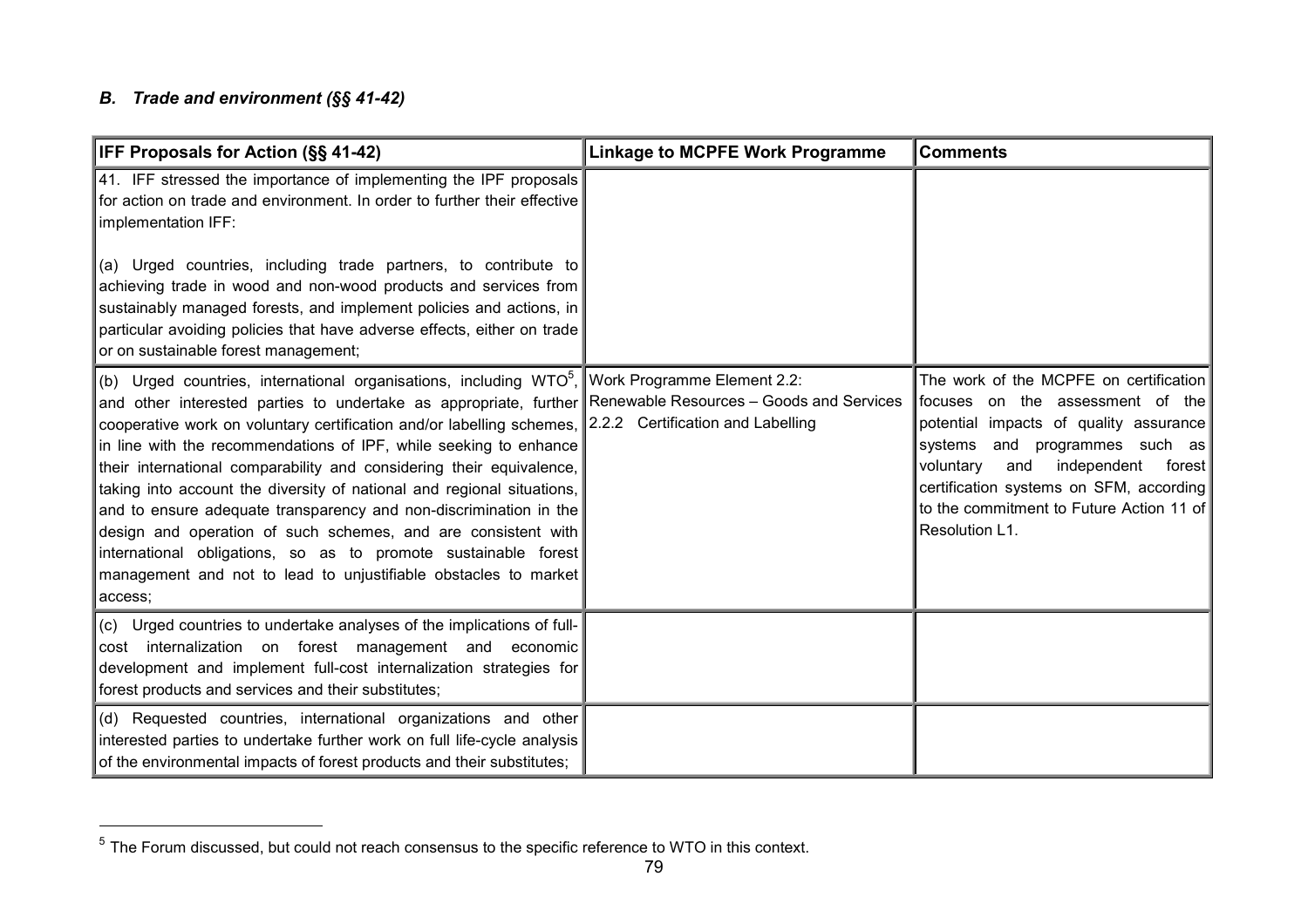### *B. Trade and environment (§§ 41-42)*

| IFF Proposals for Action (§§ 41-42) | Linkage to MCPFE Work Programme | Comments |
|---|---|---|
| 41. IFF stressed the importance of implementing the IPF proposals for action on trade and environment. In order to further their effective implementation IFF:<br><br>(a) Urged countries, including trade partners, to contribute to achieving trade in wood and non-wood products and services from sustainably managed forests, and implement policies and actions, in particular avoiding policies that have adverse effects, either on trade or on sustainable forest management; | | |
| (b) Urged countries, international organisations, including WTO[5], and other interested parties to undertake as appropriate, further cooperative work on voluntary certification and/or labelling schemes, in line with the recommendations of IPF, while seeking to enhance their international comparability and considering their equivalence, taking into account the diversity of national and regional situations, and to ensure adequate transparency and non-discrimination in the design and operation of such schemes, and are consistent with international obligations, so as to promote sustainable forest management and not to lead to unjustifiable obstacles to market access; | Work Programme Element 2.2:<br>Renewable Resources – Goods and Services<br>2.2.2 Certification and Labelling | The work of the MCPFE on certification focuses on the assessment of the potential impacts of quality assurance systems and programmes such as voluntary and independent forest certification systems on SFM, according to the commitment to Future Action 11 of Resolution L1. |
| (c) Urged countries to undertake analyses of the implications of full-cost internalization on forest management and economic development and implement full-cost internalization strategies for forest products and services and their substitutes; | | |
| (d) Requested countries, international organizations and other interested parties to undertake further work on full life-cycle analysis of the environmental impacts of forest products and their substitutes; | | |

[5] The Forum discussed, but could not reach consensus to the specific reference to WTO in this context.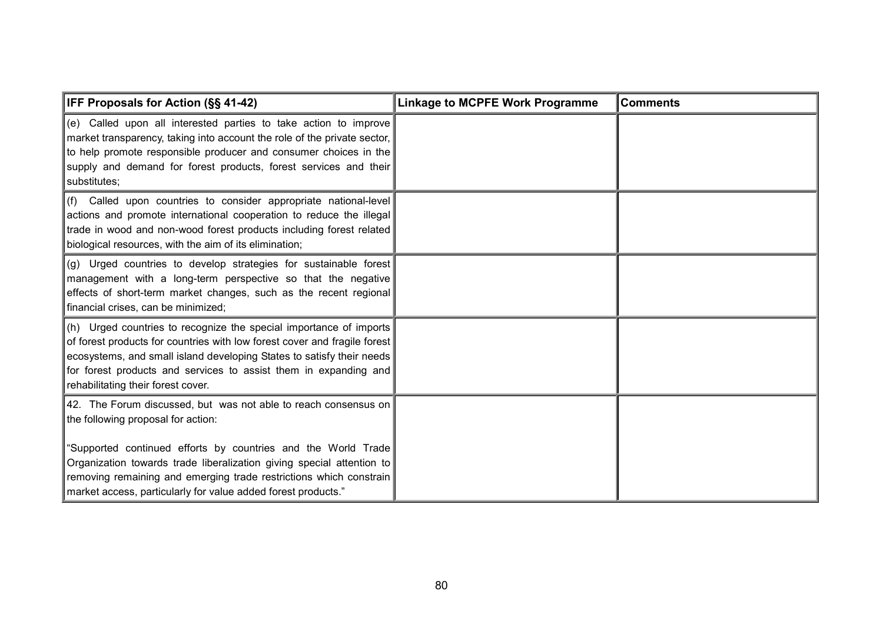| IFF Proposals for Action (§§ 41-42) | Linkage to MCPFE Work Programme | Comments |
|---|---|---|
| (e) Called upon all interested parties to take action to improve market transparency, taking into account the role of the private sector, to help promote responsible producer and consumer choices in the supply and demand for forest products, forest services and their substitutes; | | |
| (f) Called upon countries to consider appropriate national-level actions and promote international cooperation to reduce the illegal trade in wood and non-wood forest products including forest related biological resources, with the aim of its elimination; | | |
| (g) Urged countries to develop strategies for sustainable forest management with a long-term perspective so that the negative effects of short-term market changes, such as the recent regional financial crises, can be minimized; | | |
| (h) Urged countries to recognize the special importance of imports of forest products for countries with low forest cover and fragile forest ecosystems, and small island developing States to satisfy their needs for forest products and services to assist them in expanding and rehabilitating their forest cover. | | |
| 42. The Forum discussed, but was not able to reach consensus on the following proposal for action:<br><br>"Supported continued efforts by countries and the World Trade Organization towards trade liberalization giving special attention to removing remaining and emerging trade restrictions which constrain market access, particularly for value added forest products." | | |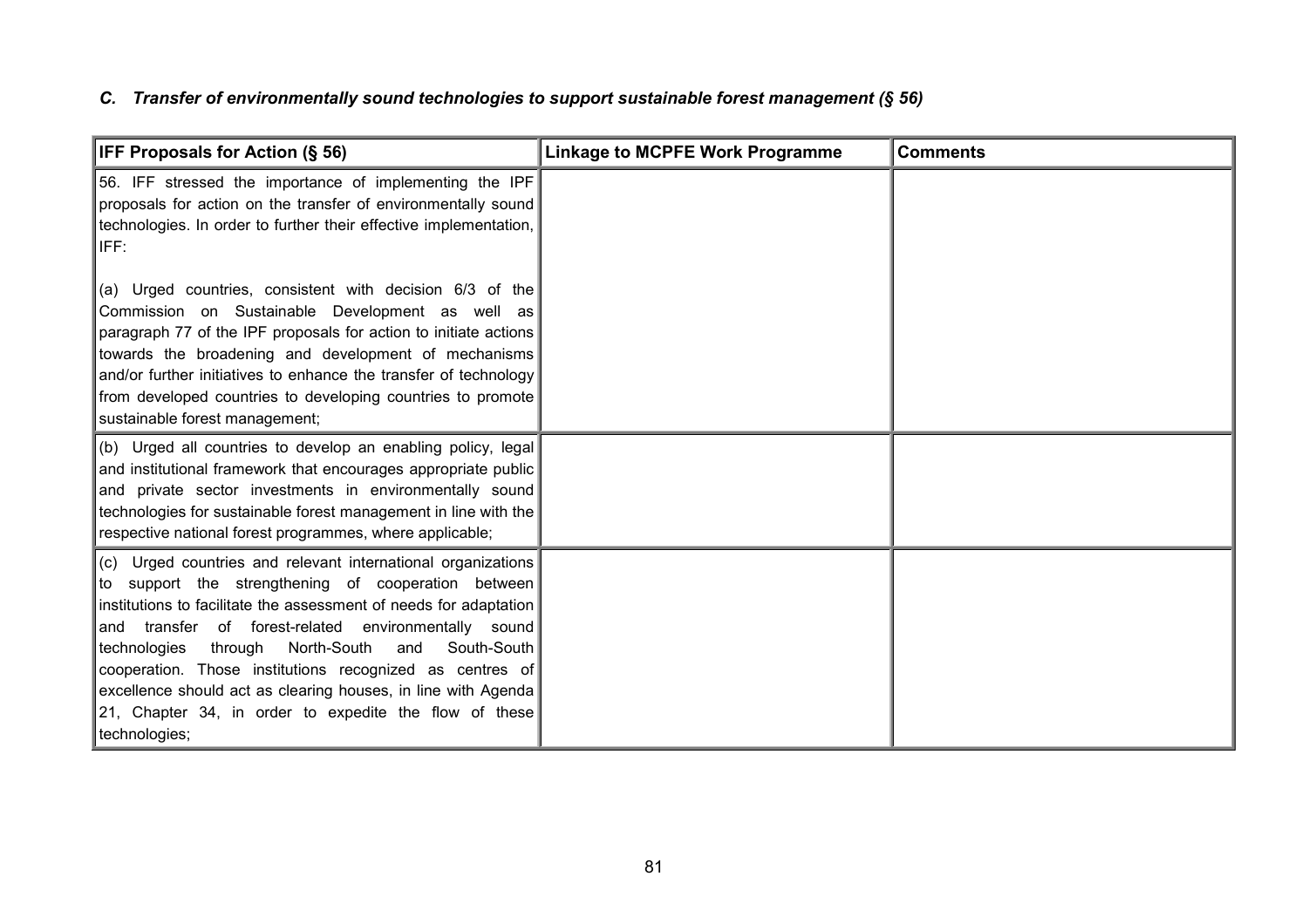### *C. Transfer of environmentally sound technologies to support sustainable forest management (§ 56)*

| IFF Proposals for Action (§ 56) | Linkage to MCPFE Work Programme | Comments |
|---|---|---|
| 56. IFF stressed the importance of implementing the IPF proposals for action on the transfer of environmentally sound technologies. In order to further their effective implementation, IFF:<br><br>(a) Urged countries, consistent with decision 6/3 of the Commission on Sustainable Development as well as paragraph 77 of the IPF proposals for action to initiate actions towards the broadening and development of mechanisms and/or further initiatives to enhance the transfer of technology from developed countries to developing countries to promote sustainable forest management; | | |
| (b) Urged all countries to develop an enabling policy, legal and institutional framework that encourages appropriate public and private sector investments in environmentally sound technologies for sustainable forest management in line with the respective national forest programmes, where applicable; | | |
| (c) Urged countries and relevant international organizations to support the strengthening of cooperation between institutions to facilitate the assessment of needs for adaptation and transfer of forest-related environmentally sound technologies through North-South and South-South cooperation. Those institutions recognized as centres of excellence should act as clearing houses, in line with Agenda 21, Chapter 34, in order to expedite the flow of these technologies; | | |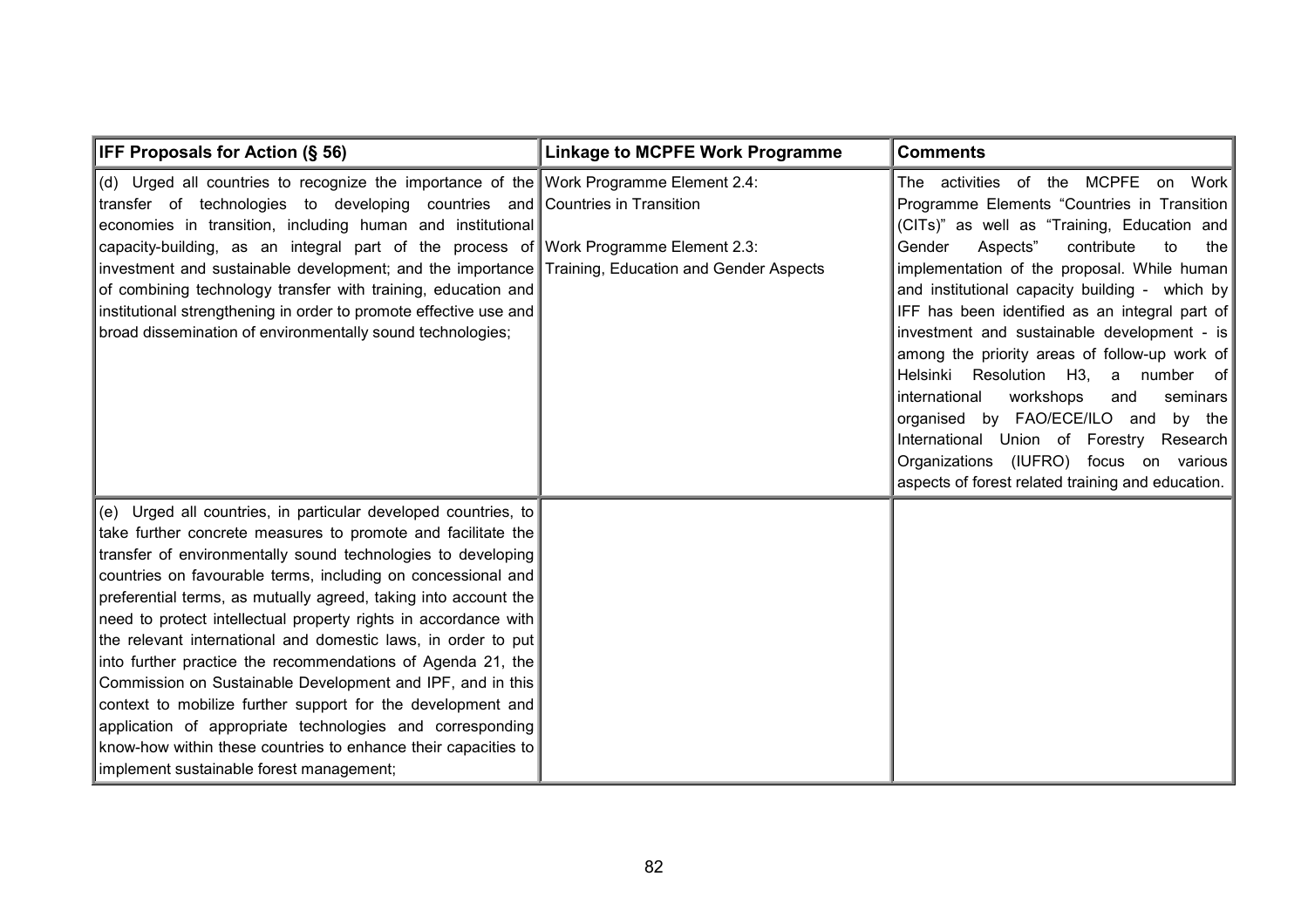| IFF Proposals for Action (§ 56) | Linkage to MCPFE Work Programme | Comments |
|---|---|---|
| (d) Urged all countries to recognize the importance of the transfer of technologies to developing countries and economies in transition, including human and institutional capacity-building, as an integral part of the process of investment and sustainable development; and the importance of combining technology transfer with training, education and institutional strengthening in order to promote effective use and broad dissemination of environmentally sound technologies; | Work Programme Element 2.4: Countries in Transition<br><br>Work Programme Element 2.3: Training, Education and Gender Aspects | The activities of the MCPFE on Work Programme Elements "Countries in Transition (CITs)" as well as "Training, Education and Gender Aspects" contribute to the implementation of the proposal. While human and institutional capacity building - which by IFF has been identified as an integral part of investment and sustainable development - is among the priority areas of follow-up work of Helsinki Resolution H3, a number of international workshops and seminars organised by FAO/ECE/ILO and by the International Union of Forestry Research Organizations (IUFRO) focus on various aspects of forest related training and education. |
| (e) Urged all countries, in particular developed countries, to take further concrete measures to promote and facilitate the transfer of environmentally sound technologies to developing countries on favourable terms, including on concessional and preferential terms, as mutually agreed, taking into account the need to protect intellectual property rights in accordance with the relevant international and domestic laws, in order to put into further practice the recommendations of Agenda 21, the Commission on Sustainable Development and IPF, and in this context to mobilize further support for the development and application of appropriate technologies and corresponding know-how within these countries to enhance their capacities to implement sustainable forest management; | | |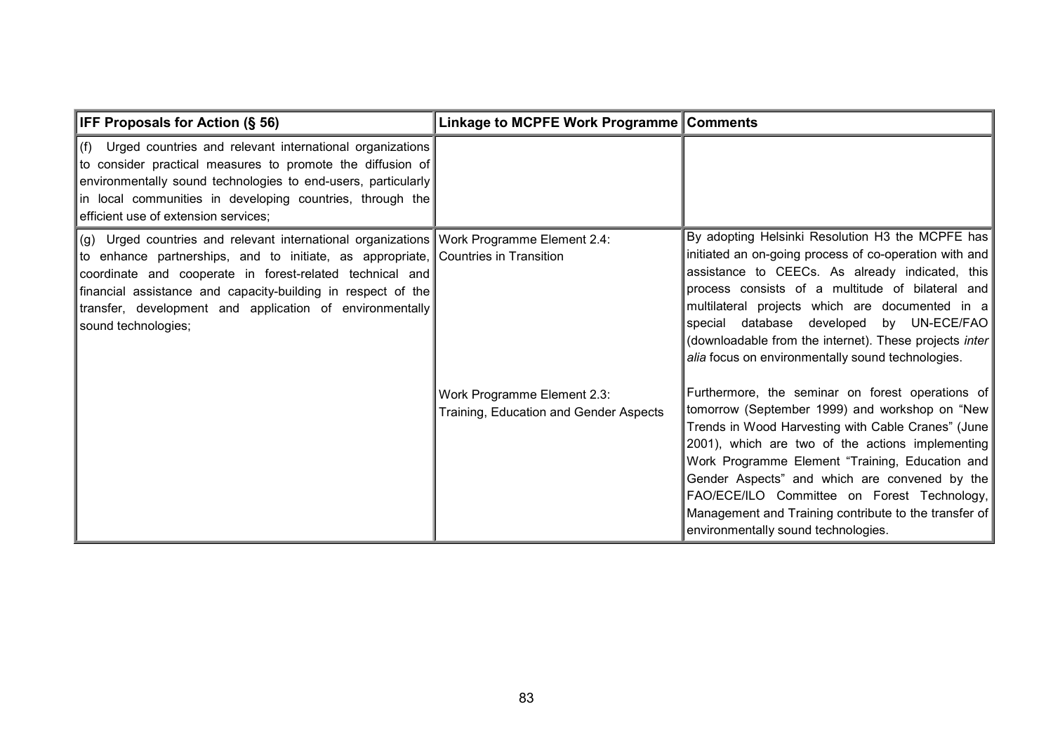| IFF Proposals for Action (§ 56) | Linkage to MCPFE Work Programme | Comments |
|---|---|---|
| (f) Urged countries and relevant international organizations to consider practical measures to promote the diffusion of environmentally sound technologies to end-users, particularly in local communities in developing countries, through the efficient use of extension services; | | |
| (g) Urged countries and relevant international organizations to enhance partnerships, and to initiate, as appropriate, coordinate and cooperate in forest-related technical and financial assistance and capacity-building in respect of the transfer, development and application of environmentally sound technologies; | Work Programme Element 2.4: Countries in Transition | By adopting Helsinki Resolution H3 the MCPFE has initiated an on-going process of co-operation with and assistance to CEECs. As already indicated, this process consists of a multitude of bilateral and multilateral projects which are documented in a special database developed by UN-ECE/FAO (downloadable from the internet). These projects *inter alia* focus on environmentally sound technologies. |
| | Work Programme Element 2.3: Training, Education and Gender Aspects | Furthermore, the seminar on forest operations of tomorrow (September 1999) and workshop on "New Trends in Wood Harvesting with Cable Cranes" (June 2001), which are two of the actions implementing Work Programme Element "Training, Education and Gender Aspects" and which are convened by the FAO/ECE/ILO Committee on Forest Technology, Management and Training contribute to the transfer of environmentally sound technologies. |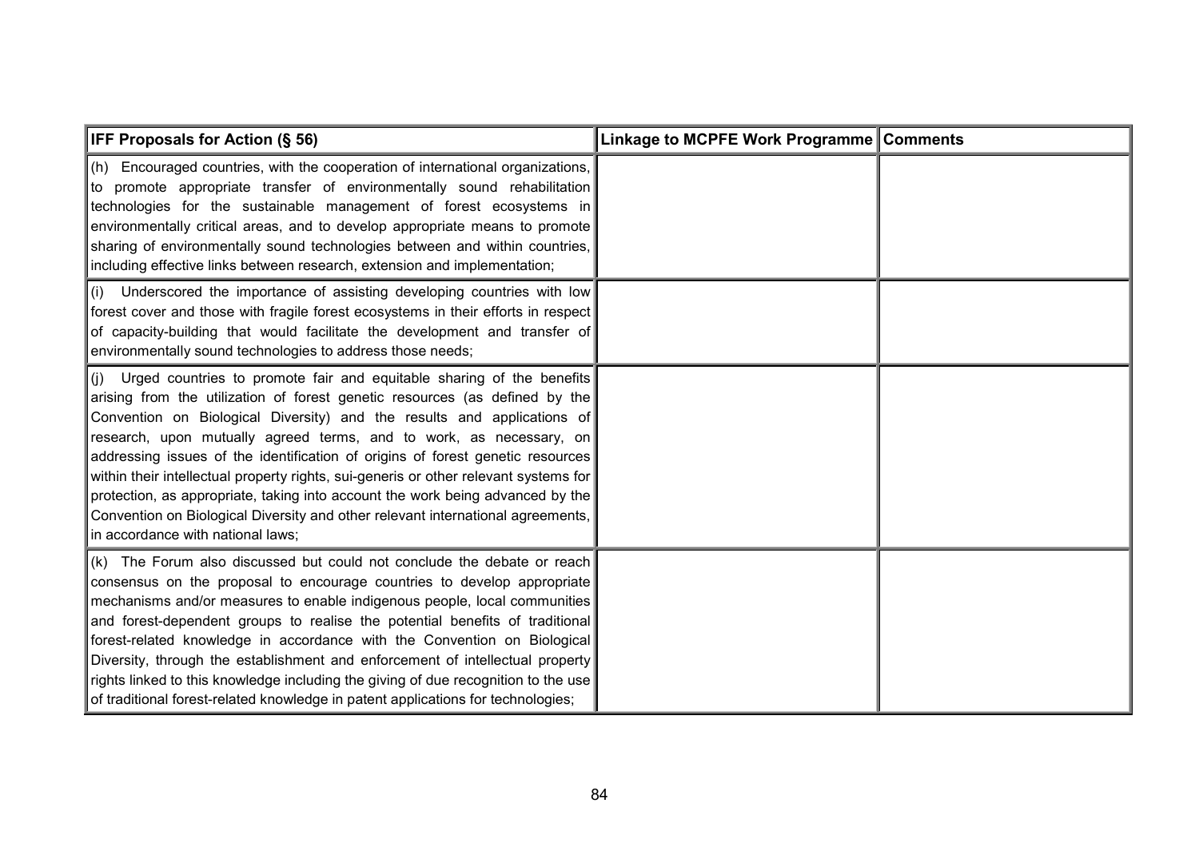| IFF Proposals for Action (§ 56) | Linkage to MCPFE Work Programme | Comments |
|---|---|---|
| (h) Encouraged countries, with the cooperation of international organizations, to promote appropriate transfer of environmentally sound rehabilitation technologies for the sustainable management of forest ecosystems in environmentally critical areas, and to develop appropriate means to promote sharing of environmentally sound technologies between and within countries, including effective links between research, extension and implementation; | | |
| (i) Underscored the importance of assisting developing countries with low forest cover and those with fragile forest ecosystems in their efforts in respect of capacity-building that would facilitate the development and transfer of environmentally sound technologies to address those needs; | | |
| (j) Urged countries to promote fair and equitable sharing of the benefits arising from the utilization of forest genetic resources (as defined by the Convention on Biological Diversity) and the results and applications of research, upon mutually agreed terms, and to work, as necessary, on addressing issues of the identification of origins of forest genetic resources within their intellectual property rights, sui-generis or other relevant systems for protection, as appropriate, taking into account the work being advanced by the Convention on Biological Diversity and other relevant international agreements, in accordance with national laws; | | |
| (k) The Forum also discussed but could not conclude the debate or reach consensus on the proposal to encourage countries to develop appropriate mechanisms and/or measures to enable indigenous people, local communities and forest-dependent groups to realise the potential benefits of traditional forest-related knowledge in accordance with the Convention on Biological Diversity, through the establishment and enforcement of intellectual property rights linked to this knowledge including the giving of due recognition to the use of traditional forest-related knowledge in patent applications for technologies; | | |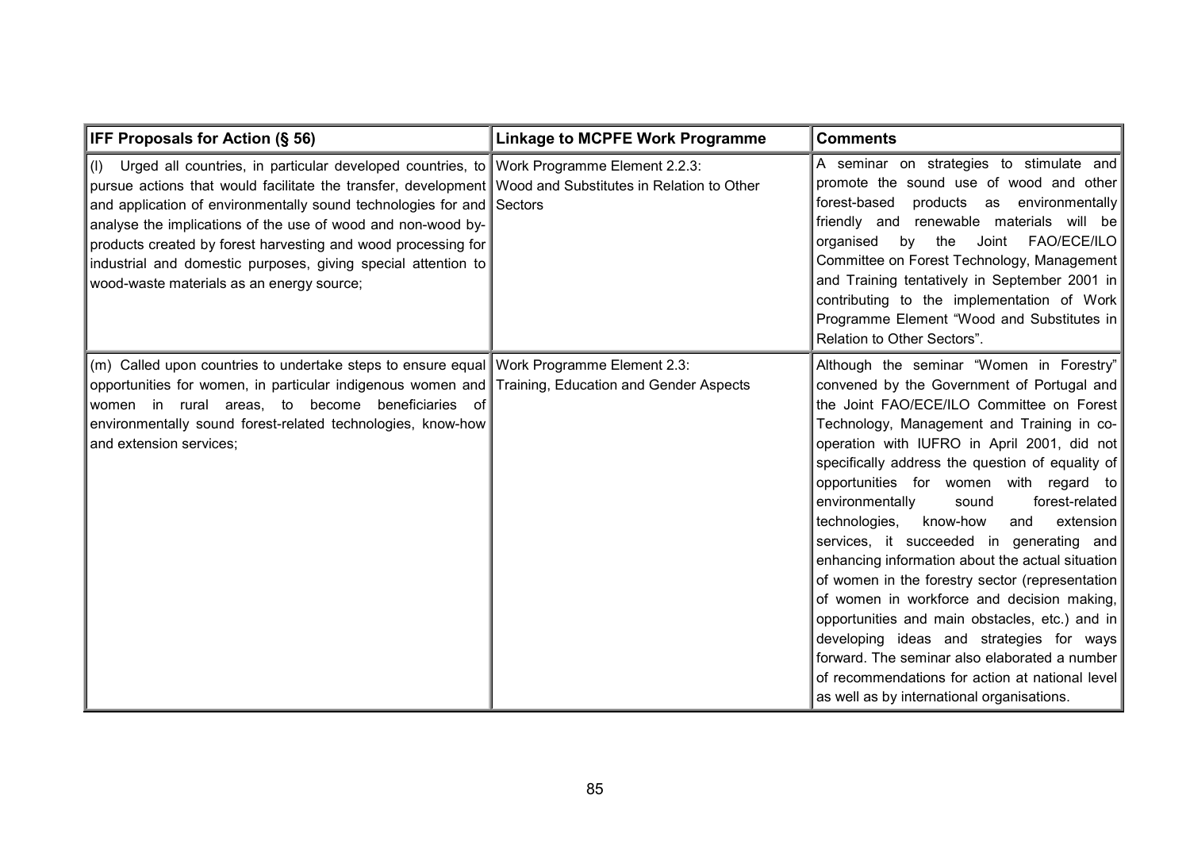| IFF Proposals for Action (§ 56) | Linkage to MCPFE Work Programme | Comments |
| --- | --- | --- |
| (l) Urged all countries, in particular developed countries, to pursue actions that would facilitate the transfer, development and application of environmentally sound technologies for and analyse the implications of the use of wood and non-wood by-products created by forest harvesting and wood processing for industrial and domestic purposes, giving special attention to wood-waste materials as an energy source; | Work Programme Element 2.2.3: Wood and Substitutes in Relation to Other Sectors | A seminar on strategies to stimulate and promote the sound use of wood and other forest-based products as environmentally friendly and renewable materials will be organised by the Joint FAO/ECE/ILO Committee on Forest Technology, Management and Training tentatively in September 2001 in contributing to the implementation of Work Programme Element "Wood and Substitutes in Relation to Other Sectors". |
| (m) Called upon countries to undertake steps to ensure equal opportunities for women, in particular indigenous women and women in rural areas, to become beneficiaries of environmentally sound forest-related technologies, know-how and extension services; | Work Programme Element 2.3: Training, Education and Gender Aspects | Although the seminar "Women in Forestry" convened by the Government of Portugal and the Joint FAO/ECE/ILO Committee on Forest Technology, Management and Training in co-operation with IUFRO in April 2001, did not specifically address the question of equality of opportunities for women with regard to environmentally sound forest-related technologies, know-how and extension services, it succeeded in generating and enhancing information about the actual situation of women in the forestry sector (representation of women in workforce and decision making, opportunities and main obstacles, etc.) and in developing ideas and strategies for ways forward. The seminar also elaborated a number of recommendations for action at national level as well as by international organisations. |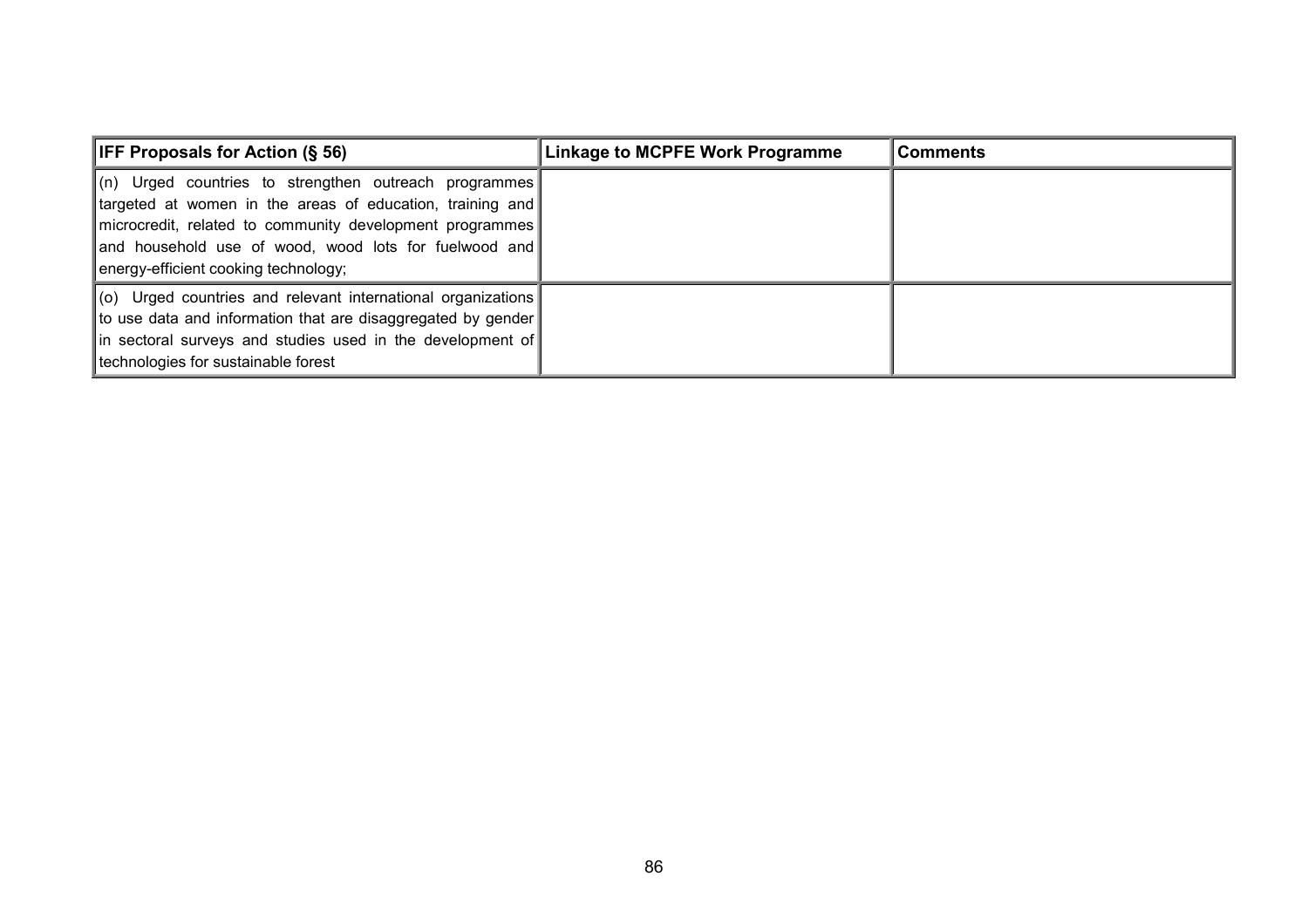| IFF Proposals for Action (§ 56) | Linkage to MCPFE Work Programme | Comments |
|---|---|---|
| (n) Urged countries to strengthen outreach programmes targeted at women in the areas of education, training and microcredit, related to community development programmes and household use of wood, wood lots for fuelwood and energy-efficient cooking technology; | | |
| (o) Urged countries and relevant international organizations to use data and information that are disaggregated by gender in sectoral surveys and studies used in the development of technologies for sustainable forest | | |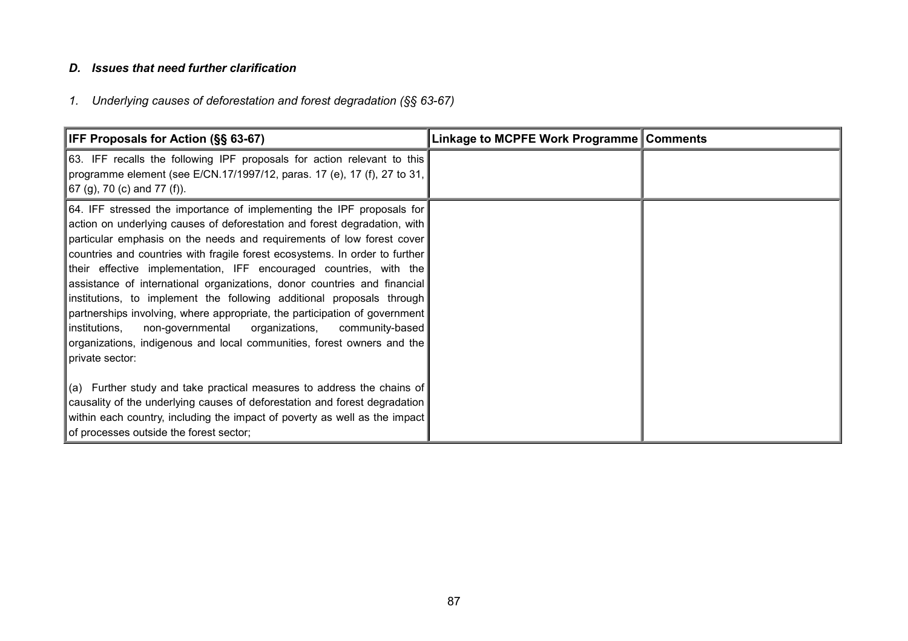### *D. Issues that need further clarification*

*1. Underlying causes of deforestation and forest degradation (§§ 63-67)*

| IFF Proposals for Action (§§ 63-67) | Linkage to MCPFE Work Programme | Comments |
|---|---|---|
| 63. IFF recalls the following IPF proposals for action relevant to this programme element (see E/CN.17/1997/12, paras. 17 (e), 17 (f), 27 to 31, 67 (g), 70 (c) and 77 (f)). | | |
| 64. IFF stressed the importance of implementing the IPF proposals for action on underlying causes of deforestation and forest degradation, with particular emphasis on the needs and requirements of low forest cover countries and countries with fragile forest ecosystems. In order to further their effective implementation, IFF encouraged countries, with the assistance of international organizations, donor countries and financial institutions, to implement the following additional proposals through partnerships involving, where appropriate, the participation of government institutions, non-governmental organizations, community-based organizations, indigenous and local communities, forest owners and the private sector:<br><br>(a) Further study and take practical measures to address the chains of causality of the underlying causes of deforestation and forest degradation within each country, including the impact of poverty as well as the impact of processes outside the forest sector; | | |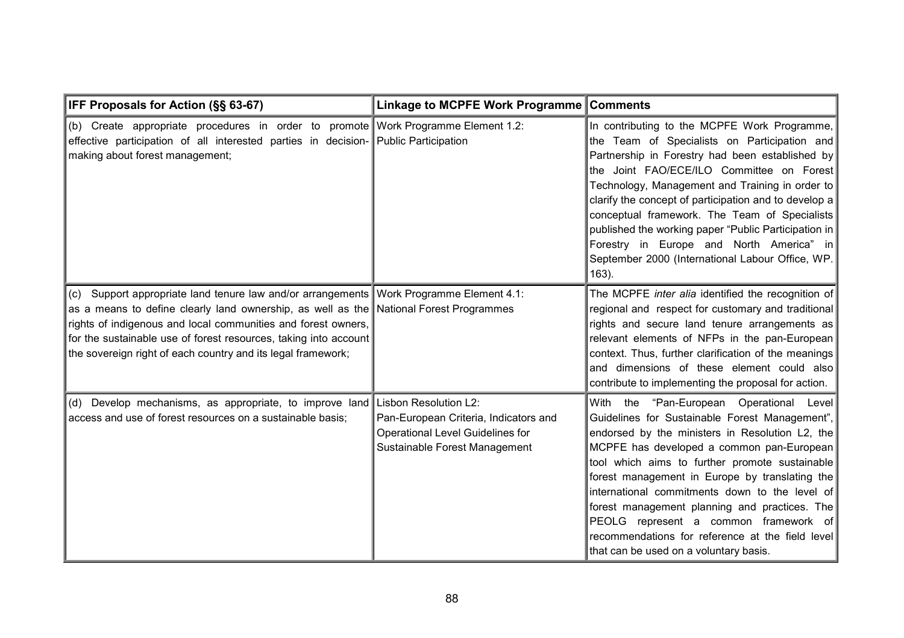| IFF Proposals for Action (§§ 63-67) | Linkage to MCPFE Work Programme | Comments |
|---|---|---|
| (b) Create appropriate procedures in order to promote effective participation of all interested parties in decision-making about forest management; | Work Programme Element 1.2: Public Participation | In contributing to the MCPFE Work Programme, the Team of Specialists on Participation and Partnership in Forestry had been established by the Joint FAO/ECE/ILO Committee on Forest Technology, Management and Training in order to clarify the concept of participation and to develop a conceptual framework. The Team of Specialists published the working paper "Public Participation in Forestry in Europe and North America" in September 2000 (International Labour Office, WP. 163). |
| (c) Support appropriate land tenure law and/or arrangements as a means to define clearly land ownership, as well as the rights of indigenous and local communities and forest owners, for the sustainable use of forest resources, taking into account the sovereign right of each country and its legal framework; | Work Programme Element 4.1: National Forest Programmes | The MCPFE *inter alia* identified the recognition of regional and respect for customary and traditional rights and secure land tenure arrangements as relevant elements of NFPs in the pan-European context. Thus, further clarification of the meanings and dimensions of these element could also contribute to implementing the proposal for action. |
| (d) Develop mechanisms, as appropriate, to improve land access and use of forest resources on a sustainable basis; | Lisbon Resolution L2: Pan-European Criteria, Indicators and Operational Level Guidelines for Sustainable Forest Management | With the "Pan-European Operational Level Guidelines for Sustainable Forest Management", endorsed by the ministers in Resolution L2, the MCPFE has developed a common pan-European tool which aims to further promote sustainable forest management in Europe by translating the international commitments down to the level of forest management planning and practices. The PEOLG represent a common framework of recommendations for reference at the field level that can be used on a voluntary basis. |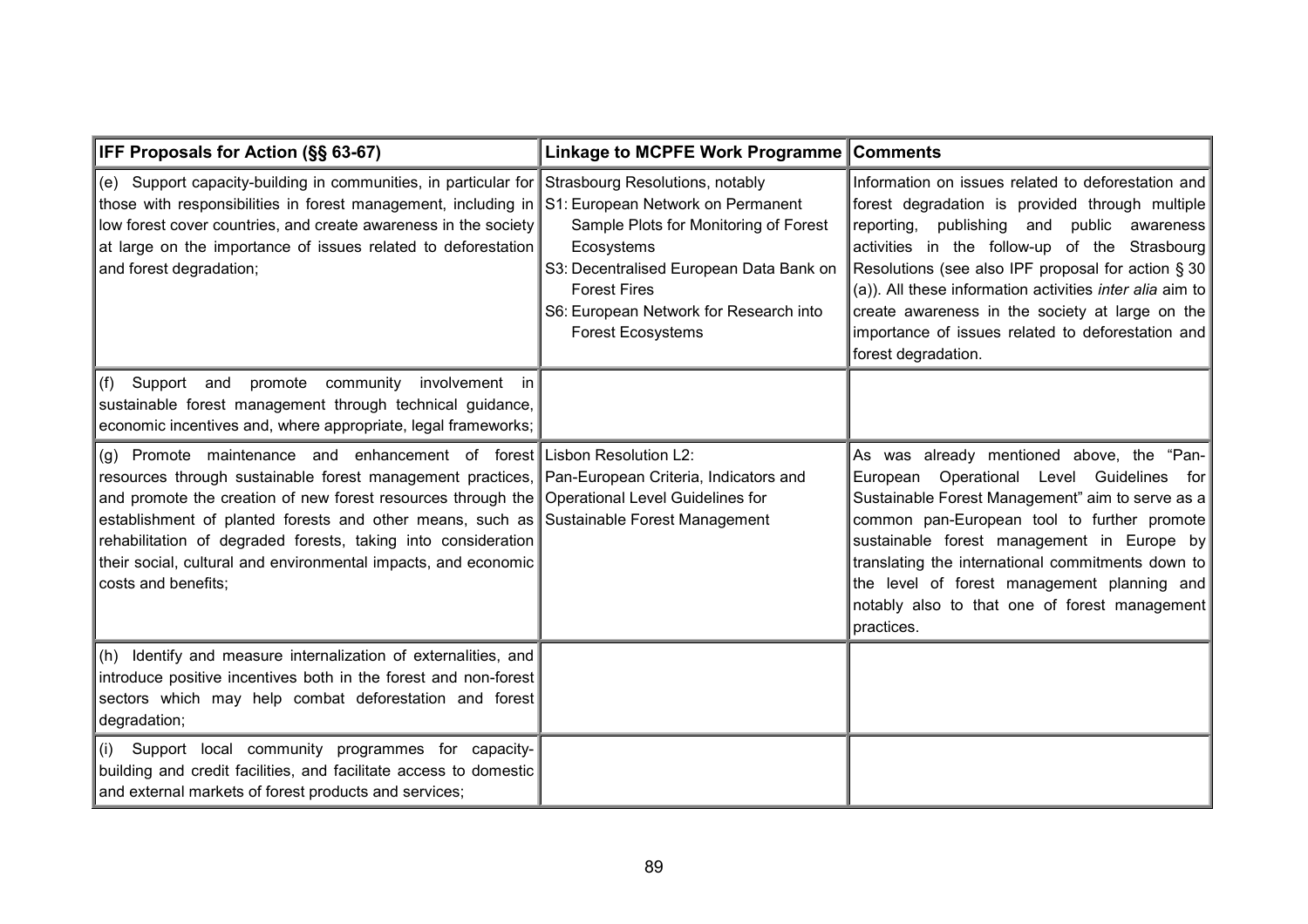| IFF Proposals for Action (§§ 63-67) | Linkage to MCPFE Work Programme | Comments |
|---|---|---|
| (e) Support capacity-building in communities, in particular for those with responsibilities in forest management, including in low forest cover countries, and create awareness in the society at large on the importance of issues related to deforestation and forest degradation; | Strasbourg Resolutions, notably<br>S1: European Network on Permanent Sample Plots for Monitoring of Forest Ecosystems<br>S3: Decentralised European Data Bank on Forest Fires<br>S6: European Network for Research into Forest Ecosystems | Information on issues related to deforestation and forest degradation is provided through multiple reporting, publishing and public awareness activities in the follow-up of the Strasbourg Resolutions (see also IPF proposal for action § 30 (a)). All these information activities *inter alia* aim to create awareness in the society at large on the importance of issues related to deforestation and forest degradation. |
| (f) Support and promote community involvement in sustainable forest management through technical guidance, economic incentives and, where appropriate, legal frameworks; | | |
| (g) Promote maintenance and enhancement of forest resources through sustainable forest management practices, and promote the creation of new forest resources through the establishment of planted forests and other means, such as rehabilitation of degraded forests, taking into consideration their social, cultural and environmental impacts, and economic costs and benefits; | Lisbon Resolution L2:<br>Pan-European Criteria, Indicators and Operational Level Guidelines for Sustainable Forest Management | As was already mentioned above, the "Pan-European Operational Level Guidelines for Sustainable Forest Management" aim to serve as a common pan-European tool to further promote sustainable forest management in Europe by translating the international commitments down to the level of forest management planning and notably also to that one of forest management practices. |
| (h) Identify and measure internalization of externalities, and introduce positive incentives both in the forest and non-forest sectors which may help combat deforestation and forest degradation; | | |
| (i) Support local community programmes for capacity-building and credit facilities, and facilitate access to domestic and external markets of forest products and services; | | |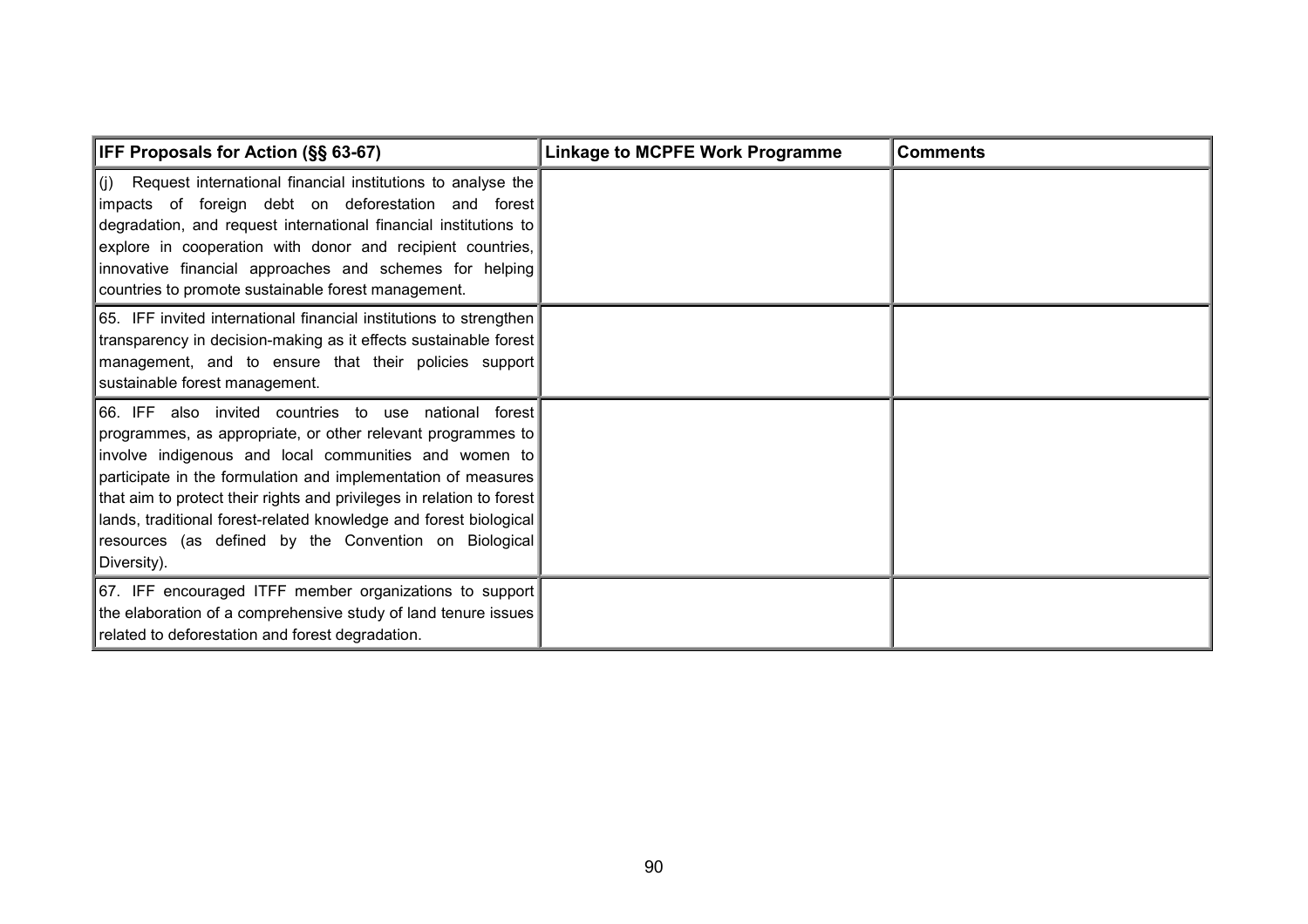| IFF Proposals for Action (§§ 63-67) | Linkage to MCPFE Work Programme | Comments |
|---|---|---|
| (j) Request international financial institutions to analyse the impacts of foreign debt on deforestation and forest degradation, and request international financial institutions to explore in cooperation with donor and recipient countries, innovative financial approaches and schemes for helping countries to promote sustainable forest management. | | |
| 65. IFF invited international financial institutions to strengthen transparency in decision-making as it effects sustainable forest management, and to ensure that their policies support sustainable forest management. | | |
| 66. IFF also invited countries to use national forest programmes, as appropriate, or other relevant programmes to involve indigenous and local communities and women to participate in the formulation and implementation of measures that aim to protect their rights and privileges in relation to forest lands, traditional forest-related knowledge and forest biological resources (as defined by the Convention on Biological Diversity). | | |
| 67. IFF encouraged ITFF member organizations to support the elaboration of a comprehensive study of land tenure issues related to deforestation and forest degradation. | | |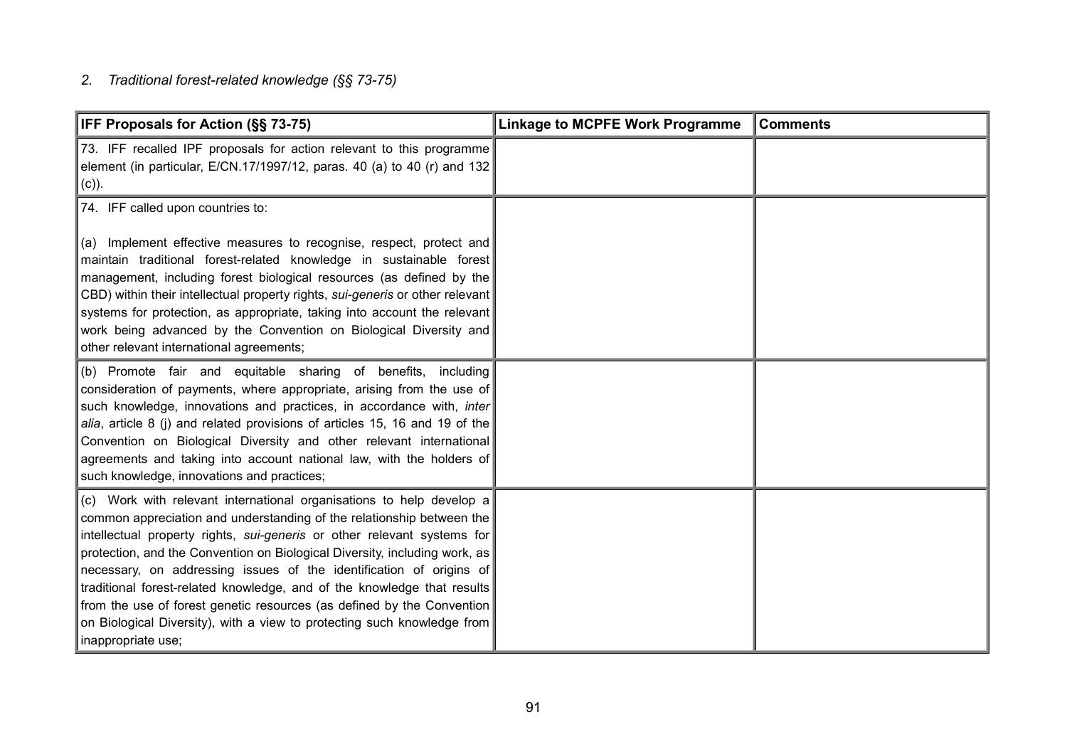*2. Traditional forest-related knowledge (§§ 73-75)*

| IFF Proposals for Action (§§ 73-75) | Linkage to MCPFE Work Programme | Comments |
|---|---|---|
| 73. IFF recalled IPF proposals for action relevant to this programme element (in particular, E/CN.17/1997/12, paras. 40 (a) to 40 (r) and 132 (c)). | | |
| 74. IFF called upon countries to:<br><br>(a) Implement effective measures to recognise, respect, protect and maintain traditional forest-related knowledge in sustainable forest management, including forest biological resources (as defined by the CBD) within their intellectual property rights, *sui-generis* or other relevant systems for protection, as appropriate, taking into account the relevant work being advanced by the Convention on Biological Diversity and other relevant international agreements; | | |
| (b) Promote fair and equitable sharing of benefits, including consideration of payments, where appropriate, arising from the use of such knowledge, innovations and practices, in accordance with, *inter alia*, article 8 (j) and related provisions of articles 15, 16 and 19 of the Convention on Biological Diversity and other relevant international agreements and taking into account national law, with the holders of such knowledge, innovations and practices; | | |
| (c) Work with relevant international organisations to help develop a common appreciation and understanding of the relationship between the intellectual property rights, *sui-generis* or other relevant systems for protection, and the Convention on Biological Diversity, including work, as necessary, on addressing issues of the identification of origins of traditional forest-related knowledge, and of the knowledge that results from the use of forest genetic resources (as defined by the Convention on Biological Diversity), with a view to protecting such knowledge from inappropriate use; | | |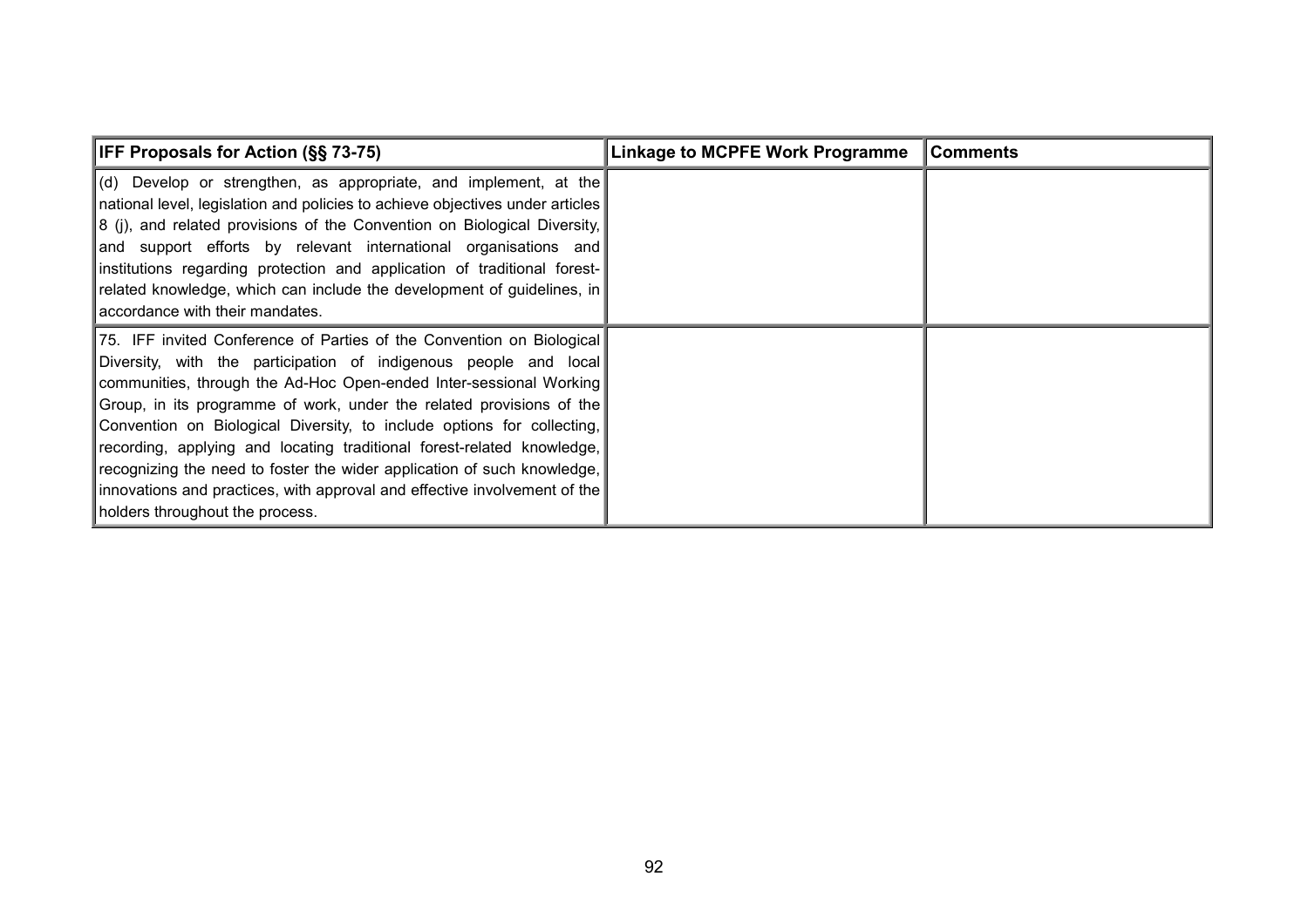| IFF Proposals for Action (§§ 73-75) | Linkage to MCPFE Work Programme | Comments |
|---|---|---|
| (d) Develop or strengthen, as appropriate, and implement, at the national level, legislation and policies to achieve objectives under articles 8 (j), and related provisions of the Convention on Biological Diversity, and support efforts by relevant international organisations and institutions regarding protection and application of traditional forest-related knowledge, which can include the development of guidelines, in accordance with their mandates. | | |
| 75. IFF invited Conference of Parties of the Convention on Biological Diversity, with the participation of indigenous people and local communities, through the Ad-Hoc Open-ended Inter-sessional Working Group, in its programme of work, under the related provisions of the Convention on Biological Diversity, to include options for collecting, recording, applying and locating traditional forest-related knowledge, recognizing the need to foster the wider application of such knowledge, innovations and practices, with approval and effective involvement of the holders throughout the process. | | |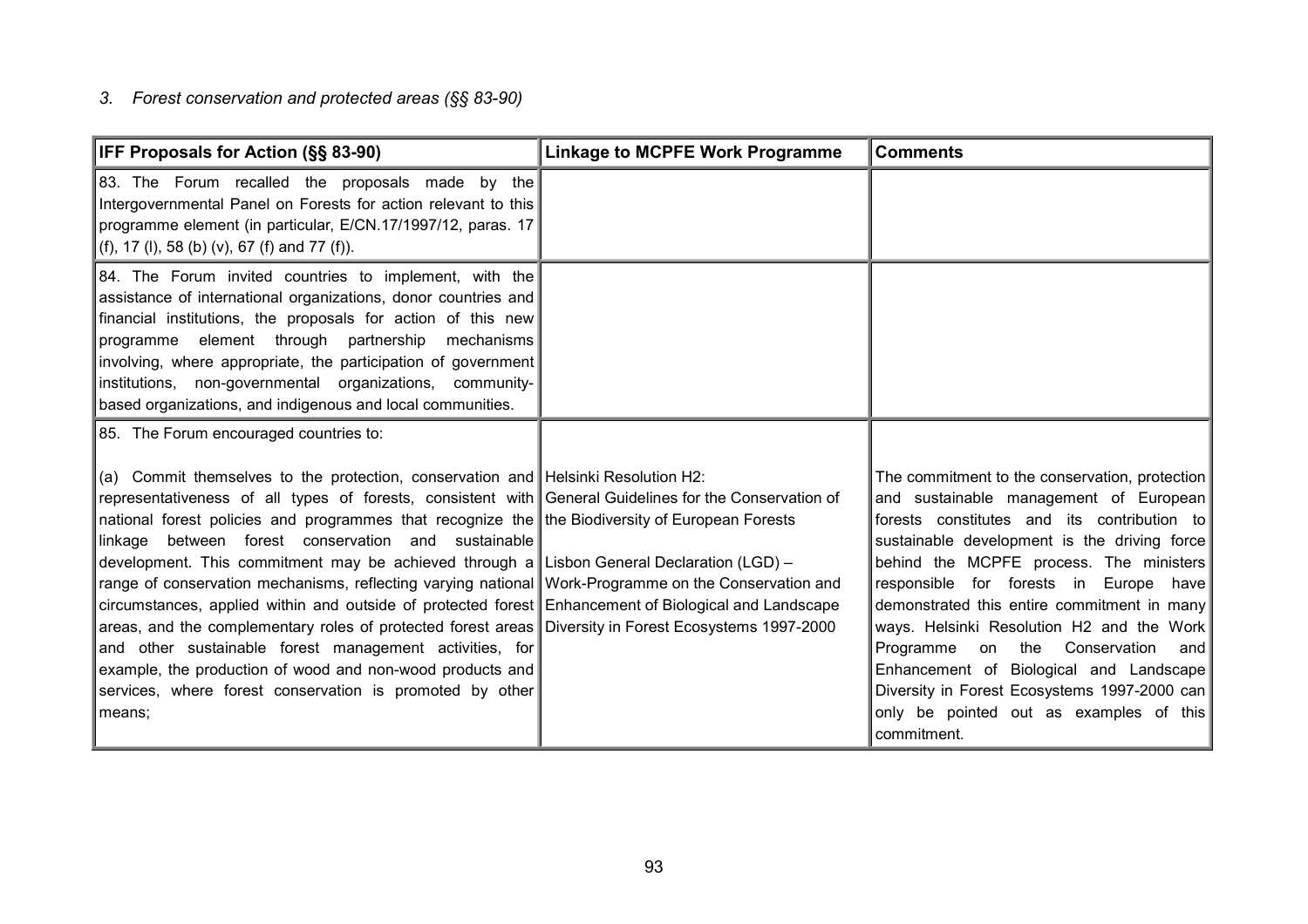*3. Forest conservation and protected areas (§§ 83-90)*

| IFF Proposals for Action (§§ 83-90) | Linkage to MCPFE Work Programme | Comments |
|---|---|---|
| 83. The Forum recalled the proposals made by the Intergovernmental Panel on Forests for action relevant to this programme element (in particular, E/CN.17/1997/12, paras. 17 (f), 17 (l), 58 (b) (v), 67 (f) and 77 (f)). | | |
| 84. The Forum invited countries to implement, with the assistance of international organizations, donor countries and financial institutions, the proposals for action of this new programme element through partnership mechanisms involving, where appropriate, the participation of government institutions, non-governmental organizations, community-based organizations, and indigenous and local communities. | | |
| 85. The Forum encouraged countries to:<br><br>(a) Commit themselves to the protection, conservation and representativeness of all types of forests, consistent with national forest policies and programmes that recognize the linkage between forest conservation and sustainable development. This commitment may be achieved through a range of conservation mechanisms, reflecting varying national circumstances, applied within and outside of protected forest areas, and the complementary roles of protected forest areas and other sustainable forest management activities, for example, the production of wood and non-wood products and services, where forest conservation is promoted by other means; | Helsinki Resolution H2: General Guidelines for the Conservation of the Biodiversity of European Forests<br><br>Lisbon General Declaration (LGD) – Work-Programme on the Conservation and Enhancement of Biological and Landscape Diversity in Forest Ecosystems 1997-2000 | The commitment to the conservation, protection and sustainable management of European forests constitutes and its contribution to sustainable development is the driving force behind the MCPFE process. The ministers responsible for forests in Europe have demonstrated this entire commitment in many ways. Helsinki Resolution H2 and the Work Programme on the Conservation and Enhancement of Biological and Landscape Diversity in Forest Ecosystems 1997-2000 can only be pointed out as examples of this commitment. |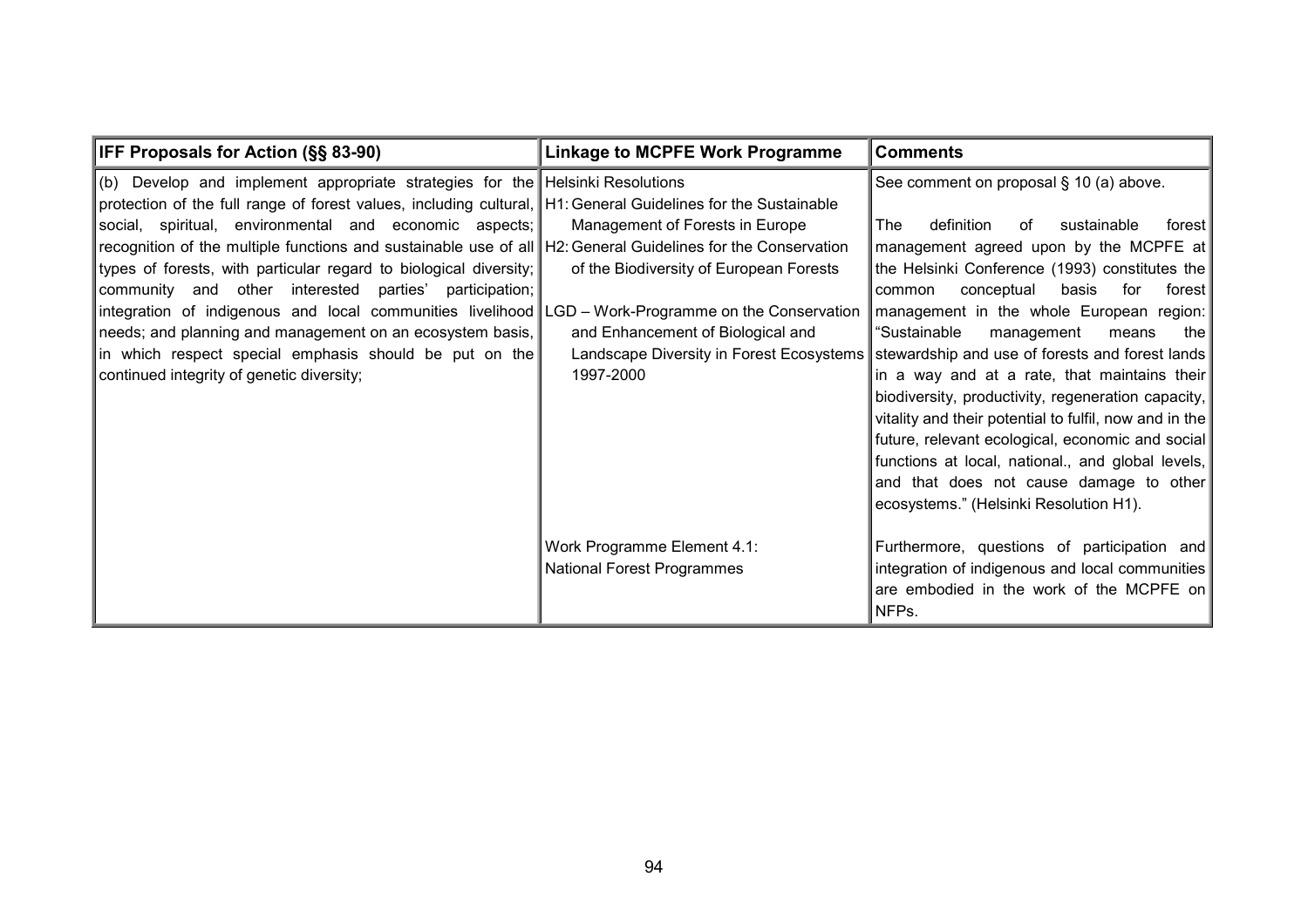| IFF Proposals for Action (§§ 83-90) | Linkage to MCPFE Work Programme | Comments |
|---|---|---|
| (b) Develop and implement appropriate strategies for the protection of the full range of forest values, including cultural, social, spiritual, environmental and economic aspects; recognition of the multiple functions and sustainable use of all types of forests, with particular regard to biological diversity; community and other interested parties' participation; integration of indigenous and local communities livelihood needs; and planning and management on an ecosystem basis, in which respect special emphasis should be put on the continued integrity of genetic diversity; | Helsinki Resolutions<br>H1: General Guidelines for the Sustainable Management of Forests in Europe<br>H2: General Guidelines for the Conservation of the Biodiversity of European Forests<br>LGD – Work-Programme on the Conservation and Enhancement of Biological and Landscape Diversity in Forest Ecosystems 1997-2000 | See comment on proposal § 10 (a) above.<br><br>The definition of sustainable forest management agreed upon by the MCPFE at the Helsinki Conference (1993) constitutes the common conceptual basis for forest management in the whole European region: "Sustainable management means the stewardship and use of forests and forest lands in a way and at a rate, that maintains their biodiversity, productivity, regeneration capacity, vitality and their potential to fulfil, now and in the future, relevant ecological, economic and social functions at local, national., and global levels, and that does not cause damage to other ecosystems." (Helsinki Resolution H1). |
| | Work Programme Element 4.1: National Forest Programmes | Furthermore, questions of participation and integration of indigenous and local communities are embodied in the work of the MCPFE on NFPs. |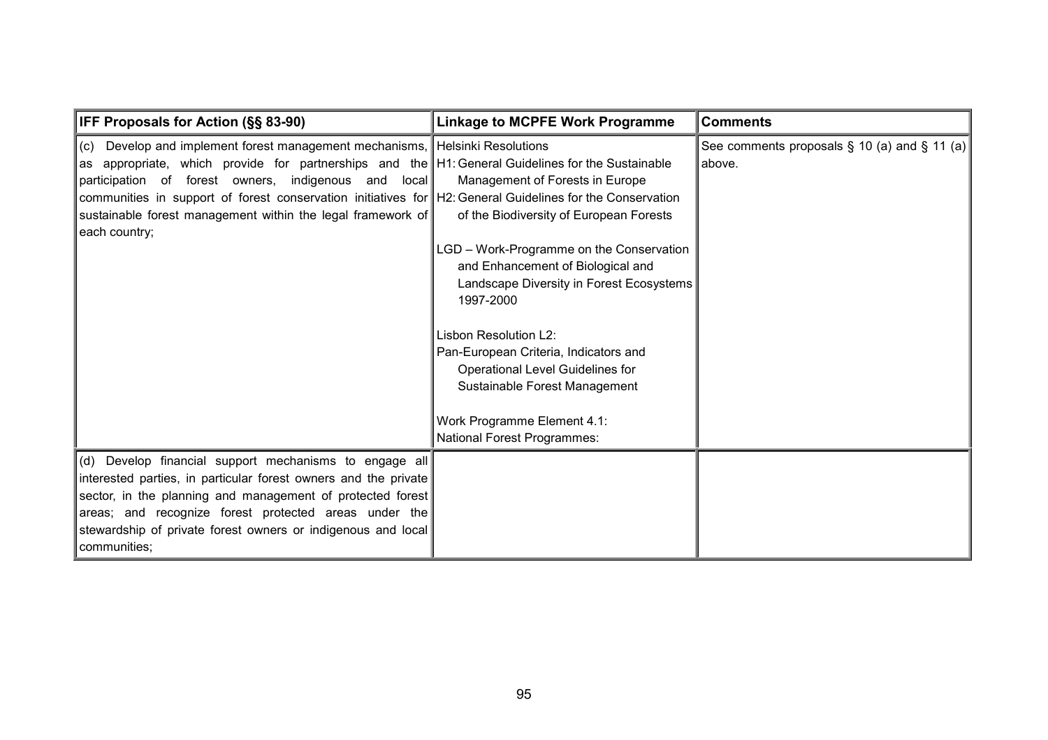| IFF Proposals for Action (§§ 83-90) | Linkage to MCPFE Work Programme | Comments |
|---|---|---|
| (c) Develop and implement forest management mechanisms, as appropriate, which provide for partnerships and the participation of forest owners, indigenous and local communities in support of forest conservation initiatives for sustainable forest management within the legal framework of each country; | Helsinki Resolutions<br>H1: General Guidelines for the Sustainable Management of Forests in Europe<br>H2: General Guidelines for the Conservation of the Biodiversity of European Forests<br><br>LGD – Work-Programme on the Conservation and Enhancement of Biological and Landscape Diversity in Forest Ecosystems 1997-2000<br><br>Lisbon Resolution L2:<br>Pan-European Criteria, Indicators and Operational Level Guidelines for Sustainable Forest Management<br><br>Work Programme Element 4.1:<br>National Forest Programmes: | See comments proposals § 10 (a) and § 11 (a) above. |
| (d) Develop financial support mechanisms to engage all interested parties, in particular forest owners and the private sector, in the planning and management of protected forest areas; and recognize forest protected areas under the stewardship of private forest owners or indigenous and local communities; | | |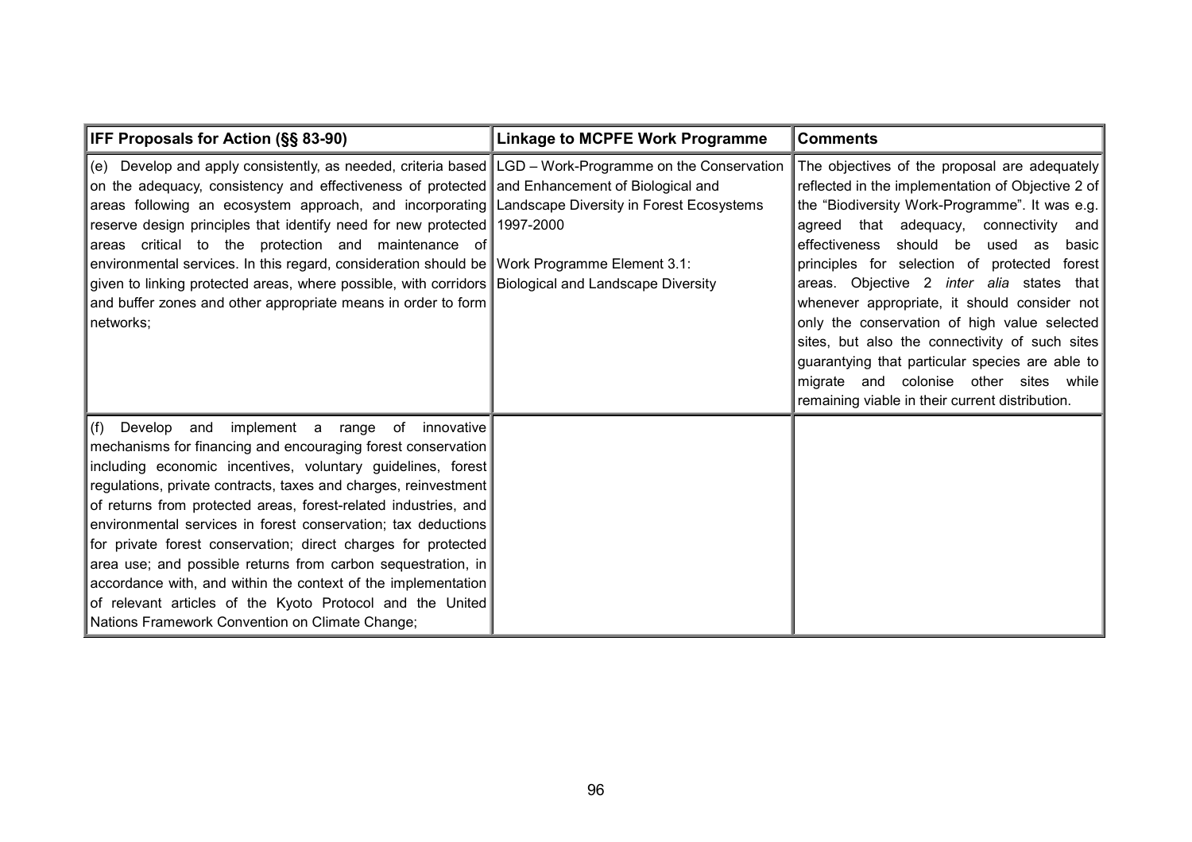| IFF Proposals for Action (§§ 83-90) | Linkage to MCPFE Work Programme | Comments |
|---|---|---|
| (e) Develop and apply consistently, as needed, criteria based on the adequacy, consistency and effectiveness of protected areas following an ecosystem approach, and incorporating reserve design principles that identify need for new protected areas critical to the protection and maintenance of environmental services. In this regard, consideration should be given to linking protected areas, where possible, with corridors and buffer zones and other appropriate means in order to form networks; | LGD – Work-Programme on the Conservation and Enhancement of Biological and Landscape Diversity in Forest Ecosystems 1997-2000<br><br>Work Programme Element 3.1: Biological and Landscape Diversity | The objectives of the proposal are adequately reflected in the implementation of Objective 2 of the "Biodiversity Work-Programme". It was e.g. agreed that adequacy, connectivity and effectiveness should be used as basic principles for selection of protected forest areas. Objective 2 *inter alia* states that whenever appropriate, it should consider not only the conservation of high value selected sites, but also the connectivity of such sites guarantying that particular species are able to migrate and colonise other sites while remaining viable in their current distribution. |
| (f) Develop and implement a range of innovative mechanisms for financing and encouraging forest conservation including economic incentives, voluntary guidelines, forest regulations, private contracts, taxes and charges, reinvestment of returns from protected areas, forest-related industries, and environmental services in forest conservation; tax deductions for private forest conservation; direct charges for protected area use; and possible returns from carbon sequestration, in accordance with, and within the context of the implementation of relevant articles of the Kyoto Protocol and the United Nations Framework Convention on Climate Change; | | |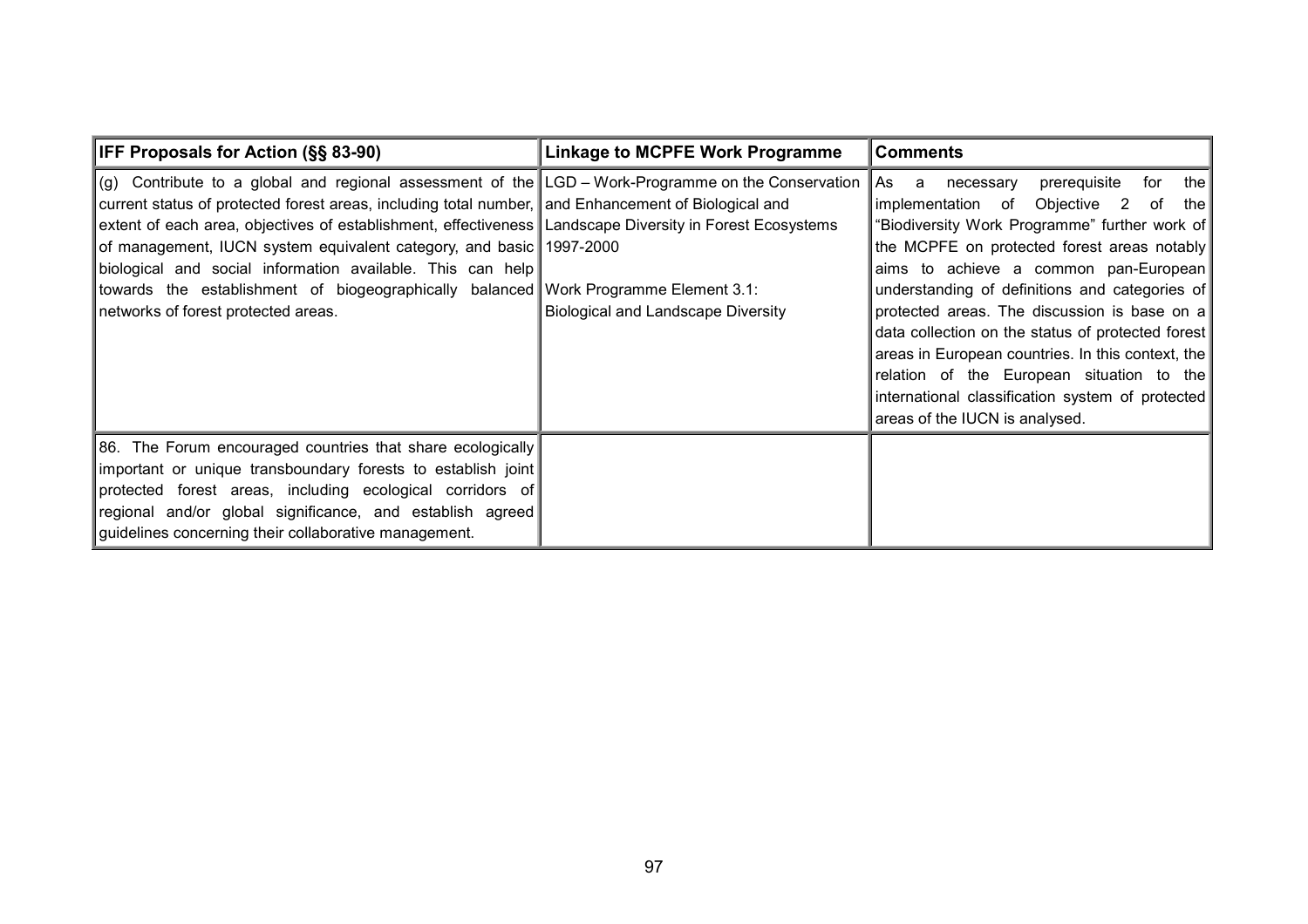| IFF Proposals for Action (§§ 83-90) | Linkage to MCPFE Work Programme | Comments |
|---|---|---|
| (g) Contribute to a global and regional assessment of the current status of protected forest areas, including total number, extent of each area, objectives of establishment, effectiveness of management, IUCN system equivalent category, and basic biological and social information available. This can help towards the establishment of biogeographically balanced networks of forest protected areas. | LGD – Work-Programme on the Conservation and Enhancement of Biological and Landscape Diversity in Forest Ecosystems 1997-2000<br><br>Work Programme Element 3.1:<br>Biological and Landscape Diversity | As a necessary prerequisite for the implementation of Objective 2 of the "Biodiversity Work Programme" further work of the MCPFE on protected forest areas notably aims to achieve a common pan-European understanding of definitions and categories of protected areas. The discussion is base on a data collection on the status of protected forest areas in European countries. In this context, the relation of the European situation to the international classification system of protected areas of the IUCN is analysed. |
| 86. The Forum encouraged countries that share ecologically important or unique transboundary forests to establish joint protected forest areas, including ecological corridors of regional and/or global significance, and establish agreed guidelines concerning their collaborative management. | | |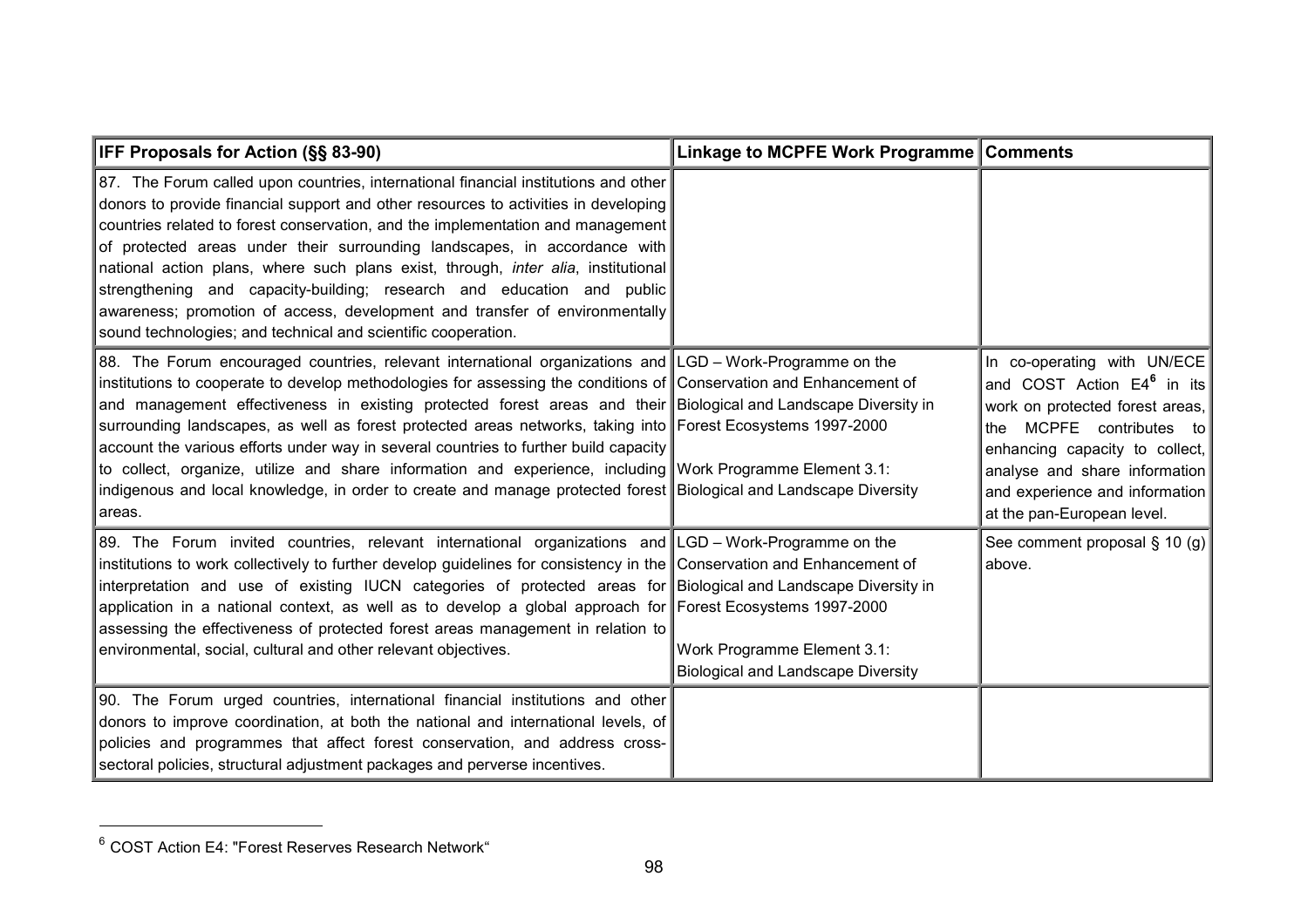| IFF Proposals for Action (§§ 83-90) | Linkage to MCPFE Work Programme | Comments |
|---|---|---|
| 87. The Forum called upon countries, international financial institutions and other donors to provide financial support and other resources to activities in developing countries related to forest conservation, and the implementation and management of protected areas under their surrounding landscapes, in accordance with national action plans, where such plans exist, through, *inter alia*, institutional strengthening and capacity-building; research and education and public awareness; promotion of access, development and transfer of environmentally sound technologies; and technical and scientific cooperation. | | |
| 88. The Forum encouraged countries, relevant international organizations and institutions to cooperate to develop methodologies for assessing the conditions of and management effectiveness in existing protected forest areas and their surrounding landscapes, as well as forest protected areas networks, taking into account the various efforts under way in several countries to further build capacity to collect, organize, utilize and share information and experience, including indigenous and local knowledge, in order to create and manage protected forest areas. | LGD – Work-Programme on the Conservation and Enhancement of Biological and Landscape Diversity in Forest Ecosystems 1997-2000<br><br>Work Programme Element 3.1: Biological and Landscape Diversity | In co-operating with UN/ECE and COST Action E4[6] in its work on protected forest areas, the MCPFE contributes to enhancing capacity to collect, analyse and share information and experience and information at the pan-European level. |
| 89. The Forum invited countries, relevant international organizations and institutions to work collectively to further develop guidelines for consistency in the interpretation and use of existing IUCN categories of protected areas for application in a national context, as well as to develop a global approach for assessing the effectiveness of protected forest areas management in relation to environmental, social, cultural and other relevant objectives. | LGD – Work-Programme on the Conservation and Enhancement of Biological and Landscape Diversity in Forest Ecosystems 1997-2000<br><br>Work Programme Element 3.1: Biological and Landscape Diversity | See comment proposal § 10 (g) above. |
| 90. The Forum urged countries, international financial institutions and other donors to improve coordination, at both the national and international levels, of policies and programmes that affect forest conservation, and address cross-sectoral policies, structural adjustment packages and perverse incentives. | | |

[6] COST Action E4: "Forest Reserves Research Network“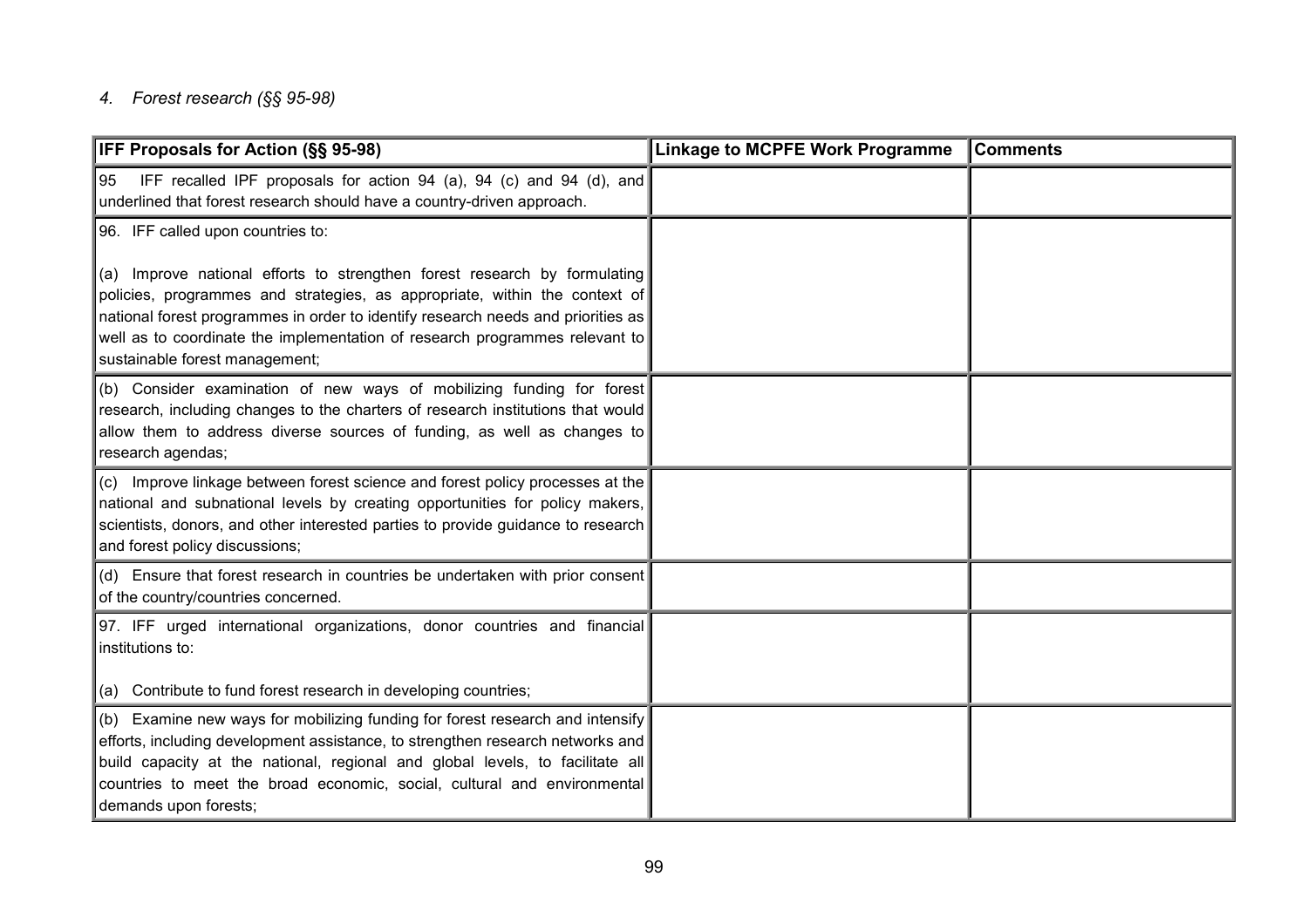### *4. Forest research (§§ 95-98)*

| IFF Proposals for Action (§§ 95-98) | Linkage to MCPFE Work Programme | Comments |
|---|---|---|
| 95 IFF recalled IPF proposals for action 94 (a), 94 (c) and 94 (d), and underlined that forest research should have a country-driven approach. | | |
| 96. IFF called upon countries to:<br><br>(a) Improve national efforts to strengthen forest research by formulating policies, programmes and strategies, as appropriate, within the context of national forest programmes in order to identify research needs and priorities as well as to coordinate the implementation of research programmes relevant to sustainable forest management; | | |
| (b) Consider examination of new ways of mobilizing funding for forest research, including changes to the charters of research institutions that would allow them to address diverse sources of funding, as well as changes to research agendas; | | |
| (c) Improve linkage between forest science and forest policy processes at the national and subnational levels by creating opportunities for policy makers, scientists, donors, and other interested parties to provide guidance to research and forest policy discussions; | | |
| (d) Ensure that forest research in countries be undertaken with prior consent of the country/countries concerned. | | |
| 97. IFF urged international organizations, donor countries and financial institutions to:<br><br>(a) Contribute to fund forest research in developing countries; | | |
| (b) Examine new ways for mobilizing funding for forest research and intensify efforts, including development assistance, to strengthen research networks and build capacity at the national, regional and global levels, to facilitate all countries to meet the broad economic, social, cultural and environmental demands upon forests; | | |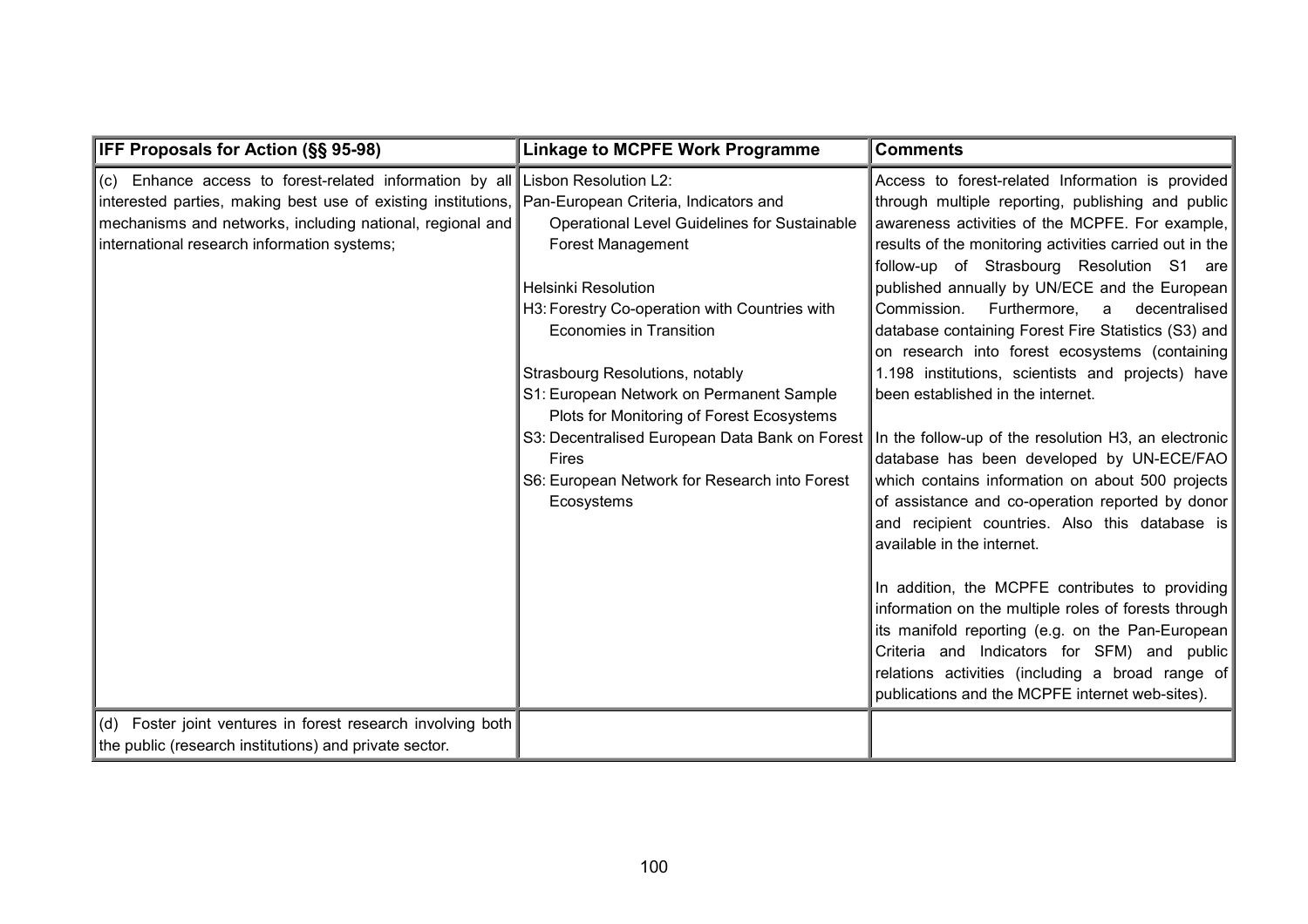| IFF Proposals for Action (§§ 95-98) | Linkage to MCPFE Work Programme | Comments |
|---|---|---|
| (c) Enhance access to forest-related information by all interested parties, making best use of existing institutions, mechanisms and networks, including national, regional and international research information systems; | Lisbon Resolution L2:<br>Pan-European Criteria, Indicators and Operational Level Guidelines for Sustainable Forest Management<br><br>Helsinki Resolution<br>H3: Forestry Co-operation with Countries with Economies in Transition<br><br>Strasbourg Resolutions, notably<br>S1: European Network on Permanent Sample Plots for Monitoring of Forest Ecosystems<br>S3: Decentralised European Data Bank on Forest Fires<br>S6: European Network for Research into Forest Ecosystems | Access to forest-related Information is provided through multiple reporting, publishing and public awareness activities of the MCPFE. For example, results of the monitoring activities carried out in the follow-up of Strasbourg Resolution S1 are published annually by UN/ECE and the European Commission. Furthermore, a decentralised database containing Forest Fire Statistics (S3) and on research into forest ecosystems (containing 1.198 institutions, scientists and projects) have been established in the internet.<br><br>In the follow-up of the resolution H3, an electronic database has been developed by UN-ECE/FAO which contains information on about 500 projects of assistance and co-operation reported by donor and recipient countries. Also this database is available in the internet.<br><br>In addition, the MCPFE contributes to providing information on the multiple roles of forests through its manifold reporting (e.g. on the Pan-European Criteria and Indicators for SFM) and public relations activities (including a broad range of publications and the MCPFE internet web-sites). |
| (d) Foster joint ventures in forest research involving both the public (research institutions) and private sector. | | |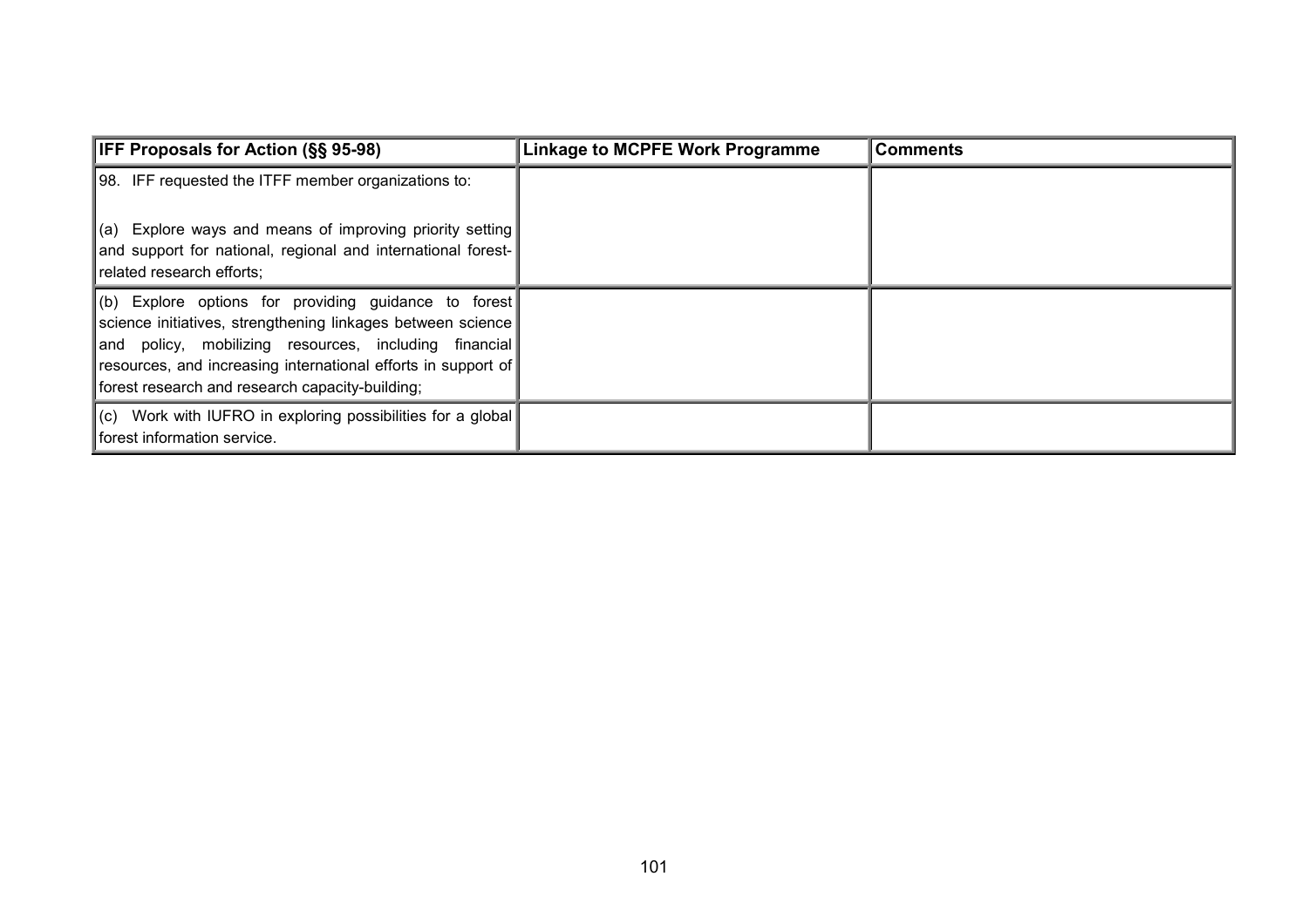| IFF Proposals for Action (§§ 95-98) | Linkage to MCPFE Work Programme | Comments |
|---|---|---|
| 98. IFF requested the ITFF member organizations to:<br><br>(a) Explore ways and means of improving priority setting and support for national, regional and international forest-related research efforts; | | |
| (b) Explore options for providing guidance to forest science initiatives, strengthening linkages between science and policy, mobilizing resources, including financial resources, and increasing international efforts in support of forest research and research capacity-building; | | |
| (c) Work with IUFRO in exploring possibilities for a global forest information service. | | |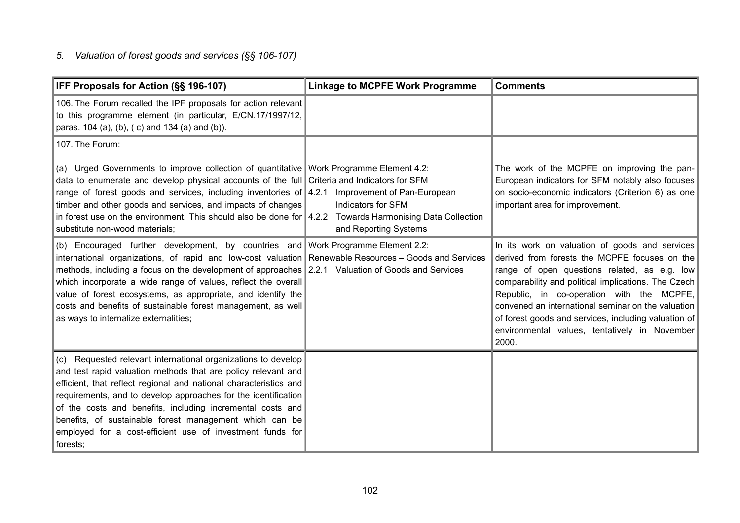*5. Valuation of forest goods and services (§§ 106-107)*

| IFF Proposals for Action (§§ 196-107) | Linkage to MCPFE Work Programme | Comments |
|---|---|---|
| 106. The Forum recalled the IPF proposals for action relevant to this programme element (in particular, E/CN.17/1997/12, paras. 104 (a), (b), ( c) and 134 (a) and (b)). | | |
| 107. The Forum:<br><br>(a) Urged Governments to improve collection of quantitative data to enumerate and develop physical accounts of the full range of forest goods and services, including inventories of timber and other goods and services, and impacts of changes in forest use on the environment. This should also be done for substitute non-wood materials; | Work Programme Element 4.2:<br>Criteria and Indicators for SFM<br>4.2.1 Improvement of Pan-European Indicators for SFM<br>4.2.2 Towards Harmonising Data Collection and Reporting Systems | The work of the MCPFE on improving the pan-European indicators for SFM notably also focuses on socio-economic indicators (Criterion 6) as one important area for improvement. |
| (b) Encouraged further development, by countries and international organizations, of rapid and low-cost valuation methods, including a focus on the development of approaches which incorporate a wide range of values, reflect the overall value of forest ecosystems, as appropriate, and identify the costs and benefits of sustainable forest management, as well as ways to internalize externalities; | Work Programme Element 2.2:<br>Renewable Resources – Goods and Services<br>2.2.1 Valuation of Goods and Services | In its work on valuation of goods and services derived from forests the MCPFE focuses on the range of open questions related, as e.g. low comparability and political implications. The Czech Republic, in co-operation with the MCPFE, convened an international seminar on the valuation of forest goods and services, including valuation of environmental values, tentatively in November 2000. |
| (c) Requested relevant international organizations to develop and test rapid valuation methods that are policy relevant and efficient, that reflect regional and national characteristics and requirements, and to develop approaches for the identification of the costs and benefits, including incremental costs and benefits, of sustainable forest management which can be employed for a cost-efficient use of investment funds for forests; | | |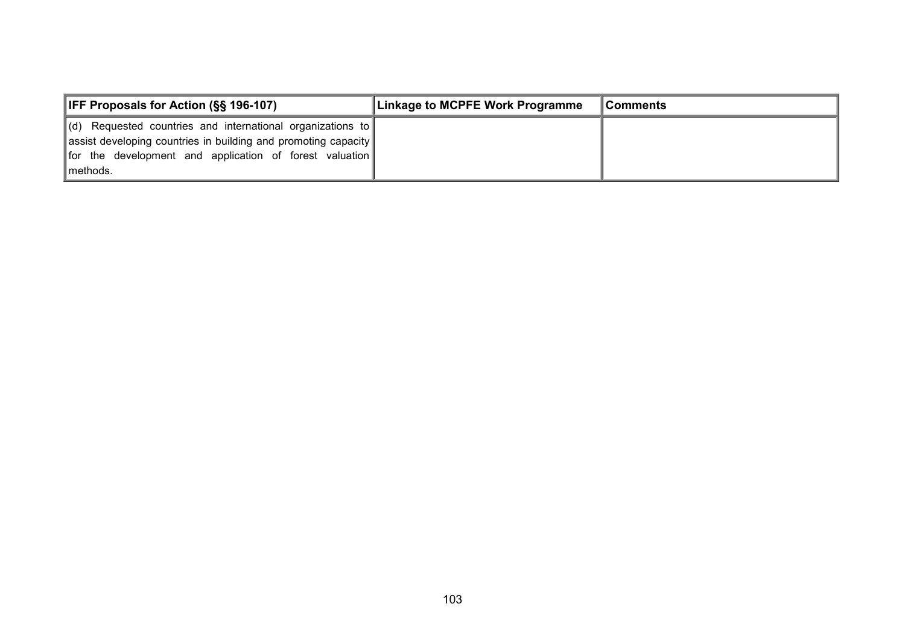| IFF Proposals for Action (§§ 196-107) | Linkage to MCPFE Work Programme | Comments |
|---|---|---|
| (d) Requested countries and international organizations to assist developing countries in building and promoting capacity for the development and application of forest valuation methods. | | |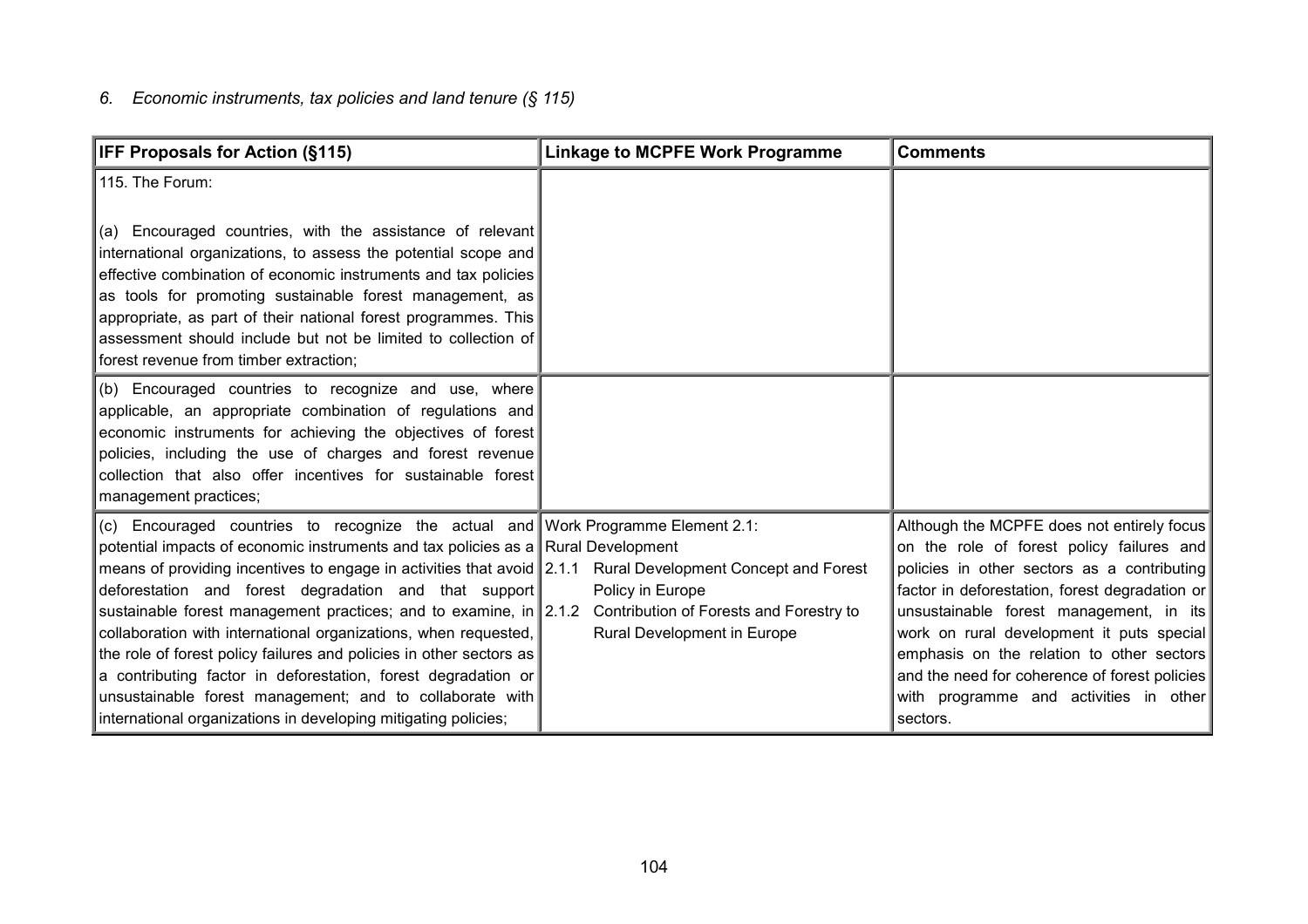*6. Economic instruments, tax policies and land tenure (§ 115)*

| IFF Proposals for Action (§115) | Linkage to MCPFE Work Programme | Comments |
|---|---|---|
| 115. The Forum:<br><br>(a) Encouraged countries, with the assistance of relevant international organizations, to assess the potential scope and effective combination of economic instruments and tax policies as tools for promoting sustainable forest management, as appropriate, as part of their national forest programmes. This assessment should include but not be limited to collection of forest revenue from timber extraction; | | |
| (b) Encouraged countries to recognize and use, where applicable, an appropriate combination of regulations and economic instruments for achieving the objectives of forest policies, including the use of charges and forest revenue collection that also offer incentives for sustainable forest management practices; | | |
| (c) Encouraged countries to recognize the actual and potential impacts of economic instruments and tax policies as a means of providing incentives to engage in activities that avoid deforestation and forest degradation and that support sustainable forest management practices; and to examine, in collaboration with international organizations, when requested, the role of forest policy failures and policies in other sectors as a contributing factor in deforestation, forest degradation or unsustainable forest management; and to collaborate with international organizations in developing mitigating policies; | Work Programme Element 2.1: Rural Development<br>2.1.1 Rural Development Concept and Forest Policy in Europe<br>2.1.2 Contribution of Forests and Forestry to Rural Development in Europe | Although the MCPFE does not entirely focus on the role of forest policy failures and policies in other sectors as a contributing factor in deforestation, forest degradation or unsustainable forest management, in its work on rural development it puts special emphasis on the relation to other sectors and the need for coherence of forest policies with programme and activities in other sectors. |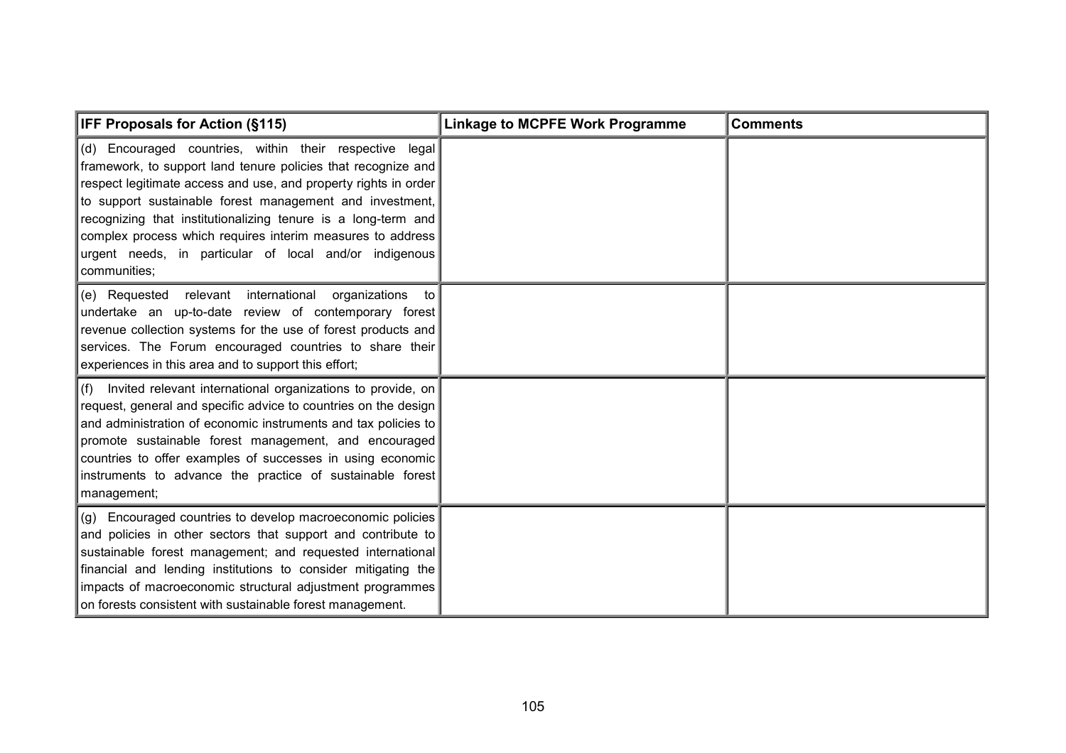| IFF Proposals for Action (§115) | Linkage to MCPFE Work Programme | Comments |
|---|---|---|
| (d) Encouraged countries, within their respective legal framework, to support land tenure policies that recognize and respect legitimate access and use, and property rights in order to support sustainable forest management and investment, recognizing that institutionalizing tenure is a long-term and complex process which requires interim measures to address urgent needs, in particular of local and/or indigenous communities; | | |
| (e) Requested relevant international organizations to undertake an up-to-date review of contemporary forest revenue collection systems for the use of forest products and services. The Forum encouraged countries to share their experiences in this area and to support this effort; | | |
| (f) Invited relevant international organizations to provide, on request, general and specific advice to countries on the design and administration of economic instruments and tax policies to promote sustainable forest management, and encouraged countries to offer examples of successes in using economic instruments to advance the practice of sustainable forest management; | | |
| (g) Encouraged countries to develop macroeconomic policies and policies in other sectors that support and contribute to sustainable forest management; and requested international financial and lending institutions to consider mitigating the impacts of macroeconomic structural adjustment programmes on forests consistent with sustainable forest management. | | |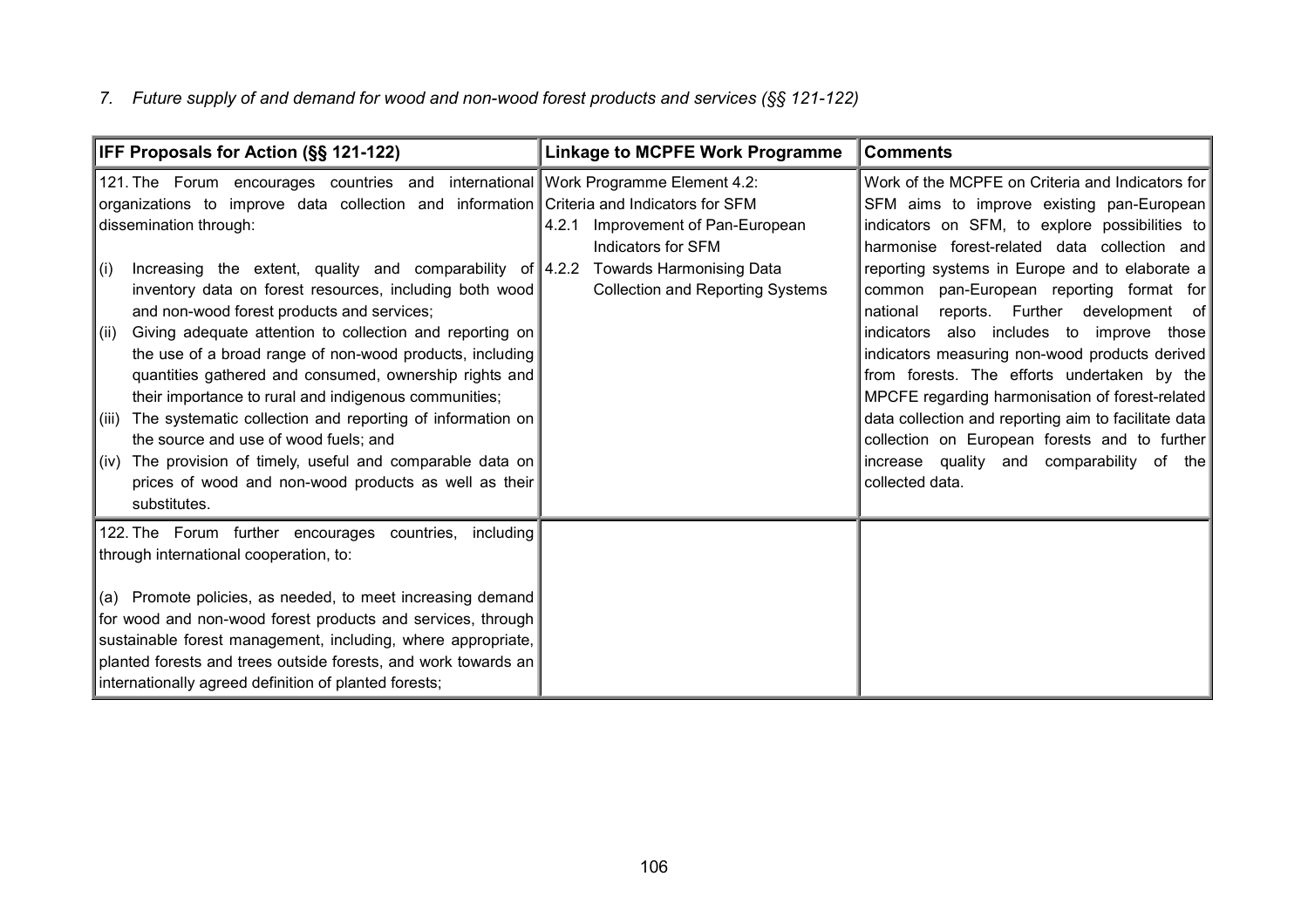*7. Future supply of and demand for wood and non-wood forest products and services (§§ 121-122)*

| IFF Proposals for Action (§§ 121-122) | Linkage to MCPFE Work Programme | Comments |
|---|---|---|
| 121. The Forum encourages countries and international organizations to improve data collection and information dissemination through:<br><br>(i) Increasing the extent, quality and comparability of inventory data on forest resources, including both wood and non-wood forest products and services;<br>(ii) Giving adequate attention to collection and reporting on the use of a broad range of non-wood products, including quantities gathered and consumed, ownership rights and their importance to rural and indigenous communities;<br>(iii) The systematic collection and reporting of information on the source and use of wood fuels; and<br>(iv) The provision of timely, useful and comparable data on prices of wood and non-wood products as well as their substitutes. | Work Programme Element 4.2: Criteria and Indicators for SFM<br>4.2.1 Improvement of Pan-European Indicators for SFM<br>4.2.2 Towards Harmonising Data Collection and Reporting Systems | Work of the MCPFE on Criteria and Indicators for SFM aims to improve existing pan-European indicators on SFM, to explore possibilities to harmonise forest-related data collection and reporting systems in Europe and to elaborate a common pan-European reporting format for national reports. Further development of indicators also includes to improve those indicators measuring non-wood products derived from forests. The efforts undertaken by the MPCFE regarding harmonisation of forest-related data collection and reporting aim to facilitate data collection on European forests and to further increase quality and comparability of the collected data. |
| 122. The Forum further encourages countries, including through international cooperation, to:<br><br>(a) Promote policies, as needed, to meet increasing demand for wood and non-wood forest products and services, through sustainable forest management, including, where appropriate, planted forests and trees outside forests, and work towards an internationally agreed definition of planted forests; | | |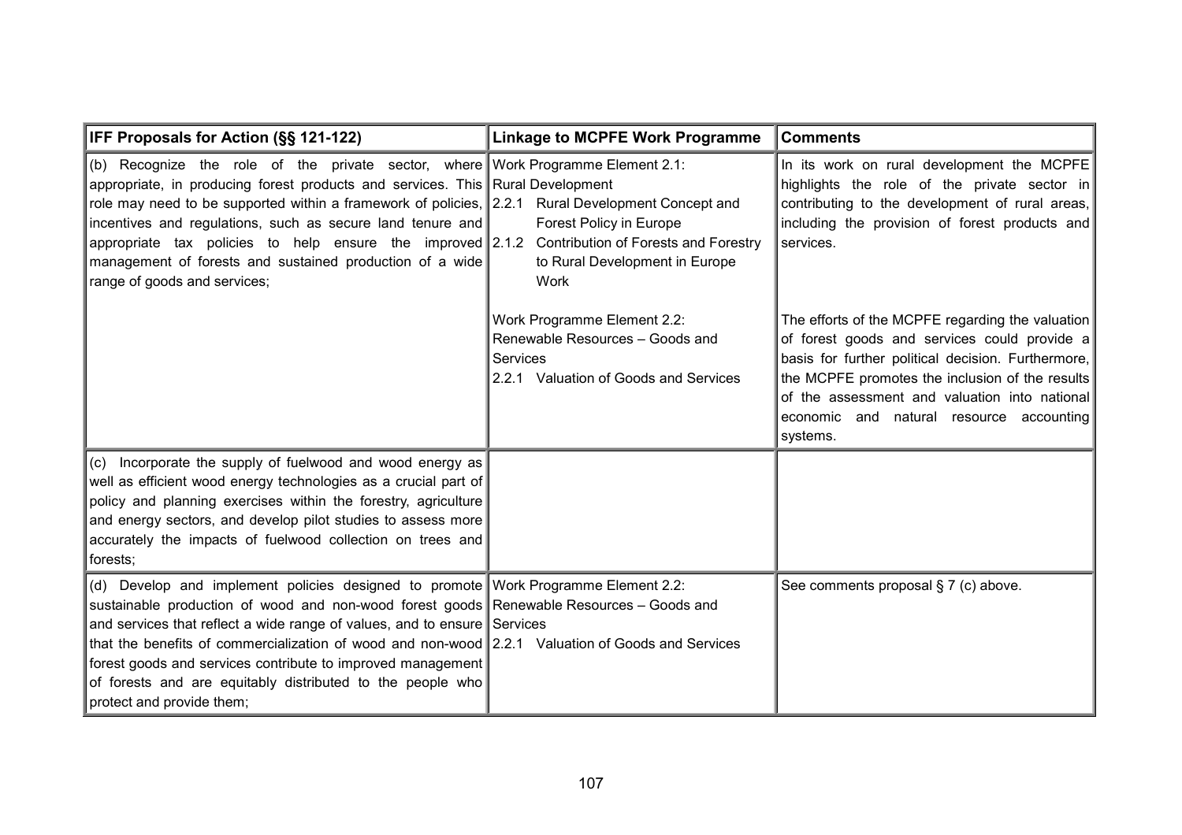| IFF Proposals for Action (§§ 121-122) | Linkage to MCPFE Work Programme | Comments |
|---|---|---|
| (b) Recognize the role of the private sector, where appropriate, in producing forest products and services. This role may need to be supported within a framework of policies, incentives and regulations, such as secure land tenure and appropriate tax policies to help ensure the improved management of forests and sustained production of a wide range of goods and services; | Work Programme Element 2.1: Rural Development<br>2.2.1 Rural Development Concept and Forest Policy in Europe<br>2.1.2 Contribution of Forests and Forestry to Rural Development in Europe Work<br><br>Work Programme Element 2.2: Renewable Resources – Goods and Services<br>2.2.1 Valuation of Goods and Services | In its work on rural development the MCPFE highlights the role of the private sector in contributing to the development of rural areas, including the provision of forest products and services.<br><br>The efforts of the MCPFE regarding the valuation of forest goods and services could provide a basis for further political decision. Furthermore, the MCPFE promotes the inclusion of the results of the assessment and valuation into national economic and natural resource accounting systems. |
| (c) Incorporate the supply of fuelwood and wood energy as well as efficient wood energy technologies as a crucial part of policy and planning exercises within the forestry, agriculture and energy sectors, and develop pilot studies to assess more accurately the impacts of fuelwood collection on trees and forests; | | |
| (d) Develop and implement policies designed to promote sustainable production of wood and non-wood forest goods and services that reflect a wide range of values, and to ensure that the benefits of commercialization of wood and non-wood forest goods and services contribute to improved management of forests and are equitably distributed to the people who protect and provide them; | Work Programme Element 2.2: Renewable Resources – Goods and Services<br>2.2.1 Valuation of Goods and Services | See comments proposal § 7 (c) above. |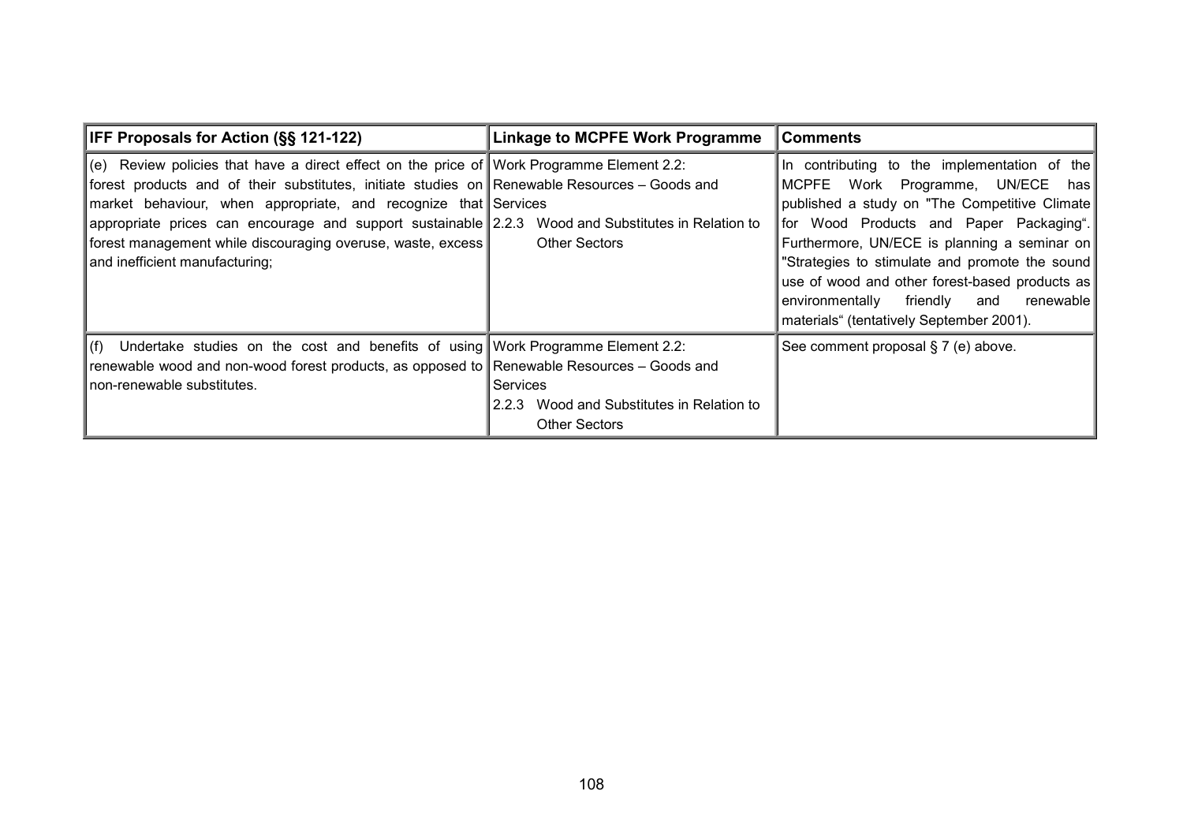| IFF Proposals for Action (§§ 121-122) | Linkage to MCPFE Work Programme | Comments |
|---|---|---|
| (e) Review policies that have a direct effect on the price of forest products and of their substitutes, initiate studies on market behaviour, when appropriate, and recognize that appropriate prices can encourage and support sustainable forest management while discouraging overuse, waste, excess and inefficient manufacturing; | Work Programme Element 2.2: Renewable Resources – Goods and Services<br>2.2.3 Wood and Substitutes in Relation to Other Sectors | In contributing to the implementation of the MCPFE Work Programme, UN/ECE has published a study on "The Competitive Climate for Wood Products and Paper Packaging". Furthermore, UN/ECE is planning a seminar on "Strategies to stimulate and promote the sound use of wood and other forest-based products as environmentally friendly and renewable materials" (tentatively September 2001). |
| (f) Undertake studies on the cost and benefits of using renewable wood and non-wood forest products, as opposed to non-renewable substitutes. | Work Programme Element 2.2: Renewable Resources – Goods and Services<br>2.2.3 Wood and Substitutes in Relation to Other Sectors | See comment proposal § 7 (e) above. |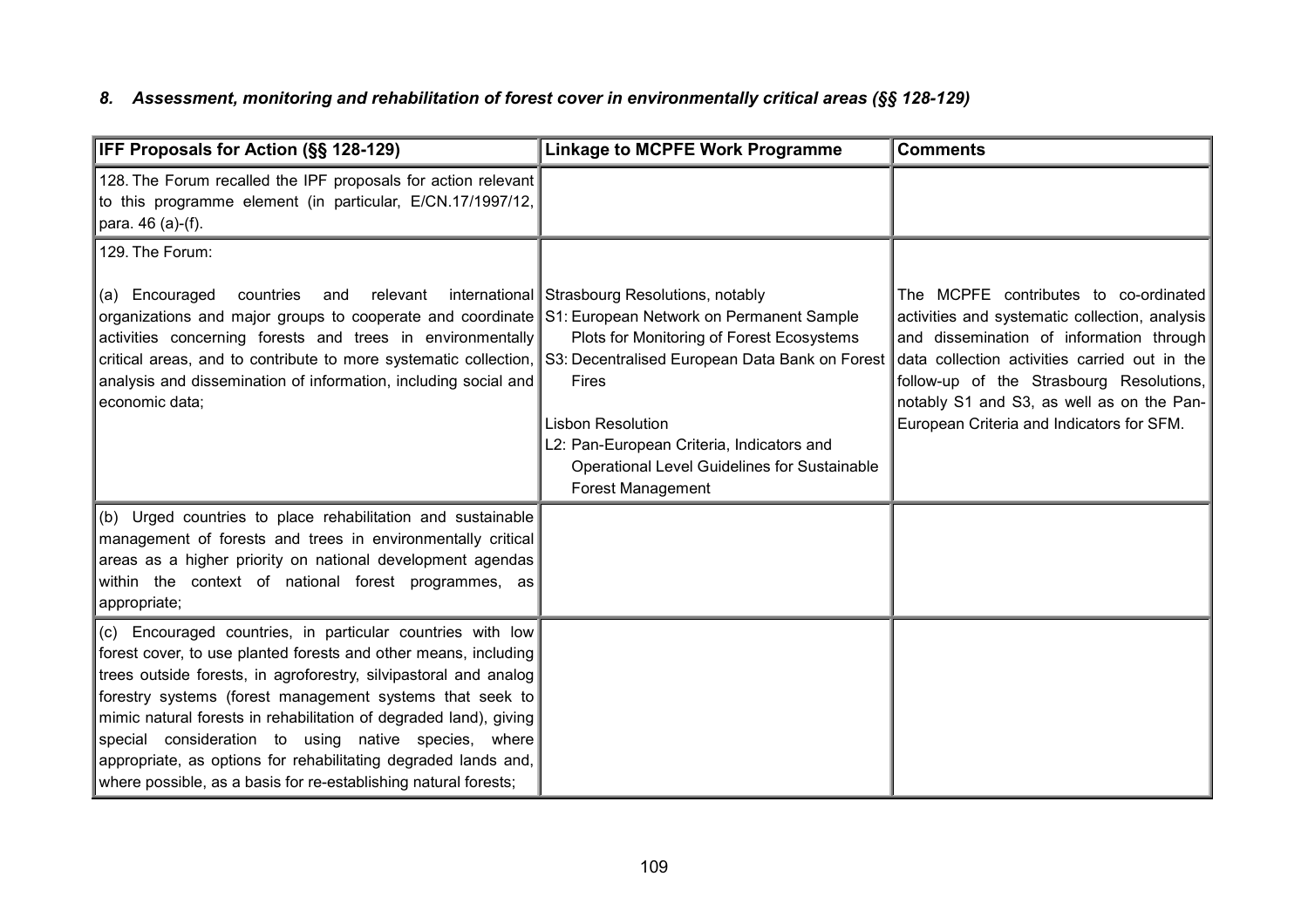### *8. Assessment, monitoring and rehabilitation of forest cover in environmentally critical areas (§§ 128-129)*

| IFF Proposals for Action (§§ 128-129) | Linkage to MCPFE Work Programme | Comments |
|---|---|---|
| 128. The Forum recalled the IPF proposals for action relevant to this programme element (in particular, E/CN.17/1997/12, para. 46 (a)-(f). | | |
| 129. The Forum:<br><br>(a) Encouraged countries and relevant international organizations and major groups to cooperate and coordinate activities concerning forests and trees in environmentally critical areas, and to contribute to more systematic collection, analysis and dissemination of information, including social and economic data; | Strasbourg Resolutions, notably<br>S1: European Network on Permanent Sample Plots for Monitoring of Forest Ecosystems<br>S3: Decentralised European Data Bank on Forest Fires<br><br>Lisbon Resolution<br>L2: Pan-European Criteria, Indicators and Operational Level Guidelines for Sustainable Forest Management | The MCPFE contributes to co-ordinated activities and systematic collection, analysis and dissemination of information through data collection activities carried out in the follow-up of the Strasbourg Resolutions, notably S1 and S3, as well as on the Pan-European Criteria and Indicators for SFM. |
| (b) Urged countries to place rehabilitation and sustainable management of forests and trees in environmentally critical areas as a higher priority on national development agendas within the context of national forest programmes, as appropriate; | | |
| (c) Encouraged countries, in particular countries with low forest cover, to use planted forests and other means, including trees outside forests, in agroforestry, silvipastoral and analog forestry systems (forest management systems that seek to mimic natural forests in rehabilitation of degraded land), giving special consideration to using native species, where appropriate, as options for rehabilitating degraded lands and, where possible, as a basis for re-establishing natural forests; | | |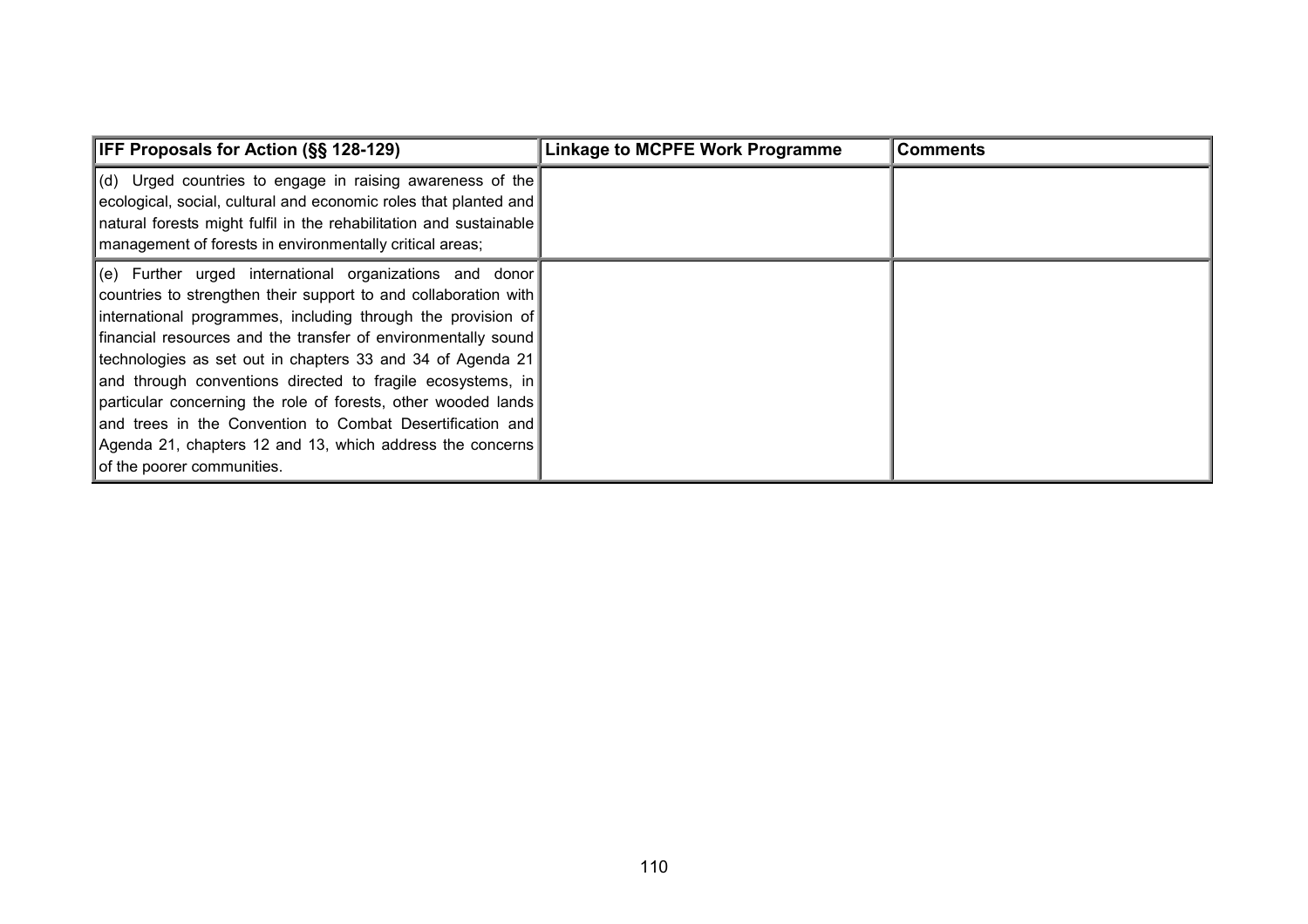| IFF Proposals for Action (§§ 128-129) | Linkage to MCPFE Work Programme | Comments |
|---|---|---|
| (d) Urged countries to engage in raising awareness of the ecological, social, cultural and economic roles that planted and natural forests might fulfil in the rehabilitation and sustainable management of forests in environmentally critical areas; | | |
| (e) Further urged international organizations and donor countries to strengthen their support to and collaboration with international programmes, including through the provision of financial resources and the transfer of environmentally sound technologies as set out in chapters 33 and 34 of Agenda 21 and through conventions directed to fragile ecosystems, in particular concerning the role of forests, other wooded lands and trees in the Convention to Combat Desertification and Agenda 21, chapters 12 and 13, which address the concerns of the poorer communities. | | |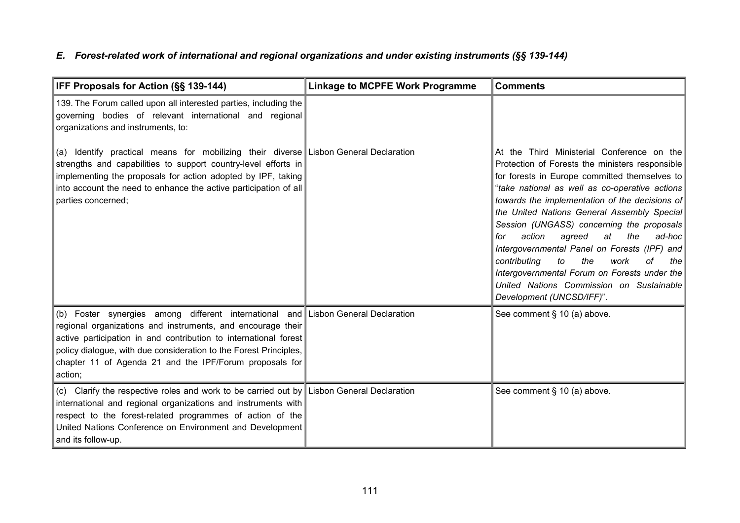### *E. Forest-related work of international and regional organizations and under existing instruments (§§ 139-144)*

| IFF Proposals for Action (§§ 139-144) | Linkage to MCPFE Work Programme | Comments |
|---|---|---|
| 139. The Forum called upon all interested parties, including the governing bodies of relevant international and regional organizations and instruments, to: | | |
| (a) Identify practical means for mobilizing their diverse strengths and capabilities to support country-level efforts in implementing the proposals for action adopted by IPF, taking into account the need to enhance the active participation of all parties concerned; | Lisbon General Declaration | At the Third Ministerial Conference on the Protection of Forests the ministers responsible for forests in Europe committed themselves to "*take national as well as co-operative actions towards the implementation of the decisions of the United Nations General Assembly Special Session (UNGASS) concerning the proposals for action agreed at the ad-hoc Intergovernmental Panel on Forests (IPF) and contributing to the work of the Intergovernmental Forum on Forests under the United Nations Commission on Sustainable Development (UNCSD/IFF)*". |
| (b) Foster synergies among different international and regional organizations and instruments, and encourage their active participation in and contribution to international forest policy dialogue, with due consideration to the Forest Principles, chapter 11 of Agenda 21 and the IPF/Forum proposals for action; | Lisbon General Declaration | See comment § 10 (a) above. |
| (c) Clarify the respective roles and work to be carried out by international and regional organizations and instruments with respect to the forest-related programmes of action of the United Nations Conference on Environment and Development and its follow-up. | Lisbon General Declaration | See comment § 10 (a) above. |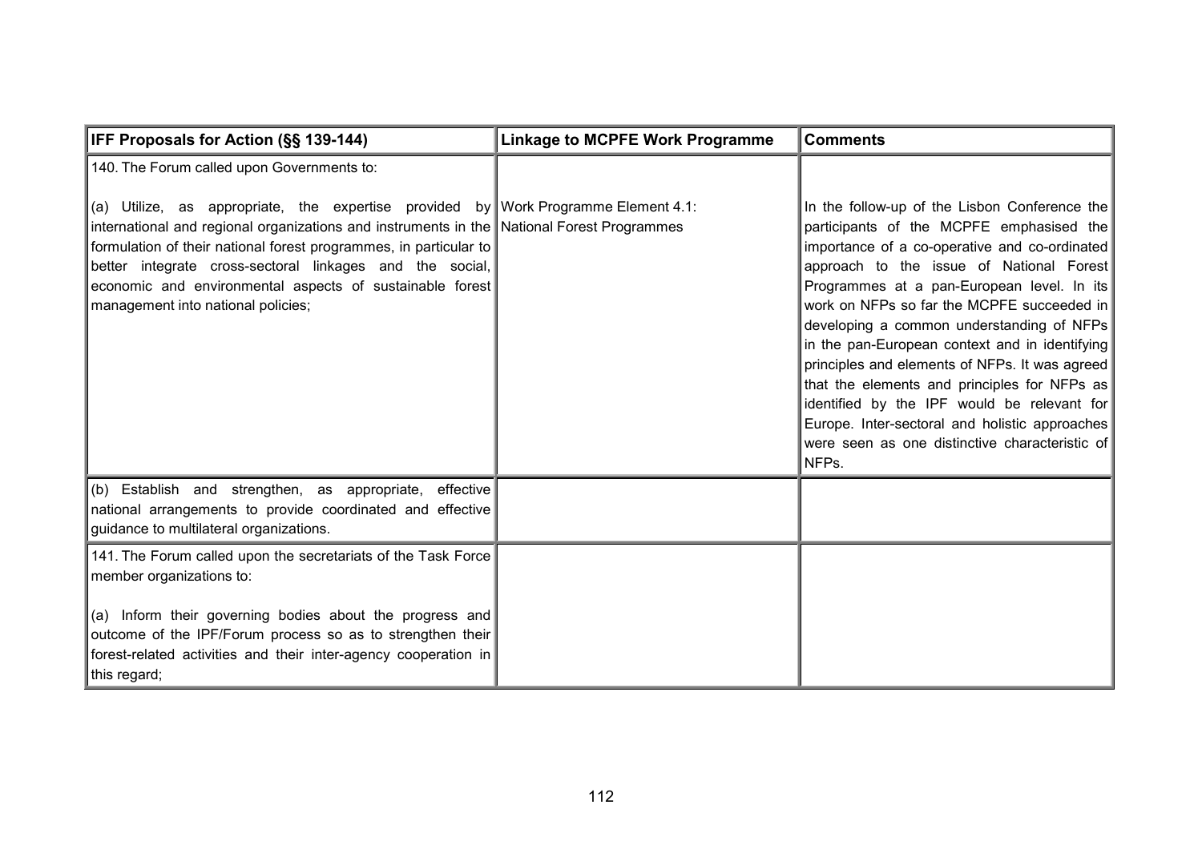| IFF Proposals for Action (§§ 139-144) | Linkage to MCPFE Work Programme | Comments |
|---|---|---|
| 140. The Forum called upon Governments to:<br><br>(a) Utilize, as appropriate, the expertise provided by international and regional organizations and instruments in the formulation of their national forest programmes, in particular to better integrate cross-sectoral linkages and the social, economic and environmental aspects of sustainable forest management into national policies; | Work Programme Element 4.1: National Forest Programmes | In the follow-up of the Lisbon Conference the participants of the MCPFE emphasised the importance of a co-operative and co-ordinated approach to the issue of National Forest Programmes at a pan-European level. In its work on NFPs so far the MCPFE succeeded in developing a common understanding of NFPs in the pan-European context and in identifying principles and elements of NFPs. It was agreed that the elements and principles for NFPs as identified by the IPF would be relevant for Europe. Inter-sectoral and holistic approaches were seen as one distinctive characteristic of NFPs. |
| (b) Establish and strengthen, as appropriate, effective national arrangements to provide coordinated and effective guidance to multilateral organizations. | | |
| 141. The Forum called upon the secretariats of the Task Force member organizations to:<br><br>(a) Inform their governing bodies about the progress and outcome of the IPF/Forum process so as to strengthen their forest-related activities and their inter-agency cooperation in this regard; | | |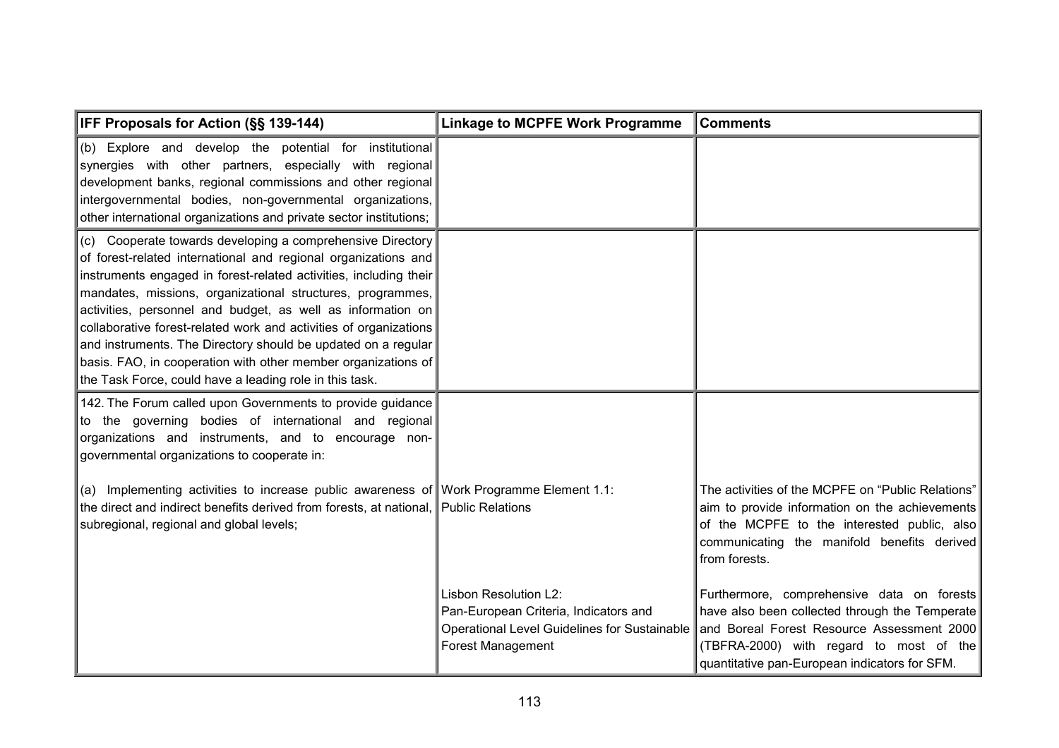| IFF Proposals for Action (§§ 139-144) | Linkage to MCPFE Work Programme | Comments |
|---|---|---|
| (b) Explore and develop the potential for institutional synergies with other partners, especially with regional development banks, regional commissions and other regional intergovernmental bodies, non-governmental organizations, other international organizations and private sector institutions; | | |
| (c) Cooperate towards developing a comprehensive Directory of forest-related international and regional organizations and instruments engaged in forest-related activities, including their mandates, missions, organizational structures, programmes, activities, personnel and budget, as well as information on collaborative forest-related work and activities of organizations and instruments. The Directory should be updated on a regular basis. FAO, in cooperation with other member organizations of the Task Force, could have a leading role in this task. | | |
| 142. The Forum called upon Governments to provide guidance to the governing bodies of international and regional organizations and instruments, and to encourage non-governmental organizations to cooperate in:<br><br>(a) Implementing activities to increase public awareness of the direct and indirect benefits derived from forests, at national, subregional, regional and global levels; | Work Programme Element 1.1: Public Relations<br><br>Lisbon Resolution L2: Pan-European Criteria, Indicators and Operational Level Guidelines for Sustainable Forest Management | The activities of the MCPFE on "Public Relations" aim to provide information on the achievements of the MCPFE to the interested public, also communicating the manifold benefits derived from forests.<br><br>Furthermore, comprehensive data on forests have also been collected through the Temperate and Boreal Forest Resource Assessment 2000 (TBFRA-2000) with regard to most of the quantitative pan-European indicators for SFM. |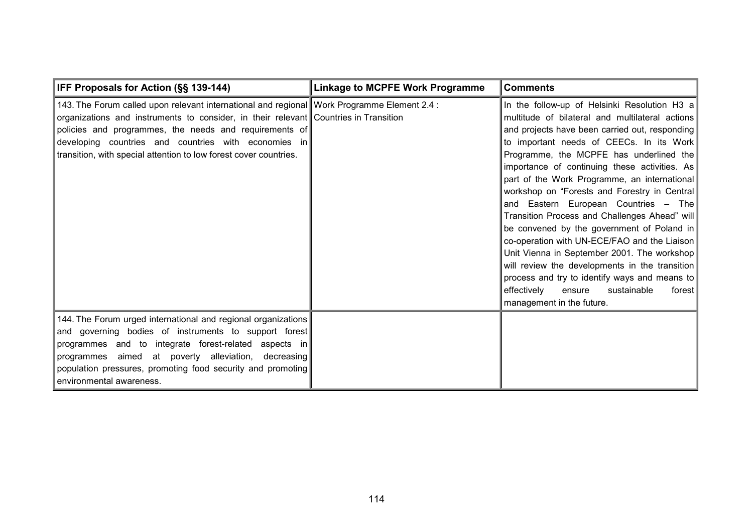| IFF Proposals for Action (§§ 139-144) | Linkage to MCPFE Work Programme | Comments |
|---|---|---|
| 143. The Forum called upon relevant international and regional organizations and instruments to consider, in their relevant policies and programmes, the needs and requirements of developing countries and countries with economies in transition, with special attention to low forest cover countries. | Work Programme Element 2.4 : Countries in Transition | In the follow-up of Helsinki Resolution H3 a multitude of bilateral and multilateral actions and projects have been carried out, responding to important needs of CEECs. In its Work Programme, the MCPFE has underlined the importance of continuing these activities. As part of the Work Programme, an international workshop on "Forests and Forestry in Central and Eastern European Countries – The Transition Process and Challenges Ahead" will be convened by the government of Poland in co-operation with UN-ECE/FAO and the Liaison Unit Vienna in September 2001. The workshop will review the developments in the transition process and try to identify ways and means to effectively ensure sustainable forest management in the future. |
| 144. The Forum urged international and regional organizations and governing bodies of instruments to support forest programmes and to integrate forest-related aspects in programmes aimed at poverty alleviation, decreasing population pressures, promoting food security and promoting environmental awareness. | | |